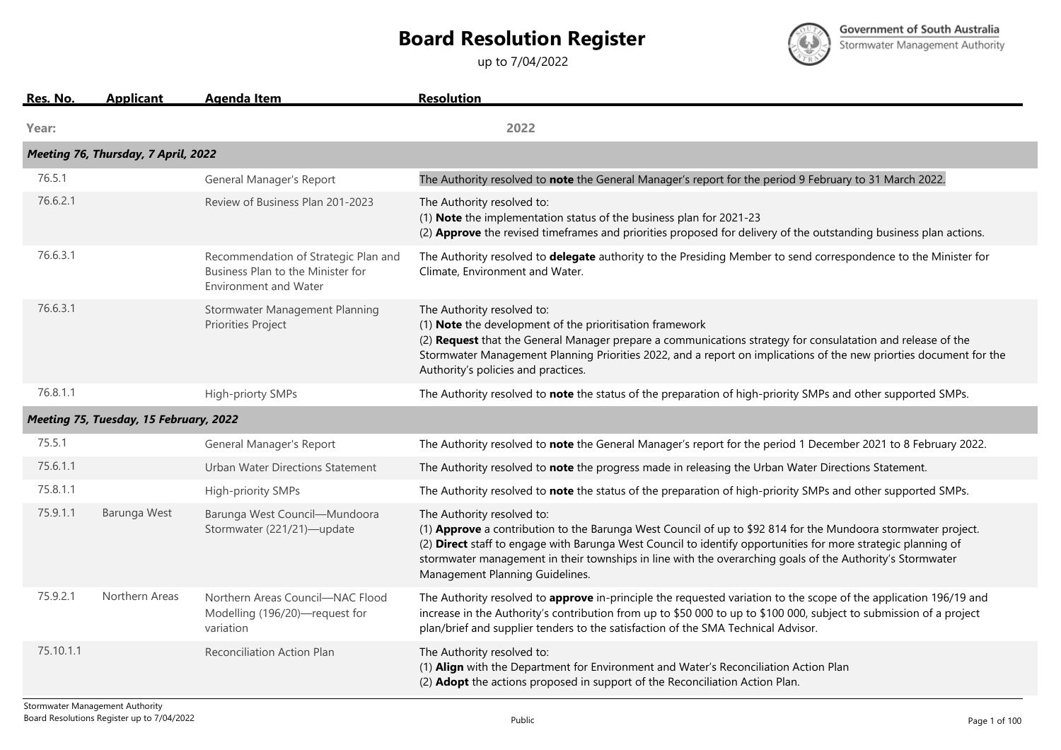# Board Resolution Register

up to 7/04/2022

Government of South Australia
Stormwater Management Authority

| Res. No. | Applicant | Agenda Item | Resolution |
|---|---|---|---|
| **Year:** | | | **2022** |
| ***Meeting 76, Thursday, 7 April, 2022*** | | | |
| 76.5.1 | | General Manager's Report | The Authority resolved to **note** the General Manager's report for the period 9 February to 31 March 2022. |
| 76.6.2.1 | | Review of Business Plan 201-2023 | The Authority resolved to:<br>(1) **Note** the implementation status of the business plan for 2021-23<br>(2) **Approve** the revised timeframes and priorities proposed for delivery of the outstanding business plan actions. |
| 76.6.3.1 | | Recommendation of Strategic Plan and Business Plan to the Minister for Environment and Water | The Authority resolved to **delegate** authority to the Presiding Member to send correspondence to the Minister for Climate, Environment and Water. |
| 76.6.3.1 | | Stormwater Management Planning Priorities Project | The Authority resolved to:<br>(1) **Note** the development of the prioritisation framework<br>(2) **Request** that the General Manager prepare a communications strategy for consulatation and release of the Stormwater Management Planning Priorities 2022, and a report on implications of the new priorties document for the Authority's policies and practices. |
| 76.8.1.1 | | High-priorty SMPs | The Authority resolved to **note** the status of the preparation of high-priority SMPs and other supported SMPs. |
| ***Meeting 75, Tuesday, 15 February, 2022*** | | | |
| 75.5.1 | | General Manager's Report | The Authority resolved to **note** the General Manager's report for the period 1 December 2021 to 8 February 2022. |
| 75.6.1.1 | | Urban Water Directions Statement | The Authority resolved to **note** the progress made in releasing the Urban Water Directions Statement. |
| 75.8.1.1 | | High-priority SMPs | The Authority resolved to **note** the status of the preparation of high-priority SMPs and other supported SMPs. |
| 75.9.1.1 | Barunga West | Barunga West Council—Mundoora Stormwater (221/21)—update | The Authority resolved to:<br>(1) **Approve** a contribution to the Barunga West Council of up to $92 814 for the Mundoora stormwater project.<br>(2) **Direct** staff to engage with Barunga West Council to identify opportunities for more strategic planning of stormwater management in their townships in line with the overarching goals of the Authority's Stormwater Management Planning Guidelines. |
| 75.9.2.1 | Northern Areas | Northern Areas Council—NAC Flood Modelling (196/20)—request for variation | The Authority resolved to **approve** in-principle the requested variation to the scope of the application 196/19 and increase in the Authority's contribution from up to $50 000 to up to $100 000, subject to submission of a project plan/brief and supplier tenders to the satisfaction of the SMA Technical Advisor. |
| 75.10.1.1 | | Reconciliation Action Plan | The Authority resolved to:<br>(1) **Align** with the Department for Environment and Water's Reconciliation Action Plan<br>(2) **Adopt** the actions proposed in support of the Reconciliation Action Plan. |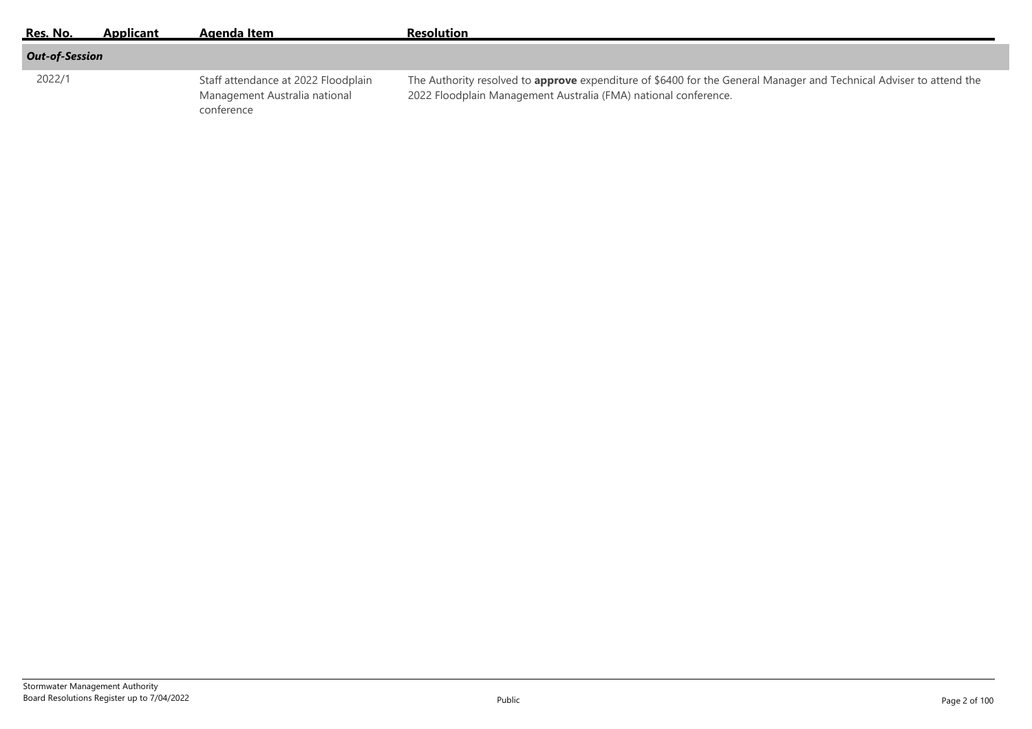| Res. No. | Applicant | Agenda Item | Resolution |
|---|---|---|---|
| ***Out-of-Session*** | | | |
| 2022/1 | | Staff attendance at 2022 Floodplain Management Australia national conference | The Authority resolved to **approve** expenditure of $6400 for the General Manager and Technical Adviser to attend the 2022 Floodplain Management Australia (FMA) national conference. |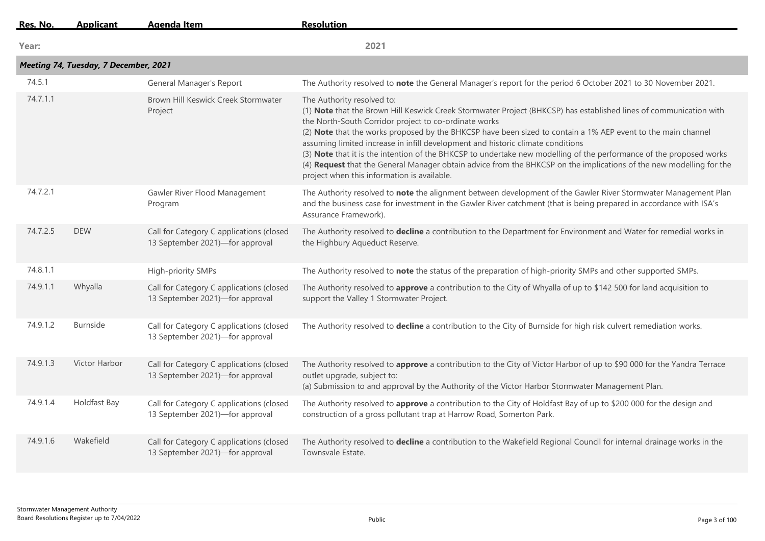| Res. No. | Applicant | Agenda Item | Resolution |
|---|---|---|---|
| **Year:** | | | **2021** |
| ***Meeting 74, Tuesday, 7 December, 2021*** | | | |
| 74.5.1 | | General Manager's Report | The Authority resolved to **note** the General Manager's report for the period 6 October 2021 to 30 November 2021. |
| 74.7.1.1 | | Brown Hill Keswick Creek Stormwater Project | The Authority resolved to:<br>(1) **Note** that the Brown Hill Keswick Creek Stormwater Project (BHKCSP) has established lines of communication with the North-South Corridor project to co-ordinate works<br>(2) **Note** that the works proposed by the BHKCSP have been sized to contain a 1% AEP event to the main channel assuming limited increase in infill development and historic climate conditions<br>(3) **Note** that it is the intention of the BHKCSP to undertake new modelling of the performance of the proposed works<br>(4) **Request** that the General Manager obtain advice from the BHKCSP on the implications of the new modelling for the project when this information is available. |
| 74.7.2.1 | | Gawler River Flood Management Program | The Authority resolved to **note** the alignment between development of the Gawler River Stormwater Management Plan and the business case for investment in the Gawler River catchment (that is being prepared in accordance with ISA's Assurance Framework). |
| 74.7.2.5 | DEW | Call for Category C applications (closed 13 September 2021)—for approval | The Authority resolved to **decline** a contribution to the Department for Environment and Water for remedial works in the Highbury Aqueduct Reserve. |
| 74.8.1.1 | | High-priority SMPs | The Authority resolved to **note** the status of the preparation of high-priority SMPs and other supported SMPs. |
| 74.9.1.1 | Whyalla | Call for Category C applications (closed 13 September 2021)—for approval | The Authority resolved to **approve** a contribution to the City of Whyalla of up to $142 500 for land acquisition to support the Valley 1 Stormwater Project. |
| 74.9.1.2 | Burnside | Call for Category C applications (closed 13 September 2021)—for approval | The Authority resolved to **decline** a contribution to the City of Burnside for high risk culvert remediation works. |
| 74.9.1.3 | Victor Harbor | Call for Category C applications (closed 13 September 2021)—for approval | The Authority resolved to **approve** a contribution to the City of Victor Harbor of up to $90 000 for the Yandra Terrace outlet upgrade, subject to:<br>(a) Submission to and approval by the Authority of the Victor Harbor Stormwater Management Plan. |
| 74.9.1.4 | Holdfast Bay | Call for Category C applications (closed 13 September 2021)—for approval | The Authority resolved to **approve** a contribution to the City of Holdfast Bay of up to $200 000 for the design and construction of a gross pollutant trap at Harrow Road, Somerton Park. |
| 74.9.1.6 | Wakefield | Call for Category C applications (closed 13 September 2021)—for approval | The Authority resolved to **decline** a contribution to the Wakefield Regional Council for internal drainage works in the Townsvale Estate. |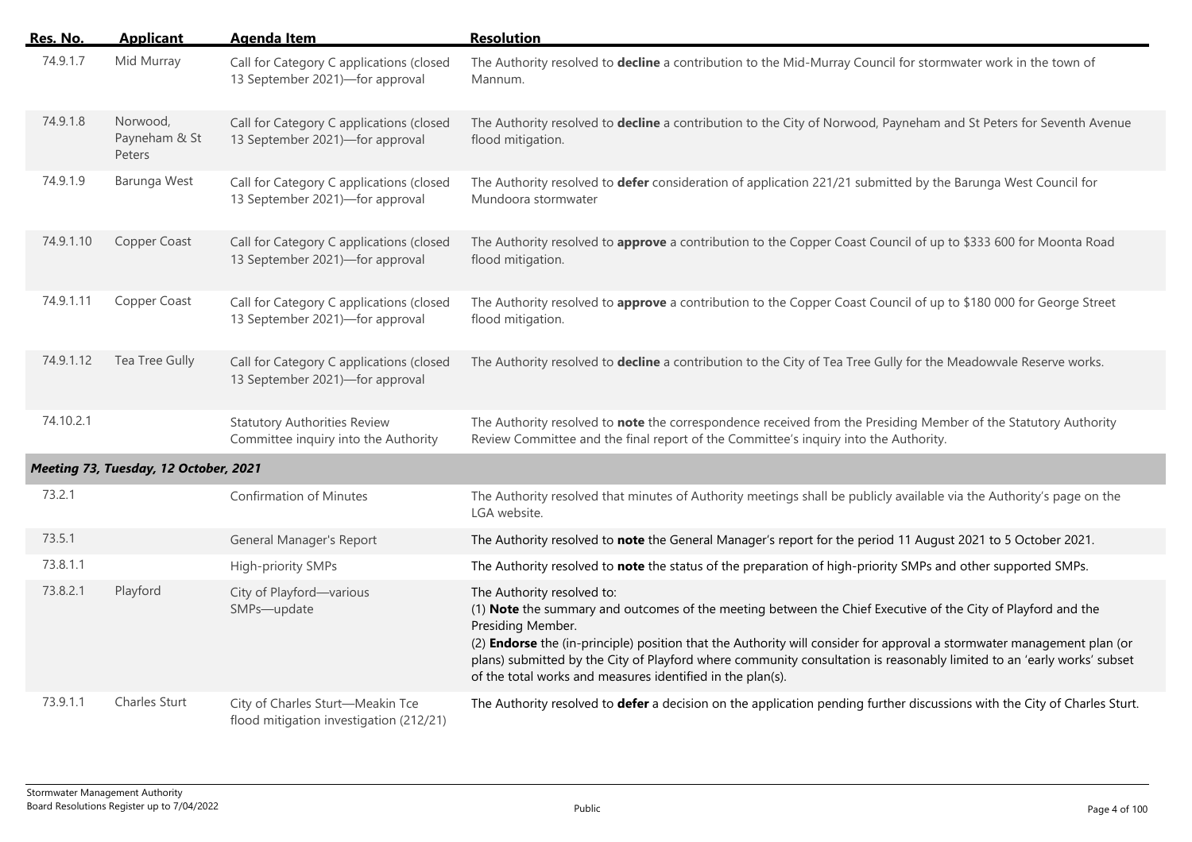| Res. No. | Applicant | Agenda Item | Resolution |
|---|---|---|---|
| 74.9.1.7 | Mid Murray | Call for Category C applications (closed 13 September 2021)—for approval | The Authority resolved to **decline** a contribution to the Mid-Murray Council for stormwater work in the town of Mannum. |
| 74.9.1.8 | Norwood, Payneham & St Peters | Call for Category C applications (closed 13 September 2021)—for approval | The Authority resolved to **decline** a contribution to the City of Norwood, Payneham and St Peters for Seventh Avenue flood mitigation. |
| 74.9.1.9 | Barunga West | Call for Category C applications (closed 13 September 2021)—for approval | The Authority resolved to **defer** consideration of application 221/21 submitted by the Barunga West Council for Mundoora stormwater |
| 74.9.1.10 | Copper Coast | Call for Category C applications (closed 13 September 2021)—for approval | The Authority resolved to **approve** a contribution to the Copper Coast Council of up to $333 600 for Moonta Road flood mitigation. |
| 74.9.1.11 | Copper Coast | Call for Category C applications (closed 13 September 2021)—for approval | The Authority resolved to **approve** a contribution to the Copper Coast Council of up to $180 000 for George Street flood mitigation. |
| 74.9.1.12 | Tea Tree Gully | Call for Category C applications (closed 13 September 2021)—for approval | The Authority resolved to **decline** a contribution to the City of Tea Tree Gully for the Meadowvale Reserve works. |
| 74.10.2.1 | | Statutory Authorities Review Committee inquiry into the Authority | The Authority resolved to **note** the correspondence received from the Presiding Member of the Statutory Authority Review Committee and the final report of the Committee's inquiry into the Authority. |
| ***Meeting 73, Tuesday, 12 October, 2021*** | | | |
| 73.2.1 | | Confirmation of Minutes | The Authority resolved that minutes of Authority meetings shall be publicly available via the Authority's page on the LGA website. |
| 73.5.1 | | General Manager's Report | The Authority resolved to **note** the General Manager's report for the period 11 August 2021 to 5 October 2021. |
| 73.8.1.1 | | High-priority SMPs | The Authority resolved to **note** the status of the preparation of high-priority SMPs and other supported SMPs. |
| 73.8.2.1 | Playford | City of Playford—various SMPs—update | The Authority resolved to:<br>(1) **Note** the summary and outcomes of the meeting between the Chief Executive of the City of Playford and the Presiding Member.<br>(2) **Endorse** the (in-principle) position that the Authority will consider for approval a stormwater management plan (or plans) submitted by the City of Playford where community consultation is reasonably limited to an 'early works' subset of the total works and measures identified in the plan(s). |
| 73.9.1.1 | Charles Sturt | City of Charles Sturt—Meakin Tce flood mitigation investigation (212/21) | The Authority resolved to **defer** a decision on the application pending further discussions with the City of Charles Sturt. |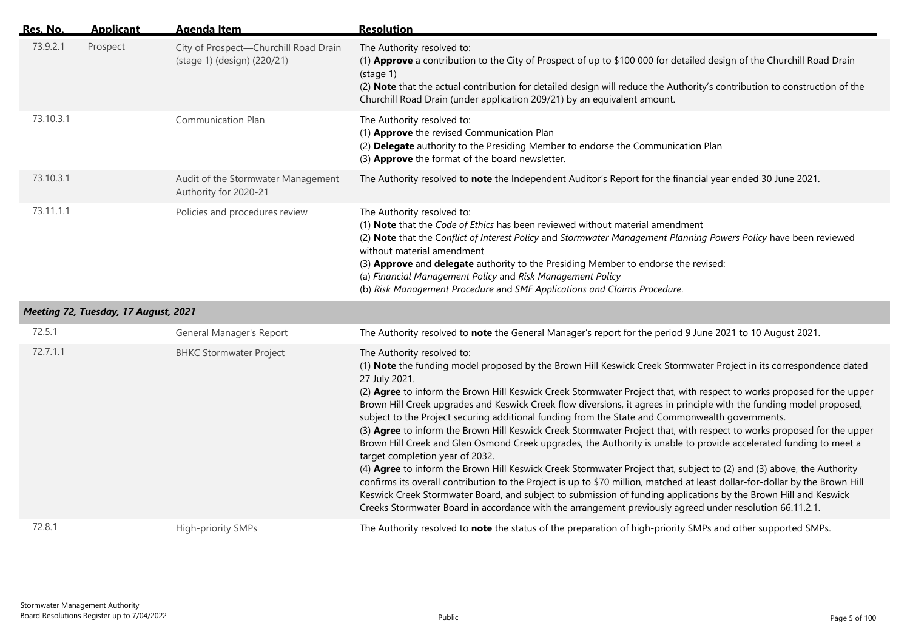| Res. No. | Applicant | Agenda Item | Resolution |
|---|---|---|---|
| 73.9.2.1 | Prospect | City of Prospect—Churchill Road Drain (stage 1) (design) (220/21) | The Authority resolved to:<br>(1) **Approve** a contribution to the City of Prospect of up to $100 000 for detailed design of the Churchill Road Drain (stage 1)<br>(2) **Note** that the actual contribution for detailed design will reduce the Authority's contribution to construction of the Churchill Road Drain (under application 209/21) by an equivalent amount. |
| 73.10.3.1 | | Communication Plan | The Authority resolved to:<br>(1) **Approve** the revised Communication Plan<br>(2) **Delegate** authority to the Presiding Member to endorse the Communication Plan<br>(3) **Approve** the format of the board newsletter. |
| 73.10.3.1 | | Audit of the Stormwater Management Authority for 2020-21 | The Authority resolved to **note** the Independent Auditor's Report for the financial year ended 30 June 2021. |
| 73.11.1.1 | | Policies and procedures review | The Authority resolved to:<br>(1) **Note** that the *Code of Ethics* has been reviewed without material amendment<br>(2) **Note** that the *Conflict of Interest Policy* and *Stormwater Management Planning Powers Policy* have been reviewed without material amendment<br>(3) **Approve** and **delegate** authority to the Presiding Member to endorse the revised:<br>(a) *Financial Management Policy* and *Risk Management Policy*<br>(b) *Risk Management Procedure* and *SMF Applications and Claims Procedure*. |
| ***Meeting 72, Tuesday, 17 August, 2021*** | | | |
| 72.5.1 | | General Manager's Report | The Authority resolved to **note** the General Manager's report for the period 9 June 2021 to 10 August 2021. |
| 72.7.1.1 | | BHKC Stormwater Project | The Authority resolved to:<br>(1) **Note** the funding model proposed by the Brown Hill Keswick Creek Stormwater Project in its correspondence dated 27 July 2021.<br>(2) **Agree** to inform the Brown Hill Keswick Creek Stormwater Project that, with respect to works proposed for the upper Brown Hill Creek upgrades and Keswick Creek flow diversions, it agrees in principle with the funding model proposed, subject to the Project securing additional funding from the State and Commonwealth governments.<br>(3) **Agree** to inform the Brown Hill Keswick Creek Stormwater Project that, with respect to works proposed for the upper Brown Hill Creek and Glen Osmond Creek upgrades, the Authority is unable to provide accelerated funding to meet a target completion year of 2032.<br>(4) **Agree** to inform the Brown Hill Keswick Creek Stormwater Project that, subject to (2) and (3) above, the Authority confirms its overall contribution to the Project is up to $70 million, matched at least dollar-for-dollar by the Brown Hill Keswick Creek Stormwater Board, and subject to submission of funding applications by the Brown Hill and Keswick Creeks Stormwater Board in accordance with the arrangement previously agreed under resolution 66.11.2.1. |
| 72.8.1 | | High-priority SMPs | The Authority resolved to **note** the status of the preparation of high-priority SMPs and other supported SMPs. |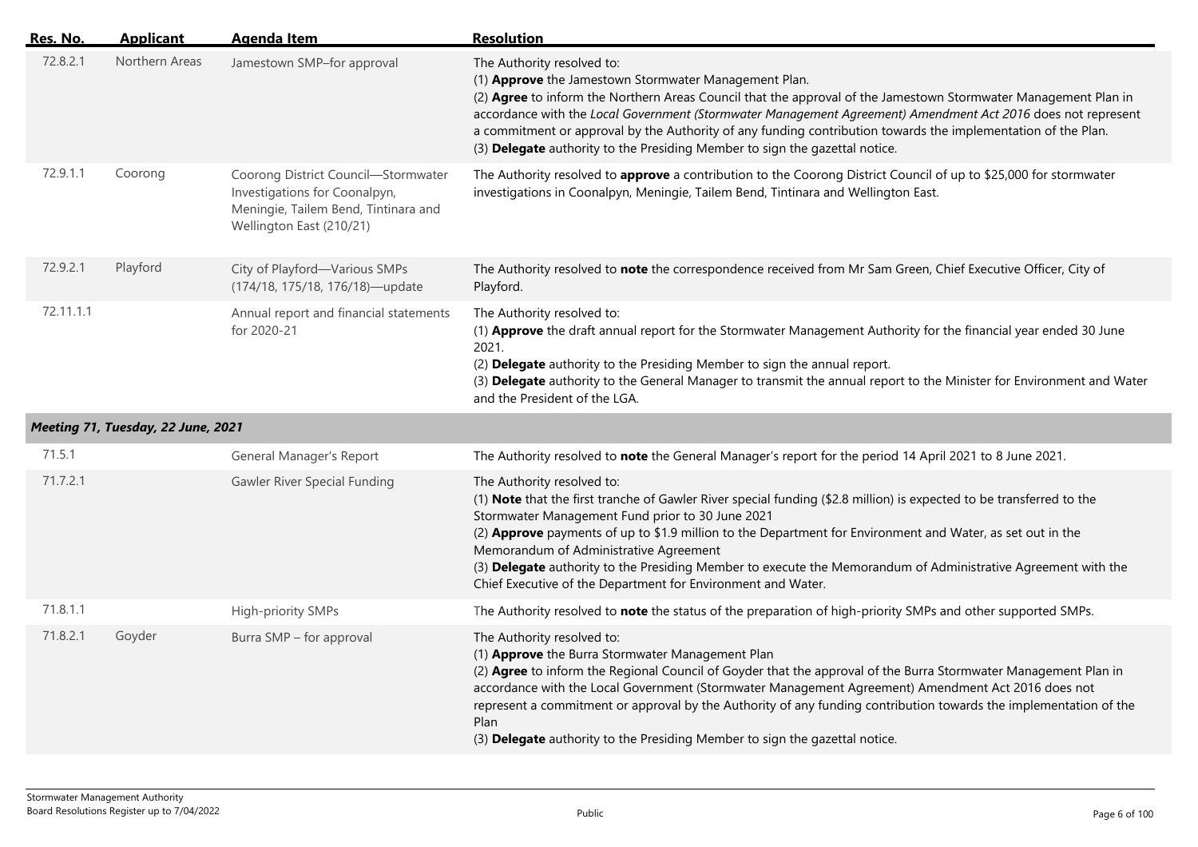| Res. No. | Applicant | Agenda Item | Resolution |
|---|---|---|---|
| 72.8.2.1 | Northern Areas | Jamestown SMP–for approval | The Authority resolved to:<br>(1) **Approve** the Jamestown Stormwater Management Plan.<br>(2) **Agree** to inform the Northern Areas Council that the approval of the Jamestown Stormwater Management Plan in accordance with the *Local Government (Stormwater Management Agreement) Amendment Act 2016* does not represent a commitment or approval by the Authority of any funding contribution towards the implementation of the Plan.<br>(3) **Delegate** authority to the Presiding Member to sign the gazettal notice. |
| 72.9.1.1 | Coorong | Coorong District Council—Stormwater Investigations for Coonalpyn, Meningie, Tailem Bend, Tintinara and Wellington East (210/21) | The Authority resolved to **approve** a contribution to the Coorong District Council of up to $25,000 for stormwater investigations in Coonalpyn, Meningie, Tailem Bend, Tintinara and Wellington East. |
| 72.9.2.1 | Playford | City of Playford—Various SMPs (174/18, 175/18, 176/18)—update | The Authority resolved to **note** the correspondence received from Mr Sam Green, Chief Executive Officer, City of Playford. |
| 72.11.1.1 | | Annual report and financial statements for 2020-21 | The Authority resolved to:<br>(1) **Approve** the draft annual report for the Stormwater Management Authority for the financial year ended 30 June 2021.<br>(2) **Delegate** authority to the Presiding Member to sign the annual report.<br>(3) **Delegate** authority to the General Manager to transmit the annual report to the Minister for Environment and Water and the President of the LGA. |
| ***Meeting 71, Tuesday, 22 June, 2021*** | | | |
| 71.5.1 | | General Manager's Report | The Authority resolved to **note** the General Manager's report for the period 14 April 2021 to 8 June 2021. |
| 71.7.2.1 | | Gawler River Special Funding | The Authority resolved to:<br>(1) **Note** that the first tranche of Gawler River special funding ($2.8 million) is expected to be transferred to the Stormwater Management Fund prior to 30 June 2021<br>(2) **Approve** payments of up to $1.9 million to the Department for Environment and Water, as set out in the Memorandum of Administrative Agreement<br>(3) **Delegate** authority to the Presiding Member to execute the Memorandum of Administrative Agreement with the Chief Executive of the Department for Environment and Water. |
| 71.8.1.1 | | High-priority SMPs | The Authority resolved to **note** the status of the preparation of high-priority SMPs and other supported SMPs. |
| 71.8.2.1 | Goyder | Burra SMP – for approval | The Authority resolved to:<br>(1) **Approve** the Burra Stormwater Management Plan<br>(2) **Agree** to inform the Regional Council of Goyder that the approval of the Burra Stormwater Management Plan in accordance with the Local Government (Stormwater Management Agreement) Amendment Act 2016 does not represent a commitment or approval by the Authority of any funding contribution towards the implementation of the Plan<br>(3) **Delegate** authority to the Presiding Member to sign the gazettal notice. |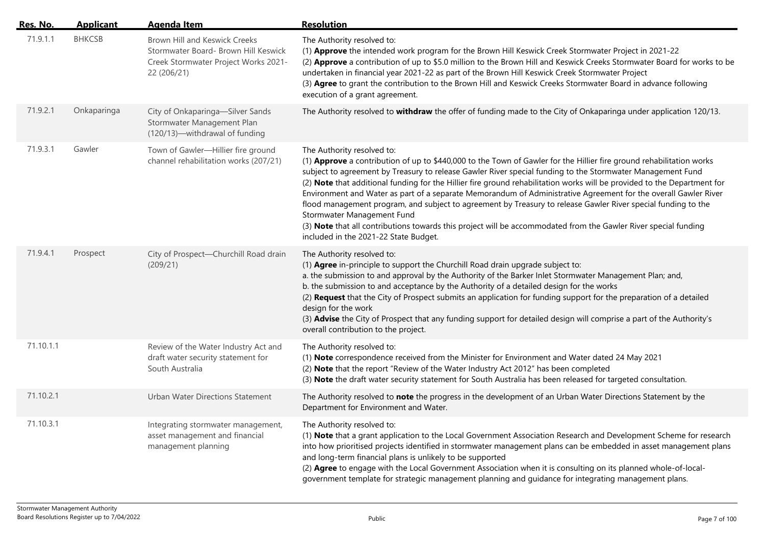| Res. No. | Applicant | Agenda Item | Resolution |
|---|---|---|---|
| 71.9.1.1 | BHKCSB | Brown Hill and Keswick Creeks Stormwater Board- Brown Hill Keswick Creek Stormwater Project Works 2021-22 (206/21) | The Authority resolved to:<br>(1) **Approve** the intended work program for the Brown Hill Keswick Creek Stormwater Project in 2021-22<br>(2) **Approve** a contribution of up to $5.0 million to the Brown Hill and Keswick Creeks Stormwater Board for works to be undertaken in financial year 2021-22 as part of the Brown Hill Keswick Creek Stormwater Project<br>(3) **Agree** to grant the contribution to the Brown Hill and Keswick Creeks Stormwater Board in advance following execution of a grant agreement. |
| 71.9.2.1 | Onkaparinga | City of Onkaparinga—Silver Sands Stormwater Management Plan (120/13)—withdrawal of funding | The Authority resolved to **withdraw** the offer of funding made to the City of Onkaparinga under application 120/13. |
| 71.9.3.1 | Gawler | Town of Gawler—Hillier fire ground channel rehabilitation works (207/21) | The Authority resolved to:<br>(1) **Approve** a contribution of up to $440,000 to the Town of Gawler for the Hillier fire ground rehabilitation works subject to agreement by Treasury to release Gawler River special funding to the Stormwater Management Fund<br>(2) **Note** that additional funding for the Hillier fire ground rehabilitation works will be provided to the Department for Environment and Water as part of a separate Memorandum of Administrative Agreement for the overall Gawler River flood management program, and subject to agreement by Treasury to release Gawler River special funding to the Stormwater Management Fund<br>(3) **Note** that all contributions towards this project will be accommodated from the Gawler River special funding included in the 2021-22 State Budget. |
| 71.9.4.1 | Prospect | City of Prospect—Churchill Road drain (209/21) | The Authority resolved to:<br>(1) **Agree** in-principle to support the Churchill Road drain upgrade subject to:<br>a. the submission to and approval by the Authority of the Barker Inlet Stormwater Management Plan; and,<br>b. the submission to and acceptance by the Authority of a detailed design for the works<br>(2) **Request** that the City of Prospect submits an application for funding support for the preparation of a detailed design for the work<br>(3) **Advise** the City of Prospect that any funding support for detailed design will comprise a part of the Authority's overall contribution to the project. |
| 71.10.1.1 | | Review of the Water Industry Act and draft water security statement for South Australia | The Authority resolved to:<br>(1) **Note** correspondence received from the Minister for Environment and Water dated 24 May 2021<br>(2) **Note** that the report "Review of the Water Industry Act 2012" has been completed<br>(3) **Note** the draft water security statement for South Australia has been released for targeted consultation. |
| 71.10.2.1 | | Urban Water Directions Statement | The Authority resolved to **note** the progress in the development of an Urban Water Directions Statement by the Department for Environment and Water. |
| 71.10.3.1 | | Integrating stormwater management, asset management and financial management planning | The Authority resolved to:<br>(1) **Note** that a grant application to the Local Government Association Research and Development Scheme for research into how prioritised projects identified in stormwater management plans can be embedded in asset management plans and long-term financial plans is unlikely to be supported<br>(2) **Agree** to engage with the Local Government Association when it is consulting on its planned whole-of-local-government template for strategic management planning and guidance for integrating management plans. |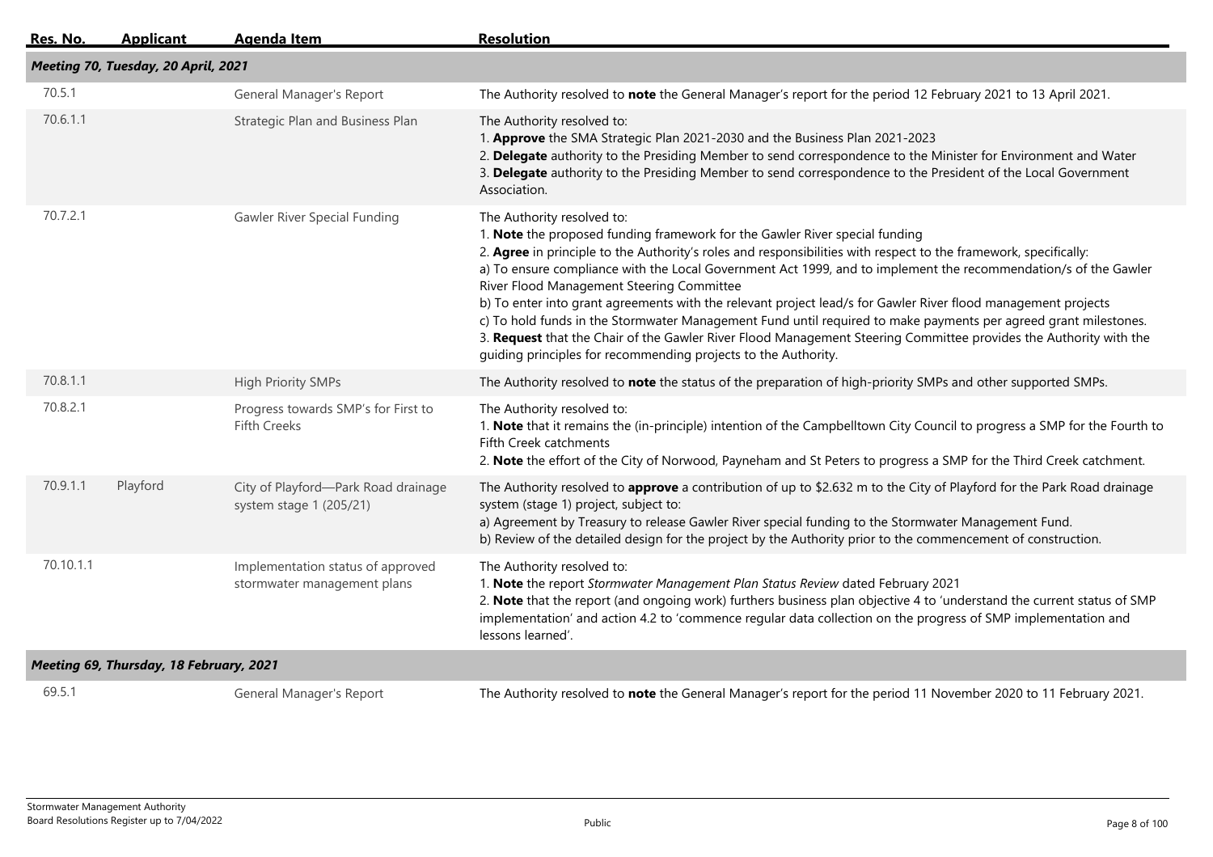| Res. No. | Applicant | Agenda Item | Resolution |
|---|---|---|---|
| ***Meeting 70, Tuesday, 20 April, 2021*** | | | |
| 70.5.1 | | General Manager's Report | The Authority resolved to **note** the General Manager's report for the period 12 February 2021 to 13 April 2021. |
| 70.6.1.1 | | Strategic Plan and Business Plan | The Authority resolved to:<br>1. **Approve** the SMA Strategic Plan 2021-2030 and the Business Plan 2021-2023<br>2. **Delegate** authority to the Presiding Member to send correspondence to the Minister for Environment and Water<br>3. **Delegate** authority to the Presiding Member to send correspondence to the President of the Local Government Association. |
| 70.7.2.1 | | Gawler River Special Funding | The Authority resolved to:<br>1. **Note** the proposed funding framework for the Gawler River special funding<br>2. **Agree** in principle to the Authority's roles and responsibilities with respect to the framework, specifically:<br>a) To ensure compliance with the Local Government Act 1999, and to implement the recommendation/s of the Gawler River Flood Management Steering Committee<br>b) To enter into grant agreements with the relevant project lead/s for Gawler River flood management projects<br>c) To hold funds in the Stormwater Management Fund until required to make payments per agreed grant milestones.<br>3. **Request** that the Chair of the Gawler River Flood Management Steering Committee provides the Authority with the guiding principles for recommending projects to the Authority. |
| 70.8.1.1 | | High Priority SMPs | The Authority resolved to **note** the status of the preparation of high-priority SMPs and other supported SMPs. |
| 70.8.2.1 | | Progress towards SMP's for First to Fifth Creeks | The Authority resolved to:<br>1. **Note** that it remains the (in-principle) intention of the Campbelltown City Council to progress a SMP for the Fourth to Fifth Creek catchments<br>2. **Note** the effort of the City of Norwood, Payneham and St Peters to progress a SMP for the Third Creek catchment. |
| 70.9.1.1 | Playford | City of Playford—Park Road drainage system stage 1 (205/21) | The Authority resolved to **approve** a contribution of up to $2.632 m to the City of Playford for the Park Road drainage system (stage 1) project, subject to:<br>a) Agreement by Treasury to release Gawler River special funding to the Stormwater Management Fund.<br>b) Review of the detailed design for the project by the Authority prior to the commencement of construction. |
| 70.10.1.1 | | Implementation status of approved stormwater management plans | The Authority resolved to:<br>1. **Note** the report *Stormwater Management Plan Status Review* dated February 2021<br>2. **Note** that the report (and ongoing work) furthers business plan objective 4 to 'understand the current status of SMP implementation' and action 4.2 to 'commence regular data collection on the progress of SMP implementation and lessons learned'. |
| ***Meeting 69, Thursday, 18 February, 2021*** | | | |
| 69.5.1 | | General Manager's Report | The Authority resolved to **note** the General Manager's report for the period 11 November 2020 to 11 February 2021. |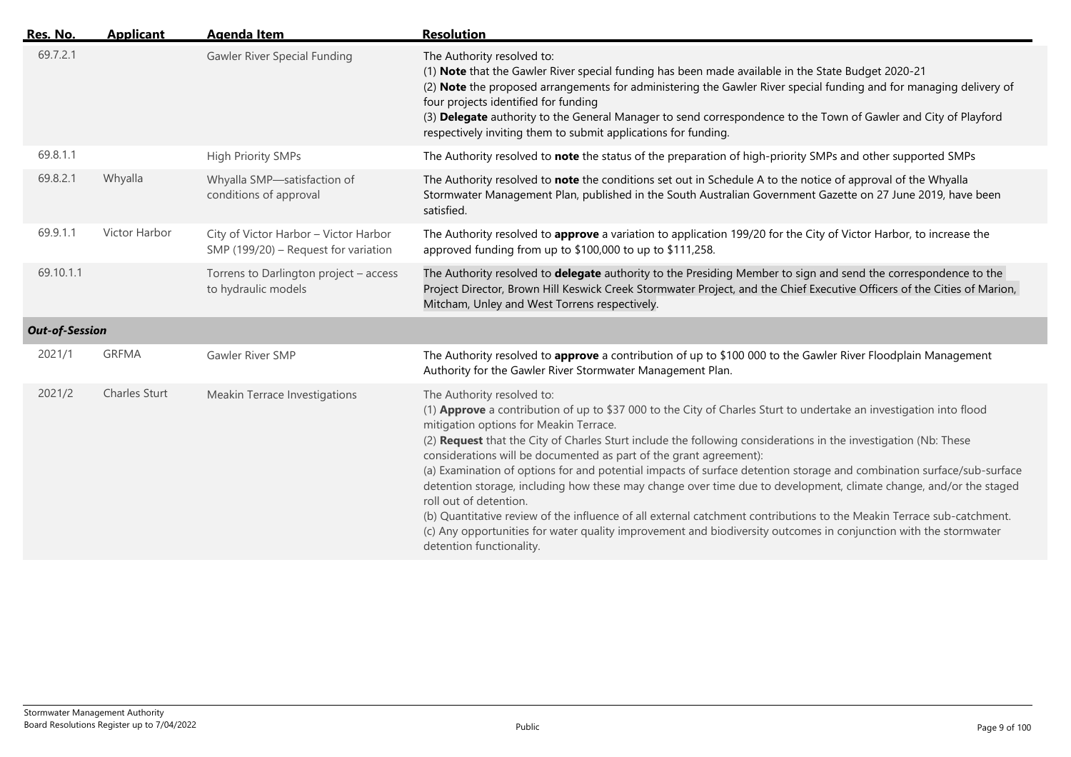| Res. No. | Applicant | Agenda Item | Resolution |
|---|---|---|---|
| 69.7.2.1 | | Gawler River Special Funding | The Authority resolved to:<br>(1) **Note** that the Gawler River special funding has been made available in the State Budget 2020-21<br>(2) **Note** the proposed arrangements for administering the Gawler River special funding and for managing delivery of four projects identified for funding<br>(3) **Delegate** authority to the General Manager to send correspondence to the Town of Gawler and City of Playford respectively inviting them to submit applications for funding. |
| 69.8.1.1 | | High Priority SMPs | The Authority resolved to **note** the status of the preparation of high-priority SMPs and other supported SMPs |
| 69.8.2.1 | Whyalla | Whyalla SMP—satisfaction of conditions of approval | The Authority resolved to **note** the conditions set out in Schedule A to the notice of approval of the Whyalla Stormwater Management Plan, published in the South Australian Government Gazette on 27 June 2019, have been satisfied. |
| 69.9.1.1 | Victor Harbor | City of Victor Harbor – Victor Harbor SMP (199/20) – Request for variation | The Authority resolved to **approve** a variation to application 199/20 for the City of Victor Harbor, to increase the approved funding from up to \$100,000 to up to \$111,258. |
| 69.10.1.1 | | Torrens to Darlington project – access to hydraulic models | The Authority resolved to **delegate** authority to the Presiding Member to sign and send the correspondence to the Project Director, Brown Hill Keswick Creek Stormwater Project, and the Chief Executive Officers of the Cities of Marion, Mitcham, Unley and West Torrens respectively. |
| ***Out-of-Session*** | | | |
| 2021/1 | GRFMA | Gawler River SMP | The Authority resolved to **approve** a contribution of up to \$100 000 to the Gawler River Floodplain Management Authority for the Gawler River Stormwater Management Plan. |
| 2021/2 | Charles Sturt | Meakin Terrace Investigations | The Authority resolved to:<br>(1) **Approve** a contribution of up to \$37 000 to the City of Charles Sturt to undertake an investigation into flood mitigation options for Meakin Terrace.<br>(2) **Request** that the City of Charles Sturt include the following considerations in the investigation (Nb: These considerations will be documented as part of the grant agreement):<br>(a) Examination of options for and potential impacts of surface detention storage and combination surface/sub-surface detention storage, including how these may change over time due to development, climate change, and/or the staged roll out of detention.<br>(b) Quantitative review of the influence of all external catchment contributions to the Meakin Terrace sub-catchment.<br>(c) Any opportunities for water quality improvement and biodiversity outcomes in conjunction with the stormwater detention functionality. |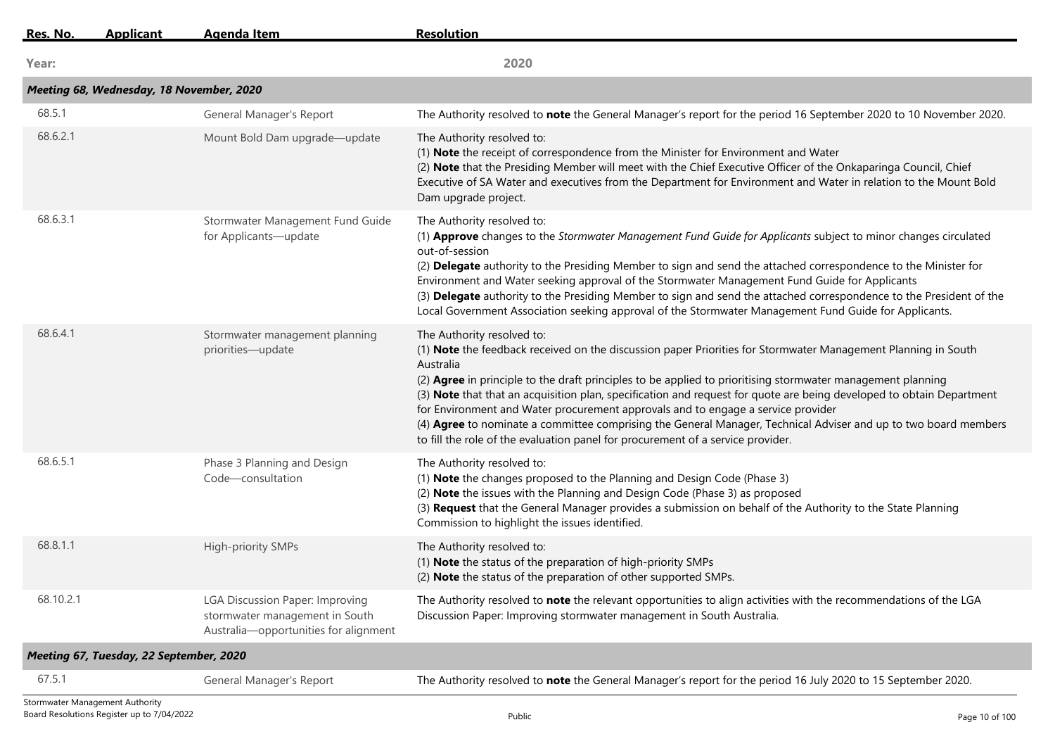| Res. No. | Applicant | Agenda Item | Resolution |
|---|---|---|---|
| **Year:** | | | **2020** |
| ***Meeting 68, Wednesday, 18 November, 2020*** | | | |
| 68.5.1 | | General Manager's Report | The Authority resolved to **note** the General Manager's report for the period 16 September 2020 to 10 November 2020. |
| 68.6.2.1 | | Mount Bold Dam upgrade—update | The Authority resolved to:<br>(1) **Note** the receipt of correspondence from the Minister for Environment and Water<br>(2) **Note** that the Presiding Member will meet with the Chief Executive Officer of the Onkaparinga Council, Chief Executive of SA Water and executives from the Department for Environment and Water in relation to the Mount Bold Dam upgrade project. |
| 68.6.3.1 | | Stormwater Management Fund Guide for Applicants—update | The Authority resolved to:<br>(1) **Approve** changes to the *Stormwater Management Fund Guide for Applicants* subject to minor changes circulated out-of-session<br>(2) **Delegate** authority to the Presiding Member to sign and send the attached correspondence to the Minister for Environment and Water seeking approval of the Stormwater Management Fund Guide for Applicants<br>(3) **Delegate** authority to the Presiding Member to sign and send the attached correspondence to the President of the Local Government Association seeking approval of the Stormwater Management Fund Guide for Applicants. |
| 68.6.4.1 | | Stormwater management planning priorities—update | The Authority resolved to:<br>(1) **Note** the feedback received on the discussion paper Priorities for Stormwater Management Planning in South Australia<br>(2) **Agree** in principle to the draft principles to be applied to prioritising stormwater management planning<br>(3) **Note** that that an acquisition plan, specification and request for quote are being developed to obtain Department for Environment and Water procurement approvals and to engage a service provider<br>(4) **Agree** to nominate a committee comprising the General Manager, Technical Adviser and up to two board members to fill the role of the evaluation panel for procurement of a service provider. |
| 68.6.5.1 | | Phase 3 Planning and Design Code—consultation | The Authority resolved to:<br>(1) **Note** the changes proposed to the Planning and Design Code (Phase 3)<br>(2) **Note** the issues with the Planning and Design Code (Phase 3) as proposed<br>(3) **Request** that the General Manager provides a submission on behalf of the Authority to the State Planning Commission to highlight the issues identified. |
| 68.8.1.1 | | High-priority SMPs | The Authority resolved to:<br>(1) **Note** the status of the preparation of high-priority SMPs<br>(2) **Note** the status of the preparation of other supported SMPs. |
| 68.10.2.1 | | LGA Discussion Paper: Improving stormwater management in South Australia—opportunities for alignment | The Authority resolved to **note** the relevant opportunities to align activities with the recommendations of the LGA Discussion Paper: Improving stormwater management in South Australia. |
| ***Meeting 67, Tuesday, 22 September, 2020*** | | | |
| 67.5.1 | | General Manager's Report | The Authority resolved to **note** the General Manager's report for the period 16 July 2020 to 15 September 2020. |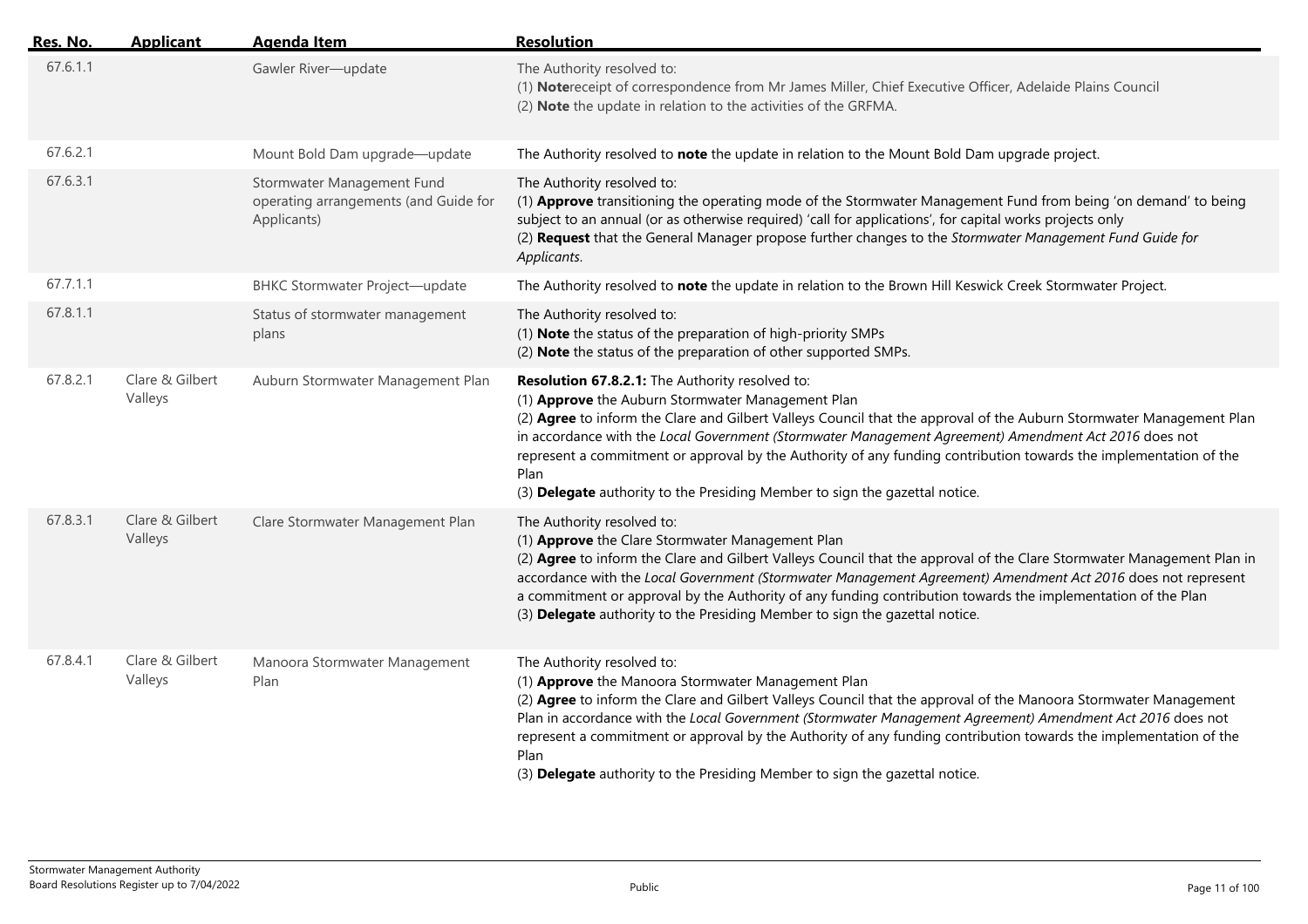| Res. No. | Applicant | Agenda Item | Resolution |
|---|---|---|---|
| 67.6.1.1 | | Gawler River—update | The Authority resolved to:<br>(1) **Note**receipt of correspondence from Mr James Miller, Chief Executive Officer, Adelaide Plains Council<br>(2) **Note** the update in relation to the activities of the GRFMA. |
| 67.6.2.1 | | Mount Bold Dam upgrade—update | The Authority resolved to **note** the update in relation to the Mount Bold Dam upgrade project. |
| 67.6.3.1 | | Stormwater Management Fund operating arrangements (and Guide for Applicants) | The Authority resolved to:<br>(1) **Approve** transitioning the operating mode of the Stormwater Management Fund from being 'on demand' to being subject to an annual (or as otherwise required) 'call for applications', for capital works projects only<br>(2) **Request** that the General Manager propose further changes to the *Stormwater Management Fund Guide for Applicants*. |
| 67.7.1.1 | | BHKC Stormwater Project—update | The Authority resolved to **note** the update in relation to the Brown Hill Keswick Creek Stormwater Project. |
| 67.8.1.1 | | Status of stormwater management plans | The Authority resolved to:<br>(1) **Note** the status of the preparation of high-priority SMPs<br>(2) **Note** the status of the preparation of other supported SMPs. |
| 67.8.2.1 | Clare & Gilbert Valleys | Auburn Stormwater Management Plan | **Resolution 67.8.2.1:** The Authority resolved to:<br>(1) **Approve** the Auburn Stormwater Management Plan<br>(2) **Agree** to inform the Clare and Gilbert Valleys Council that the approval of the Auburn Stormwater Management Plan in accordance with the *Local Government (Stormwater Management Agreement) Amendment Act 2016* does not represent a commitment or approval by the Authority of any funding contribution towards the implementation of the Plan<br>(3) **Delegate** authority to the Presiding Member to sign the gazettal notice. |
| 67.8.3.1 | Clare & Gilbert Valleys | Clare Stormwater Management Plan | The Authority resolved to:<br>(1) **Approve** the Clare Stormwater Management Plan<br>(2) **Agree** to inform the Clare and Gilbert Valleys Council that the approval of the Clare Stormwater Management Plan in accordance with the *Local Government (Stormwater Management Agreement) Amendment Act 2016* does not represent a commitment or approval by the Authority of any funding contribution towards the implementation of the Plan<br>(3) **Delegate** authority to the Presiding Member to sign the gazettal notice. |
| 67.8.4.1 | Clare & Gilbert Valleys | Manoora Stormwater Management Plan | The Authority resolved to:<br>(1) **Approve** the Manoora Stormwater Management Plan<br>(2) **Agree** to inform the Clare and Gilbert Valleys Council that the approval of the Manoora Stormwater Management Plan in accordance with the *Local Government (Stormwater Management Agreement) Amendment Act 2016* does not represent a commitment or approval by the Authority of any funding contribution towards the implementation of the Plan<br>(3) **Delegate** authority to the Presiding Member to sign the gazettal notice. |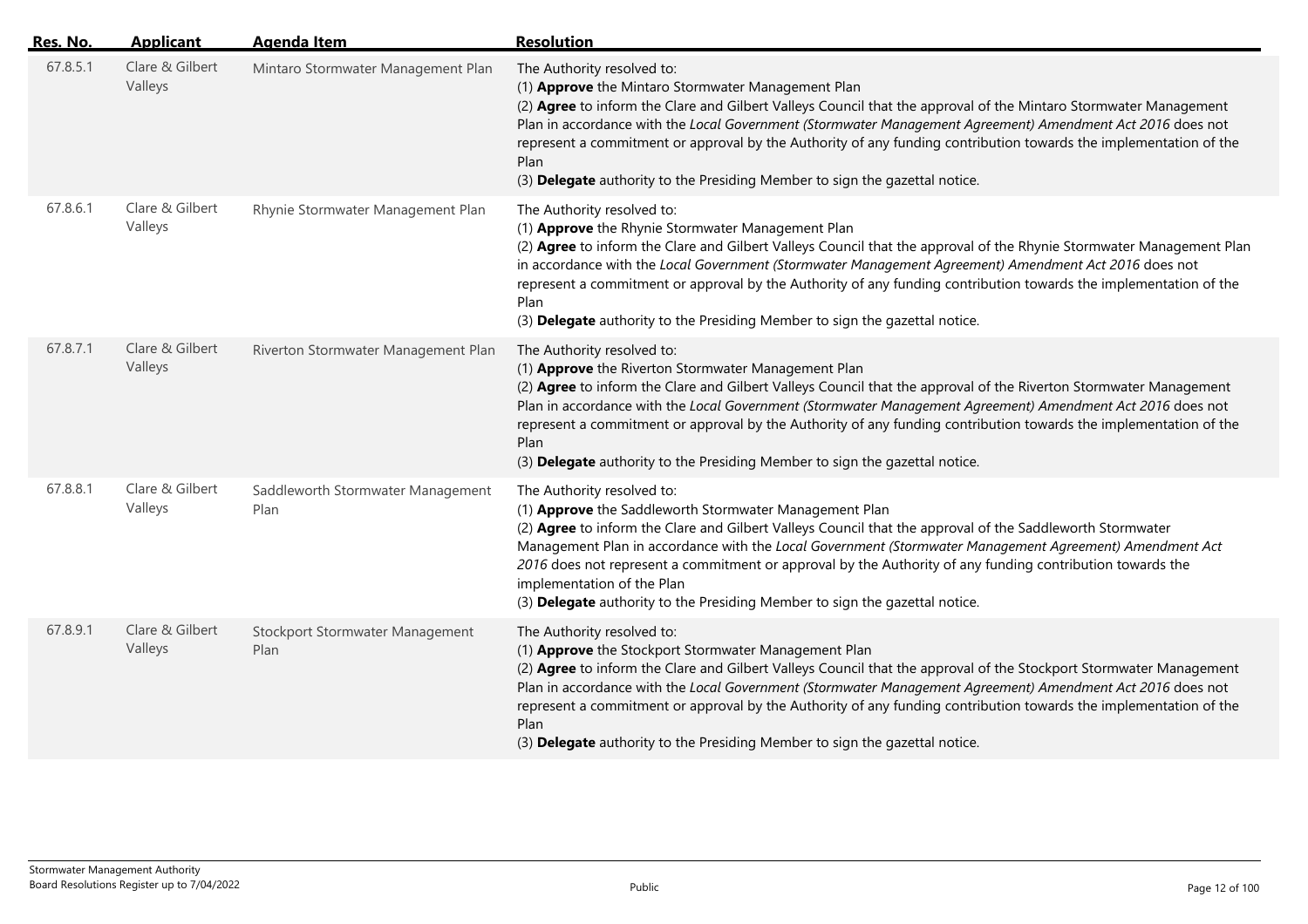| Res. No. | Applicant | Agenda Item | Resolution |
|---|---|---|---|
| 67.8.5.1 | Clare & Gilbert Valleys | Mintaro Stormwater Management Plan | The Authority resolved to:<br>(1) **Approve** the Mintaro Stormwater Management Plan<br>(2) **Agree** to inform the Clare and Gilbert Valleys Council that the approval of the Mintaro Stormwater Management Plan in accordance with the *Local Government (Stormwater Management Agreement) Amendment Act 2016* does not represent a commitment or approval by the Authority of any funding contribution towards the implementation of the Plan<br>(3) **Delegate** authority to the Presiding Member to sign the gazettal notice. |
| 67.8.6.1 | Clare & Gilbert Valleys | Rhynie Stormwater Management Plan | The Authority resolved to:<br>(1) **Approve** the Rhynie Stormwater Management Plan<br>(2) **Agree** to inform the Clare and Gilbert Valleys Council that the approval of the Rhynie Stormwater Management Plan in accordance with the *Local Government (Stormwater Management Agreement) Amendment Act 2016* does not represent a commitment or approval by the Authority of any funding contribution towards the implementation of the Plan<br>(3) **Delegate** authority to the Presiding Member to sign the gazettal notice. |
| 67.8.7.1 | Clare & Gilbert Valleys | Riverton Stormwater Management Plan | The Authority resolved to:<br>(1) **Approve** the Riverton Stormwater Management Plan<br>(2) **Agree** to inform the Clare and Gilbert Valleys Council that the approval of the Riverton Stormwater Management Plan in accordance with the *Local Government (Stormwater Management Agreement) Amendment Act 2016* does not represent a commitment or approval by the Authority of any funding contribution towards the implementation of the Plan<br>(3) **Delegate** authority to the Presiding Member to sign the gazettal notice. |
| 67.8.8.1 | Clare & Gilbert Valleys | Saddleworth Stormwater Management Plan | The Authority resolved to:<br>(1) **Approve** the Saddleworth Stormwater Management Plan<br>(2) **Agree** to inform the Clare and Gilbert Valleys Council that the approval of the Saddleworth Stormwater Management Plan in accordance with the *Local Government (Stormwater Management Agreement) Amendment Act 2016* does not represent a commitment or approval by the Authority of any funding contribution towards the implementation of the Plan<br>(3) **Delegate** authority to the Presiding Member to sign the gazettal notice. |
| 67.8.9.1 | Clare & Gilbert Valleys | Stockport Stormwater Management Plan | The Authority resolved to:<br>(1) **Approve** the Stockport Stormwater Management Plan<br>(2) **Agree** to inform the Clare and Gilbert Valleys Council that the approval of the Stockport Stormwater Management Plan in accordance with the *Local Government (Stormwater Management Agreement) Amendment Act 2016* does not represent a commitment or approval by the Authority of any funding contribution towards the implementation of the Plan<br>(3) **Delegate** authority to the Presiding Member to sign the gazettal notice. |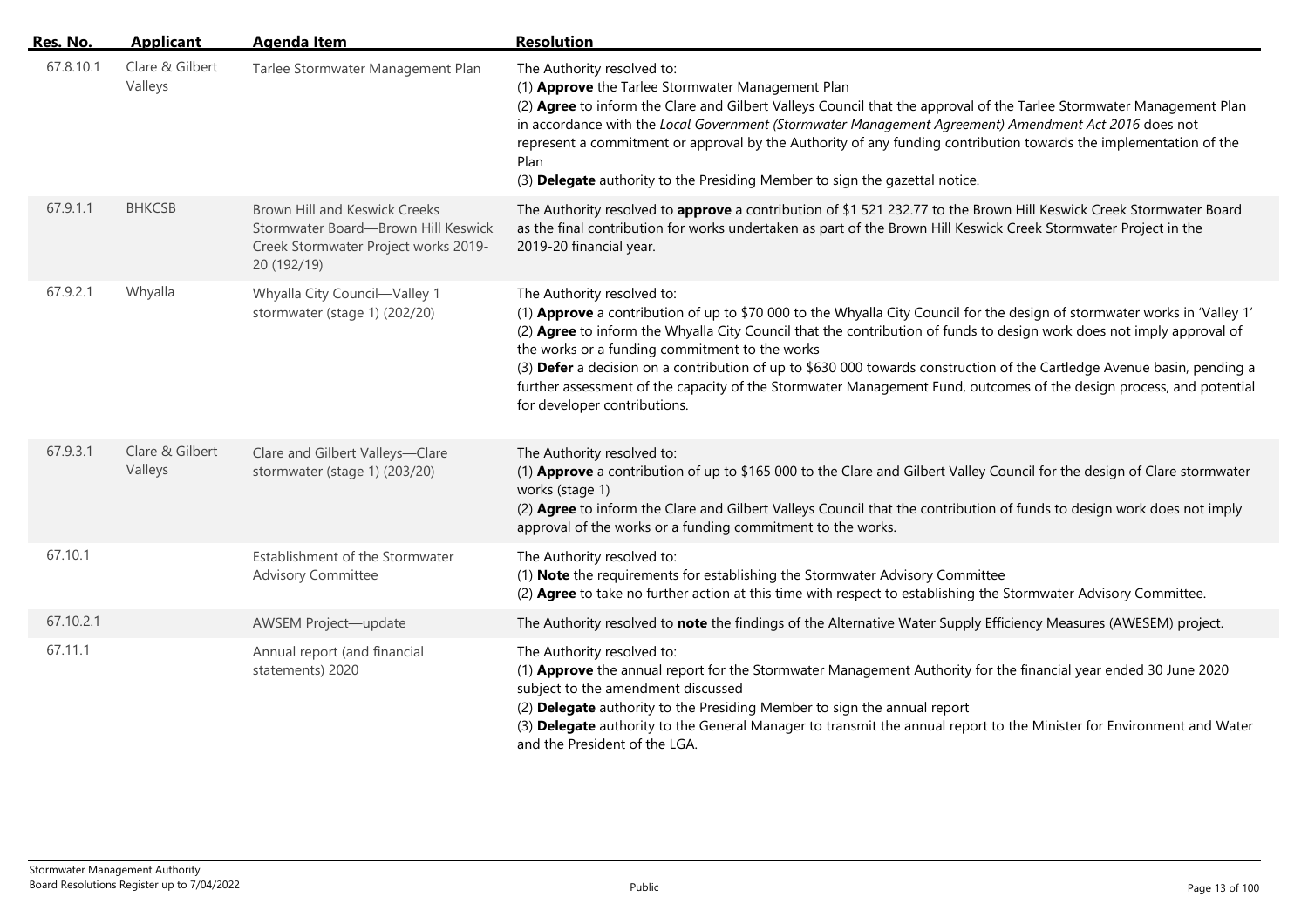| Res. No. | Applicant | Agenda Item | Resolution |
|---|---|---|---|
| 67.8.10.1 | Clare & Gilbert Valleys | Tarlee Stormwater Management Plan | The Authority resolved to:<br>(1) **Approve** the Tarlee Stormwater Management Plan<br>(2) **Agree** to inform the Clare and Gilbert Valleys Council that the approval of the Tarlee Stormwater Management Plan in accordance with the *Local Government (Stormwater Management Agreement) Amendment Act 2016* does not represent a commitment or approval by the Authority of any funding contribution towards the implementation of the Plan<br>(3) **Delegate** authority to the Presiding Member to sign the gazettal notice. |
| 67.9.1.1 | BHKCSB | Brown Hill and Keswick Creeks Stormwater Board—Brown Hill Keswick Creek Stormwater Project works 2019-20 (192/19) | The Authority resolved to **approve** a contribution of $1 521 232.77 to the Brown Hill Keswick Creek Stormwater Board as the final contribution for works undertaken as part of the Brown Hill Keswick Creek Stormwater Project in the 2019-20 financial year. |
| 67.9.2.1 | Whyalla | Whyalla City Council—Valley 1 stormwater (stage 1) (202/20) | The Authority resolved to:<br>(1) **Approve** a contribution of up to $70 000 to the Whyalla City Council for the design of stormwater works in 'Valley 1'<br>(2) **Agree** to inform the Whyalla City Council that the contribution of funds to design work does not imply approval of the works or a funding commitment to the works<br>(3) **Defer** a decision on a contribution of up to $630 000 towards construction of the Cartledge Avenue basin, pending a further assessment of the capacity of the Stormwater Management Fund, outcomes of the design process, and potential for developer contributions. |
| 67.9.3.1 | Clare & Gilbert Valleys | Clare and Gilbert Valleys—Clare stormwater (stage 1) (203/20) | The Authority resolved to:<br>(1) **Approve** a contribution of up to $165 000 to the Clare and Gilbert Valley Council for the design of Clare stormwater works (stage 1)<br>(2) **Agree** to inform the Clare and Gilbert Valleys Council that the contribution of funds to design work does not imply approval of the works or a funding commitment to the works. |
| 67.10.1 | | Establishment of the Stormwater Advisory Committee | The Authority resolved to:<br>(1) **Note** the requirements for establishing the Stormwater Advisory Committee<br>(2) **Agree** to take no further action at this time with respect to establishing the Stormwater Advisory Committee. |
| 67.10.2.1 | | AWSEM Project—update | The Authority resolved to **note** the findings of the Alternative Water Supply Efficiency Measures (AWESEM) project. |
| 67.11.1 | | Annual report (and financial statements) 2020 | The Authority resolved to:<br>(1) **Approve** the annual report for the Stormwater Management Authority for the financial year ended 30 June 2020 subject to the amendment discussed<br>(2) **Delegate** authority to the Presiding Member to sign the annual report<br>(3) **Delegate** authority to the General Manager to transmit the annual report to the Minister for Environment and Water and the President of the LGA. |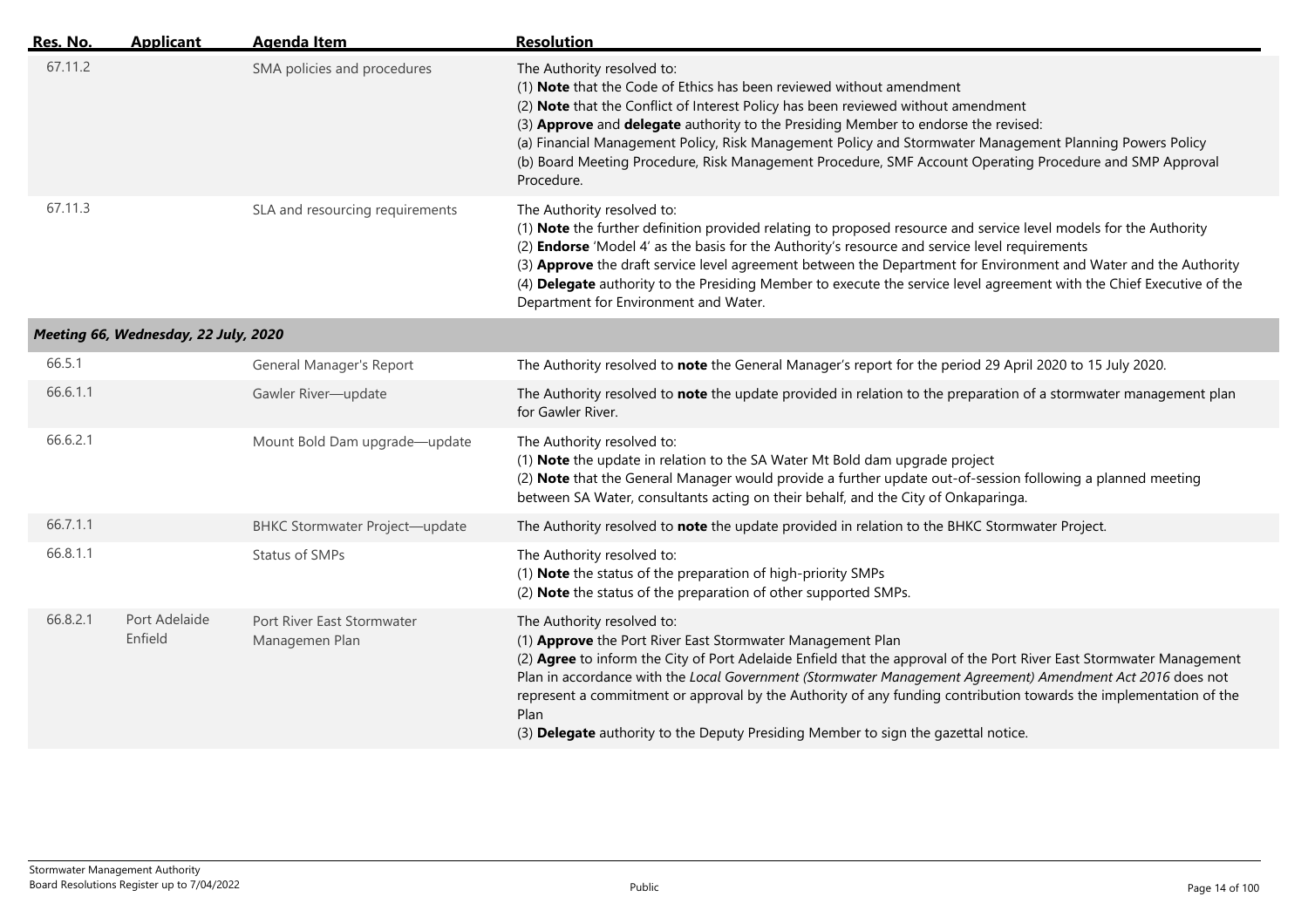| Res. No. | Applicant | Agenda Item | Resolution |
| --- | --- | --- | --- |
| 67.11.2 | | SMA policies and procedures | The Authority resolved to:<br>(1) **Note** that the Code of Ethics has been reviewed without amendment<br>(2) **Note** that the Conflict of Interest Policy has been reviewed without amendment<br>(3) **Approve** and **delegate** authority to the Presiding Member to endorse the revised:<br>(a) Financial Management Policy, Risk Management Policy and Stormwater Management Planning Powers Policy<br>(b) Board Meeting Procedure, Risk Management Procedure, SMF Account Operating Procedure and SMP Approval Procedure. |
| 67.11.3 | | SLA and resourcing requirements | The Authority resolved to:<br>(1) **Note** the further definition provided relating to proposed resource and service level models for the Authority<br>(2) **Endorse** 'Model 4' as the basis for the Authority's resource and service level requirements<br>(3) **Approve** the draft service level agreement between the Department for Environment and Water and the Authority<br>(4) **Delegate** authority to the Presiding Member to execute the service level agreement with the Chief Executive of the Department for Environment and Water. |
| ***Meeting 66, Wednesday, 22 July, 2020*** | | | |
| 66.5.1 | | General Manager's Report | The Authority resolved to **note** the General Manager's report for the period 29 April 2020 to 15 July 2020. |
| 66.6.1.1 | | Gawler River—update | The Authority resolved to **note** the update provided in relation to the preparation of a stormwater management plan for Gawler River. |
| 66.6.2.1 | | Mount Bold Dam upgrade—update | The Authority resolved to:<br>(1) **Note** the update in relation to the SA Water Mt Bold dam upgrade project<br>(2) **Note** that the General Manager would provide a further update out-of-session following a planned meeting between SA Water, consultants acting on their behalf, and the City of Onkaparinga. |
| 66.7.1.1 | | BHKC Stormwater Project—update | The Authority resolved to **note** the update provided in relation to the BHKC Stormwater Project. |
| 66.8.1.1 | | Status of SMPs | The Authority resolved to:<br>(1) **Note** the status of the preparation of high-priority SMPs<br>(2) **Note** the status of the preparation of other supported SMPs. |
| 66.8.2.1 | Port Adelaide Enfield | Port River East Stormwater Managemen Plan | The Authority resolved to:<br>(1) **Approve** the Port River East Stormwater Management Plan<br>(2) **Agree** to inform the City of Port Adelaide Enfield that the approval of the Port River East Stormwater Management Plan in accordance with the *Local Government (Stormwater Management Agreement) Amendment Act 2016* does not represent a commitment or approval by the Authority of any funding contribution towards the implementation of the Plan<br>(3) **Delegate** authority to the Deputy Presiding Member to sign the gazettal notice. |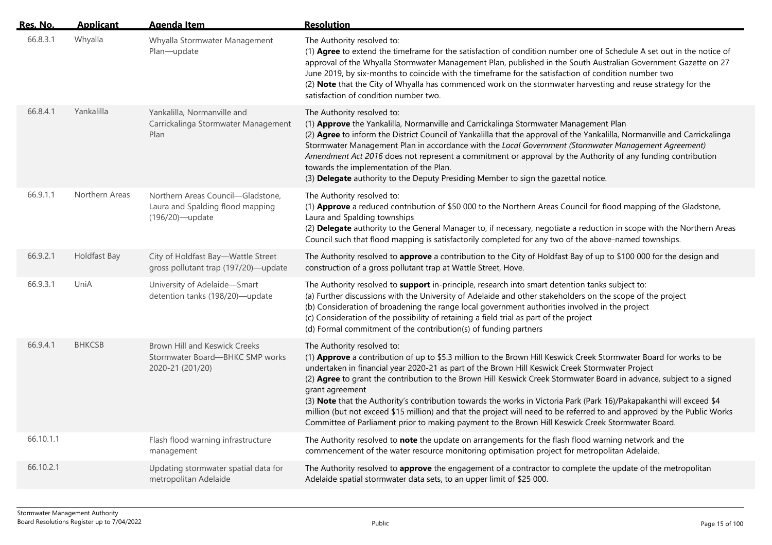| Res. No. | Applicant | Agenda Item | Resolution |
|---|---|---|---|
| 66.8.3.1 | Whyalla | Whyalla Stormwater Management Plan—update | The Authority resolved to:<br>(1) **Agree** to extend the timeframe for the satisfaction of condition number one of Schedule A set out in the notice of approval of the Whyalla Stormwater Management Plan, published in the South Australian Government Gazette on 27 June 2019, by six-months to coincide with the timeframe for the satisfaction of condition number two<br>(2) **Note** that the City of Whyalla has commenced work on the stormwater harvesting and reuse strategy for the satisfaction of condition number two. |
| 66.8.4.1 | Yankalilla | Yankalilla, Normanville and Carrickalinga Stormwater Management Plan | The Authority resolved to:<br>(1) **Approve** the Yankalilla, Normanville and Carrickalinga Stormwater Management Plan<br>(2) **Agree** to inform the District Council of Yankalilla that the approval of the Yankalilla, Normanville and Carrickalinga Stormwater Management Plan in accordance with the *Local Government (Stormwater Management Agreement) Amendment Act 2016* does not represent a commitment or approval by the Authority of any funding contribution towards the implementation of the Plan.<br>(3) **Delegate** authority to the Deputy Presiding Member to sign the gazettal notice. |
| 66.9.1.1 | Northern Areas | Northern Areas Council—Gladstone, Laura and Spalding flood mapping (196/20)—update | The Authority resolved to:<br>(1) **Approve** a reduced contribution of $50 000 to the Northern Areas Council for flood mapping of the Gladstone, Laura and Spalding townships<br>(2) **Delegate** authority to the General Manager to, if necessary, negotiate a reduction in scope with the Northern Areas Council such that flood mapping is satisfactorily completed for any two of the above-named townships. |
| 66.9.2.1 | Holdfast Bay | City of Holdfast Bay—Wattle Street gross pollutant trap (197/20)—update | The Authority resolved to **approve** a contribution to the City of Holdfast Bay of up to $100 000 for the design and construction of a gross pollutant trap at Wattle Street, Hove. |
| 66.9.3.1 | UniA | University of Adelaide—Smart detention tanks (198/20)—update | The Authority resolved to **support** in-principle, research into smart detention tanks subject to:<br>(a) Further discussions with the University of Adelaide and other stakeholders on the scope of the project<br>(b) Consideration of broadening the range local government authorities involved in the project<br>(c) Consideration of the possibility of retaining a field trial as part of the project<br>(d) Formal commitment of the contribution(s) of funding partners |
| 66.9.4.1 | BHKCSB | Brown Hill and Keswick Creeks Stormwater Board—BHKC SMP works 2020-21 (201/20) | The Authority resolved to:<br>(1) **Approve** a contribution of up to $5.3 million to the Brown Hill Keswick Creek Stormwater Board for works to be undertaken in financial year 2020-21 as part of the Brown Hill Keswick Creek Stormwater Project<br>(2) **Agree** to grant the contribution to the Brown Hill Keswick Creek Stormwater Board in advance, subject to a signed grant agreement<br>(3) **Note** that the Authority's contribution towards the works in Victoria Park (Park 16)/Pakapakanthi will exceed $4 million (but not exceed $15 million) and that the project will need to be referred to and approved by the Public Works Committee of Parliament prior to making payment to the Brown Hill Keswick Creek Stormwater Board. |
| 66.10.1.1 | | Flash flood warning infrastructure management | The Authority resolved to **note** the update on arrangements for the flash flood warning network and the commencement of the water resource monitoring optimisation project for metropolitan Adelaide. |
| 66.10.2.1 | | Updating stormwater spatial data for metropolitan Adelaide | The Authority resolved to **approve** the engagement of a contractor to complete the update of the metropolitan Adelaide spatial stormwater data sets, to an upper limit of $25 000. |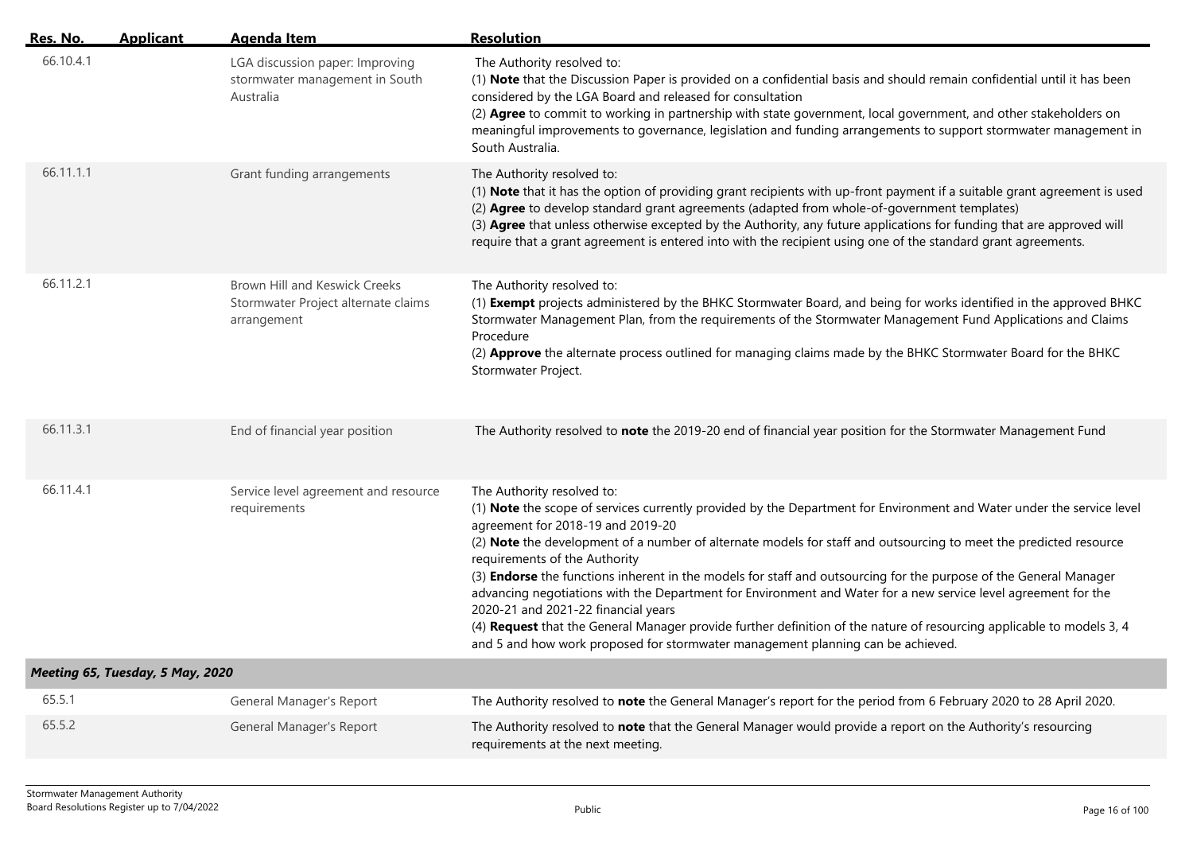| Res. No. | Applicant | Agenda Item | Resolution |
| --- | --- | --- | --- |
| 66.10.4.1 | | LGA discussion paper: Improving stormwater management in South Australia | The Authority resolved to:<br>(1) **Note** that the Discussion Paper is provided on a confidential basis and should remain confidential until it has been considered by the LGA Board and released for consultation<br>(2) **Agree** to commit to working in partnership with state government, local government, and other stakeholders on meaningful improvements to governance, legislation and funding arrangements to support stormwater management in South Australia. |
| 66.11.1.1 | | Grant funding arrangements | The Authority resolved to:<br>(1) **Note** that it has the option of providing grant recipients with up-front payment if a suitable grant agreement is used<br>(2) **Agree** to develop standard grant agreements (adapted from whole-of-government templates)<br>(3) **Agree** that unless otherwise excepted by the Authority, any future applications for funding that are approved will require that a grant agreement is entered into with the recipient using one of the standard grant agreements. |
| 66.11.2.1 | | Brown Hill and Keswick Creeks Stormwater Project alternate claims arrangement | The Authority resolved to:<br>(1) **Exempt** projects administered by the BHKC Stormwater Board, and being for works identified in the approved BHKC Stormwater Management Plan, from the requirements of the Stormwater Management Fund Applications and Claims Procedure<br>(2) **Approve** the alternate process outlined for managing claims made by the BHKC Stormwater Board for the BHKC Stormwater Project. |
| 66.11.3.1 | | End of financial year position | The Authority resolved to **note** the 2019-20 end of financial year position for the Stormwater Management Fund |
| 66.11.4.1 | | Service level agreement and resource requirements | The Authority resolved to:<br>(1) **Note** the scope of services currently provided by the Department for Environment and Water under the service level agreement for 2018-19 and 2019-20<br>(2) **Note** the development of a number of alternate models for staff and outsourcing to meet the predicted resource requirements of the Authority<br>(3) **Endorse** the functions inherent in the models for staff and outsourcing for the purpose of the General Manager advancing negotiations with the Department for Environment and Water for a new service level agreement for the 2020-21 and 2021-22 financial years<br>(4) **Request** that the General Manager provide further definition of the nature of resourcing applicable to models 3, 4 and 5 and how work proposed for stormwater management planning can be achieved. |
| ***Meeting 65, Tuesday, 5 May, 2020*** | | | |
| 65.5.1 | | General Manager's Report | The Authority resolved to **note** the General Manager's report for the period from 6 February 2020 to 28 April 2020. |
| 65.5.2 | | General Manager's Report | The Authority resolved to **note** that the General Manager would provide a report on the Authority's resourcing requirements at the next meeting. |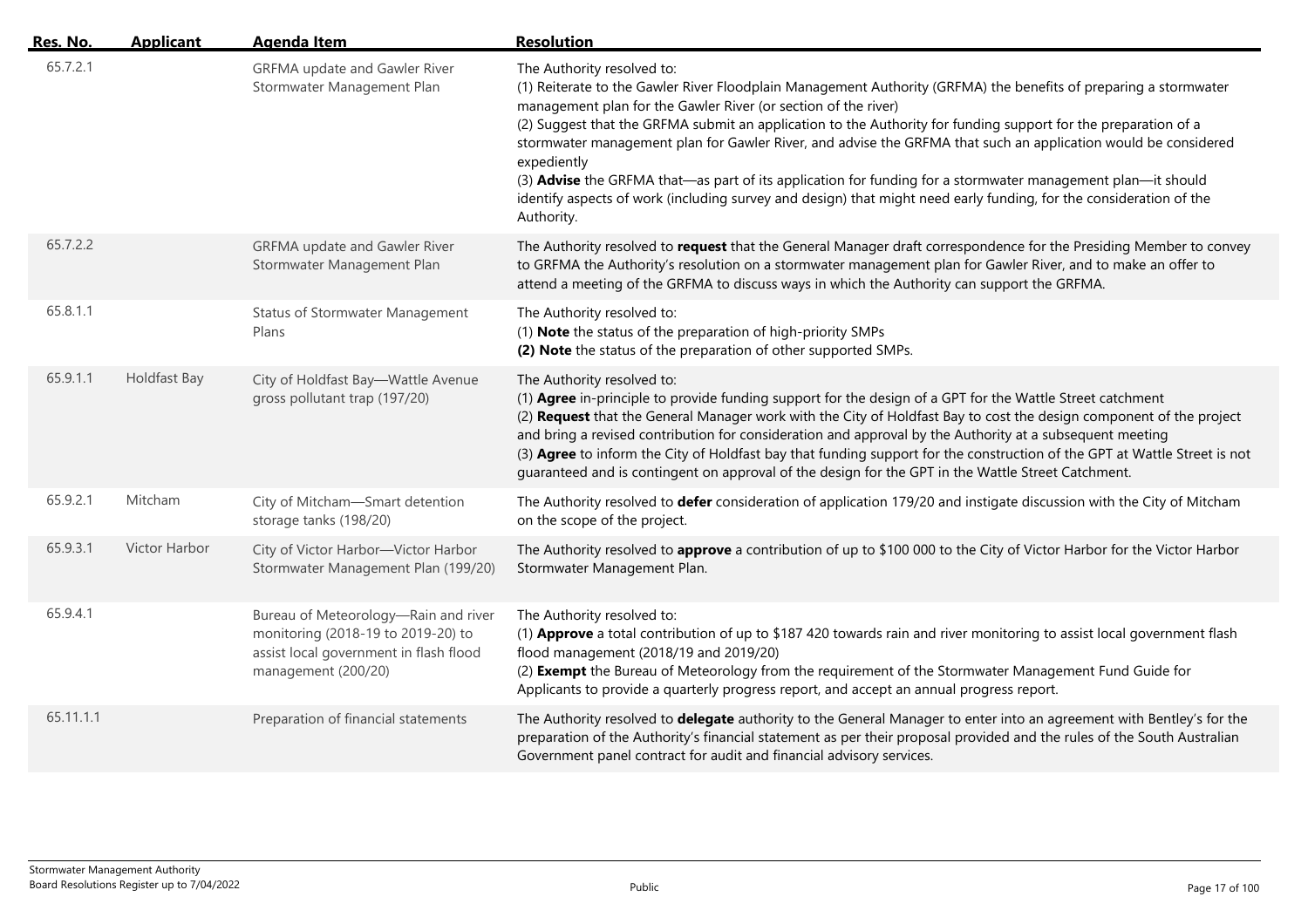| Res. No. | Applicant | Agenda Item | Resolution |
|---|---|---|---|
| 65.7.2.1 | | GRFMA update and Gawler River Stormwater Management Plan | The Authority resolved to:<br>(1) Reiterate to the Gawler River Floodplain Management Authority (GRFMA) the benefits of preparing a stormwater management plan for the Gawler River (or section of the river)<br>(2) Suggest that the GRFMA submit an application to the Authority for funding support for the preparation of a stormwater management plan for Gawler River, and advise the GRFMA that such an application would be considered expediently<br>(3) **Advise** the GRFMA that—as part of its application for funding for a stormwater management plan—it should identify aspects of work (including survey and design) that might need early funding, for the consideration of the Authority. |
| 65.7.2.2 | | GRFMA update and Gawler River Stormwater Management Plan | The Authority resolved to **request** that the General Manager draft correspondence for the Presiding Member to convey to GRFMA the Authority's resolution on a stormwater management plan for Gawler River, and to make an offer to attend a meeting of the GRFMA to discuss ways in which the Authority can support the GRFMA. |
| 65.8.1.1 | | Status of Stormwater Management Plans | The Authority resolved to:<br>(1) **Note** the status of the preparation of high-priority SMPs<br>**(2) Note** the status of the preparation of other supported SMPs. |
| 65.9.1.1 | Holdfast Bay | City of Holdfast Bay—Wattle Avenue gross pollutant trap (197/20) | The Authority resolved to:<br>(1) **Agree** in-principle to provide funding support for the design of a GPT for the Wattle Street catchment<br>(2) **Request** that the General Manager work with the City of Holdfast Bay to cost the design component of the project and bring a revised contribution for consideration and approval by the Authority at a subsequent meeting<br>(3) **Agree** to inform the City of Holdfast bay that funding support for the construction of the GPT at Wattle Street is not guaranteed and is contingent on approval of the design for the GPT in the Wattle Street Catchment. |
| 65.9.2.1 | Mitcham | City of Mitcham—Smart detention storage tanks (198/20) | The Authority resolved to **defer** consideration of application 179/20 and instigate discussion with the City of Mitcham on the scope of the project. |
| 65.9.3.1 | Victor Harbor | City of Victor Harbor—Victor Harbor Stormwater Management Plan (199/20) | The Authority resolved to **approve** a contribution of up to $100 000 to the City of Victor Harbor for the Victor Harbor Stormwater Management Plan. |
| 65.9.4.1 | | Bureau of Meteorology—Rain and river monitoring (2018-19 to 2019-20) to assist local government in flash flood management (200/20) | The Authority resolved to:<br>(1) **Approve** a total contribution of up to $187 420 towards rain and river monitoring to assist local government flash flood management (2018/19 and 2019/20)<br>(2) **Exempt** the Bureau of Meteorology from the requirement of the Stormwater Management Fund Guide for Applicants to provide a quarterly progress report, and accept an annual progress report. |
| 65.11.1.1 | | Preparation of financial statements | The Authority resolved to **delegate** authority to the General Manager to enter into an agreement with Bentley's for the preparation of the Authority's financial statement as per their proposal provided and the rules of the South Australian Government panel contract for audit and financial advisory services. |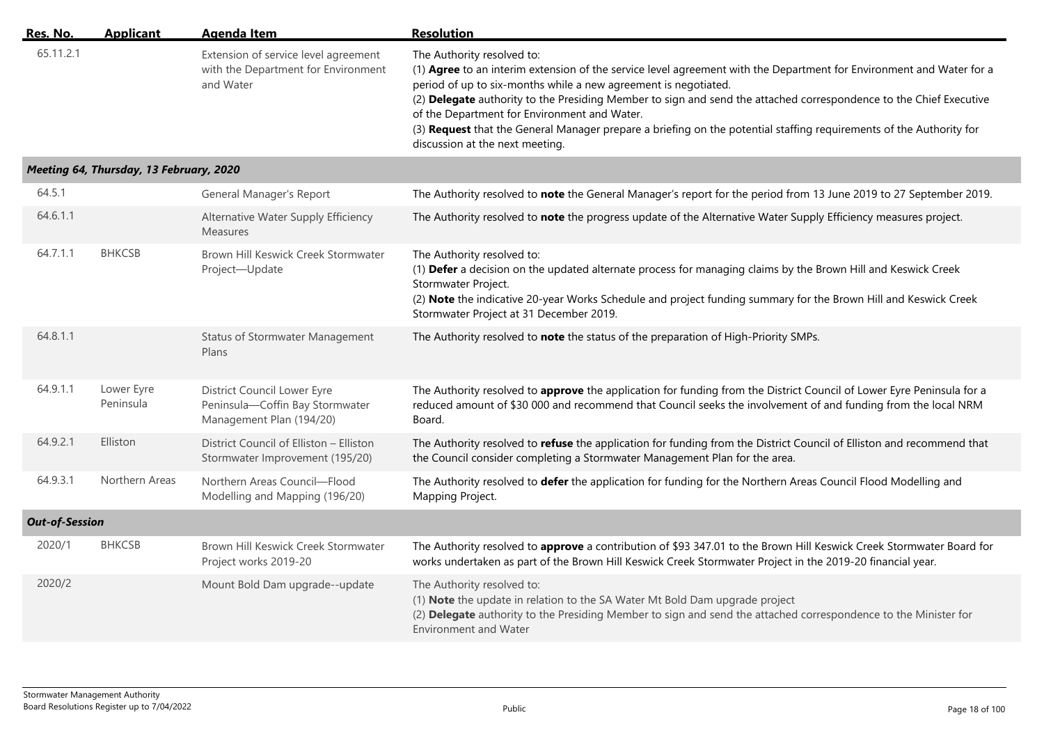| Res. No. | Applicant | Agenda Item | Resolution |
|---|---|---|---|
| 65.11.2.1 | | Extension of service level agreement with the Department for Environment and Water | The Authority resolved to:<br>(1) **Agree** to an interim extension of the service level agreement with the Department for Environment and Water for a period of up to six-months while a new agreement is negotiated.<br>(2) **Delegate** authority to the Presiding Member to sign and send the attached correspondence to the Chief Executive of the Department for Environment and Water.<br>(3) **Request** that the General Manager prepare a briefing on the potential staffing requirements of the Authority for discussion at the next meeting. |
| ***Meeting 64, Thursday, 13 February, 2020*** | | | |
| 64.5.1 | | General Manager's Report | The Authority resolved to **note** the General Manager's report for the period from 13 June 2019 to 27 September 2019. |
| 64.6.1.1 | | Alternative Water Supply Efficiency Measures | The Authority resolved to **note** the progress update of the Alternative Water Supply Efficiency measures project. |
| 64.7.1.1 | BHKCSB | Brown Hill Keswick Creek Stormwater Project—Update | The Authority resolved to:<br>(1) **Defer** a decision on the updated alternate process for managing claims by the Brown Hill and Keswick Creek Stormwater Project.<br>(2) **Note** the indicative 20-year Works Schedule and project funding summary for the Brown Hill and Keswick Creek Stormwater Project at 31 December 2019. |
| 64.8.1.1 | | Status of Stormwater Management Plans | The Authority resolved to **note** the status of the preparation of High-Priority SMPs. |
| 64.9.1.1 | Lower Eyre Peninsula | District Council Lower Eyre Peninsula—Coffin Bay Stormwater Management Plan (194/20) | The Authority resolved to **approve** the application for funding from the District Council of Lower Eyre Peninsula for a reduced amount of $30 000 and recommend that Council seeks the involvement of and funding from the local NRM Board. |
| 64.9.2.1 | Elliston | District Council of Elliston – Elliston Stormwater Improvement (195/20) | The Authority resolved to **refuse** the application for funding from the District Council of Elliston and recommend that the Council consider completing a Stormwater Management Plan for the area. |
| 64.9.3.1 | Northern Areas | Northern Areas Council—Flood Modelling and Mapping (196/20) | The Authority resolved to **defer** the application for funding for the Northern Areas Council Flood Modelling and Mapping Project. |
| ***Out-of-Session*** | | | |
| 2020/1 | BHKCSB | Brown Hill Keswick Creek Stormwater Project works 2019-20 | The Authority resolved to **approve** a contribution of $93 347.01 to the Brown Hill Keswick Creek Stormwater Board for works undertaken as part of the Brown Hill Keswick Creek Stormwater Project in the 2019-20 financial year. |
| 2020/2 | | Mount Bold Dam upgrade--update | The Authority resolved to:<br>(1) **Note** the update in relation to the SA Water Mt Bold Dam upgrade project<br>(2) **Delegate** authority to the Presiding Member to sign and send the attached correspondence to the Minister for Environment and Water |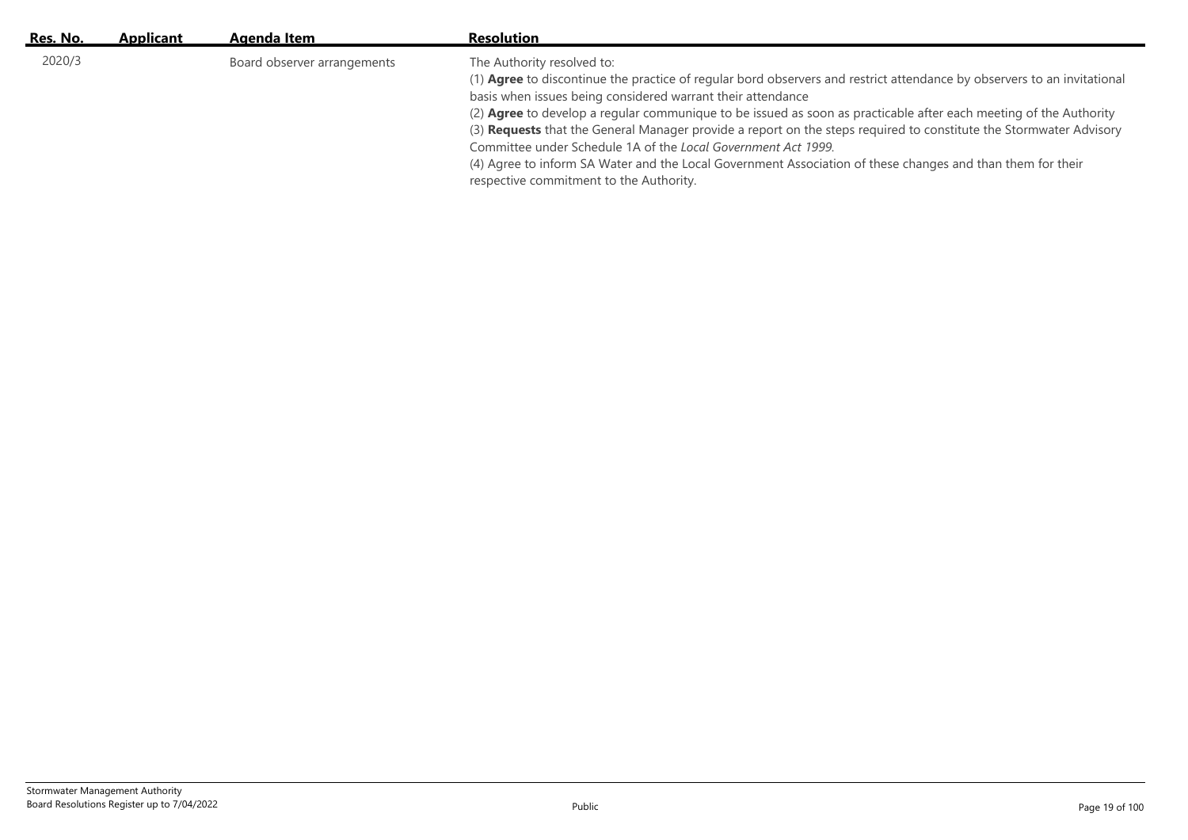| Res. No. | Applicant | Agenda Item | Resolution |
| --- | --- | --- | --- |
| 2020/3 | | Board observer arrangements | The Authority resolved to:<br>(1) **Agree** to discontinue the practice of regular bord observers and restrict attendance by observers to an invitational basis when issues being considered warrant their attendance<br>(2) **Agree** to develop a regular communique to be issued as soon as practicable after each meeting of the Authority<br>(3) **Requests** that the General Manager provide a report on the steps required to constitute the Stormwater Advisory Committee under Schedule 1A of the *Local Government Act 1999.*<br>(4) Agree to inform SA Water and the Local Government Association of these changes and than them for their respective commitment to the Authority. |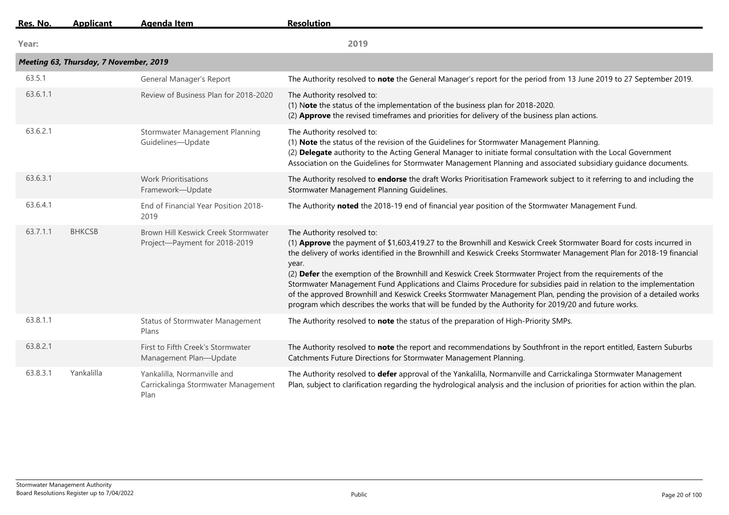| Res. No. | Applicant | Agenda Item | Resolution |
|---|---|---|---|
| **Year:** | | | **2019** |
| ***Meeting 63, Thursday, 7 November, 2019*** | | | |
| 63.5.1 | | General Manager's Report | The Authority resolved to **note** the General Manager's report for the period from 13 June 2019 to 27 September 2019. |
| 63.6.1.1 | | Review of Business Plan for 2018-2020 | The Authority resolved to:<br>(1) N**ote** the status of the implementation of the business plan for 2018-2020.<br>(2) **Approve** the revised timeframes and priorities for delivery of the business plan actions. |
| 63.6.2.1 | | Stormwater Management Planning Guidelines—Update | The Authority resolved to:<br>(1) **Note** the status of the revision of the Guidelines for Stormwater Management Planning.<br>(2) **Delegate** authority to the Acting General Manager to initiate formal consultation with the Local Government Association on the Guidelines for Stormwater Management Planning and associated subsidiary guidance documents. |
| 63.6.3.1 | | Work Prioritisations Framework—Update | The Authority resolved to **endorse** the draft Works Prioritisation Framework subject to it referring to and including the Stormwater Management Planning Guidelines. |
| 63.6.4.1 | | End of Financial Year Position 2018-2019 | The Authority **noted** the 2018-19 end of financial year position of the Stormwater Management Fund. |
| 63.7.1.1 | BHKCSB | Brown Hill Keswick Creek Stormwater Project—Payment for 2018-2019 | The Authority resolved to:<br>(1) **Approve** the payment of $1,603,419.27 to the Brownhill and Keswick Creek Stormwater Board for costs incurred in the delivery of works identified in the Brownhill and Keswick Creeks Stormwater Management Plan for 2018-19 financial year.<br>(2) **Defer** the exemption of the Brownhill and Keswick Creek Stormwater Project from the requirements of the Stormwater Management Fund Applications and Claims Procedure for subsidies paid in relation to the implementation of the approved Brownhill and Keswick Creeks Stormwater Management Plan, pending the provision of a detailed works program which describes the works that will be funded by the Authority for 2019/20 and future works. |
| 63.8.1.1 | | Status of Stormwater Management Plans | The Authority resolved to **note** the status of the preparation of High-Priority SMPs. |
| 63.8.2.1 | | First to Fifth Creek's Stormwater Management Plan—Update | The Authority resolved to **note** the report and recommendations by Southfront in the report entitled, Eastern Suburbs Catchments Future Directions for Stormwater Management Planning. |
| 63.8.3.1 | Yankalilla | Yankalilla, Normanville and Carrickalinga Stormwater Management Plan | The Authority resolved to **defer** approval of the Yankalilla, Normanville and Carrickalinga Stormwater Management Plan, subject to clarification regarding the hydrological analysis and the inclusion of priorities for action within the plan. |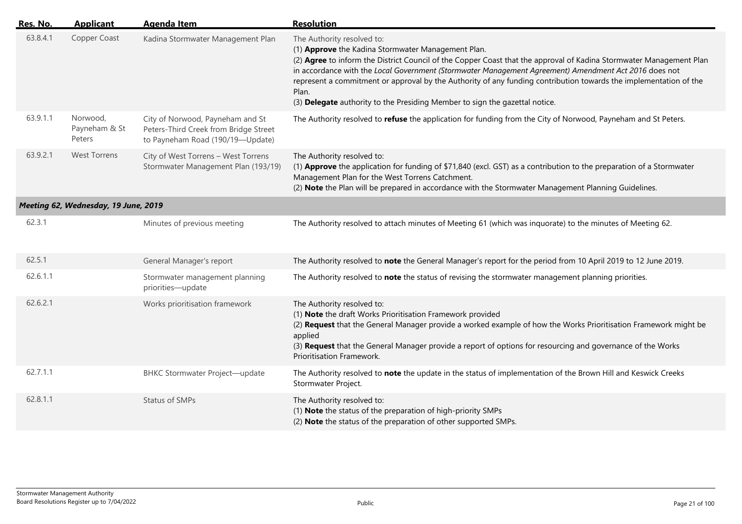| Res. No. | Applicant | Agenda Item | Resolution |
|---|---|---|---|
| 63.8.4.1 | Copper Coast | Kadina Stormwater Management Plan | The Authority resolved to:<br>(1) **Approve** the Kadina Stormwater Management Plan.<br>(2) **Agree** to inform the District Council of the Copper Coast that the approval of Kadina Stormwater Management Plan in accordance with the *Local Government (Stormwater Management Agreement) Amendment Act 2016* does not represent a commitment or approval by the Authority of any funding contribution towards the implementation of the Plan.<br>(3) **Delegate** authority to the Presiding Member to sign the gazettal notice. |
| 63.9.1.1 | Norwood, Payneham & St Peters | City of Norwood, Payneham and St Peters-Third Creek from Bridge Street to Payneham Road (190/19—Update) | The Authority resolved to **refuse** the application for funding from the City of Norwood, Payneham and St Peters. |
| 63.9.2.1 | West Torrens | City of West Torrens – West Torrens Stormwater Management Plan (193/19) | The Authority resolved to:<br>(1) **Approve** the application for funding of $71,840 (excl. GST) as a contribution to the preparation of a Stormwater Management Plan for the West Torrens Catchment.<br>(2) **Note** the Plan will be prepared in accordance with the Stormwater Management Planning Guidelines. |
| ***Meeting 62, Wednesday, 19 June, 2019*** | | | |
| 62.3.1 | | Minutes of previous meeting | The Authority resolved to attach minutes of Meeting 61 (which was inquorate) to the minutes of Meeting 62. |
| 62.5.1 | | General Manager's report | The Authority resolved to **note** the General Manager's report for the period from 10 April 2019 to 12 June 2019. |
| 62.6.1.1 | | Stormwater management planning priorities—update | The Authority resolved to **note** the status of revising the stormwater management planning priorities. |
| 62.6.2.1 | | Works prioritisation framework | The Authority resolved to:<br>(1) **Note** the draft Works Prioritisation Framework provided<br>(2) **Request** that the General Manager provide a worked example of how the Works Prioritisation Framework might be applied<br>(3) **Request** that the General Manager provide a report of options for resourcing and governance of the Works Prioritisation Framework. |
| 62.7.1.1 | | BHKC Stormwater Project—update | The Authority resolved to **note** the update in the status of implementation of the Brown Hill and Keswick Creeks Stormwater Project. |
| 62.8.1.1 | | Status of SMPs | The Authority resolved to:<br>(1) **Note** the status of the preparation of high-priority SMPs<br>(2) **Note** the status of the preparation of other supported SMPs. |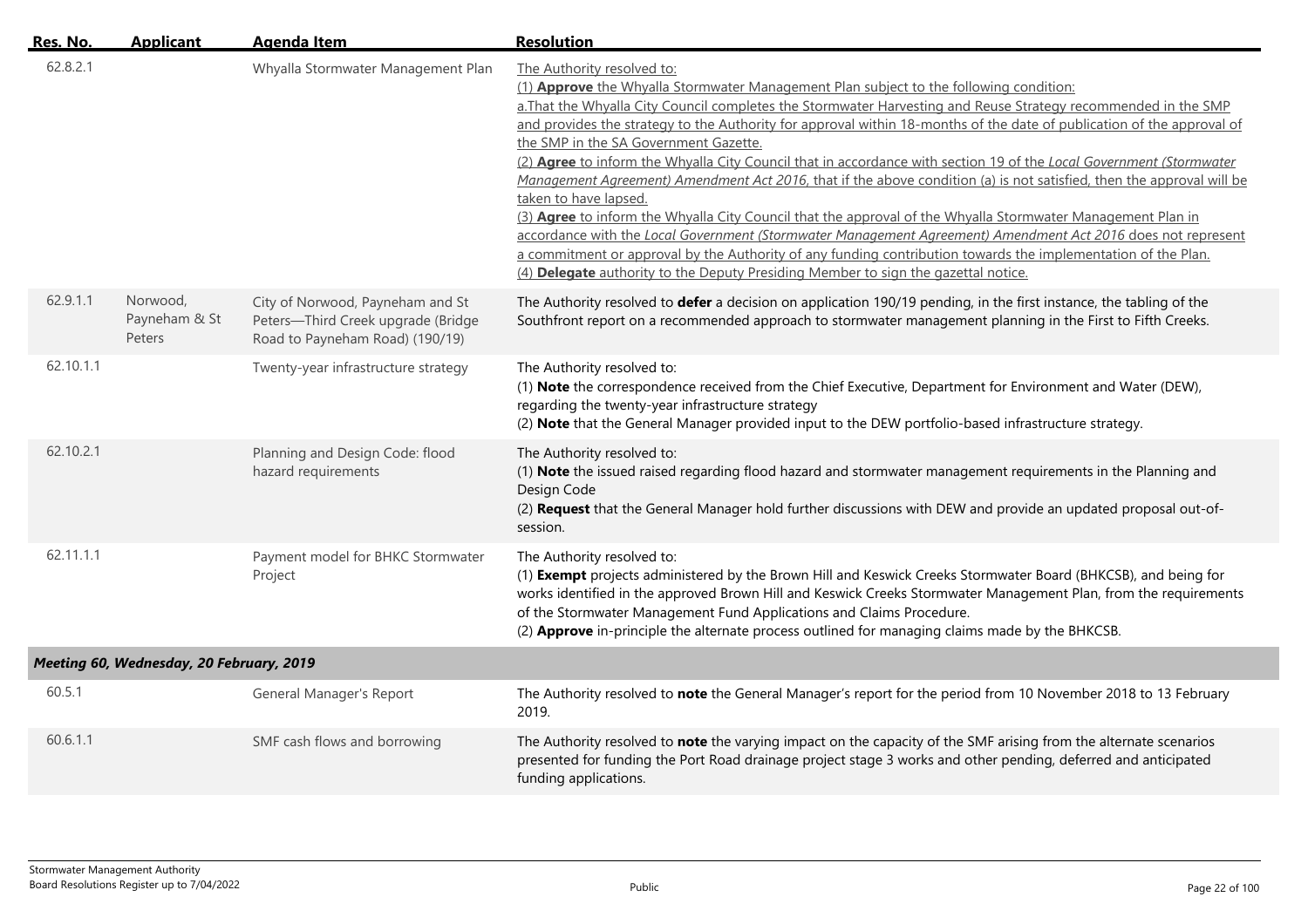| Res. No. | Applicant | Agenda Item | Resolution |
|---|---|---|---|
| 62.8.2.1 | | Whyalla Stormwater Management Plan | The Authority resolved to:<br>(1) **Approve** the Whyalla Stormwater Management Plan subject to the following condition:<br>a.That the Whyalla City Council completes the Stormwater Harvesting and Reuse Strategy recommended in the SMP and provides the strategy to the Authority for approval within 18-months of the date of publication of the approval of the SMP in the SA Government Gazette.<br>(2) **Agree** to inform the Whyalla City Council that in accordance with section 19 of the *Local Government (Stormwater Management Agreement) Amendment Act 2016*, that if the above condition (a) is not satisfied, then the approval will be taken to have lapsed.<br>(3) **Agree** to inform the Whyalla City Council that the approval of the Whyalla Stormwater Management Plan in accordance with the *Local Government (Stormwater Management Agreement) Amendment Act 2016* does not represent a commitment or approval by the Authority of any funding contribution towards the implementation of the Plan.<br>(4) **Delegate** authority to the Deputy Presiding Member to sign the gazettal notice. |
| 62.9.1.1 | Norwood, Payneham & St Peters | City of Norwood, Payneham and St Peters—Third Creek upgrade (Bridge Road to Payneham Road) (190/19) | The Authority resolved to **defer** a decision on application 190/19 pending, in the first instance, the tabling of the Southfront report on a recommended approach to stormwater management planning in the First to Fifth Creeks. |
| 62.10.1.1 | | Twenty-year infrastructure strategy | The Authority resolved to:<br>(1) **Note** the correspondence received from the Chief Executive, Department for Environment and Water (DEW), regarding the twenty-year infrastructure strategy<br>(2) **Note** that the General Manager provided input to the DEW portfolio-based infrastructure strategy. |
| 62.10.2.1 | | Planning and Design Code: flood hazard requirements | The Authority resolved to:<br>(1) **Note** the issued raised regarding flood hazard and stormwater management requirements in the Planning and Design Code<br>(2) **Request** that the General Manager hold further discussions with DEW and provide an updated proposal out-of-session. |
| 62.11.1.1 | | Payment model for BHKC Stormwater Project | The Authority resolved to:<br>(1) **Exempt** projects administered by the Brown Hill and Keswick Creeks Stormwater Board (BHKCSB), and being for works identified in the approved Brown Hill and Keswick Creeks Stormwater Management Plan, from the requirements of the Stormwater Management Fund Applications and Claims Procedure.<br>(2) **Approve** in-principle the alternate process outlined for managing claims made by the BHKCSB. |
| ***Meeting 60, Wednesday, 20 February, 2019*** | | | |
| 60.5.1 | | General Manager's Report | The Authority resolved to **note** the General Manager's report for the period from 10 November 2018 to 13 February 2019. |
| 60.6.1.1 | | SMF cash flows and borrowing | The Authority resolved to **note** the varying impact on the capacity of the SMF arising from the alternate scenarios presented for funding the Port Road drainage project stage 3 works and other pending, deferred and anticipated funding applications. |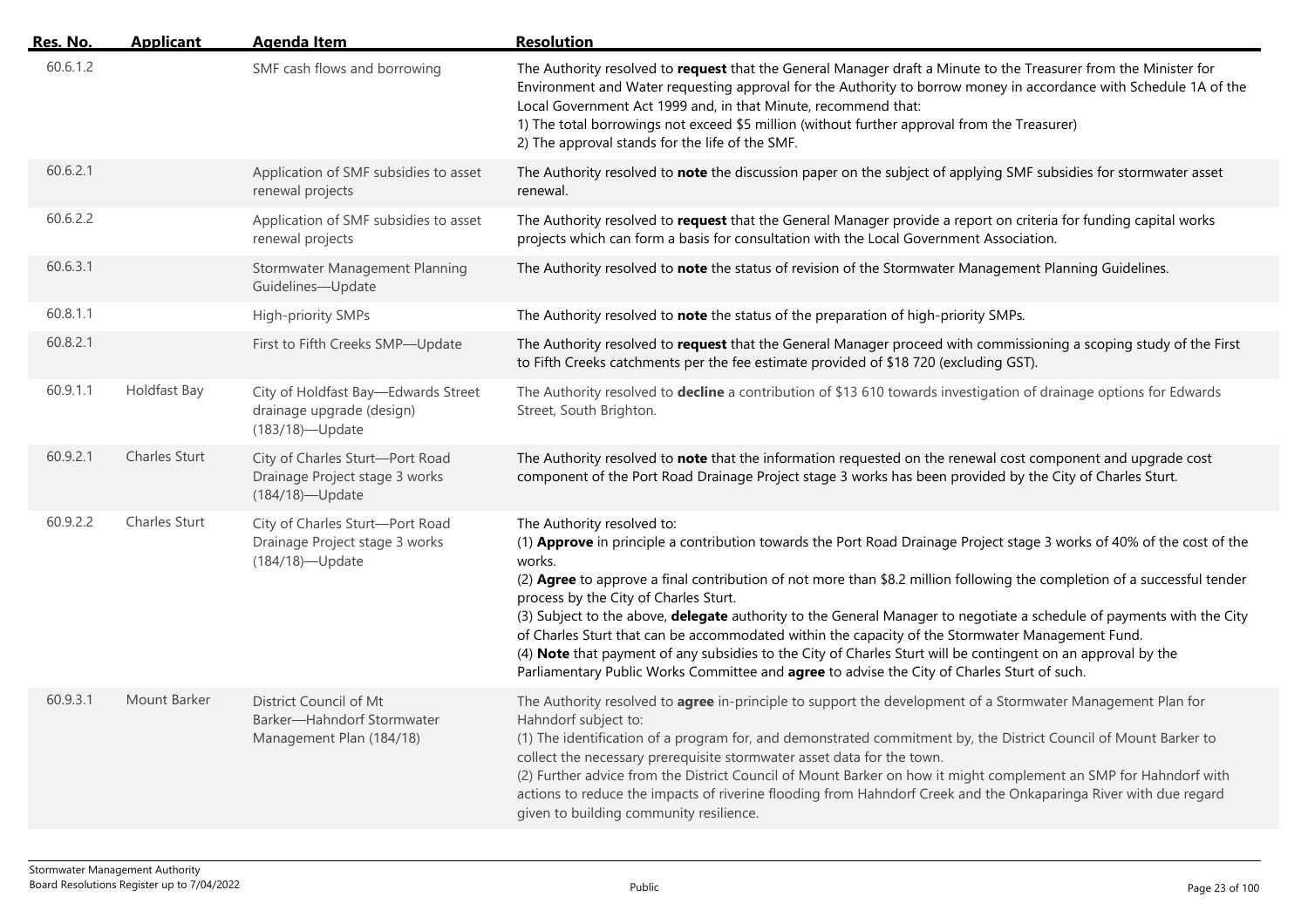| Res. No. | Applicant | Agenda Item | Resolution |
| --- | --- | --- | --- |
| 60.6.1.2 | | SMF cash flows and borrowing | The Authority resolved to **request** that the General Manager draft a Minute to the Treasurer from the Minister for Environment and Water requesting approval for the Authority to borrow money in accordance with Schedule 1A of the Local Government Act 1999 and, in that Minute, recommend that:<br>1) The total borrowings not exceed $5 million (without further approval from the Treasurer)<br>2) The approval stands for the life of the SMF. |
| 60.6.2.1 | | Application of SMF subsidies to asset renewal projects | The Authority resolved to **note** the discussion paper on the subject of applying SMF subsidies for stormwater asset renewal. |
| 60.6.2.2 | | Application of SMF subsidies to asset renewal projects | The Authority resolved to **request** that the General Manager provide a report on criteria for funding capital works projects which can form a basis for consultation with the Local Government Association. |
| 60.6.3.1 | | Stormwater Management Planning Guidelines—Update | The Authority resolved to **note** the status of revision of the Stormwater Management Planning Guidelines. |
| 60.8.1.1 | | High-priority SMPs | The Authority resolved to **note** the status of the preparation of high-priority SMPs. |
| 60.8.2.1 | | First to Fifth Creeks SMP—Update | The Authority resolved to **request** that the General Manager proceed with commissioning a scoping study of the First to Fifth Creeks catchments per the fee estimate provided of $18 720 (excluding GST). |
| 60.9.1.1 | Holdfast Bay | City of Holdfast Bay—Edwards Street drainage upgrade (design) (183/18)—Update | The Authority resolved to **decline** a contribution of $13 610 towards investigation of drainage options for Edwards Street, South Brighton. |
| 60.9.2.1 | Charles Sturt | City of Charles Sturt—Port Road Drainage Project stage 3 works (184/18)—Update | The Authority resolved to **note** that the information requested on the renewal cost component and upgrade cost component of the Port Road Drainage Project stage 3 works has been provided by the City of Charles Sturt. |
| 60.9.2.2 | Charles Sturt | City of Charles Sturt—Port Road Drainage Project stage 3 works (184/18)—Update | The Authority resolved to:<br>(1) **Approve** in principle a contribution towards the Port Road Drainage Project stage 3 works of 40% of the cost of the works.<br>(2) **Agree** to approve a final contribution of not more than $8.2 million following the completion of a successful tender process by the City of Charles Sturt.<br>(3) Subject to the above, **delegate** authority to the General Manager to negotiate a schedule of payments with the City of Charles Sturt that can be accommodated within the capacity of the Stormwater Management Fund.<br>(4) **Note** that payment of any subsidies to the City of Charles Sturt will be contingent on an approval by the Parliamentary Public Works Committee and **agree** to advise the City of Charles Sturt of such. |
| 60.9.3.1 | Mount Barker | District Council of Mt Barker—Hahndorf Stormwater Management Plan (184/18) | The Authority resolved to **agree** in-principle to support the development of a Stormwater Management Plan for Hahndorf subject to:<br>(1) The identification of a program for, and demonstrated commitment by, the District Council of Mount Barker to collect the necessary prerequisite stormwater asset data for the town.<br>(2) Further advice from the District Council of Mount Barker on how it might complement an SMP for Hahndorf with actions to reduce the impacts of riverine flooding from Hahndorf Creek and the Onkaparinga River with due regard given to building community resilience. |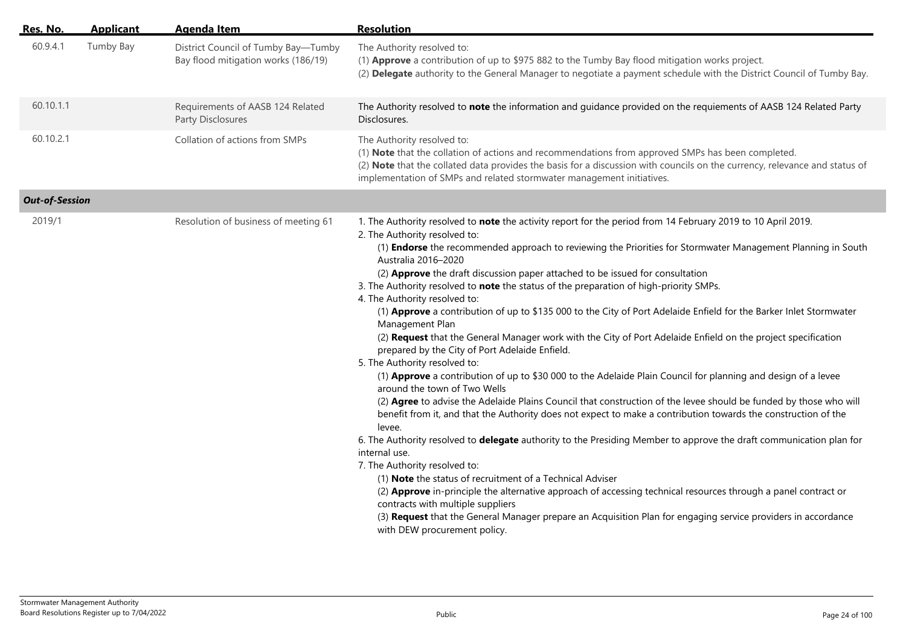| Res. No. | Applicant | Agenda Item | Resolution |
| --- | --- | --- | --- |
| 60.9.4.1 | Tumby Bay | District Council of Tumby Bay—Tumby Bay flood mitigation works (186/19) | The Authority resolved to:<br>(1) **Approve** a contribution of up to $975 882 to the Tumby Bay flood mitigation works project.<br>(2) **Delegate** authority to the General Manager to negotiate a payment schedule with the District Council of Tumby Bay. |
| 60.10.1.1 | | Requirements of AASB 124 Related Party Disclosures | The Authority resolved to **note** the information and guidance provided on the requiements of AASB 124 Related Party Disclosures. |
| 60.10.2.1 | | Collation of actions from SMPs | The Authority resolved to:<br>(1) **Note** that the collation of actions and recommendations from approved SMPs has been completed.<br>(2) **Note** that the collated data provides the basis for a discussion with councils on the currency, relevance and status of implementation of SMPs and related stormwater management initiatives. |
| ***Out-of-Session*** | | | |
| 2019/1 | | Resolution of business of meeting 61 | 1. The Authority resolved to **note** the activity report for the period from 14 February 2019 to 10 April 2019.<br>2. The Authority resolved to:<br>(1) **Endorse** the recommended approach to reviewing the Priorities for Stormwater Management Planning in South Australia 2016–2020<br>(2) **Approve** the draft discussion paper attached to be issued for consultation<br>3. The Authority resolved to **note** the status of the preparation of high-priority SMPs.<br>4. The Authority resolved to:<br>(1) **Approve** a contribution of up to $135 000 to the City of Port Adelaide Enfield for the Barker Inlet Stormwater Management Plan<br>(2) **Request** that the General Manager work with the City of Port Adelaide Enfield on the project specification prepared by the City of Port Adelaide Enfield.<br>5. The Authority resolved to:<br>(1) **Approve** a contribution of up to $30 000 to the Adelaide Plain Council for planning and design of a levee around the town of Two Wells<br>(2) **Agree** to advise the Adelaide Plains Council that construction of the levee should be funded by those who will benefit from it, and that the Authority does not expect to make a contribution towards the construction of the levee.<br>6. The Authority resolved to **delegate** authority to the Presiding Member to approve the draft communication plan for internal use.<br>7. The Authority resolved to:<br>(1) **Note** the status of recruitment of a Technical Adviser<br>(2) **Approve** in-principle the alternative approach of accessing technical resources through a panel contract or contracts with multiple suppliers<br>(3) **Request** that the General Manager prepare an Acquisition Plan for engaging service providers in accordance with DEW procurement policy. |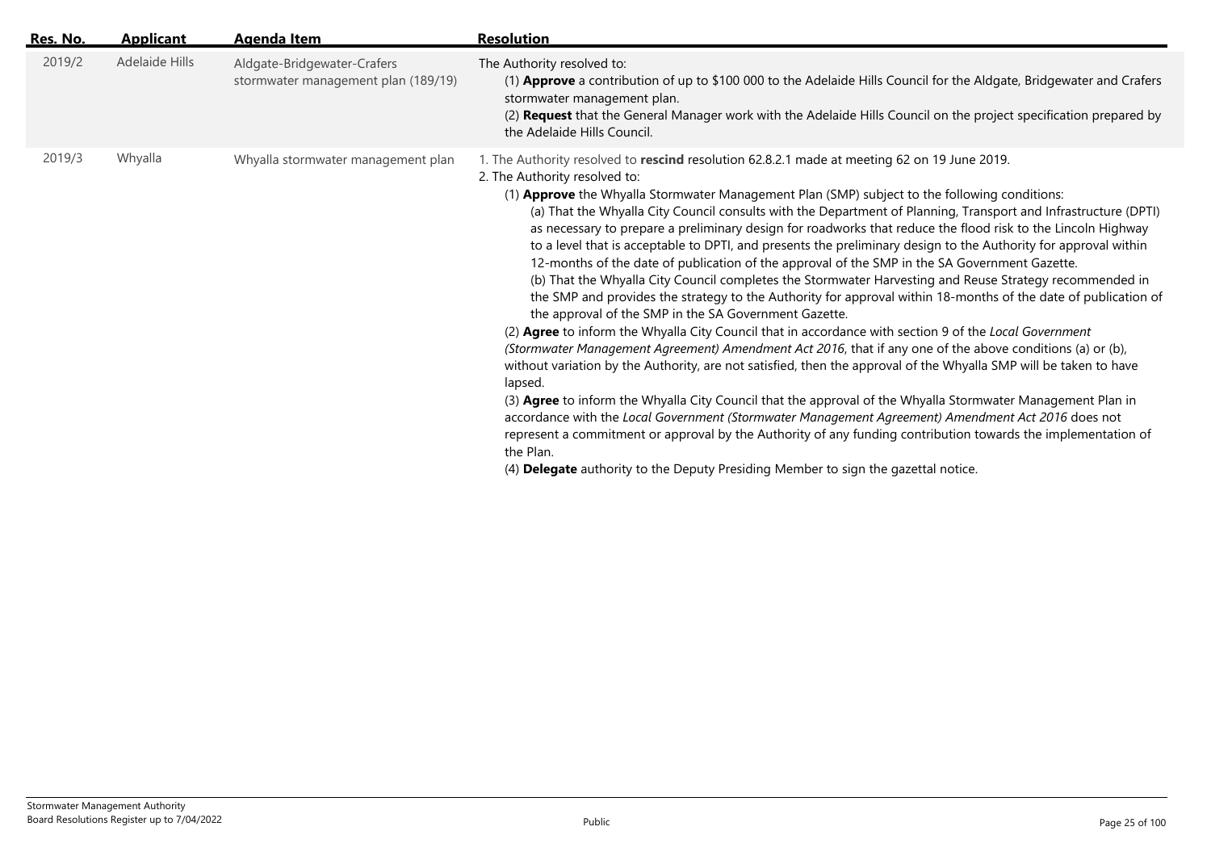| Res. No. | Applicant | Agenda Item | Resolution |
|---|---|---|---|
| 2019/2 | Adelaide Hills | Aldgate-Bridgewater-Crafers stormwater management plan (189/19) | The Authority resolved to:<br>(1) **Approve** a contribution of up to $100 000 to the Adelaide Hills Council for the Aldgate, Bridgewater and Crafers stormwater management plan.<br>(2) **Request** that the General Manager work with the Adelaide Hills Council on the project specification prepared by the Adelaide Hills Council. |
| 2019/3 | Whyalla | Whyalla stormwater management plan | 1. The Authority resolved to **rescind** resolution 62.8.2.1 made at meeting 62 on 19 June 2019.<br>2. The Authority resolved to:<br>(1) **Approve** the Whyalla Stormwater Management Plan (SMP) subject to the following conditions:<br>(a) That the Whyalla City Council consults with the Department of Planning, Transport and Infrastructure (DPTI) as necessary to prepare a preliminary design for roadworks that reduce the flood risk to the Lincoln Highway to a level that is acceptable to DPTI, and presents the preliminary design to the Authority for approval within 12-months of the date of publication of the approval of the SMP in the SA Government Gazette.<br>(b) That the Whyalla City Council completes the Stormwater Harvesting and Reuse Strategy recommended in the SMP and provides the strategy to the Authority for approval within 18-months of the date of publication of the approval of the SMP in the SA Government Gazette.<br>(2) **Agree** to inform the Whyalla City Council that in accordance with section 9 of the *Local Government (Stormwater Management Agreement) Amendment Act 2016*, that if any one of the above conditions (a) or (b), without variation by the Authority, are not satisfied, then the approval of the Whyalla SMP will be taken to have lapsed.<br>(3) **Agree** to inform the Whyalla City Council that the approval of the Whyalla Stormwater Management Plan in accordance with the *Local Government (Stormwater Management Agreement) Amendment Act 2016* does not represent a commitment or approval by the Authority of any funding contribution towards the implementation of the Plan.<br>(4) **Delegate** authority to the Deputy Presiding Member to sign the gazettal notice. |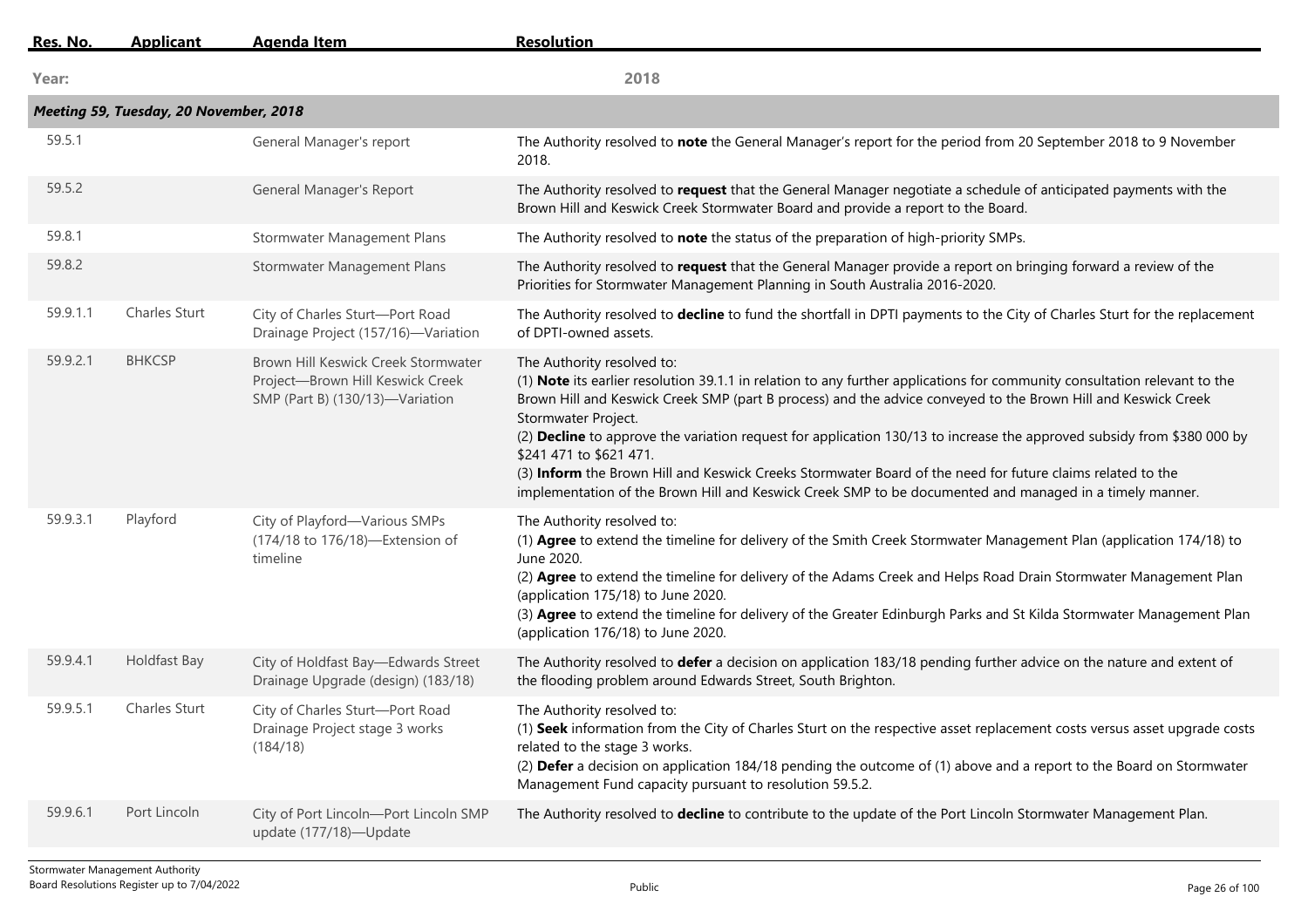| Res. No. | Applicant | Agenda Item | Resolution |
|---|---|---|---|
| **Year:** | | | **2018** |
| ***Meeting 59, Tuesday, 20 November, 2018*** | | | |
| 59.5.1 | | General Manager's report | The Authority resolved to **note** the General Manager's report for the period from 20 September 2018 to 9 November 2018. |
| 59.5.2 | | General Manager's Report | The Authority resolved to **request** that the General Manager negotiate a schedule of anticipated payments with the Brown Hill and Keswick Creek Stormwater Board and provide a report to the Board. |
| 59.8.1 | | Stormwater Management Plans | The Authority resolved to **note** the status of the preparation of high-priority SMPs. |
| 59.8.2 | | Stormwater Management Plans | The Authority resolved to **request** that the General Manager provide a report on bringing forward a review of the Priorities for Stormwater Management Planning in South Australia 2016-2020. |
| 59.9.1.1 | Charles Sturt | City of Charles Sturt—Port Road Drainage Project (157/16)—Variation | The Authority resolved to **decline** to fund the shortfall in DPTI payments to the City of Charles Sturt for the replacement of DPTI-owned assets. |
| 59.9.2.1 | BHKCSP | Brown Hill Keswick Creek Stormwater Project—Brown Hill Keswick Creek SMP (Part B) (130/13)—Variation | The Authority resolved to:<br>(1) **Note** its earlier resolution 39.1.1 in relation to any further applications for community consultation relevant to the Brown Hill and Keswick Creek SMP (part B process) and the advice conveyed to the Brown Hill and Keswick Creek Stormwater Project.<br>(2) **Decline** to approve the variation request for application 130/13 to increase the approved subsidy from \$380 000 by \$241 471 to \$621 471.<br>(3) **Inform** the Brown Hill and Keswick Creeks Stormwater Board of the need for future claims related to the implementation of the Brown Hill and Keswick Creek SMP to be documented and managed in a timely manner. |
| 59.9.3.1 | Playford | City of Playford—Various SMPs (174/18 to 176/18)—Extension of timeline | The Authority resolved to:<br>(1) **Agree** to extend the timeline for delivery of the Smith Creek Stormwater Management Plan (application 174/18) to June 2020.<br>(2) **Agree** to extend the timeline for delivery of the Adams Creek and Helps Road Drain Stormwater Management Plan (application 175/18) to June 2020.<br>(3) **Agree** to extend the timeline for delivery of the Greater Edinburgh Parks and St Kilda Stormwater Management Plan (application 176/18) to June 2020. |
| 59.9.4.1 | Holdfast Bay | City of Holdfast Bay—Edwards Street Drainage Upgrade (design) (183/18) | The Authority resolved to **defer** a decision on application 183/18 pending further advice on the nature and extent of the flooding problem around Edwards Street, South Brighton. |
| 59.9.5.1 | Charles Sturt | City of Charles Sturt—Port Road Drainage Project stage 3 works (184/18) | The Authority resolved to:<br>(1) **Seek** information from the City of Charles Sturt on the respective asset replacement costs versus asset upgrade costs related to the stage 3 works.<br>(2) **Defer** a decision on application 184/18 pending the outcome of (1) above and a report to the Board on Stormwater Management Fund capacity pursuant to resolution 59.5.2. |
| 59.9.6.1 | Port Lincoln | City of Port Lincoln—Port Lincoln SMP update (177/18)—Update | The Authority resolved to **decline** to contribute to the update of the Port Lincoln Stormwater Management Plan. |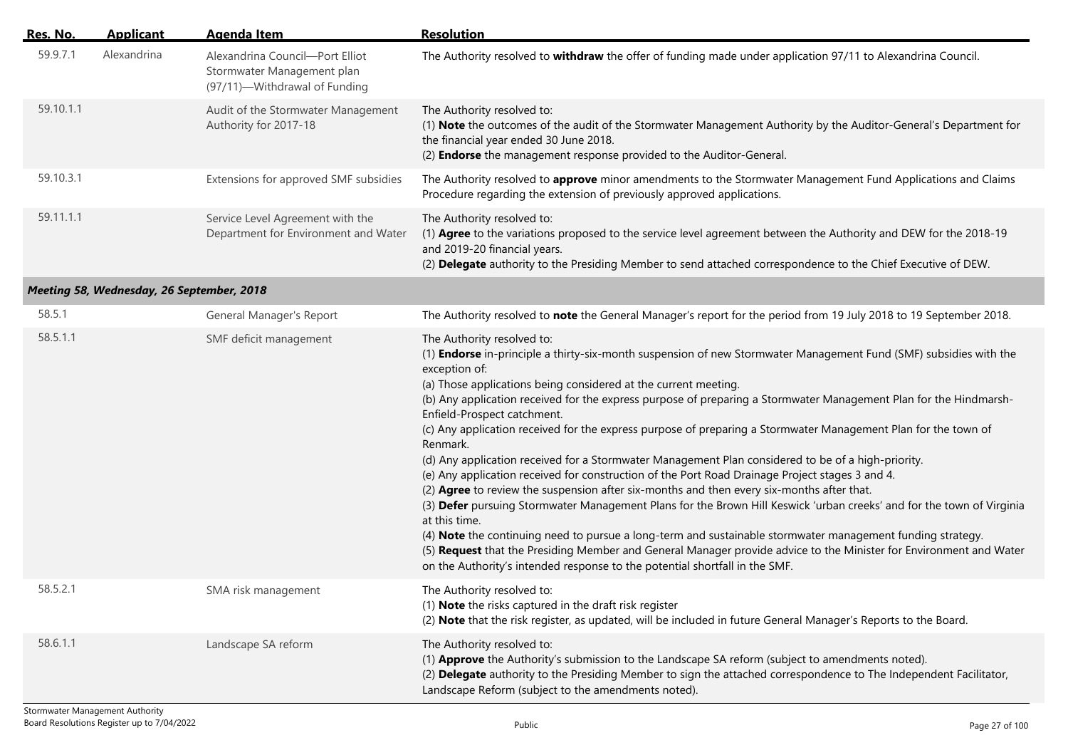| Res. No. | Applicant | Agenda Item | Resolution |
|---|---|---|---|
| 59.9.7.1 | Alexandrina | Alexandrina Council—Port Elliot Stormwater Management plan (97/11)—Withdrawal of Funding | The Authority resolved to **withdraw** the offer of funding made under application 97/11 to Alexandrina Council. |
| 59.10.1.1 | | Audit of the Stormwater Management Authority for 2017-18 | The Authority resolved to:<br>(1) **Note** the outcomes of the audit of the Stormwater Management Authority by the Auditor-General's Department for the financial year ended 30 June 2018.<br>(2) **Endorse** the management response provided to the Auditor-General. |
| 59.10.3.1 | | Extensions for approved SMF subsidies | The Authority resolved to **approve** minor amendments to the Stormwater Management Fund Applications and Claims Procedure regarding the extension of previously approved applications. |
| 59.11.1.1 | | Service Level Agreement with the Department for Environment and Water | The Authority resolved to:<br>(1) **Agree** to the variations proposed to the service level agreement between the Authority and DEW for the 2018-19 and 2019-20 financial years.<br>(2) **Delegate** authority to the Presiding Member to send attached correspondence to the Chief Executive of DEW. |
| ***Meeting 58, Wednesday, 26 September, 2018*** | | | |
| 58.5.1 | | General Manager's Report | The Authority resolved to **note** the General Manager's report for the period from 19 July 2018 to 19 September 2018. |
| 58.5.1.1 | | SMF deficit management | The Authority resolved to:<br>(1) **Endorse** in-principle a thirty-six-month suspension of new Stormwater Management Fund (SMF) subsidies with the exception of:<br>(a) Those applications being considered at the current meeting.<br>(b) Any application received for the express purpose of preparing a Stormwater Management Plan for the Hindmarsh-Enfield-Prospect catchment.<br>(c) Any application received for the express purpose of preparing a Stormwater Management Plan for the town of Renmark.<br>(d) Any application received for a Stormwater Management Plan considered to be of a high-priority.<br>(e) Any application received for construction of the Port Road Drainage Project stages 3 and 4.<br>(2) **Agree** to review the suspension after six-months and then every six-months after that.<br>(3) **Defer** pursuing Stormwater Management Plans for the Brown Hill Keswick 'urban creeks' and for the town of Virginia at this time.<br>(4) **Note** the continuing need to pursue a long-term and sustainable stormwater management funding strategy.<br>(5) **Request** that the Presiding Member and General Manager provide advice to the Minister for Environment and Water on the Authority's intended response to the potential shortfall in the SMF. |
| 58.5.2.1 | | SMA risk management | The Authority resolved to:<br>(1) **Note** the risks captured in the draft risk register<br>(2) **Note** that the risk register, as updated, will be included in future General Manager's Reports to the Board. |
| 58.6.1.1 | | Landscape SA reform | The Authority resolved to:<br>(1) **Approve** the Authority's submission to the Landscape SA reform (subject to amendments noted).<br>(2) **Delegate** authority to the Presiding Member to sign the attached correspondence to The Independent Facilitator, Landscape Reform (subject to the amendments noted). |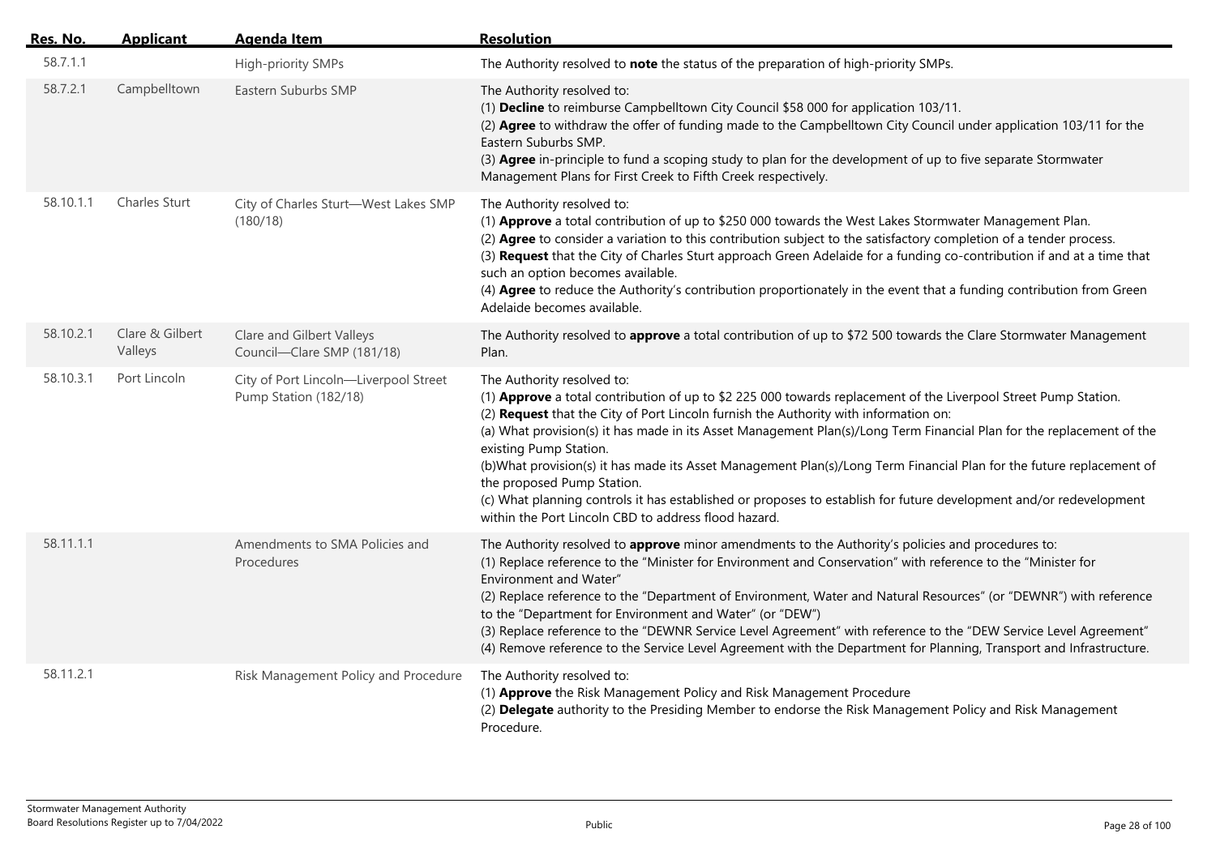| Res. No. | Applicant | Agenda Item | Resolution |
|---|---|---|---|
| 58.7.1.1 | | High-priority SMPs | The Authority resolved to **note** the status of the preparation of high-priority SMPs. |
| 58.7.2.1 | Campbelltown | Eastern Suburbs SMP | The Authority resolved to:<br>(1) **Decline** to reimburse Campbelltown City Council $58 000 for application 103/11.<br>(2) **Agree** to withdraw the offer of funding made to the Campbelltown City Council under application 103/11 for the Eastern Suburbs SMP.<br>(3) **Agree** in-principle to fund a scoping study to plan for the development of up to five separate Stormwater Management Plans for First Creek to Fifth Creek respectively. |
| 58.10.1.1 | Charles Sturt | City of Charles Sturt—West Lakes SMP (180/18) | The Authority resolved to:<br>(1) **Approve** a total contribution of up to $250 000 towards the West Lakes Stormwater Management Plan.<br>(2) **Agree** to consider a variation to this contribution subject to the satisfactory completion of a tender process.<br>(3) **Request** that the City of Charles Sturt approach Green Adelaide for a funding co-contribution if and at a time that such an option becomes available.<br>(4) **Agree** to reduce the Authority's contribution proportionately in the event that a funding contribution from Green Adelaide becomes available. |
| 58.10.2.1 | Clare & Gilbert Valleys | Clare and Gilbert Valleys Council—Clare SMP (181/18) | The Authority resolved to **approve** a total contribution of up to $72 500 towards the Clare Stormwater Management Plan. |
| 58.10.3.1 | Port Lincoln | City of Port Lincoln—Liverpool Street Pump Station (182/18) | The Authority resolved to:<br>(1) **Approve** a total contribution of up to $2 225 000 towards replacement of the Liverpool Street Pump Station.<br>(2) **Request** that the City of Port Lincoln furnish the Authority with information on:<br>(a) What provision(s) it has made in its Asset Management Plan(s)/Long Term Financial Plan for the replacement of the existing Pump Station.<br>(b)What provision(s) it has made its Asset Management Plan(s)/Long Term Financial Plan for the future replacement of the proposed Pump Station.<br>(c) What planning controls it has established or proposes to establish for future development and/or redevelopment within the Port Lincoln CBD to address flood hazard. |
| 58.11.1.1 | | Amendments to SMA Policies and Procedures | The Authority resolved to **approve** minor amendments to the Authority's policies and procedures to:<br>(1) Replace reference to the "Minister for Environment and Conservation" with reference to the "Minister for Environment and Water"<br>(2) Replace reference to the "Department of Environment, Water and Natural Resources" (or "DEWNR") with reference to the "Department for Environment and Water" (or "DEW")<br>(3) Replace reference to the "DEWNR Service Level Agreement" with reference to the "DEW Service Level Agreement"<br>(4) Remove reference to the Service Level Agreement with the Department for Planning, Transport and Infrastructure. |
| 58.11.2.1 | | Risk Management Policy and Procedure | The Authority resolved to:<br>(1) **Approve** the Risk Management Policy and Risk Management Procedure<br>(2) **Delegate** authority to the Presiding Member to endorse the Risk Management Policy and Risk Management Procedure. |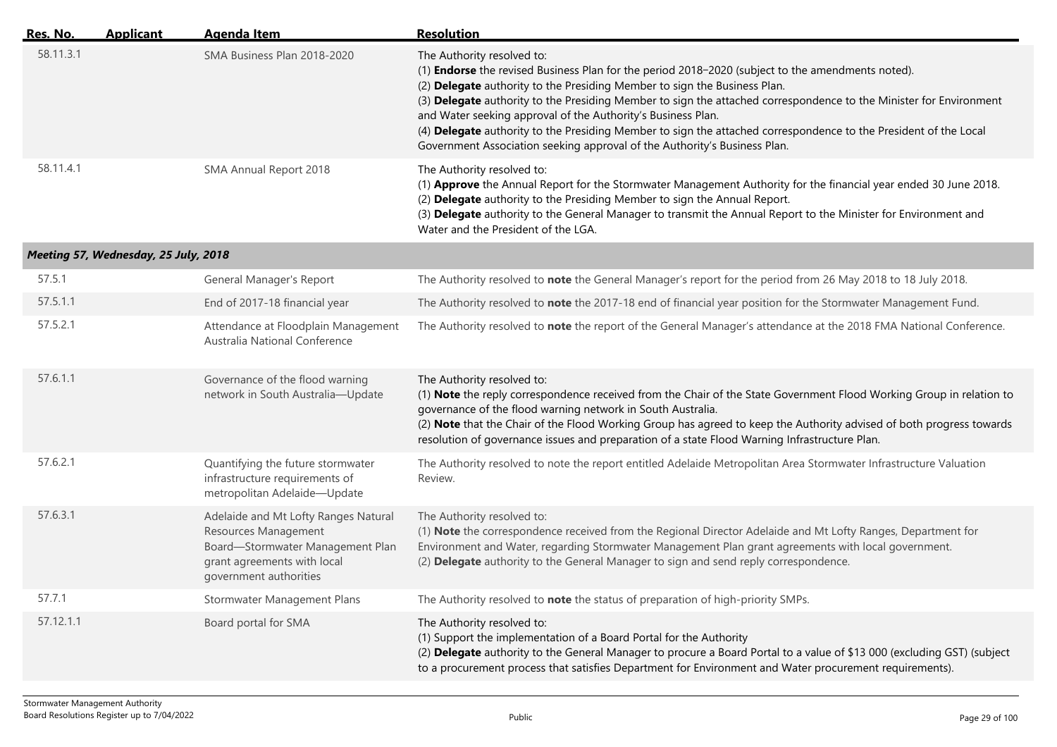| Res. No. | Applicant | Agenda Item | Resolution |
|---|---|---|---|
| 58.11.3.1 | | SMA Business Plan 2018-2020 | The Authority resolved to:<br>(1) **Endorse** the revised Business Plan for the period 2018–2020 (subject to the amendments noted).<br>(2) **Delegate** authority to the Presiding Member to sign the Business Plan.<br>(3) **Delegate** authority to the Presiding Member to sign the attached correspondence to the Minister for Environment and Water seeking approval of the Authority's Business Plan.<br>(4) **Delegate** authority to the Presiding Member to sign the attached correspondence to the President of the Local Government Association seeking approval of the Authority's Business Plan. |
| 58.11.4.1 | | SMA Annual Report 2018 | The Authority resolved to:<br>(1) **Approve** the Annual Report for the Stormwater Management Authority for the financial year ended 30 June 2018.<br>(2) **Delegate** authority to the Presiding Member to sign the Annual Report.<br>(3) **Delegate** authority to the General Manager to transmit the Annual Report to the Minister for Environment and Water and the President of the LGA. |
| ***Meeting 57, Wednesday, 25 July, 2018*** | | | |
| 57.5.1 | | General Manager's Report | The Authority resolved to **note** the General Manager's report for the period from 26 May 2018 to 18 July 2018. |
| 57.5.1.1 | | End of 2017-18 financial year | The Authority resolved to **note** the 2017-18 end of financial year position for the Stormwater Management Fund. |
| 57.5.2.1 | | Attendance at Floodplain Management Australia National Conference | The Authority resolved to **note** the report of the General Manager's attendance at the 2018 FMA National Conference. |
| 57.6.1.1 | | Governance of the flood warning network in South Australia—Update | The Authority resolved to:<br>(1) **Note** the reply correspondence received from the Chair of the State Government Flood Working Group in relation to governance of the flood warning network in South Australia.<br>(2) **Note** that the Chair of the Flood Working Group has agreed to keep the Authority advised of both progress towards resolution of governance issues and preparation of a state Flood Warning Infrastructure Plan. |
| 57.6.2.1 | | Quantifying the future stormwater infrastructure requirements of metropolitan Adelaide—Update | The Authority resolved to note the report entitled Adelaide Metropolitan Area Stormwater Infrastructure Valuation Review. |
| 57.6.3.1 | | Adelaide and Mt Lofty Ranges Natural Resources Management Board—Stormwater Management Plan grant agreements with local government authorities | The Authority resolved to:<br>(1) **Note** the correspondence received from the Regional Director Adelaide and Mt Lofty Ranges, Department for Environment and Water, regarding Stormwater Management Plan grant agreements with local government.<br>(2) **Delegate** authority to the General Manager to sign and send reply correspondence. |
| 57.7.1 | | Stormwater Management Plans | The Authority resolved to **note** the status of preparation of high-priority SMPs. |
| 57.12.1.1 | | Board portal for SMA | The Authority resolved to:<br>(1) Support the implementation of a Board Portal for the Authority<br>(2) **Delegate** authority to the General Manager to procure a Board Portal to a value of $13 000 (excluding GST) (subject to a procurement process that satisfies Department for Environment and Water procurement requirements). |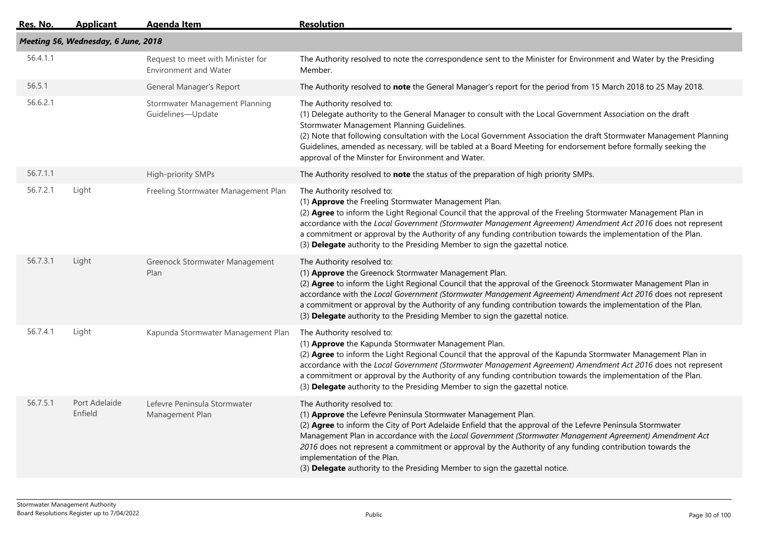| Res. No. | Applicant | Agenda Item | Resolution |
|---|---|---|---|
| ***Meeting 56, Wednesday, 6 June, 2018*** | | | |
| 56.4.1.1 | | Request to meet with Minister for Environment and Water | The Authority resolved to note the correspondence sent to the Minister for Environment and Water by the Presiding Member. |
| 56.5.1 | | General Manager's Report | The Authority resolved to **note** the General Manager's report for the period from 15 March 2018 to 25 May 2018. |
| 56.6.2.1 | | Stormwater Management Planning Guidelines—Update | The Authority resolved to:<br>(1) Delegate authority to the General Manager to consult with the Local Government Association on the draft Stormwater Management Planning Guidelines.<br>(2) Note that following consultation with the Local Government Association the draft Stormwater Management Planning Guidelines, amended as necessary, will be tabled at a Board Meeting for endorsement before formally seeking the approval of the Minster for Environment and Water. |
| 56.7.1.1 | | High-priority SMPs | The Authority resolved to **note** the status of the preparation of high priority SMPs. |
| 56.7.2.1 | Light | Freeling Stormwater Management Plan | The Authority resolved to:<br>(1) **Approve** the Freeling Stormwater Management Plan.<br>(2) **Agree** to inform the Light Regional Council that the approval of the Freeling Stormwater Management Plan in accordance with the *Local Government (Stormwater Management Agreement) Amendment Act 2016* does not represent a commitment or approval by the Authority of any funding contribution towards the implementation of the Plan.<br>(3) **Delegate** authority to the Presiding Member to sign the gazettal notice. |
| 56.7.3.1 | Light | Greenock Stormwater Management Plan | The Authority resolved to:<br>(1) **Approve** the Greenock Stormwater Management Plan.<br>(2) **Agree** to inform the Light Regional Council that the approval of the Greenock Stormwater Management Plan in accordance with the *Local Government (Stormwater Management Agreement) Amendment Act 2016* does not represent a commitment or approval by the Authority of any funding contribution towards the implementation of the Plan.<br>(3) **Delegate** authority to the Presiding Member to sign the gazettal notice. |
| 56.7.4.1 | Light | Kapunda Stormwater Management Plan | The Authority resolved to:<br>(1) **Approve** the Kapunda Stormwater Management Plan.<br>(2) **Agree** to inform the Light Regional Council that the approval of the Kapunda Stormwater Management Plan in accordance with the *Local Government (Stormwater Management Agreement) Amendment Act 2016* does not represent a commitment or approval by the Authority of any funding contribution towards the implementation of the Plan.<br>(3) **Delegate** authority to the Presiding Member to sign the gazettal notice. |
| 56.7.5.1 | Port Adelaide Enfield | Lefevre Peninsula Stormwater Management Plan | The Authority resolved to:<br>(1) **Approve** the Lefevre Peninsula Stormwater Management Plan.<br>(2) **Agree** to inform the City of Port Adelaide Enfield that the approval of the Lefevre Peninsula Stormwater Management Plan in accordance with the *Local Government (Stormwater Management Agreement) Amendment Act 2016* does not represent a commitment or approval by the Authority of any funding contribution towards the implementation of the Plan.<br>(3) **Delegate** authority to the Presiding Member to sign the gazettal notice. |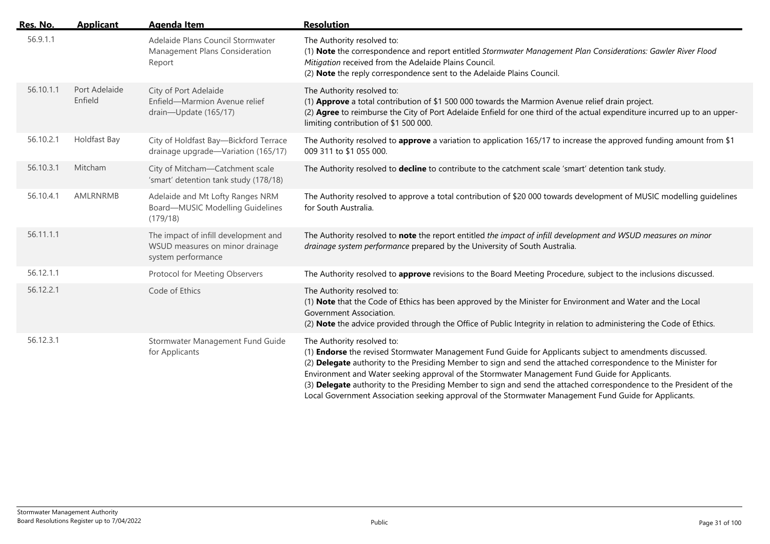| Res. No. | Applicant | Agenda Item | Resolution |
| --- | --- | --- | --- |
| 56.9.1.1 | | Adelaide Plains Council Stormwater Management Plans Consideration Report | The Authority resolved to:<br>(1) **Note** the correspondence and report entitled *Stormwater Management Plan Considerations: Gawler River Flood Mitigation* received from the Adelaide Plains Council.<br>(2) **Note** the reply correspondence sent to the Adelaide Plains Council. |
| 56.10.1.1 | Port Adelaide Enfield | City of Port Adelaide Enfield—Marmion Avenue relief drain—Update (165/17) | The Authority resolved to:<br>(1) **Approve** a total contribution of $1 500 000 towards the Marmion Avenue relief drain project.<br>(2) **Agree** to reimburse the City of Port Adelaide Enfield for one third of the actual expenditure incurred up to an upper-limiting contribution of $1 500 000. |
| 56.10.2.1 | Holdfast Bay | City of Holdfast Bay—Bickford Terrace drainage upgrade—Variation (165/17) | The Authority resolved to **approve** a variation to application 165/17 to increase the approved funding amount from $1 009 311 to $1 055 000. |
| 56.10.3.1 | Mitcham | City of Mitcham—Catchment scale 'smart' detention tank study (178/18) | The Authority resolved to **decline** to contribute to the catchment scale 'smart' detention tank study. |
| 56.10.4.1 | AMLRNRMB | Adelaide and Mt Lofty Ranges NRM Board—MUSIC Modelling Guidelines (179/18) | The Authority resolved to approve a total contribution of $20 000 towards development of MUSIC modelling guidelines for South Australia. |
| 56.11.1.1 | | The impact of infill development and WSUD measures on minor drainage system performance | The Authority resolved to **note** the report entitled *the impact of infill development and WSUD measures on minor drainage system performance* prepared by the University of South Australia. |
| 56.12.1.1 | | Protocol for Meeting Observers | The Authority resolved to **approve** revisions to the Board Meeting Procedure, subject to the inclusions discussed. |
| 56.12.2.1 | | Code of Ethics | The Authority resolved to:<br>(1) **Note** that the Code of Ethics has been approved by the Minister for Environment and Water and the Local Government Association.<br>(2) **Note** the advice provided through the Office of Public Integrity in relation to administering the Code of Ethics. |
| 56.12.3.1 | | Stormwater Management Fund Guide for Applicants | The Authority resolved to:<br>(1) **Endorse** the revised Stormwater Management Fund Guide for Applicants subject to amendments discussed.<br>(2) **Delegate** authority to the Presiding Member to sign and send the attached correspondence to the Minister for Environment and Water seeking approval of the Stormwater Management Fund Guide for Applicants.<br>(3) **Delegate** authority to the Presiding Member to sign and send the attached correspondence to the President of the Local Government Association seeking approval of the Stormwater Management Fund Guide for Applicants. |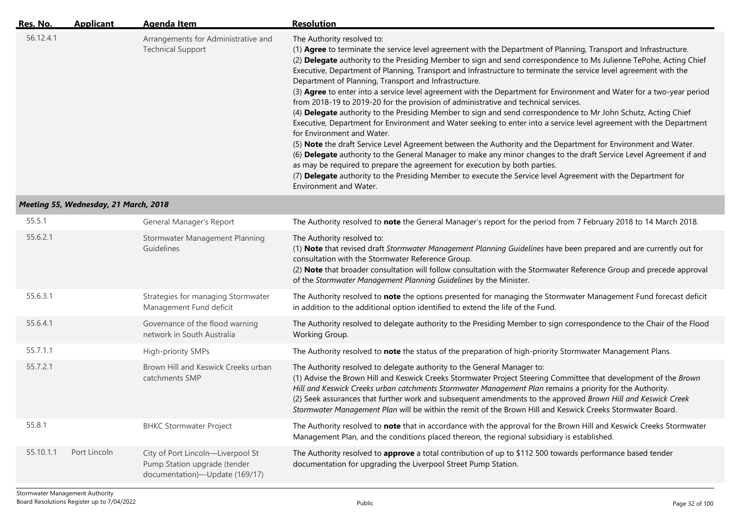| Res. No. | Applicant | Agenda Item | Resolution |
|---|---|---|---|
| 56.12.4.1 | | Arrangements for Administrative and Technical Support | The Authority resolved to:<br>(1) **Agree** to terminate the service level agreement with the Department of Planning, Transport and Infrastructure.<br>(2) **Delegate** authority to the Presiding Member to sign and send correspondence to Ms Julienne TePohe, Acting Chief Executive, Department of Planning, Transport and Infrastructure to terminate the service level agreement with the Department of Planning, Transport and Infrastructure.<br>(3) **Agree** to enter into a service level agreement with the Department for Environment and Water for a two-year period from 2018-19 to 2019-20 for the provision of administrative and technical services.<br>(4) **Delegate** authority to the Presiding Member to sign and send correspondence to Mr John Schutz, Acting Chief Executive, Department for Environment and Water seeking to enter into a service level agreement with the Department for Environment and Water.<br>(5) **Note** the draft Service Level Agreement between the Authority and the Department for Environment and Water.<br>(6) **Delegate** authority to the General Manager to make any minor changes to the draft Service Level Agreement if and as may be required to prepare the agreement for execution by both parties.<br>(7) **Delegate** authority to the Presiding Member to execute the Service level Agreement with the Department for Environment and Water. |
| ***Meeting 55, Wednesday, 21 March, 2018*** | | | |
| 55.5.1 | | General Manager's Report | The Authority resolved to **note** the General Manager's report for the period from 7 February 2018 to 14 March 2018. |
| 55.6.2.1 | | Stormwater Management Planning Guidelines | The Authority resolved to:<br>(1) **Note** that revised draft *Stormwater Management Planning Guidelines* have been prepared and are currently out for consultation with the Stormwater Reference Group.<br>(2) **Note** that broader consultation will follow consultation with the Stormwater Reference Group and precede approval of the *Stormwater Management Planning Guidelines* by the Minister. |
| 55.6.3.1 | | Strategies for managing Stormwater Management Fund deficit | The Authority resolved to **note** the options presented for managing the Stormwater Management Fund forecast deficit in addition to the additional option identified to extend the life of the Fund. |
| 55.6.4.1 | | Governance of the flood warning network in South Australia | The Authority resolved to delegate authority to the Presiding Member to sign correspondence to the Chair of the Flood Working Group. |
| 55.7.1.1 | | High-priority SMPs | The Authority resolved to **note** the status of the preparation of high-priority Stormwater Management Plans. |
| 55.7.2.1 | | Brown Hill and Keswick Creeks urban catchments SMP | The Authority resolved to delegate authority to the General Manager to:<br>(1) Advise the Brown Hill and Keswick Creeks Stormwater Project Steering Committee that development of the *Brown Hill and Keswick Creeks urban catchments Stormwater Management Plan* remains a priority for the Authority.<br>(2) Seek assurances that further work and subsequent amendments to the approved *Brown Hill and Keswick Creek Stormwater Management Plan* will be within the remit of the Brown Hill and Keswick Creeks Stormwater Board. |
| 55.8.1 | | BHKC Stormwater Project | The Authority resolved to **note** that in accordance with the approval for the Brown Hill and Keswick Creeks Stormwater Management Plan, and the conditions placed thereon, the regional subsidiary is established. |
| 55.10.1.1 | Port Lincoln | City of Port Lincoln—Liverpool St Pump Station upgrade (tender documentation)—Update (169/17) | The Authority resolved to **approve** a total contribution of up to $112 500 towards performance based tender documentation for upgrading the Liverpool Street Pump Station. |

Stormwater Management Authority
Board Resolutions Register up to 7/04/2022

Public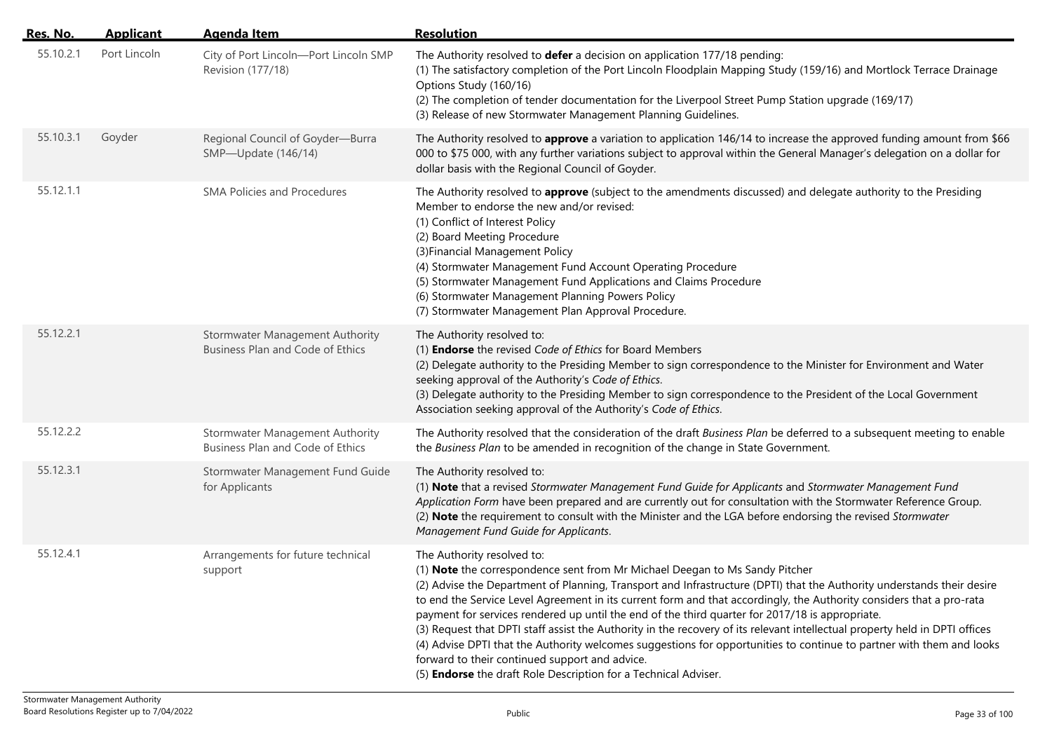| Res. No. | Applicant | Agenda Item | Resolution |
|---|---|---|---|
| 55.10.2.1 | Port Lincoln | City of Port Lincoln—Port Lincoln SMP Revision (177/18) | The Authority resolved to **defer** a decision on application 177/18 pending:<br>(1) The satisfactory completion of the Port Lincoln Floodplain Mapping Study (159/16) and Mortlock Terrace Drainage Options Study (160/16)<br>(2) The completion of tender documentation for the Liverpool Street Pump Station upgrade (169/17)<br>(3) Release of new Stormwater Management Planning Guidelines. |
| 55.10.3.1 | Goyder | Regional Council of Goyder—Burra SMP—Update (146/14) | The Authority resolved to **approve** a variation to application 146/14 to increase the approved funding amount from $66 000 to $75 000, with any further variations subject to approval within the General Manager's delegation on a dollar for dollar basis with the Regional Council of Goyder. |
| 55.12.1.1 | | SMA Policies and Procedures | The Authority resolved to **approve** (subject to the amendments discussed) and delegate authority to the Presiding Member to endorse the new and/or revised:<br>(1) Conflict of Interest Policy<br>(2) Board Meeting Procedure<br>(3)Financial Management Policy<br>(4) Stormwater Management Fund Account Operating Procedure<br>(5) Stormwater Management Fund Applications and Claims Procedure<br>(6) Stormwater Management Planning Powers Policy<br>(7) Stormwater Management Plan Approval Procedure. |
| 55.12.2.1 | | Stormwater Management Authority Business Plan and Code of Ethics | The Authority resolved to:<br>(1) **Endorse** the revised *Code of Ethics* for Board Members<br>(2) Delegate authority to the Presiding Member to sign correspondence to the Minister for Environment and Water seeking approval of the Authority's *Code of Ethics*.<br>(3) Delegate authority to the Presiding Member to sign correspondence to the President of the Local Government Association seeking approval of the Authority's *Code of Ethics*. |
| 55.12.2.2 | | Stormwater Management Authority Business Plan and Code of Ethics | The Authority resolved that the consideration of the draft *Business Plan* be deferred to a subsequent meeting to enable the *Business Plan* to be amended in recognition of the change in State Government. |
| 55.12.3.1 | | Stormwater Management Fund Guide for Applicants | The Authority resolved to:<br>(1) **Note** that a revised *Stormwater Management Fund Guide for Applicants* and *Stormwater Management Fund Application Form* have been prepared and are currently out for consultation with the Stormwater Reference Group.<br>(2) **Note** the requirement to consult with the Minister and the LGA before endorsing the revised *Stormwater Management Fund Guide for Applicants*. |
| 55.12.4.1 | | Arrangements for future technical support | The Authority resolved to:<br>(1) **Note** the correspondence sent from Mr Michael Deegan to Ms Sandy Pitcher<br>(2) Advise the Department of Planning, Transport and Infrastructure (DPTI) that the Authority understands their desire to end the Service Level Agreement in its current form and that accordingly, the Authority considers that a pro-rata payment for services rendered up until the end of the third quarter for 2017/18 is appropriate.<br>(3) Request that DPTI staff assist the Authority in the recovery of its relevant intellectual property held in DPTI offices<br>(4) Advise DPTI that the Authority welcomes suggestions for opportunities to continue to partner with them and looks forward to their continued support and advice.<br>(5) **Endorse** the draft Role Description for a Technical Adviser. |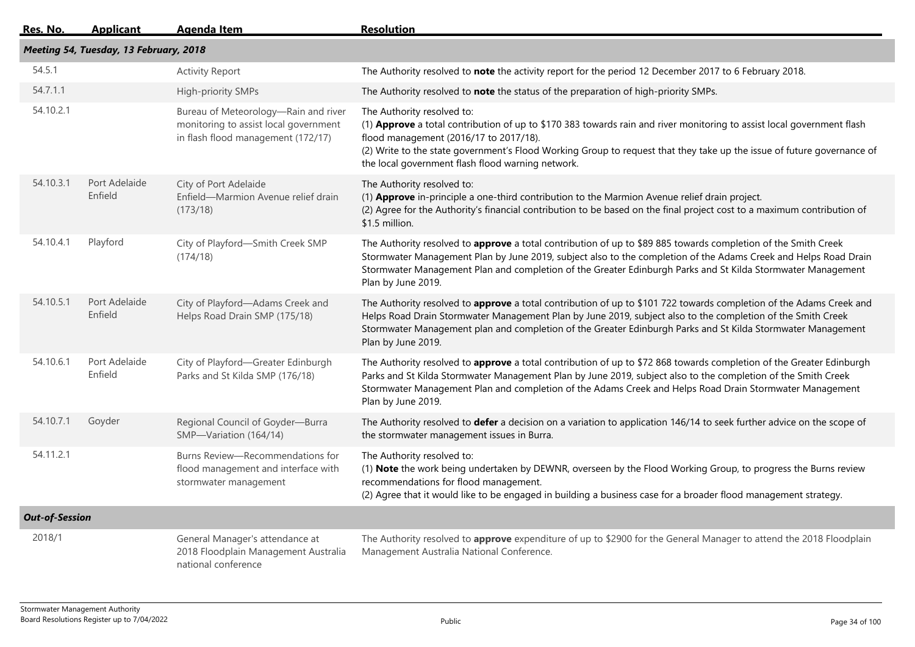| Res. No. | Applicant | Agenda Item | Resolution |
|---|---|---|---|
| ***Meeting 54, Tuesday, 13 February, 2018*** | | | |
| 54.5.1 | | Activity Report | The Authority resolved to **note** the activity report for the period 12 December 2017 to 6 February 2018. |
| 54.7.1.1 | | High-priority SMPs | The Authority resolved to **note** the status of the preparation of high-priority SMPs. |
| 54.10.2.1 | | Bureau of Meteorology—Rain and river monitoring to assist local government in flash flood management (172/17) | The Authority resolved to:<br>(1) **Approve** a total contribution of up to $170 383 towards rain and river monitoring to assist local government flash flood management (2016/17 to 2017/18).<br>(2) Write to the state government's Flood Working Group to request that they take up the issue of future governance of the local government flash flood warning network. |
| 54.10.3.1 | Port Adelaide Enfield | City of Port Adelaide Enfield—Marmion Avenue relief drain (173/18) | The Authority resolved to:<br>(1) **Approve** in-principle a one-third contribution to the Marmion Avenue relief drain project.<br>(2) Agree for the Authority's financial contribution to be based on the final project cost to a maximum contribution of $1.5 million. |
| 54.10.4.1 | Playford | City of Playford—Smith Creek SMP (174/18) | The Authority resolved to **approve** a total contribution of up to $89 885 towards completion of the Smith Creek Stormwater Management Plan by June 2019, subject also to the completion of the Adams Creek and Helps Road Drain Stormwater Management Plan and completion of the Greater Edinburgh Parks and St Kilda Stormwater Management Plan by June 2019. |
| 54.10.5.1 | Port Adelaide Enfield | City of Playford—Adams Creek and Helps Road Drain SMP (175/18) | The Authority resolved to **approve** a total contribution of up to $101 722 towards completion of the Adams Creek and Helps Road Drain Stormwater Management Plan by June 2019, subject also to the completion of the Smith Creek Stormwater Management plan and completion of the Greater Edinburgh Parks and St Kilda Stormwater Management Plan by June 2019. |
| 54.10.6.1 | Port Adelaide Enfield | City of Playford—Greater Edinburgh Parks and St Kilda SMP (176/18) | The Authority resolved to **approve** a total contribution of up to $72 868 towards completion of the Greater Edinburgh Parks and St Kilda Stormwater Management Plan by June 2019, subject also to the completion of the Smith Creek Stormwater Management Plan and completion of the Adams Creek and Helps Road Drain Stormwater Management Plan by June 2019. |
| 54.10.7.1 | Goyder | Regional Council of Goyder—Burra SMP—Variation (164/14) | The Authority resolved to **defer** a decision on a variation to application 146/14 to seek further advice on the scope of the stormwater management issues in Burra. |
| 54.11.2.1 | | Burns Review—Recommendations for flood management and interface with stormwater management | The Authority resolved to:<br>(1) **Note** the work being undertaken by DEWNR, overseen by the Flood Working Group, to progress the Burns review recommendations for flood management.<br>(2) Agree that it would like to be engaged in building a business case for a broader flood management strategy. |
| ***Out-of-Session*** | | | |
| 2018/1 | | General Manager's attendance at 2018 Floodplain Management Australia national conference | The Authority resolved to **approve** expenditure of up to $2900 for the General Manager to attend the 2018 Floodplain Management Australia National Conference. |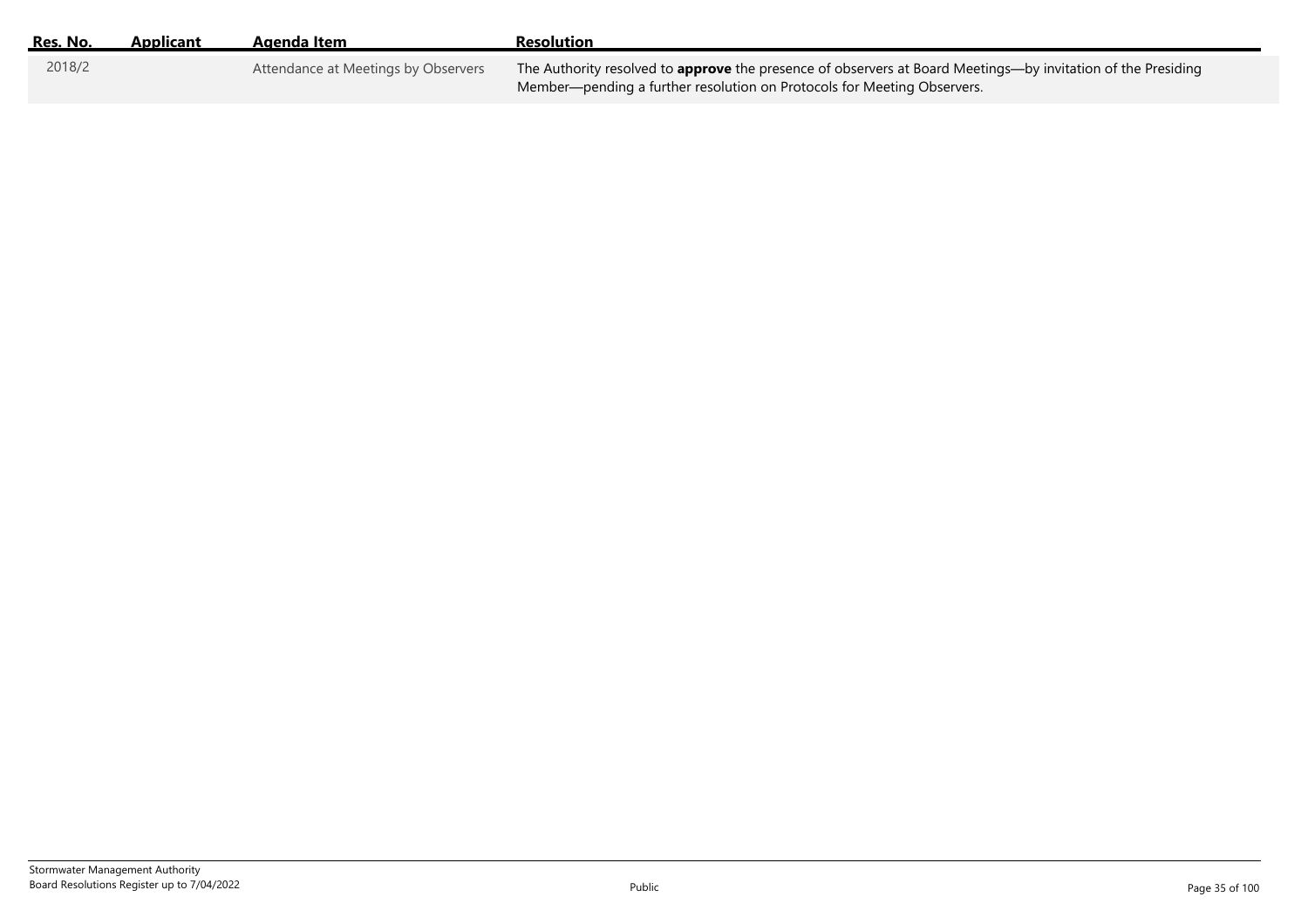| Res. No. | Applicant | Agenda Item | Resolution |
| --- | --- | --- | --- |
| 2018/2 | | Attendance at Meetings by Observers | The Authority resolved to **approve** the presence of observers at Board Meetings—by invitation of the Presiding Member—pending a further resolution on Protocols for Meeting Observers. |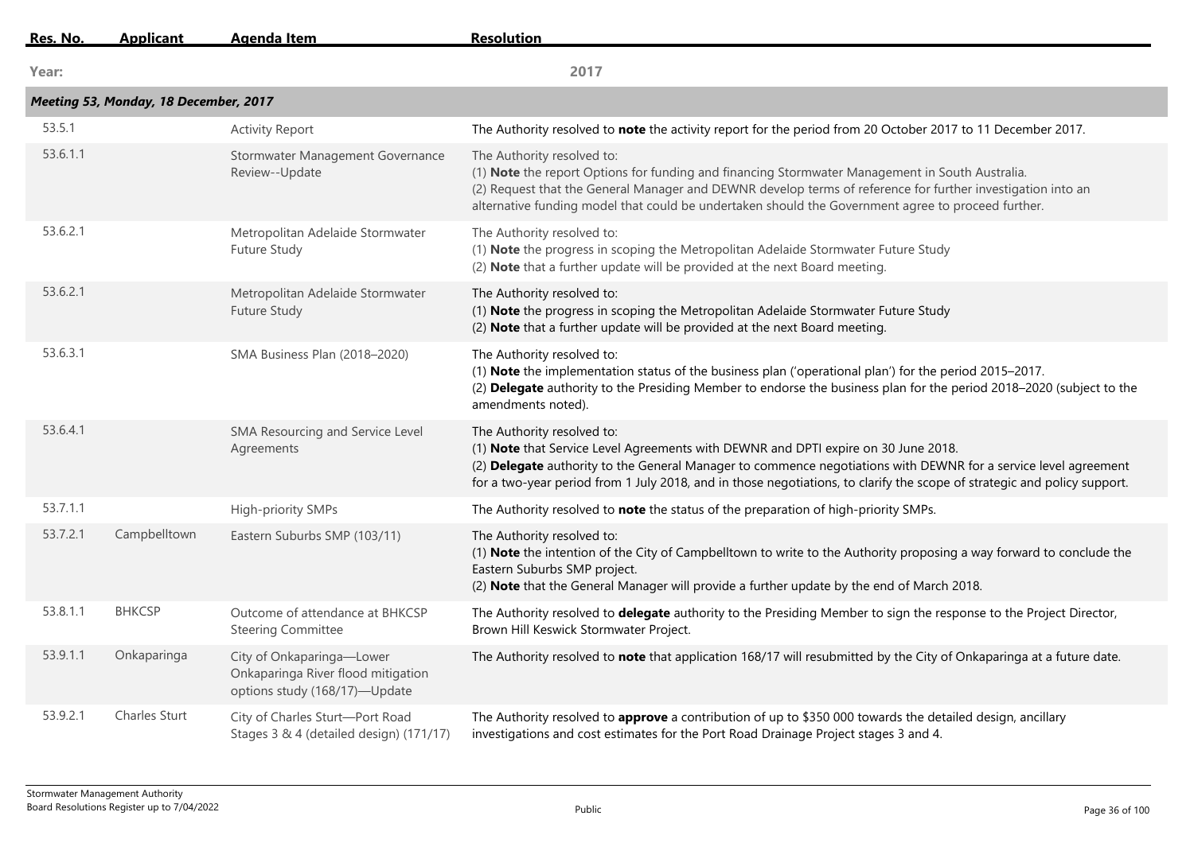| Res. No. | Applicant | Agenda Item | Resolution |
|---|---|---|---|
| **Year:** | | | **2017** |
| ***Meeting 53, Monday, 18 December, 2017*** | | | |
| 53.5.1 | | Activity Report | The Authority resolved to **note** the activity report for the period from 20 October 2017 to 11 December 2017. |
| 53.6.1.1 | | Stormwater Management Governance Review--Update | The Authority resolved to:<br>(1) **Note** the report Options for funding and financing Stormwater Management in South Australia.<br>(2) Request that the General Manager and DEWNR develop terms of reference for further investigation into an alternative funding model that could be undertaken should the Government agree to proceed further. |
| 53.6.2.1 | | Metropolitan Adelaide Stormwater Future Study | The Authority resolved to:<br>(1) **Note** the progress in scoping the Metropolitan Adelaide Stormwater Future Study<br>(2) **Note** that a further update will be provided at the next Board meeting. |
| 53.6.2.1 | | Metropolitan Adelaide Stormwater Future Study | The Authority resolved to:<br>(1) **Note** the progress in scoping the Metropolitan Adelaide Stormwater Future Study<br>(2) **Note** that a further update will be provided at the next Board meeting. |
| 53.6.3.1 | | SMA Business Plan (2018–2020) | The Authority resolved to:<br>(1) **Note** the implementation status of the business plan ('operational plan') for the period 2015–2017.<br>(2) **Delegate** authority to the Presiding Member to endorse the business plan for the period 2018–2020 (subject to the amendments noted). |
| 53.6.4.1 | | SMA Resourcing and Service Level Agreements | The Authority resolved to:<br>(1) **Note** that Service Level Agreements with DEWNR and DPTI expire on 30 June 2018.<br>(2) **Delegate** authority to the General Manager to commence negotiations with DEWNR for a service level agreement for a two-year period from 1 July 2018, and in those negotiations, to clarify the scope of strategic and policy support. |
| 53.7.1.1 | | High-priority SMPs | The Authority resolved to **note** the status of the preparation of high-priority SMPs. |
| 53.7.2.1 | Campbelltown | Eastern Suburbs SMP (103/11) | The Authority resolved to:<br>(1) **Note** the intention of the City of Campbelltown to write to the Authority proposing a way forward to conclude the Eastern Suburbs SMP project.<br>(2) **Note** that the General Manager will provide a further update by the end of March 2018. |
| 53.8.1.1 | BHKCSP | Outcome of attendance at BHKCSP Steering Committee | The Authority resolved to **delegate** authority to the Presiding Member to sign the response to the Project Director, Brown Hill Keswick Stormwater Project. |
| 53.9.1.1 | Onkaparinga | City of Onkaparinga—Lower Onkaparinga River flood mitigation options study (168/17)—Update | The Authority resolved to **note** that application 168/17 will resubmitted by the City of Onkaparinga at a future date. |
| 53.9.2.1 | Charles Sturt | City of Charles Sturt—Port Road Stages 3 & 4 (detailed design) (171/17) | The Authority resolved to **approve** a contribution of up to $350 000 towards the detailed design, ancillary investigations and cost estimates for the Port Road Drainage Project stages 3 and 4. |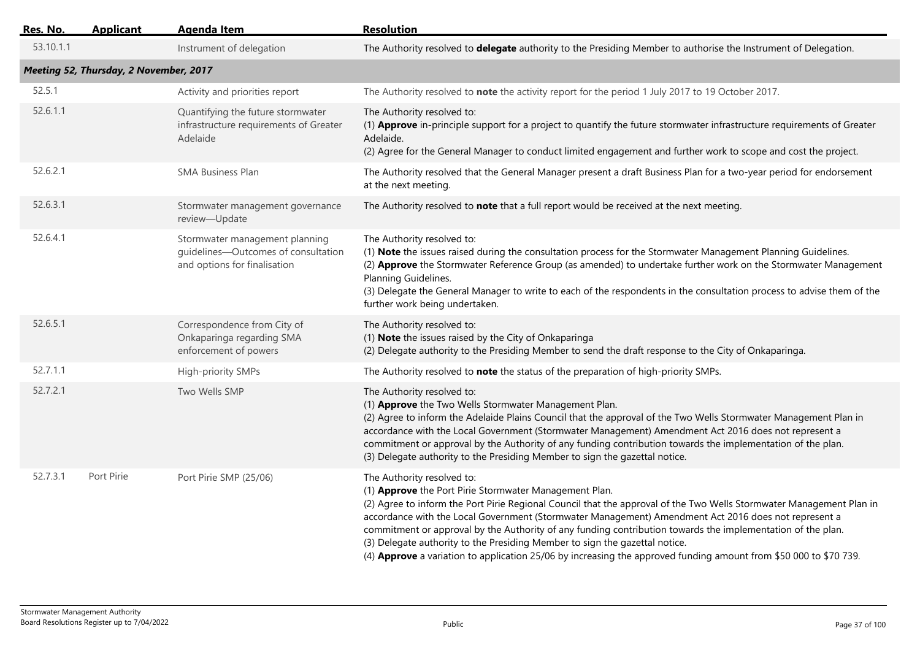| Res. No. | Applicant | Agenda Item | Resolution |
|---|---|---|---|
| 53.10.1.1 | | Instrument of delegation | The Authority resolved to **delegate** authority to the Presiding Member to authorise the Instrument of Delegation. |
| ***Meeting 52, Thursday, 2 November, 2017*** | | | |
| 52.5.1 | | Activity and priorities report | The Authority resolved to **note** the activity report for the period 1 July 2017 to 19 October 2017. |
| 52.6.1.1 | | Quantifying the future stormwater infrastructure requirements of Greater Adelaide | The Authority resolved to:<br>(1) **Approve** in-principle support for a project to quantify the future stormwater infrastructure requirements of Greater Adelaide.<br>(2) Agree for the General Manager to conduct limited engagement and further work to scope and cost the project. |
| 52.6.2.1 | | SMA Business Plan | The Authority resolved that the General Manager present a draft Business Plan for a two-year period for endorsement at the next meeting. |
| 52.6.3.1 | | Stormwater management governance review—Update | The Authority resolved to **note** that a full report would be received at the next meeting. |
| 52.6.4.1 | | Stormwater management planning guidelines—Outcomes of consultation and options for finalisation | The Authority resolved to:<br>(1) **Note** the issues raised during the consultation process for the Stormwater Management Planning Guidelines.<br>(2) **Approve** the Stormwater Reference Group (as amended) to undertake further work on the Stormwater Management Planning Guidelines.<br>(3) Delegate the General Manager to write to each of the respondents in the consultation process to advise them of the further work being undertaken. |
| 52.6.5.1 | | Correspondence from City of Onkaparinga regarding SMA enforcement of powers | The Authority resolved to:<br>(1) **Note** the issues raised by the City of Onkaparinga<br>(2) Delegate authority to the Presiding Member to send the draft response to the City of Onkaparinga. |
| 52.7.1.1 | | High-priority SMPs | The Authority resolved to **note** the status of the preparation of high-priority SMPs. |
| 52.7.2.1 | | Two Wells SMP | The Authority resolved to:<br>(1) **Approve** the Two Wells Stormwater Management Plan.<br>(2) Agree to inform the Adelaide Plains Council that the approval of the Two Wells Stormwater Management Plan in accordance with the Local Government (Stormwater Management) Amendment Act 2016 does not represent a commitment or approval by the Authority of any funding contribution towards the implementation of the plan.<br>(3) Delegate authority to the Presiding Member to sign the gazettal notice. |
| 52.7.3.1 | Port Pirie | Port Pirie SMP (25/06) | The Authority resolved to:<br>(1) **Approve** the Port Pirie Stormwater Management Plan.<br>(2) Agree to inform the Port Pirie Regional Council that the approval of the Two Wells Stormwater Management Plan in accordance with the Local Government (Stormwater Management) Amendment Act 2016 does not represent a commitment or approval by the Authority of any funding contribution towards the implementation of the plan.<br>(3) Delegate authority to the Presiding Member to sign the gazettal notice.<br>(4) **Approve** a variation to application 25/06 by increasing the approved funding amount from \$50 000 to \$70 739. |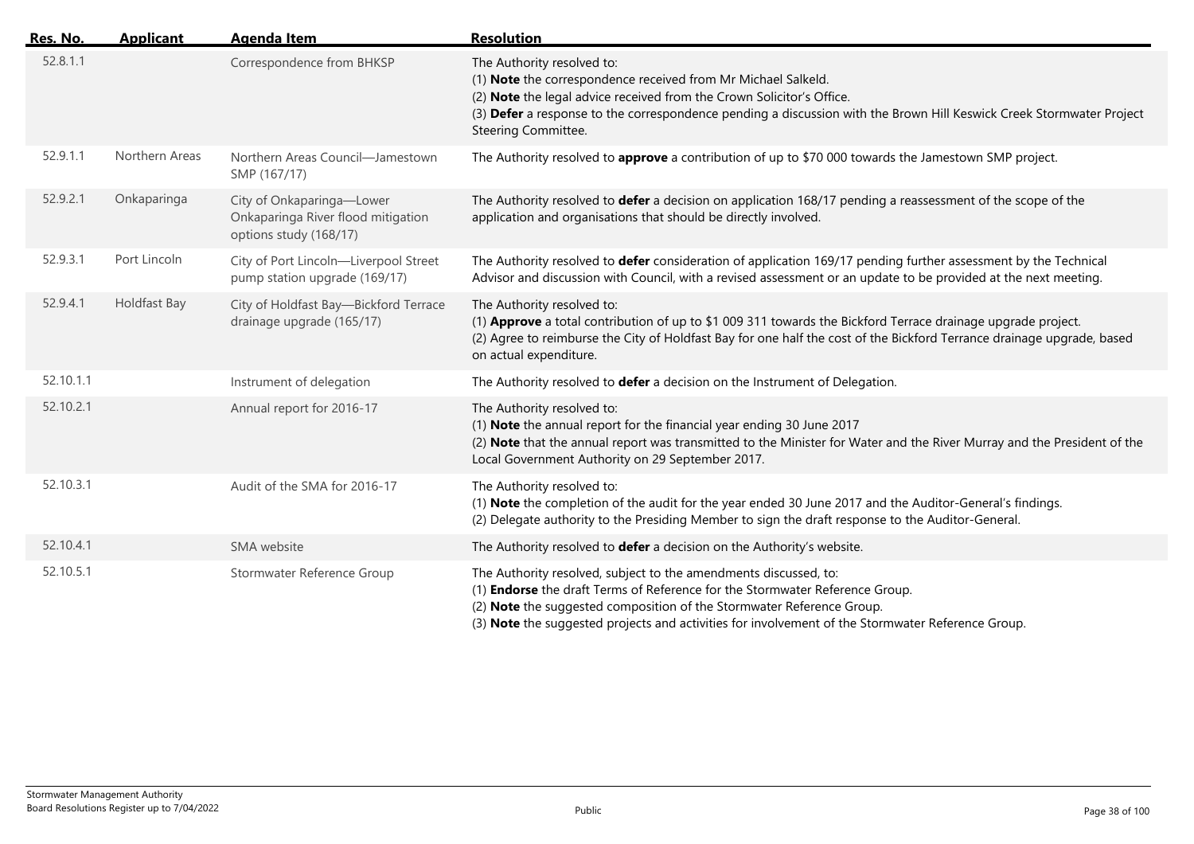| Res. No. | Applicant | Agenda Item | Resolution |
|---|---|---|---|
| 52.8.1.1 | | Correspondence from BHKSP | The Authority resolved to:<br>(1) **Note** the correspondence received from Mr Michael Salkeld.<br>(2) **Note** the legal advice received from the Crown Solicitor's Office.<br>(3) **Defer** a response to the correspondence pending a discussion with the Brown Hill Keswick Creek Stormwater Project Steering Committee. |
| 52.9.1.1 | Northern Areas | Northern Areas Council—Jamestown SMP (167/17) | The Authority resolved to **approve** a contribution of up to $70 000 towards the Jamestown SMP project. |
| 52.9.2.1 | Onkaparinga | City of Onkaparinga—Lower Onkaparinga River flood mitigation options study (168/17) | The Authority resolved to **defer** a decision on application 168/17 pending a reassessment of the scope of the application and organisations that should be directly involved. |
| 52.9.3.1 | Port Lincoln | City of Port Lincoln—Liverpool Street pump station upgrade (169/17) | The Authority resolved to **defer** consideration of application 169/17 pending further assessment by the Technical Advisor and discussion with Council, with a revised assessment or an update to be provided at the next meeting. |
| 52.9.4.1 | Holdfast Bay | City of Holdfast Bay—Bickford Terrace drainage upgrade (165/17) | The Authority resolved to:<br>(1) **Approve** a total contribution of up to $1 009 311 towards the Bickford Terrace drainage upgrade project.<br>(2) Agree to reimburse the City of Holdfast Bay for one half the cost of the Bickford Terrance drainage upgrade, based on actual expenditure. |
| 52.10.1.1 | | Instrument of delegation | The Authority resolved to **defer** a decision on the Instrument of Delegation. |
| 52.10.2.1 | | Annual report for 2016-17 | The Authority resolved to:<br>(1) **Note** the annual report for the financial year ending 30 June 2017<br>(2) **Note** that the annual report was transmitted to the Minister for Water and the River Murray and the President of the Local Government Authority on 29 September 2017. |
| 52.10.3.1 | | Audit of the SMA for 2016-17 | The Authority resolved to:<br>(1) **Note** the completion of the audit for the year ended 30 June 2017 and the Auditor-General's findings.<br>(2) Delegate authority to the Presiding Member to sign the draft response to the Auditor-General. |
| 52.10.4.1 | | SMA website | The Authority resolved to **defer** a decision on the Authority's website. |
| 52.10.5.1 | | Stormwater Reference Group | The Authority resolved, subject to the amendments discussed, to:<br>(1) **Endorse** the draft Terms of Reference for the Stormwater Reference Group.<br>(2) **Note** the suggested composition of the Stormwater Reference Group.<br>(3) **Note** the suggested projects and activities for involvement of the Stormwater Reference Group. |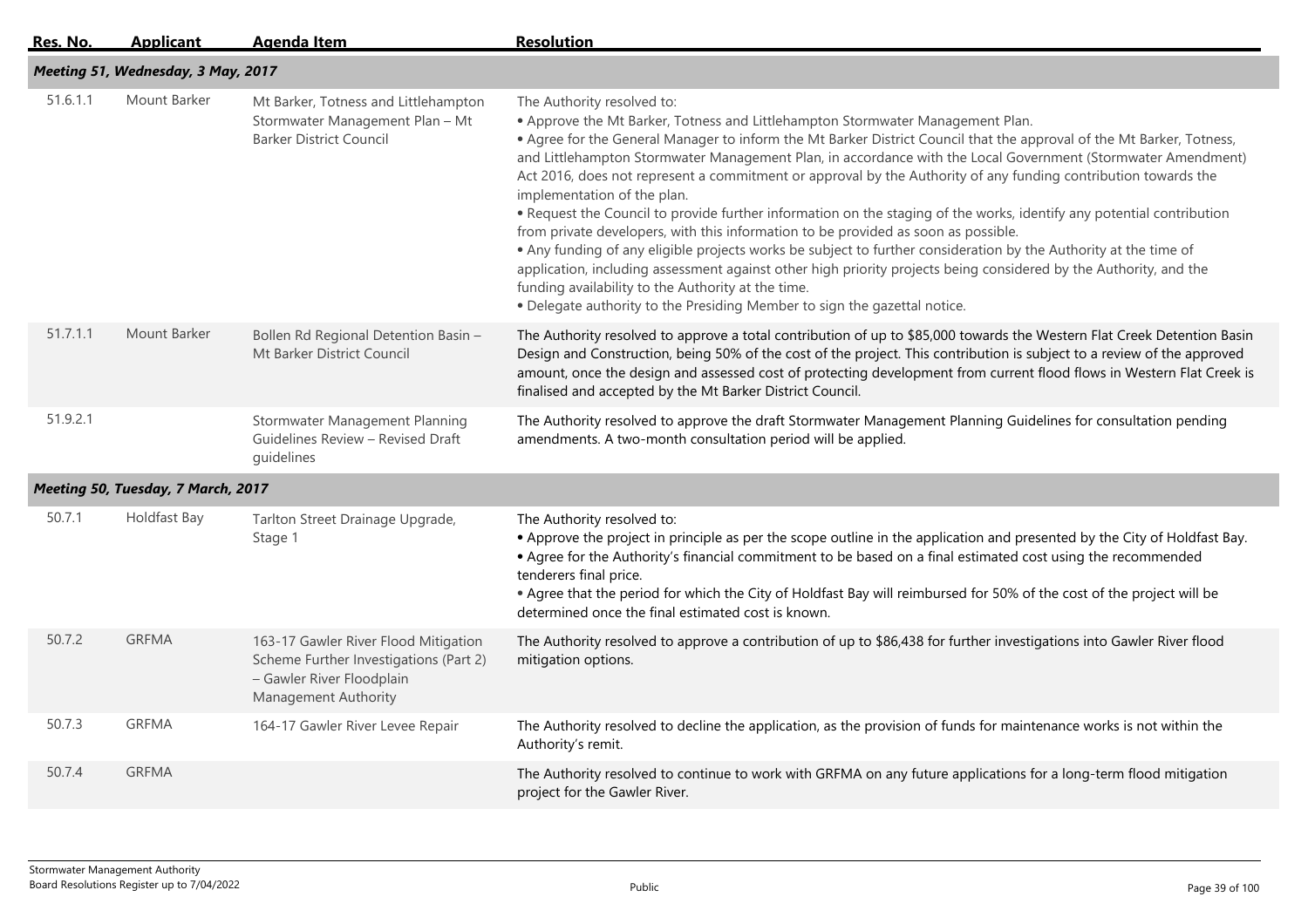| Res. No. | Applicant | Agenda Item | Resolution |
|---|---|---|---|
| ***Meeting 51, Wednesday, 3 May, 2017*** | | | |
| 51.6.1.1 | Mount Barker | Mt Barker, Totness and Littlehampton Stormwater Management Plan – Mt Barker District Council | The Authority resolved to:<br>• Approve the Mt Barker, Totness and Littlehampton Stormwater Management Plan.<br>• Agree for the General Manager to inform the Mt Barker District Council that the approval of the Mt Barker, Totness, and Littlehampton Stormwater Management Plan, in accordance with the Local Government (Stormwater Amendment) Act 2016, does not represent a commitment or approval by the Authority of any funding contribution towards the implementation of the plan.<br>• Request the Council to provide further information on the staging of the works, identify any potential contribution from private developers, with this information to be provided as soon as possible.<br>• Any funding of any eligible projects works be subject to further consideration by the Authority at the time of application, including assessment against other high priority projects being considered by the Authority, and the funding availability to the Authority at the time.<br>• Delegate authority to the Presiding Member to sign the gazettal notice. |
| 51.7.1.1 | Mount Barker | Bollen Rd Regional Detention Basin – Mt Barker District Council | The Authority resolved to approve a total contribution of up to $85,000 towards the Western Flat Creek Detention Basin Design and Construction, being 50% of the cost of the project. This contribution is subject to a review of the approved amount, once the design and assessed cost of protecting development from current flood flows in Western Flat Creek is finalised and accepted by the Mt Barker District Council. |
| 51.9.2.1 | | Stormwater Management Planning Guidelines Review – Revised Draft guidelines | The Authority resolved to approve the draft Stormwater Management Planning Guidelines for consultation pending amendments. A two-month consultation period will be applied. |
| ***Meeting 50, Tuesday, 7 March, 2017*** | | | |
| 50.7.1 | Holdfast Bay | Tarlton Street Drainage Upgrade, Stage 1 | The Authority resolved to:<br>• Approve the project in principle as per the scope outline in the application and presented by the City of Holdfast Bay.<br>• Agree for the Authority's financial commitment to be based on a final estimated cost using the recommended tenderers final price.<br>• Agree that the period for which the City of Holdfast Bay will reimbursed for 50% of the cost of the project will be determined once the final estimated cost is known. |
| 50.7.2 | GRFMA | 163-17 Gawler River Flood Mitigation Scheme Further Investigations (Part 2) – Gawler River Floodplain Management Authority | The Authority resolved to approve a contribution of up to $86,438 for further investigations into Gawler River flood mitigation options. |
| 50.7.3 | GRFMA | 164-17 Gawler River Levee Repair | The Authority resolved to decline the application, as the provision of funds for maintenance works is not within the Authority's remit. |
| 50.7.4 | GRFMA | | The Authority resolved to continue to work with GRFMA on any future applications for a long-term flood mitigation project for the Gawler River. |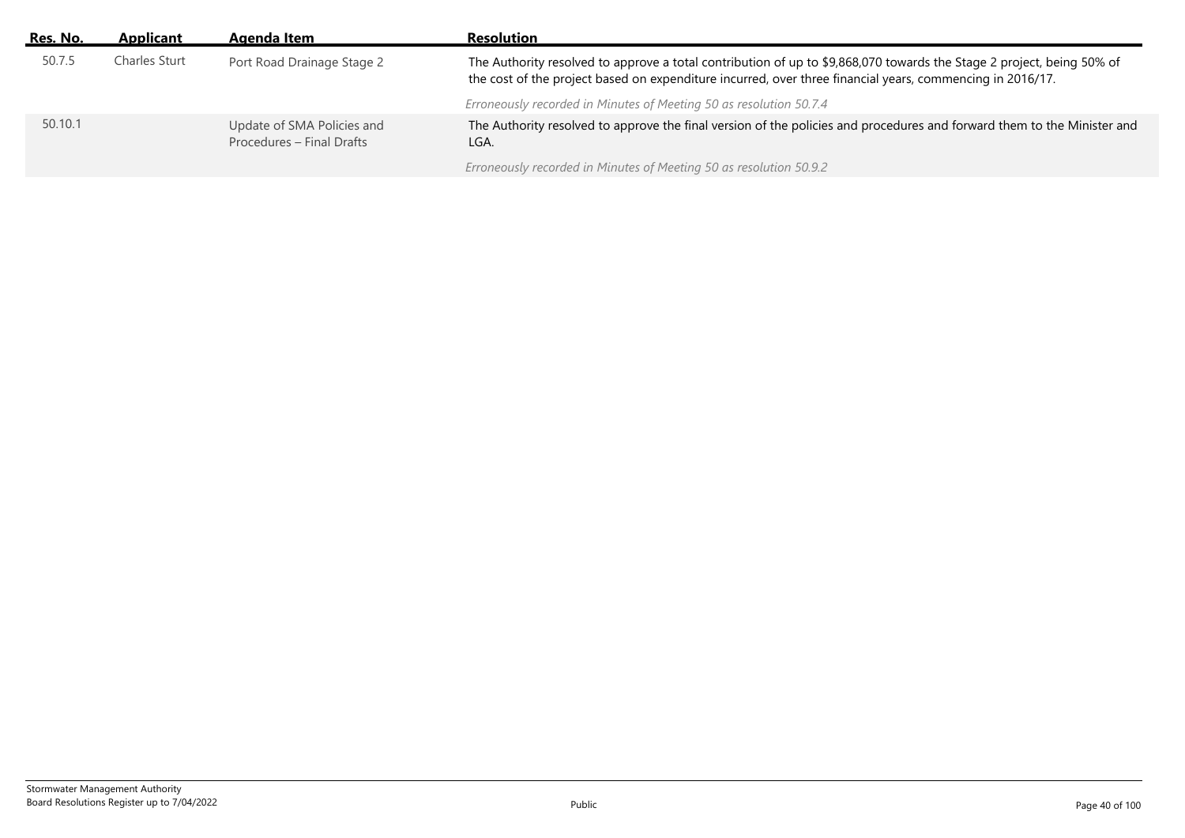| Res. No. | Applicant | Agenda Item | Resolution |
|---|---|---|---|
| 50.7.5 | Charles Sturt | Port Road Drainage Stage 2 | The Authority resolved to approve a total contribution of up to $9,868,070 towards the Stage 2 project, being 50% of the cost of the project based on expenditure incurred, over three financial years, commencing in 2016/17. *Erroneously recorded in Minutes of Meeting 50 as resolution 50.7.4* |
| 50.10.1 | | Update of SMA Policies and Procedures – Final Drafts | The Authority resolved to approve the final version of the policies and procedures and forward them to the Minister and LGA. *Erroneously recorded in Minutes of Meeting 50 as resolution 50.9.2* |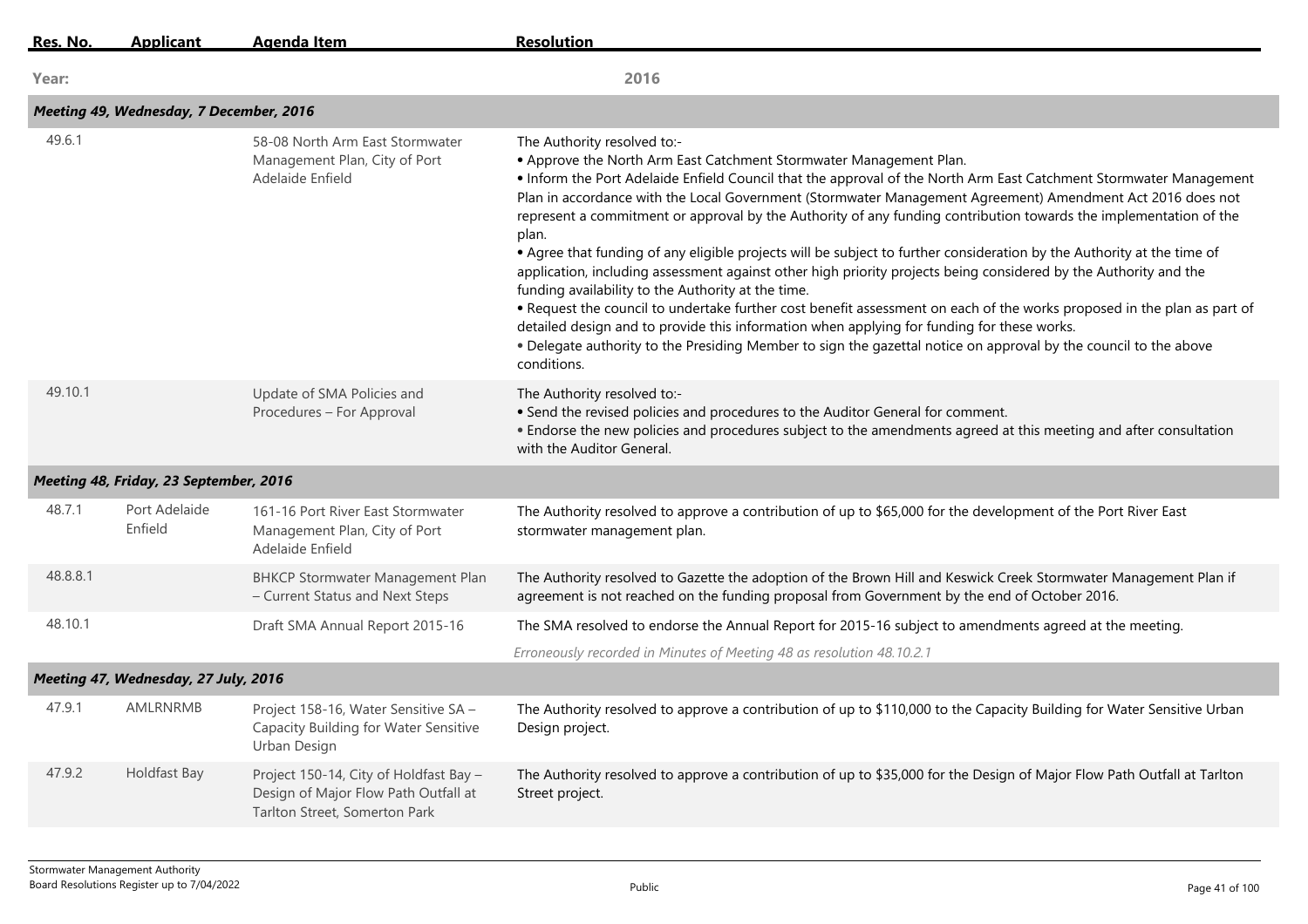| Res. No. | Applicant | Agenda Item | Resolution |
|---|---|---|---|
| **Year:** | | | **2016** |
| ***Meeting 49, Wednesday, 7 December, 2016*** | | | |
| 49.6.1 | | 58-08 North Arm East Stormwater Management Plan, City of Port Adelaide Enfield | The Authority resolved to:- <br>• Approve the North Arm East Catchment Stormwater Management Plan. <br>• Inform the Port Adelaide Enfield Council that the approval of the North Arm East Catchment Stormwater Management Plan in accordance with the Local Government (Stormwater Management Agreement) Amendment Act 2016 does not represent a commitment or approval by the Authority of any funding contribution towards the implementation of the plan. <br>• Agree that funding of any eligible projects will be subject to further consideration by the Authority at the time of application, including assessment against other high priority projects being considered by the Authority and the funding availability to the Authority at the time. <br>• Request the council to undertake further cost benefit assessment on each of the works proposed in the plan as part of detailed design and to provide this information when applying for funding for these works. <br>• Delegate authority to the Presiding Member to sign the gazettal notice on approval by the council to the above conditions. |
| 49.10.1 | | Update of SMA Policies and Procedures – For Approval | The Authority resolved to:- <br>• Send the revised policies and procedures to the Auditor General for comment. <br>• Endorse the new policies and procedures subject to the amendments agreed at this meeting and after consultation with the Auditor General. |
| ***Meeting 48, Friday, 23 September, 2016*** | | | |
| 48.7.1 | Port Adelaide Enfield | 161-16 Port River East Stormwater Management Plan, City of Port Adelaide Enfield | The Authority resolved to approve a contribution of up to $65,000 for the development of the Port River East stormwater management plan. |
| 48.8.8.1 | | BHKCP Stormwater Management Plan – Current Status and Next Steps | The Authority resolved to Gazette the adoption of the Brown Hill and Keswick Creek Stormwater Management Plan if agreement is not reached on the funding proposal from Government by the end of October 2016. |
| 48.10.1 | | Draft SMA Annual Report 2015-16 | The SMA resolved to endorse the Annual Report for 2015-16 subject to amendments agreed at the meeting. <br>*Erroneously recorded in Minutes of Meeting 48 as resolution 48.10.2.1* |
| ***Meeting 47, Wednesday, 27 July, 2016*** | | | |
| 47.9.1 | AMLRNRMB | Project 158-16, Water Sensitive SA – Capacity Building for Water Sensitive Urban Design | The Authority resolved to approve a contribution of up to $110,000 to the Capacity Building for Water Sensitive Urban Design project. |
| 47.9.2 | Holdfast Bay | Project 150-14, City of Holdfast Bay – Design of Major Flow Path Outfall at Tarlton Street, Somerton Park | The Authority resolved to approve a contribution of up to $35,000 for the Design of Major Flow Path Outfall at Tarlton Street project. |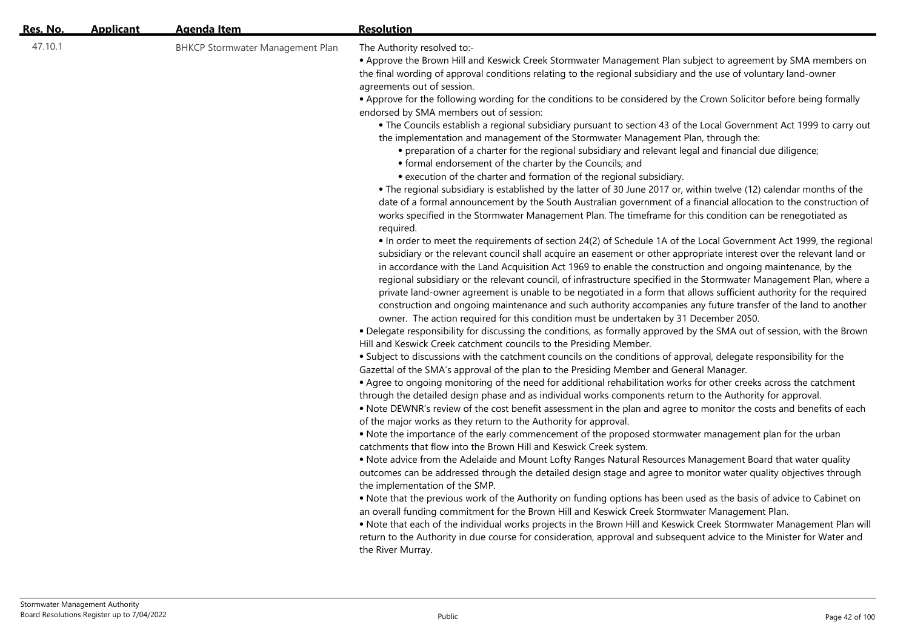| Res. No. | Applicant | Agenda Item | Resolution |
|---|---|---|---|
| 47.10.1 | | BHKCP Stormwater Management Plan | The Authority resolved to:-<br>• Approve the Brown Hill and Keswick Creek Stormwater Management Plan subject to agreement by SMA members on the final wording of approval conditions relating to the regional subsidiary and the use of voluntary land-owner agreements out of session.<br>• Approve for the following wording for the conditions to be considered by the Crown Solicitor before being formally endorsed by SMA members out of session:<br>&nbsp;&nbsp;&nbsp;&nbsp;• The Councils establish a regional subsidiary pursuant to section 43 of the Local Government Act 1999 to carry out the implementation and management of the Stormwater Management Plan, through the:<br>&nbsp;&nbsp;&nbsp;&nbsp;&nbsp;&nbsp;&nbsp;&nbsp;• preparation of a charter for the regional subsidiary and relevant legal and financial due diligence;<br>&nbsp;&nbsp;&nbsp;&nbsp;&nbsp;&nbsp;&nbsp;&nbsp;• formal endorsement of the charter by the Councils; and<br>&nbsp;&nbsp;&nbsp;&nbsp;&nbsp;&nbsp;&nbsp;&nbsp;• execution of the charter and formation of the regional subsidiary.<br>&nbsp;&nbsp;&nbsp;&nbsp;• The regional subsidiary is established by the latter of 30 June 2017 or, within twelve (12) calendar months of the date of a formal announcement by the South Australian government of a financial allocation to the construction of works specified in the Stormwater Management Plan. The timeframe for this condition can be renegotiated as required.<br>&nbsp;&nbsp;&nbsp;&nbsp;• In order to meet the requirements of section 24(2) of Schedule 1A of the Local Government Act 1999, the regional subsidiary or the relevant council shall acquire an easement or other appropriate interest over the relevant land or in accordance with the Land Acquisition Act 1969 to enable the construction and ongoing maintenance, by the regional subsidiary or the relevant council, of infrastructure specified in the Stormwater Management Plan, where a private land-owner agreement is unable to be negotiated in a form that allows sufficient authority for the required construction and ongoing maintenance and such authority accompanies any future transfer of the land to another owner. The action required for this condition must be undertaken by 31 December 2050.<br>• Delegate responsibility for discussing the conditions, as formally approved by the SMA out of session, with the Brown Hill and Keswick Creek catchment councils to the Presiding Member.<br>• Subject to discussions with the catchment councils on the conditions of approval, delegate responsibility for the Gazettal of the SMA's approval of the plan to the Presiding Member and General Manager.<br>• Agree to ongoing monitoring of the need for additional rehabilitation works for other creeks across the catchment through the detailed design phase and as individual works components return to the Authority for approval.<br>• Note DEWNR's review of the cost benefit assessment in the plan and agree to monitor the costs and benefits of each of the major works as they return to the Authority for approval.<br>• Note the importance of the early commencement of the proposed stormwater management plan for the urban catchments that flow into the Brown Hill and Keswick Creek system.<br>• Note advice from the Adelaide and Mount Lofty Ranges Natural Resources Management Board that water quality outcomes can be addressed through the detailed design stage and agree to monitor water quality objectives through the implementation of the SMP.<br>• Note that the previous work of the Authority on funding options has been used as the basis of advice to Cabinet on an overall funding commitment for the Brown Hill and Keswick Creek Stormwater Management Plan.<br>• Note that each of the individual works projects in the Brown Hill and Keswick Creek Stormwater Management Plan will return to the Authority in due course for consideration, approval and subsequent advice to the Minister for Water and the River Murray. |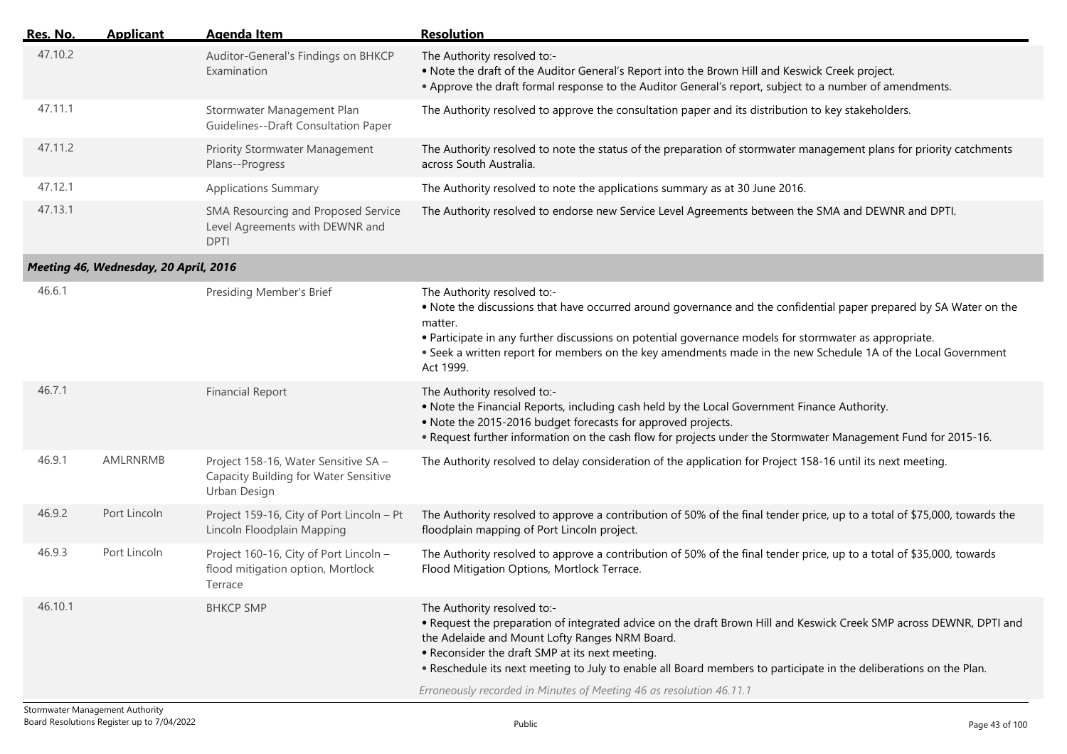| Res. No. | Applicant | Agenda Item | Resolution |
|---|---|---|---|
| 47.10.2 | | Auditor-General's Findings on BHKCP Examination | The Authority resolved to:-<br>• Note the draft of the Auditor General's Report into the Brown Hill and Keswick Creek project.<br>• Approve the draft formal response to the Auditor General's report, subject to a number of amendments. |
| 47.11.1 | | Stormwater Management Plan Guidelines--Draft Consultation Paper | The Authority resolved to approve the consultation paper and its distribution to key stakeholders. |
| 47.11.2 | | Priority Stormwater Management Plans--Progress | The Authority resolved to note the status of the preparation of stormwater management plans for priority catchments across South Australia. |
| 47.12.1 | | Applications Summary | The Authority resolved to note the applications summary as at 30 June 2016. |
| 47.13.1 | | SMA Resourcing and Proposed Service Level Agreements with DEWNR and DPTI | The Authority resolved to endorse new Service Level Agreements between the SMA and DEWNR and DPTI. |
| ***Meeting 46, Wednesday, 20 April, 2016*** | | | |
| 46.6.1 | | Presiding Member's Brief | The Authority resolved to:-<br>• Note the discussions that have occurred around governance and the confidential paper prepared by SA Water on the matter.<br>• Participate in any further discussions on potential governance models for stormwater as appropriate.<br>• Seek a written report for members on the key amendments made in the new Schedule 1A of the Local Government Act 1999. |
| 46.7.1 | | Financial Report | The Authority resolved to:-<br>• Note the Financial Reports, including cash held by the Local Government Finance Authority.<br>• Note the 2015-2016 budget forecasts for approved projects.<br>• Request further information on the cash flow for projects under the Stormwater Management Fund for 2015-16. |
| 46.9.1 | AMLRNRMB | Project 158-16, Water Sensitive SA – Capacity Building for Water Sensitive Urban Design | The Authority resolved to delay consideration of the application for Project 158-16 until its next meeting. |
| 46.9.2 | Port Lincoln | Project 159-16, City of Port Lincoln – Pt Lincoln Floodplain Mapping | The Authority resolved to approve a contribution of 50% of the final tender price, up to a total of $75,000, towards the floodplain mapping of Port Lincoln project. |
| 46.9.3 | Port Lincoln | Project 160-16, City of Port Lincoln – flood mitigation option, Mortlock Terrace | The Authority resolved to approve a contribution of 50% of the final tender price, up to a total of $35,000, towards Flood Mitigation Options, Mortlock Terrace. |
| 46.10.1 | | BHKCP SMP | The Authority resolved to:-<br>• Request the preparation of integrated advice on the draft Brown Hill and Keswick Creek SMP across DEWNR, DPTI and the Adelaide and Mount Lofty Ranges NRM Board.<br>• Reconsider the draft SMP at its next meeting.<br>• Reschedule its next meeting to July to enable all Board members to participate in the deliberations on the Plan.<br>*Erroneously recorded in Minutes of Meeting 46 as resolution 46.11.1* |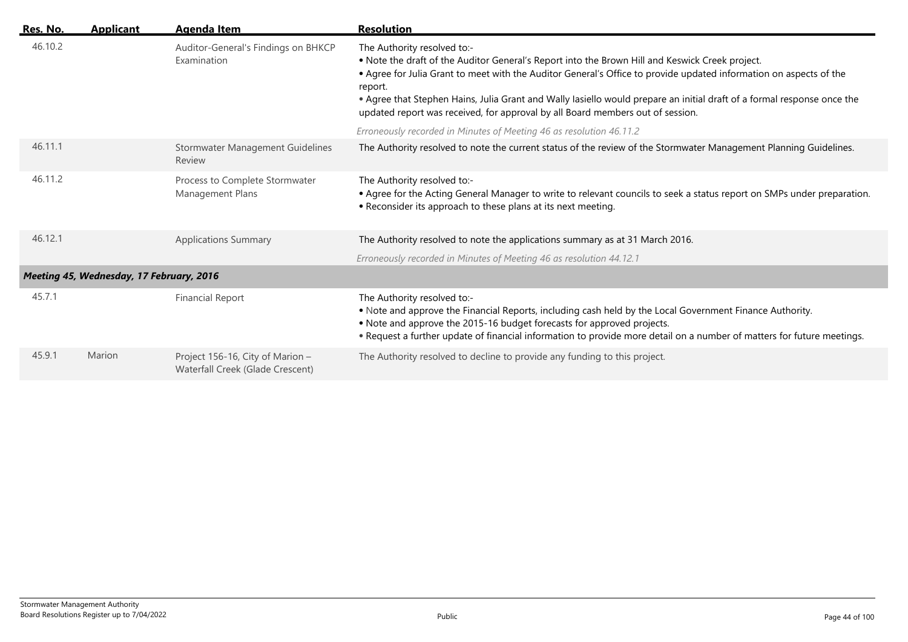| Res. No. | Applicant | Agenda Item | Resolution |
|---|---|---|---|
| 46.10.2 | | Auditor-General's Findings on BHKCP Examination | The Authority resolved to:-<br>• Note the draft of the Auditor General's Report into the Brown Hill and Keswick Creek project.<br>• Agree for Julia Grant to meet with the Auditor General's Office to provide updated information on aspects of the report.<br>• Agree that Stephen Hains, Julia Grant and Wally Iasiello would prepare an initial draft of a formal response once the updated report was received, for approval by all Board members out of session.<br>*Erroneously recorded in Minutes of Meeting 46 as resolution 46.11.2* |
| 46.11.1 | | Stormwater Management Guidelines Review | The Authority resolved to note the current status of the review of the Stormwater Management Planning Guidelines. |
| 46.11.2 | | Process to Complete Stormwater Management Plans | The Authority resolved to:-<br>• Agree for the Acting General Manager to write to relevant councils to seek a status report on SMPs under preparation.<br>• Reconsider its approach to these plans at its next meeting. |
| 46.12.1 | | Applications Summary | The Authority resolved to note the applications summary as at 31 March 2016.<br>*Erroneously recorded in Minutes of Meeting 46 as resolution 44.12.1* |
| ***Meeting 45, Wednesday, 17 February, 2016*** | | | |
| 45.7.1 | | Financial Report | The Authority resolved to:-<br>• Note and approve the Financial Reports, including cash held by the Local Government Finance Authority.<br>• Note and approve the 2015-16 budget forecasts for approved projects.<br>• Request a further update of financial information to provide more detail on a number of matters for future meetings. |
| 45.9.1 | Marion | Project 156-16, City of Marion – Waterfall Creek (Glade Crescent) | The Authority resolved to decline to provide any funding to this project. |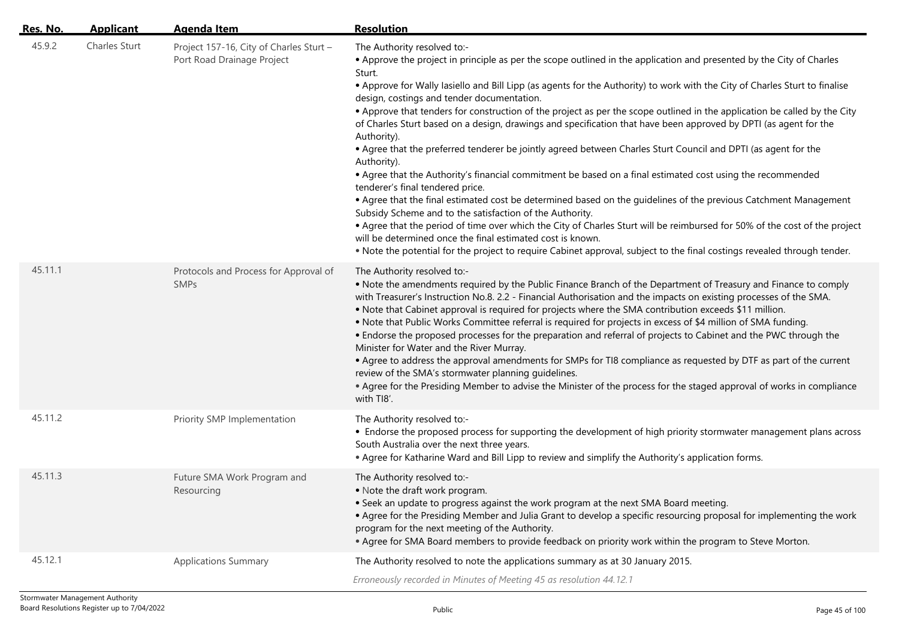| Res. No. | Applicant | Agenda Item | Resolution |
|---|---|---|---|
| 45.9.2 | Charles Sturt | Project 157-16, City of Charles Sturt – Port Road Drainage Project | The Authority resolved to:-<br>• Approve the project in principle as per the scope outlined in the application and presented by the City of Charles Sturt.<br>• Approve for Wally Iasiello and Bill Lipp (as agents for the Authority) to work with the City of Charles Sturt to finalise design, costings and tender documentation.<br>• Approve that tenders for construction of the project as per the scope outlined in the application be called by the City of Charles Sturt based on a design, drawings and specification that have been approved by DPTI (as agent for the Authority).<br>• Agree that the preferred tenderer be jointly agreed between Charles Sturt Council and DPTI (as agent for the Authority).<br>• Agree that the Authority's financial commitment be based on a final estimated cost using the recommended tenderer's final tendered price.<br>• Agree that the final estimated cost be determined based on the guidelines of the previous Catchment Management Subsidy Scheme and to the satisfaction of the Authority.<br>• Agree that the period of time over which the City of Charles Sturt will be reimbursed for 50% of the cost of the project will be determined once the final estimated cost is known.<br>• Note the potential for the project to require Cabinet approval, subject to the final costings revealed through tender. |
| 45.11.1 | | Protocols and Process for Approval of SMPs | The Authority resolved to:-<br>• Note the amendments required by the Public Finance Branch of the Department of Treasury and Finance to comply with Treasurer's Instruction No.8. 2.2 - Financial Authorisation and the impacts on existing processes of the SMA.<br>• Note that Cabinet approval is required for projects where the SMA contribution exceeds $11 million.<br>• Note that Public Works Committee referral is required for projects in excess of $4 million of SMA funding.<br>• Endorse the proposed processes for the preparation and referral of projects to Cabinet and the PWC through the Minister for Water and the River Murray.<br>• Agree to address the approval amendments for SMPs for TI8 compliance as requested by DTF as part of the current review of the SMA's stormwater planning guidelines.<br>• Agree for the Presiding Member to advise the Minister of the process for the staged approval of works in compliance with TI8'. |
| 45.11.2 | | Priority SMP Implementation | The Authority resolved to:-<br>• Endorse the proposed process for supporting the development of high priority stormwater management plans across South Australia over the next three years.<br>• Agree for Katharine Ward and Bill Lipp to review and simplify the Authority's application forms. |
| 45.11.3 | | Future SMA Work Program and Resourcing | The Authority resolved to:-<br>• Note the draft work program.<br>• Seek an update to progress against the work program at the next SMA Board meeting.<br>• Agree for the Presiding Member and Julia Grant to develop a specific resourcing proposal for implementing the work program for the next meeting of the Authority.<br>• Agree for SMA Board members to provide feedback on priority work within the program to Steve Morton. |
| 45.12.1 | | Applications Summary | The Authority resolved to note the applications summary as at 30 January 2015.<br>*Erroneously recorded in Minutes of Meeting 45 as resolution 44.12.1* |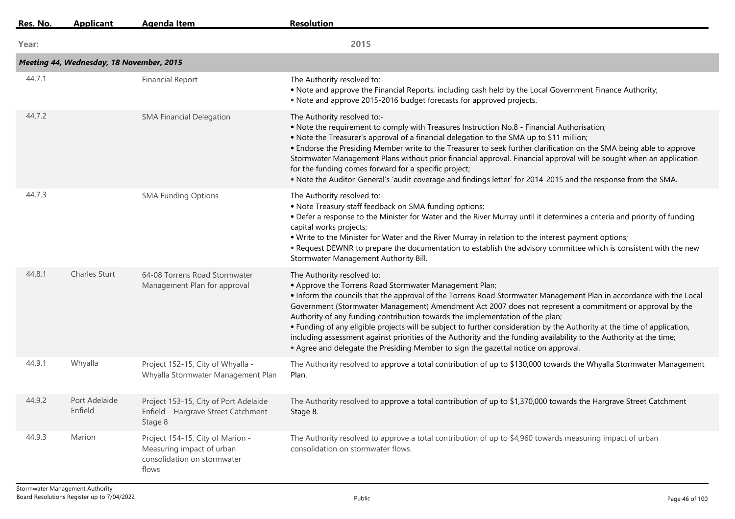| Res. No. | Applicant | Agenda Item | Resolution |
|---|---|---|---|
| **Year:** | | | **2015** |
| ***Meeting 44, Wednesday, 18 November, 2015*** | | | |
| 44.7.1 | | Financial Report | The Authority resolved to:-<br>• Note and approve the Financial Reports, including cash held by the Local Government Finance Authority;<br>• Note and approve 2015-2016 budget forecasts for approved projects. |
| 44.7.2 | | SMA Financial Delegation | The Authority resolved to:-<br>• Note the requirement to comply with Treasures Instruction No.8 - Financial Authorisation;<br>• Note the Treasurer's approval of a financial delegation to the SMA up to $11 million;<br>• Endorse the Presiding Member write to the Treasurer to seek further clarification on the SMA being able to approve Stormwater Management Plans without prior financial approval. Financial approval will be sought when an application for the funding comes forward for a specific project;<br>• Note the Auditor-General's 'audit coverage and findings letter' for 2014-2015 and the response from the SMA. |
| 44.7.3 | | SMA Funding Options | The Authority resolved to:-<br>• Note Treasury staff feedback on SMA funding options;<br>• Defer a response to the Minister for Water and the River Murray until it determines a criteria and priority of funding capital works projects;<br>• Write to the Minister for Water and the River Murray in relation to the interest payment options;<br>• Request DEWNR to prepare the documentation to establish the advisory committee which is consistent with the new Stormwater Management Authority Bill. |
| 44.8.1 | Charles Sturt | 64-08 Torrens Road Stormwater Management Plan for approval | The Authority resolved to:<br>• Approve the Torrens Road Stormwater Management Plan;<br>• Inform the councils that the approval of the Torrens Road Stormwater Management Plan in accordance with the Local Government (Stormwater Management) Amendment Act 2007 does not represent a commitment or approval by the Authority of any funding contribution towards the implementation of the plan;<br>• Funding of any eligible projects will be subject to further consideration by the Authority at the time of application, including assessment against priorities of the Authority and the funding availability to the Authority at the time;<br>• Agree and delegate the Presiding Member to sign the gazettal notice on approval. |
| 44.9.1 | Whyalla | Project 152-15, City of Whyalla - Whyalla Stormwater Management Plan | The Authority resolved to approve a total contribution of up to $130,000 towards the Whyalla Stormwater Management Plan. |
| 44.9.2 | Port Adelaide Enfield | Project 153-15, City of Port Adelaide Enfield – Hargrave Street Catchment Stage 8 | The Authority resolved to approve a total contribution of up to $1,370,000 towards the Hargrave Street Catchment Stage 8. |
| 44.9.3 | Marion | Project 154-15, City of Marion - Measuring impact of urban consolidation on stormwater flows | The Authority resolved to approve a total contribution of up to $4,960 towards measuring impact of urban consolidation on stormwater flows. |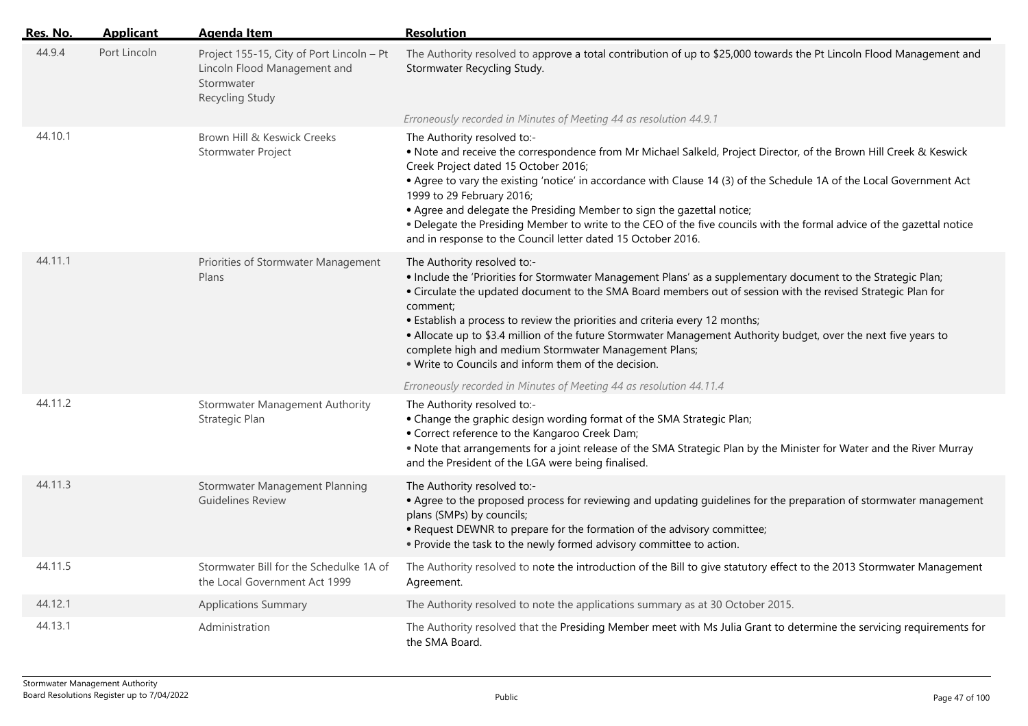| Res. No. | Applicant | Agenda Item | Resolution |
|---|---|---|---|
| 44.9.4 | Port Lincoln | Project 155-15, City of Port Lincoln – Pt Lincoln Flood Management and Stormwater Recycling Study | The Authority resolved to approve a total contribution of up to $25,000 towards the Pt Lincoln Flood Management and Stormwater Recycling Study.<br><br>*Erroneously recorded in Minutes of Meeting 44 as resolution 44.9.1* |
| 44.10.1 | | Brown Hill & Keswick Creeks Stormwater Project | The Authority resolved to:-<br>• Note and receive the correspondence from Mr Michael Salkeld, Project Director, of the Brown Hill Creek & Keswick Creek Project dated 15 October 2016;<br>• Agree to vary the existing 'notice' in accordance with Clause 14 (3) of the Schedule 1A of the Local Government Act 1999 to 29 February 2016;<br>• Agree and delegate the Presiding Member to sign the gazettal notice;<br>• Delegate the Presiding Member to write to the CEO of the five councils with the formal advice of the gazettal notice and in response to the Council letter dated 15 October 2016. |
| 44.11.1 | | Priorities of Stormwater Management Plans | The Authority resolved to:-<br>• Include the 'Priorities for Stormwater Management Plans' as a supplementary document to the Strategic Plan;<br>• Circulate the updated document to the SMA Board members out of session with the revised Strategic Plan for comment;<br>• Establish a process to review the priorities and criteria every 12 months;<br>• Allocate up to $3.4 million of the future Stormwater Management Authority budget, over the next five years to complete high and medium Stormwater Management Plans;<br>• Write to Councils and inform them of the decision.<br><br>*Erroneously recorded in Minutes of Meeting 44 as resolution 44.11.4* |
| 44.11.2 | | Stormwater Management Authority Strategic Plan | The Authority resolved to:-<br>• Change the graphic design wording format of the SMA Strategic Plan;<br>• Correct reference to the Kangaroo Creek Dam;<br>• Note that arrangements for a joint release of the SMA Strategic Plan by the Minister for Water and the River Murray and the President of the LGA were being finalised. |
| 44.11.3 | | Stormwater Management Planning Guidelines Review | The Authority resolved to:-<br>• Agree to the proposed process for reviewing and updating guidelines for the preparation of stormwater management plans (SMPs) by councils;<br>• Request DEWNR to prepare for the formation of the advisory committee;<br>• Provide the task to the newly formed advisory committee to action. |
| 44.11.5 | | Stormwater Bill for the Schedulke 1A of the Local Government Act 1999 | The Authority resolved to note the introduction of the Bill to give statutory effect to the 2013 Stormwater Management Agreement. |
| 44.12.1 | | Applications Summary | The Authority resolved to note the applications summary as at 30 October 2015. |
| 44.13.1 | | Administration | The Authority resolved that the Presiding Member meet with Ms Julia Grant to determine the servicing requirements for the SMA Board. |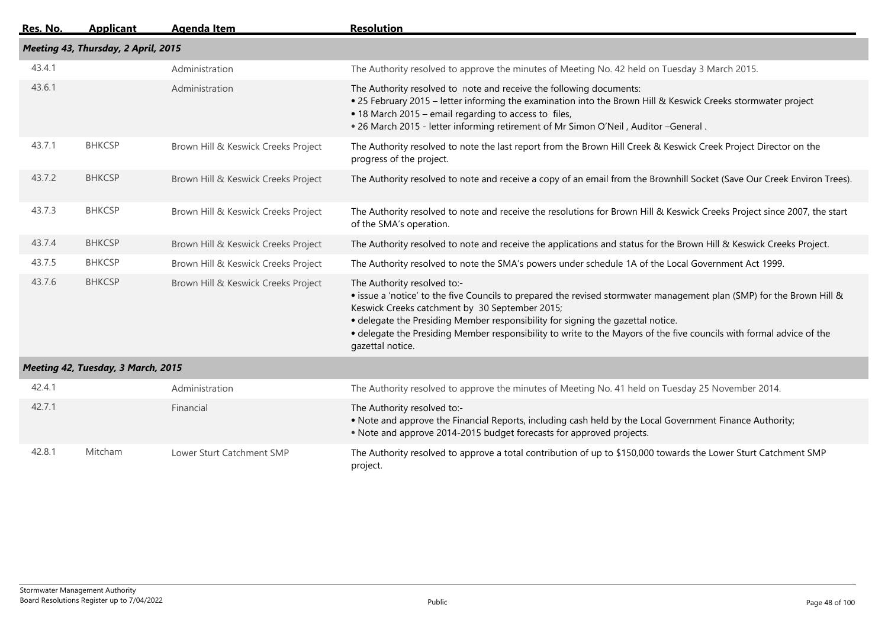| Res. No. | Applicant | Agenda Item | Resolution |
|---|---|---|---|
| ***Meeting 43, Thursday, 2 April, 2015*** | | | |
| 43.4.1 | | Administration | The Authority resolved to approve the minutes of Meeting No. 42 held on Tuesday 3 March 2015. |
| 43.6.1 | | Administration | The Authority resolved to note and receive the following documents:<br>• 25 February 2015 – letter informing the examination into the Brown Hill & Keswick Creeks stormwater project<br>• 18 March 2015 – email regarding to access to files,<br>• 26 March 2015 - letter informing retirement of Mr Simon O'Neil , Auditor –General . |
| 43.7.1 | BHKCSP | Brown Hill & Keswick Creeks Project | The Authority resolved to note the last report from the Brown Hill Creek & Keswick Creek Project Director on the progress of the project. |
| 43.7.2 | BHKCSP | Brown Hill & Keswick Creeks Project | The Authority resolved to note and receive a copy of an email from the Brownhill Socket (Save Our Creek Environ Trees). |
| 43.7.3 | BHKCSP | Brown Hill & Keswick Creeks Project | The Authority resolved to note and receive the resolutions for Brown Hill & Keswick Creeks Project since 2007, the start of the SMA's operation. |
| 43.7.4 | BHKCSP | Brown Hill & Keswick Creeks Project | The Authority resolved to note and receive the applications and status for the Brown Hill & Keswick Creeks Project. |
| 43.7.5 | BHKCSP | Brown Hill & Keswick Creeks Project | The Authority resolved to note the SMA's powers under schedule 1A of the Local Government Act 1999. |
| 43.7.6 | BHKCSP | Brown Hill & Keswick Creeks Project | The Authority resolved to:-<br>• issue a 'notice' to the five Councils to prepared the revised stormwater management plan (SMP) for the Brown Hill & Keswick Creeks catchment by 30 September 2015;<br>• delegate the Presiding Member responsibility for signing the gazettal notice.<br>• delegate the Presiding Member responsibility to write to the Mayors of the five councils with formal advice of the gazettal notice. |
| ***Meeting 42, Tuesday, 3 March, 2015*** | | | |
| 42.4.1 | | Administration | The Authority resolved to approve the minutes of Meeting No. 41 held on Tuesday 25 November 2014. |
| 42.7.1 | | Financial | The Authority resolved to:-<br>• Note and approve the Financial Reports, including cash held by the Local Government Finance Authority;<br>• Note and approve 2014-2015 budget forecasts for approved projects. |
| 42.8.1 | Mitcham | Lower Sturt Catchment SMP | The Authority resolved to approve a total contribution of up to $150,000 towards the Lower Sturt Catchment SMP project. |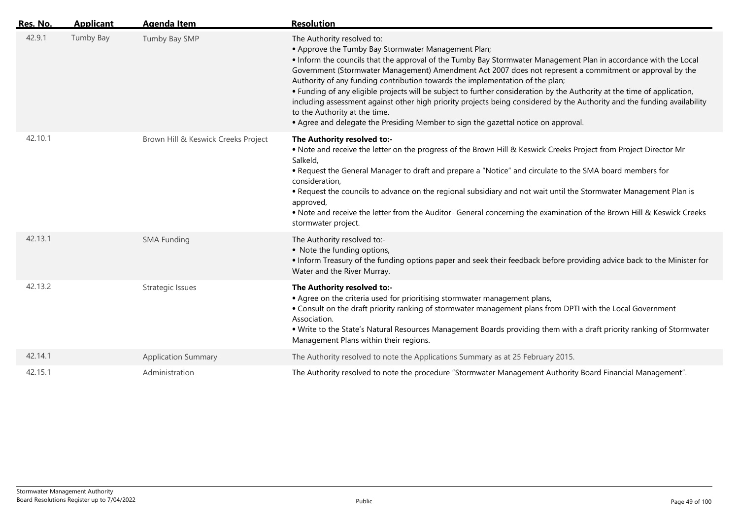| Res. No. | Applicant | Agenda Item | Resolution |
|---|---|---|---|
| 42.9.1 | Tumby Bay | Tumby Bay SMP | The Authority resolved to:<br>• Approve the Tumby Bay Stormwater Management Plan;<br>• Inform the councils that the approval of the Tumby Bay Stormwater Management Plan in accordance with the Local Government (Stormwater Management) Amendment Act 2007 does not represent a commitment or approval by the Authority of any funding contribution towards the implementation of the plan;<br>• Funding of any eligible projects will be subject to further consideration by the Authority at the time of application, including assessment against other high priority projects being considered by the Authority and the funding availability to the Authority at the time.<br>• Agree and delegate the Presiding Member to sign the gazettal notice on approval. |
| 42.10.1 | | Brown Hill & Keswick Creeks Project | **The Authority resolved to:-**<br>• Note and receive the letter on the progress of the Brown Hill & Keswick Creeks Project from Project Director Mr Salkeld,<br>• Request the General Manager to draft and prepare a "Notice" and circulate to the SMA board members for consideration,<br>• Request the councils to advance on the regional subsidiary and not wait until the Stormwater Management Plan is approved,<br>• Note and receive the letter from the Auditor- General concerning the examination of the Brown Hill & Keswick Creeks stormwater project. |
| 42.13.1 | | SMA Funding | The Authority resolved to:-<br>• Note the funding options,<br>• Inform Treasury of the funding options paper and seek their feedback before providing advice back to the Minister for Water and the River Murray. |
| 42.13.2 | | Strategic Issues | **The Authority resolved to:-**<br>• Agree on the criteria used for prioritising stormwater management plans,<br>• Consult on the draft priority ranking of stormwater management plans from DPTI with the Local Government Association.<br>• Write to the State's Natural Resources Management Boards providing them with a draft priority ranking of Stormwater Management Plans within their regions. |
| 42.14.1 | | Application Summary | The Authority resolved to note the Applications Summary as at 25 February 2015. |
| 42.15.1 | | Administration | The Authority resolved to note the procedure "Stormwater Management Authority Board Financial Management". |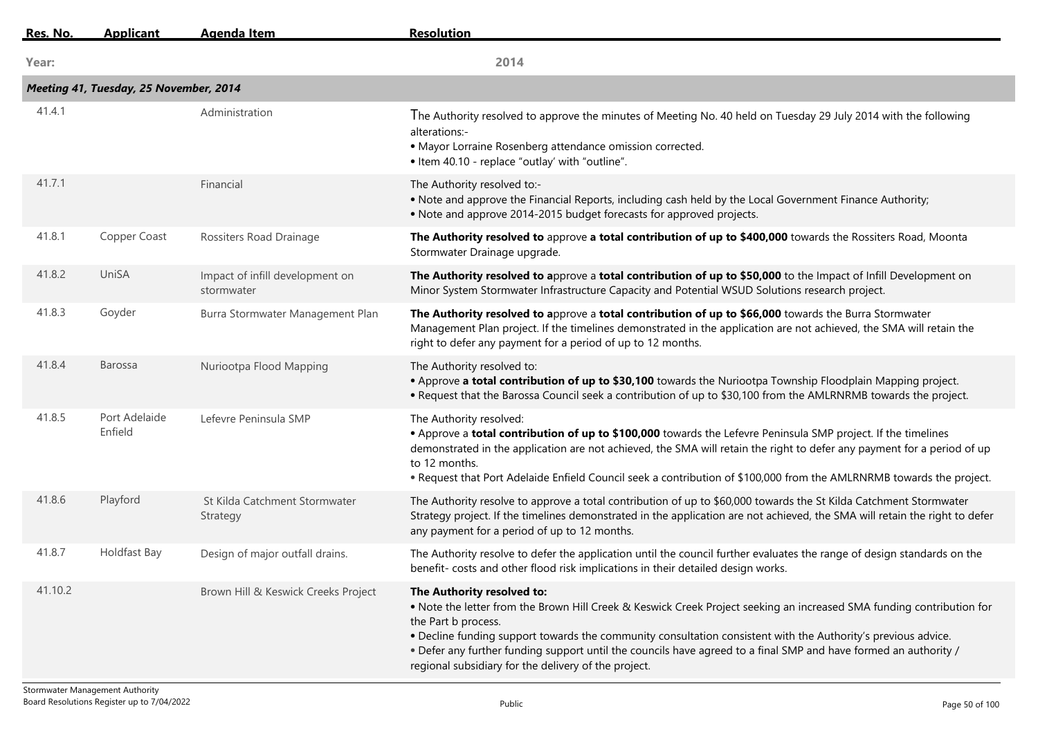| Res. No. | Applicant | Agenda Item | Resolution |
|---|---|---|---|
| **Year:** | | | **2014** |
| ***Meeting 41, Tuesday, 25 November, 2014*** | | | |
| 41.4.1 | | Administration | The Authority resolved to approve the minutes of Meeting No. 40 held on Tuesday 29 July 2014 with the following alterations:- • Mayor Lorraine Rosenberg attendance omission corrected. • Item 40.10 - replace "outlay' with "outline". |
| 41.7.1 | | Financial | The Authority resolved to:- • Note and approve the Financial Reports, including cash held by the Local Government Finance Authority; • Note and approve 2014-2015 budget forecasts for approved projects. |
| 41.8.1 | Copper Coast | Rossiters Road Drainage | **The Authority resolved to** approve **a total contribution of up to $400,000** towards the Rossiters Road, Moonta Stormwater Drainage upgrade. |
| 41.8.2 | UniSA | Impact of infill development on stormwater | **The Authority resolved to a**pprove a **total contribution of up to $50,000** to the Impact of Infill Development on Minor System Stormwater Infrastructure Capacity and Potential WSUD Solutions research project. |
| 41.8.3 | Goyder | Burra Stormwater Management Plan | **The Authority resolved to a**pprove a **total contribution of up to $66,000** towards the Burra Stormwater Management Plan project. If the timelines demonstrated in the application are not achieved, the SMA will retain the right to defer any payment for a period of up to 12 months. |
| 41.8.4 | Barossa | Nuriootpa Flood Mapping | The Authority resolved to: • Approve **a total contribution of up to $30,100** towards the Nuriootpa Township Floodplain Mapping project. • Request that the Barossa Council seek a contribution of up to $30,100 from the AMLRNRMB towards the project. |
| 41.8.5 | Port Adelaide Enfield | Lefevre Peninsula SMP | The Authority resolved: • Approve a **total contribution of up to $100,000** towards the Lefevre Peninsula SMP project. If the timelines demonstrated in the application are not achieved, the SMA will retain the right to defer any payment for a period of up to 12 months. • Request that Port Adelaide Enfield Council seek a contribution of $100,000 from the AMLRNRMB towards the project. |
| 41.8.6 | Playford | St Kilda Catchment Stormwater Strategy | The Authority resolve to approve a total contribution of up to $60,000 towards the St Kilda Catchment Stormwater Strategy project. If the timelines demonstrated in the application are not achieved, the SMA will retain the right to defer any payment for a period of up to 12 months. |
| 41.8.7 | Holdfast Bay | Design of major outfall drains. | The Authority resolve to defer the application until the council further evaluates the range of design standards on the benefit- costs and other flood risk implications in their detailed design works. |
| 41.10.2 | | Brown Hill & Keswick Creeks Project | **The Authority resolved to:** • Note the letter from the Brown Hill Creek & Keswick Creek Project seeking an increased SMA funding contribution for the Part b process. • Decline funding support towards the community consultation consistent with the Authority's previous advice. • Defer any further funding support until the councils have agreed to a final SMP and have formed an authority / regional subsidiary for the delivery of the project. |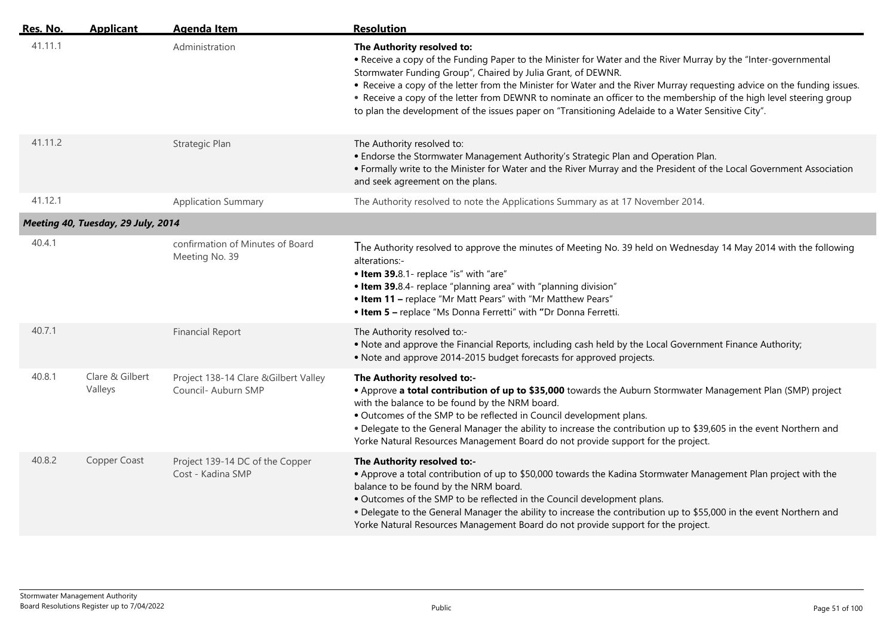| Res. No. | Applicant | Agenda Item | Resolution |
|---|---|---|---|
| 41.11.1 | | Administration | **The Authority resolved to:**<br>• Receive a copy of the Funding Paper to the Minister for Water and the River Murray by the "Inter-governmental Stormwater Funding Group", Chaired by Julia Grant, of DEWNR.<br>• Receive a copy of the letter from the Minister for Water and the River Murray requesting advice on the funding issues.<br>• Receive a copy of the letter from DEWNR to nominate an officer to the membership of the high level steering group to plan the development of the issues paper on "Transitioning Adelaide to a Water Sensitive City". |
| 41.11.2 | | Strategic Plan | The Authority resolved to:<br>• Endorse the Stormwater Management Authority's Strategic Plan and Operation Plan.<br>• Formally write to the Minister for Water and the River Murray and the President of the Local Government Association and seek agreement on the plans. |
| 41.12.1 | | Application Summary | The Authority resolved to note the Applications Summary as at 17 November 2014. |
| ***Meeting 40, Tuesday, 29 July, 2014*** | | | |
| 40.4.1 | | confirmation of Minutes of Board Meeting No. 39 | The Authority resolved to approve the minutes of Meeting No. 39 held on Wednesday 14 May 2014 with the following alterations:-<br>• **Item 39.**8.1- replace "is" with "are"<br>• **Item 39.**8.4- replace "planning area" with "planning division"<br>• **Item 11 –** replace "Mr Matt Pears" with "Mr Matthew Pears"<br>• **Item 5 –** replace "Ms Donna Ferretti" with **"**Dr Donna Ferretti. |
| 40.7.1 | | Financial Report | The Authority resolved to:-<br>• Note and approve the Financial Reports, including cash held by the Local Government Finance Authority;<br>• Note and approve 2014-2015 budget forecasts for approved projects. |
| 40.8.1 | Clare & Gilbert Valleys | Project 138-14 Clare &Gilbert Valley Council- Auburn SMP | **The Authority resolved to:-**<br>• Approve **a total contribution of up to $35,000** towards the Auburn Stormwater Management Plan (SMP) project with the balance to be found by the NRM board.<br>• Outcomes of the SMP to be reflected in Council development plans.<br>• Delegate to the General Manager the ability to increase the contribution up to $39,605 in the event Northern and Yorke Natural Resources Management Board do not provide support for the project. |
| 40.8.2 | Copper Coast | Project 139-14 DC of the Copper Cost - Kadina SMP | **The Authority resolved to:-**<br>• Approve a total contribution of up to $50,000 towards the Kadina Stormwater Management Plan project with the balance to be found by the NRM board.<br>• Outcomes of the SMP to be reflected in the Council development plans.<br>• Delegate to the General Manager the ability to increase the contribution up to $55,000 in the event Northern and Yorke Natural Resources Management Board do not provide support for the project. |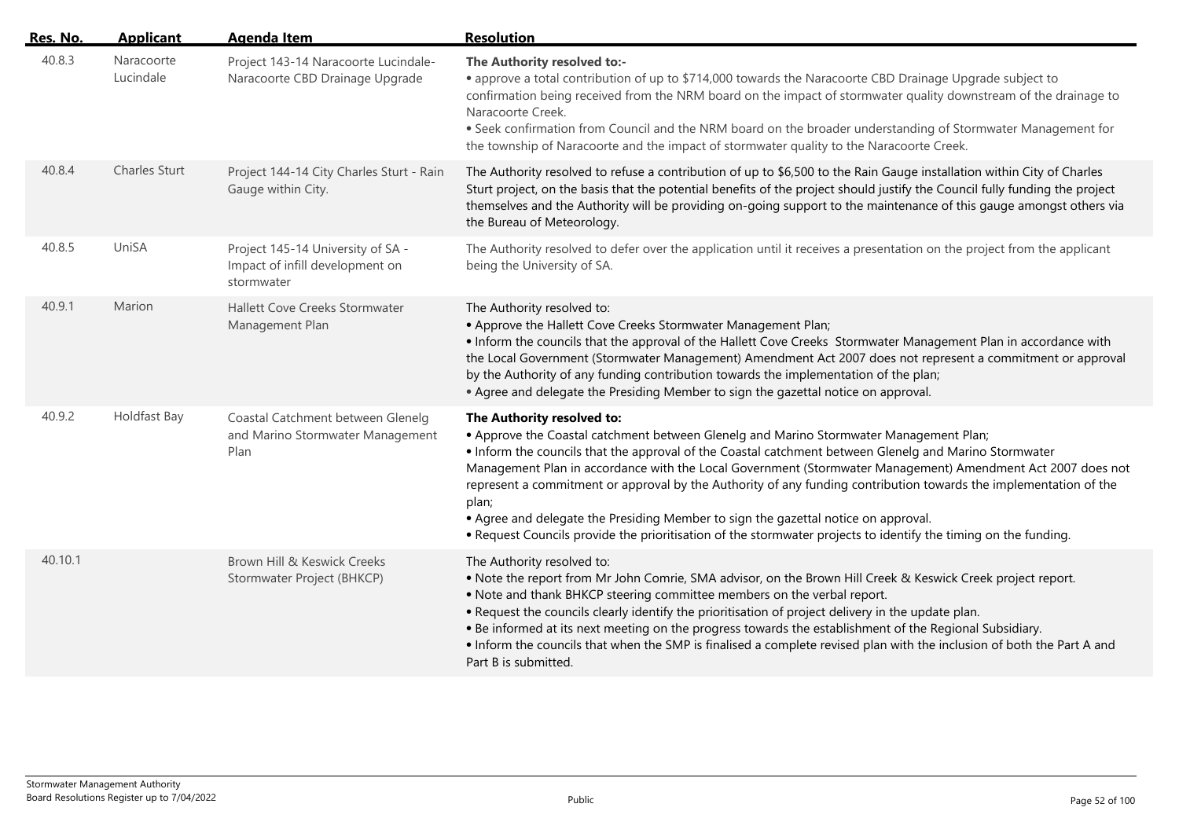| Res. No. | Applicant | Agenda Item | Resolution |
| --- | --- | --- | --- |
| 40.8.3 | Naracoorte Lucindale | Project 143-14 Naracoorte Lucindale-Naracoorte CBD Drainage Upgrade | **The Authority resolved to:-**<br>• approve a total contribution of up to $714,000 towards the Naracoorte CBD Drainage Upgrade subject to confirmation being received from the NRM board on the impact of stormwater quality downstream of the drainage to Naracoorte Creek.<br>• Seek confirmation from Council and the NRM board on the broader understanding of Stormwater Management for the township of Naracoorte and the impact of stormwater quality to the Naracoorte Creek. |
| 40.8.4 | Charles Sturt | Project 144-14 City Charles Sturt - Rain Gauge within City. | The Authority resolved to refuse a contribution of up to $6,500 to the Rain Gauge installation within City of Charles Sturt project, on the basis that the potential benefits of the project should justify the Council fully funding the project themselves and the Authority will be providing on-going support to the maintenance of this gauge amongst others via the Bureau of Meteorology. |
| 40.8.5 | UniSA | Project 145-14 University of SA - Impact of infill development on stormwater | The Authority resolved to defer over the application until it receives a presentation on the project from the applicant being the University of SA. |
| 40.9.1 | Marion | Hallett Cove Creeks Stormwater Management Plan | The Authority resolved to:<br>• Approve the Hallett Cove Creeks Stormwater Management Plan;<br>• Inform the councils that the approval of the Hallett Cove Creeks Stormwater Management Plan in accordance with the Local Government (Stormwater Management) Amendment Act 2007 does not represent a commitment or approval by the Authority of any funding contribution towards the implementation of the plan;<br>• Agree and delegate the Presiding Member to sign the gazettal notice on approval. |
| 40.9.2 | Holdfast Bay | Coastal Catchment between Glenelg and Marino Stormwater Management Plan | **The Authority resolved to:**<br>• Approve the Coastal catchment between Glenelg and Marino Stormwater Management Plan;<br>• Inform the councils that the approval of the Coastal catchment between Glenelg and Marino Stormwater Management Plan in accordance with the Local Government (Stormwater Management) Amendment Act 2007 does not represent a commitment or approval by the Authority of any funding contribution towards the implementation of the plan;<br>• Agree and delegate the Presiding Member to sign the gazettal notice on approval.<br>• Request Councils provide the prioritisation of the stormwater projects to identify the timing on the funding. |
| 40.10.1 | | Brown Hill & Keswick Creeks Stormwater Project (BHKCP) | The Authority resolved to:<br>• Note the report from Mr John Comrie, SMA advisor, on the Brown Hill Creek & Keswick Creek project report.<br>• Note and thank BHKCP steering committee members on the verbal report.<br>• Request the councils clearly identify the prioritisation of project delivery in the update plan.<br>• Be informed at its next meeting on the progress towards the establishment of the Regional Subsidiary.<br>• Inform the councils that when the SMP is finalised a complete revised plan with the inclusion of both the Part A and Part B is submitted. |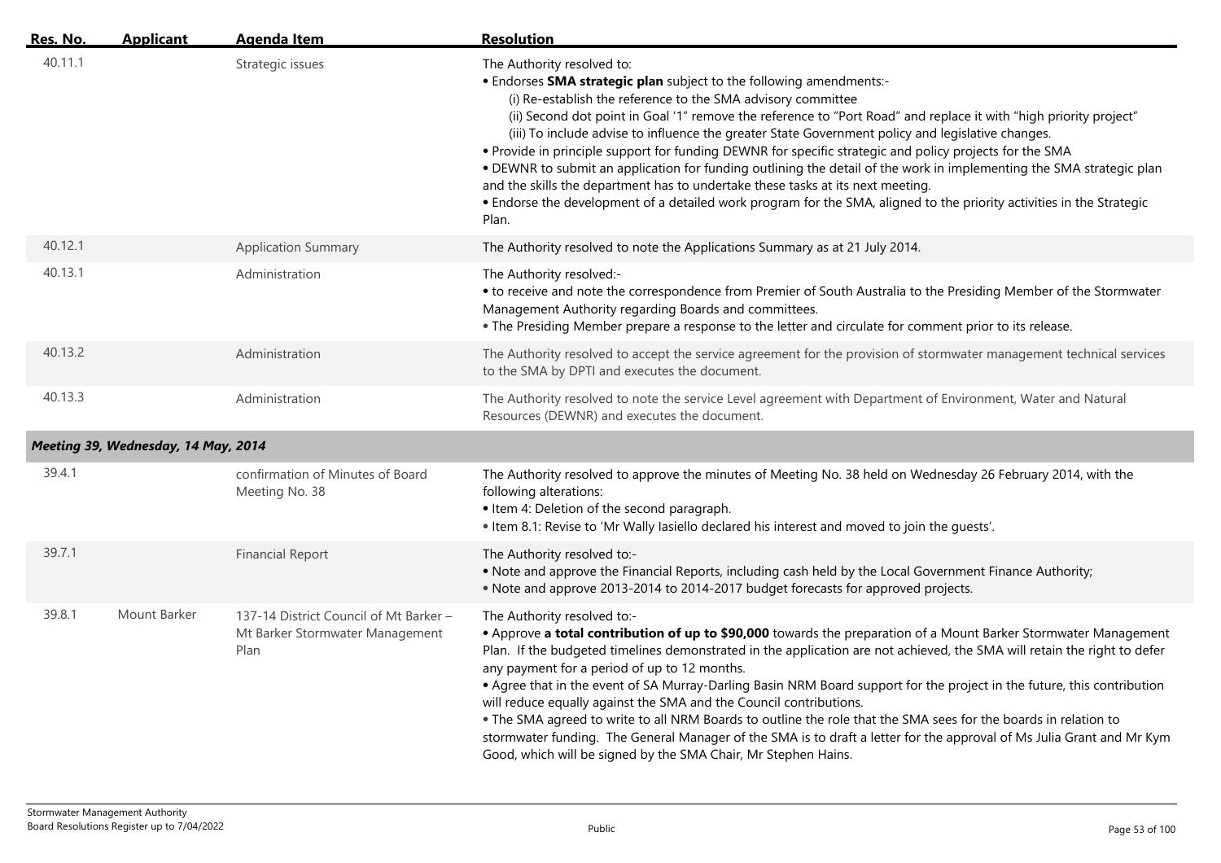| Res. No. | Applicant | Agenda Item | Resolution |
|---|---|---|---|
| 40.11.1 | | Strategic issues | The Authority resolved to:<br>• Endorses **SMA strategic plan** subject to the following amendments:-<br>(i) Re-establish the reference to the SMA advisory committee<br>(ii) Second dot point in Goal '1" remove the reference to "Port Road" and replace it with "high priority project"<br>(iii) To include advise to influence the greater State Government policy and legislative changes.<br>• Provide in principle support for funding DEWNR for specific strategic and policy projects for the SMA<br>• DEWNR to submit an application for funding outlining the detail of the work in implementing the SMA strategic plan and the skills the department has to undertake these tasks at its next meeting.<br>• Endorse the development of a detailed work program for the SMA, aligned to the priority activities in the Strategic Plan. |
| 40.12.1 | | Application Summary | The Authority resolved to note the Applications Summary as at 21 July 2014. |
| 40.13.1 | | Administration | The Authority resolved:-<br>• to receive and note the correspondence from Premier of South Australia to the Presiding Member of the Stormwater Management Authority regarding Boards and committees.<br>• The Presiding Member prepare a response to the letter and circulate for comment prior to its release. |
| 40.13.2 | | Administration | The Authority resolved to accept the service agreement for the provision of stormwater management technical services to the SMA by DPTI and executes the document. |
| 40.13.3 | | Administration | The Authority resolved to note the service Level agreement with Department of Environment, Water and Natural Resources (DEWNR) and executes the document. |
| ***Meeting 39, Wednesday, 14 May, 2014*** | | | |
| 39.4.1 | | confirmation of Minutes of Board Meeting No. 38 | The Authority resolved to approve the minutes of Meeting No. 38 held on Wednesday 26 February 2014, with the following alterations:<br>• Item 4: Deletion of the second paragraph.<br>• Item 8.1: Revise to 'Mr Wally Iasiello declared his interest and moved to join the guests'. |
| 39.7.1 | | Financial Report | The Authority resolved to:-<br>• Note and approve the Financial Reports, including cash held by the Local Government Finance Authority;<br>• Note and approve 2013-2014 to 2014-2017 budget forecasts for approved projects. |
| 39.8.1 | Mount Barker | 137-14 District Council of Mt Barker – Mt Barker Stormwater Management Plan | The Authority resolved to:-<br>• Approve **a total contribution of up to $90,000** towards the preparation of a Mount Barker Stormwater Management Plan. If the budgeted timelines demonstrated in the application are not achieved, the SMA will retain the right to defer any payment for a period of up to 12 months.<br>• Agree that in the event of SA Murray-Darling Basin NRM Board support for the project in the future, this contribution will reduce equally against the SMA and the Council contributions.<br>• The SMA agreed to write to all NRM Boards to outline the role that the SMA sees for the boards in relation to stormwater funding. The General Manager of the SMA is to draft a letter for the approval of Ms Julia Grant and Mr Kym Good, which will be signed by the SMA Chair, Mr Stephen Hains. |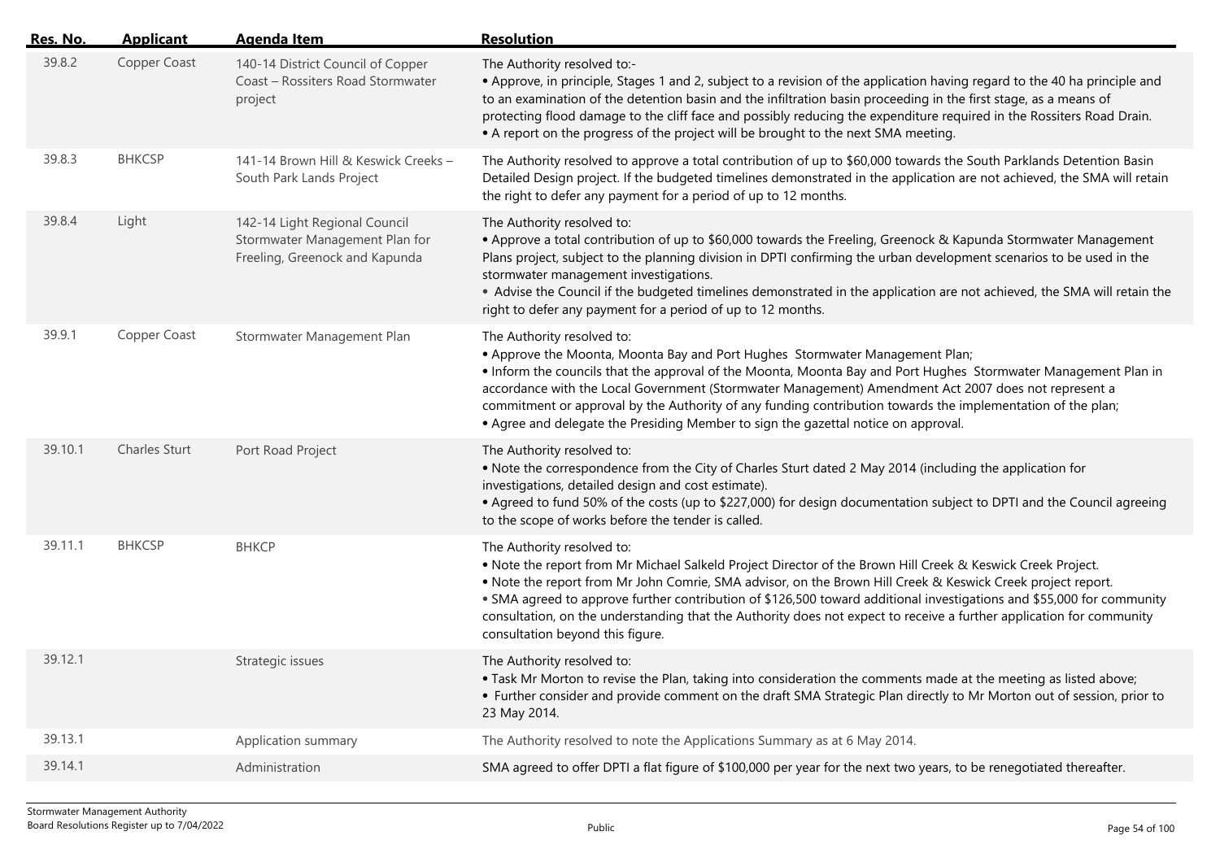| Res. No. | Applicant | Agenda Item | Resolution |
| --- | --- | --- | --- |
| 39.8.2 | Copper Coast | 140-14 District Council of Copper Coast – Rossiters Road Stormwater project | The Authority resolved to:- <br>• Approve, in principle, Stages 1 and 2, subject to a revision of the application having regard to the 40 ha principle and to an examination of the detention basin and the infiltration basin proceeding in the first stage, as a means of protecting flood damage to the cliff face and possibly reducing the expenditure required in the Rossiters Road Drain. <br>• A report on the progress of the project will be brought to the next SMA meeting. |
| 39.8.3 | BHKCSP | 141-14 Brown Hill & Keswick Creeks – South Park Lands Project | The Authority resolved to approve a total contribution of up to $60,000 towards the South Parklands Detention Basin Detailed Design project. If the budgeted timelines demonstrated in the application are not achieved, the SMA will retain the right to defer any payment for a period of up to 12 months. |
| 39.8.4 | Light | 142-14 Light Regional Council Stormwater Management Plan for Freeling, Greenock and Kapunda | The Authority resolved to: <br>• Approve a total contribution of up to $60,000 towards the Freeling, Greenock & Kapunda Stormwater Management Plans project, subject to the planning division in DPTI confirming the urban development scenarios to be used in the stormwater management investigations. <br>• Advise the Council if the budgeted timelines demonstrated in the application are not achieved, the SMA will retain the right to defer any payment for a period of up to 12 months. |
| 39.9.1 | Copper Coast | Stormwater Management Plan | The Authority resolved to: <br>• Approve the Moonta, Moonta Bay and Port Hughes Stormwater Management Plan; <br>• Inform the councils that the approval of the Moonta, Moonta Bay and Port Hughes Stormwater Management Plan in accordance with the Local Government (Stormwater Management) Amendment Act 2007 does not represent a commitment or approval by the Authority of any funding contribution towards the implementation of the plan; <br>• Agree and delegate the Presiding Member to sign the gazettal notice on approval. |
| 39.10.1 | Charles Sturt | Port Road Project | The Authority resolved to: <br>• Note the correspondence from the City of Charles Sturt dated 2 May 2014 (including the application for investigations, detailed design and cost estimate). <br>• Agreed to fund 50% of the costs (up to $227,000) for design documentation subject to DPTI and the Council agreeing to the scope of works before the tender is called. |
| 39.11.1 | BHKCSP | BHKCP | The Authority resolved to: <br>• Note the report from Mr Michael Salkeld Project Director of the Brown Hill Creek & Keswick Creek Project. <br>• Note the report from Mr John Comrie, SMA advisor, on the Brown Hill Creek & Keswick Creek project report. <br>• SMA agreed to approve further contribution of $126,500 toward additional investigations and $55,000 for community consultation, on the understanding that the Authority does not expect to receive a further application for community consultation beyond this figure. |
| 39.12.1 | | Strategic issues | The Authority resolved to: <br>• Task Mr Morton to revise the Plan, taking into consideration the comments made at the meeting as listed above; <br>• Further consider and provide comment on the draft SMA Strategic Plan directly to Mr Morton out of session, prior to 23 May 2014. |
| 39.13.1 | | Application summary | The Authority resolved to note the Applications Summary as at 6 May 2014. |
| 39.14.1 | | Administration | SMA agreed to offer DPTI a flat figure of $100,000 per year for the next two years, to be renegotiated thereafter. |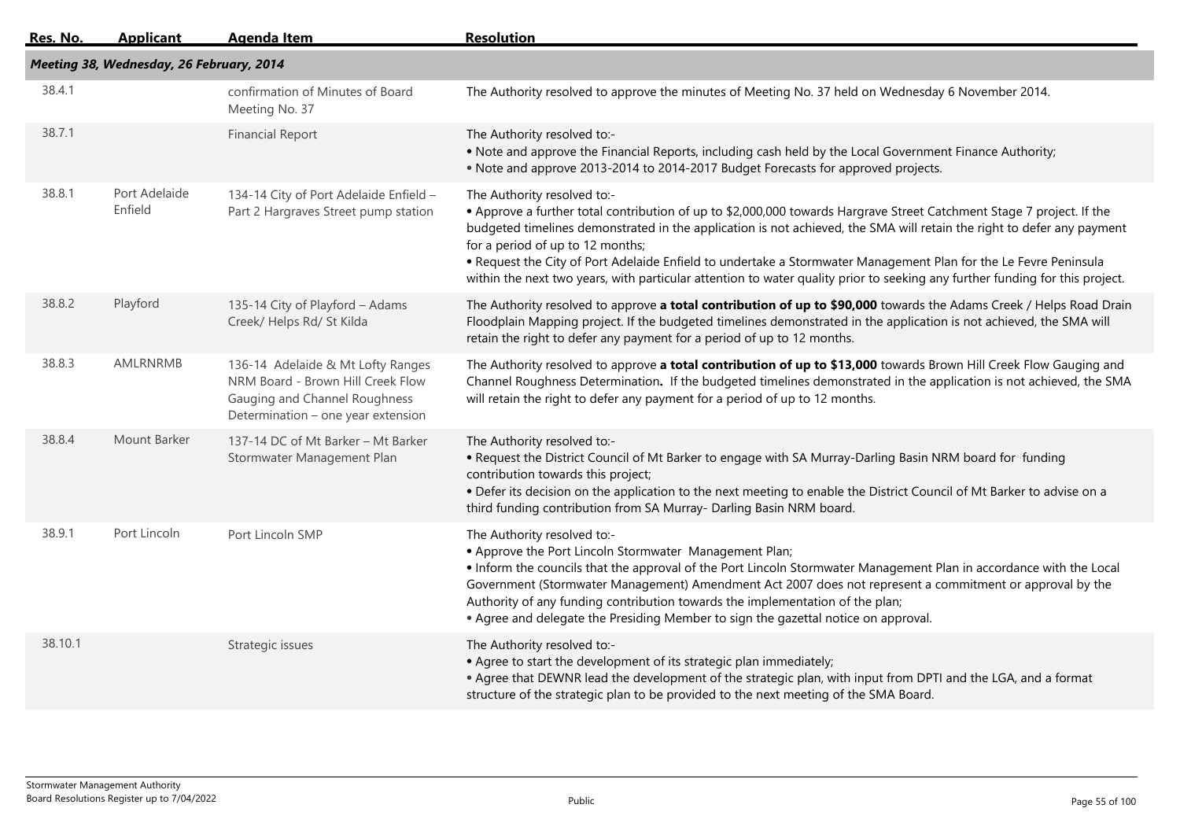| Res. No. | Applicant | Agenda Item | Resolution |
|---|---|---|---|
| ***Meeting 38, Wednesday, 26 February, 2014*** | | | |
| 38.4.1 | | confirmation of Minutes of Board Meeting No. 37 | The Authority resolved to approve the minutes of Meeting No. 37 held on Wednesday 6 November 2014. |
| 38.7.1 | | Financial Report | The Authority resolved to:-<br>• Note and approve the Financial Reports, including cash held by the Local Government Finance Authority;<br>• Note and approve 2013-2014 to 2014-2017 Budget Forecasts for approved projects. |
| 38.8.1 | Port Adelaide Enfield | 134-14 City of Port Adelaide Enfield – Part 2 Hargraves Street pump station | The Authority resolved to:-<br>• Approve a further total contribution of up to $2,000,000 towards Hargrave Street Catchment Stage 7 project. If the budgeted timelines demonstrated in the application is not achieved, the SMA will retain the right to defer any payment for a period of up to 12 months;<br>• Request the City of Port Adelaide Enfield to undertake a Stormwater Management Plan for the Le Fevre Peninsula within the next two years, with particular attention to water quality prior to seeking any further funding for this project. |
| 38.8.2 | Playford | 135-14 City of Playford – Adams Creek/ Helps Rd/ St Kilda | The Authority resolved to approve **a total contribution of up to $90,000** towards the Adams Creek / Helps Road Drain Floodplain Mapping project. If the budgeted timelines demonstrated in the application is not achieved, the SMA will retain the right to defer any payment for a period of up to 12 months. |
| 38.8.3 | AMLRNRMB | 136-14 Adelaide & Mt Lofty Ranges NRM Board - Brown Hill Creek Flow Gauging and Channel Roughness Determination – one year extension | The Authority resolved to approve **a total contribution of up to $13,000** towards Brown Hill Creek Flow Gauging and Channel Roughness Determination**.** If the budgeted timelines demonstrated in the application is not achieved, the SMA will retain the right to defer any payment for a period of up to 12 months. |
| 38.8.4 | Mount Barker | 137-14 DC of Mt Barker – Mt Barker Stormwater Management Plan | The Authority resolved to:-<br>• Request the District Council of Mt Barker to engage with SA Murray-Darling Basin NRM board for funding contribution towards this project;<br>• Defer its decision on the application to the next meeting to enable the District Council of Mt Barker to advise on a third funding contribution from SA Murray- Darling Basin NRM board. |
| 38.9.1 | Port Lincoln | Port Lincoln SMP | The Authority resolved to:-<br>• Approve the Port Lincoln Stormwater Management Plan;<br>• Inform the councils that the approval of the Port Lincoln Stormwater Management Plan in accordance with the Local Government (Stormwater Management) Amendment Act 2007 does not represent a commitment or approval by the Authority of any funding contribution towards the implementation of the plan;<br>• Agree and delegate the Presiding Member to sign the gazettal notice on approval. |
| 38.10.1 | | Strategic issues | The Authority resolved to:-<br>• Agree to start the development of its strategic plan immediately;<br>• Agree that DEWNR lead the development of the strategic plan, with input from DPTI and the LGA, and a format structure of the strategic plan to be provided to the next meeting of the SMA Board. |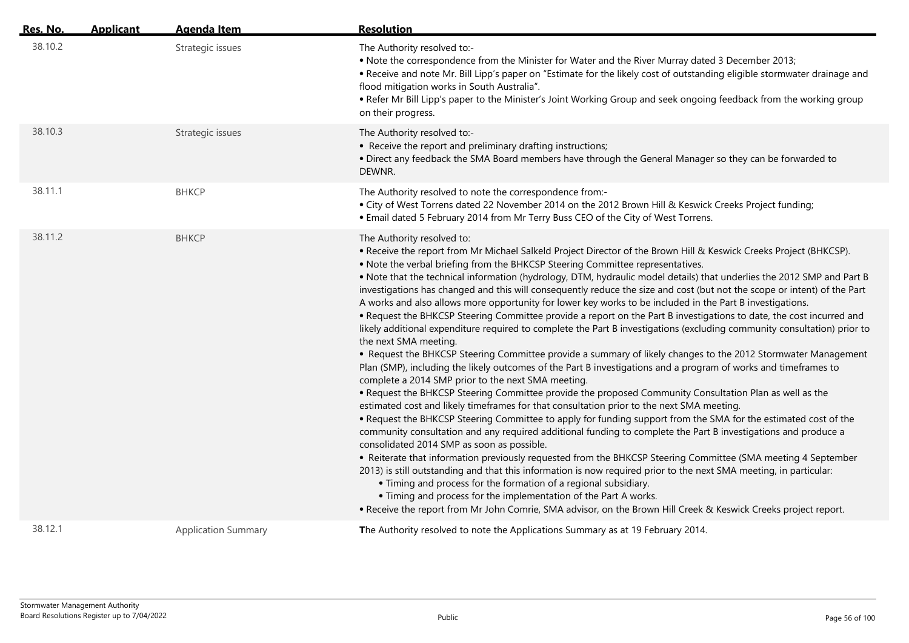| Res. No. | Applicant | Agenda Item | Resolution |
|---|---|---|---|
| 38.10.2 | | Strategic issues | The Authority resolved to:- <br>• Note the correspondence from the Minister for Water and the River Murray dated 3 December 2013; <br>• Receive and note Mr. Bill Lipp's paper on "Estimate for the likely cost of outstanding eligible stormwater drainage and flood mitigation works in South Australia". <br>• Refer Mr Bill Lipp's paper to the Minister's Joint Working Group and seek ongoing feedback from the working group on their progress. |
| 38.10.3 | | Strategic issues | The Authority resolved to:- <br>• Receive the report and preliminary drafting instructions; <br>• Direct any feedback the SMA Board members have through the General Manager so they can be forwarded to DEWNR. |
| 38.11.1 | | BHKCP | The Authority resolved to note the correspondence from:- <br>• City of West Torrens dated 22 November 2014 on the 2012 Brown Hill & Keswick Creeks Project funding; <br>• Email dated 5 February 2014 from Mr Terry Buss CEO of the City of West Torrens. |
| 38.11.2 | | BHKCP | The Authority resolved to: <br>• Receive the report from Mr Michael Salkeld Project Director of the Brown Hill & Keswick Creeks Project (BHKCSP). <br>• Note the verbal briefing from the BHKCSP Steering Committee representatives. <br>• Note that the technical information (hydrology, DTM, hydraulic model details) that underlies the 2012 SMP and Part B investigations has changed and this will consequently reduce the size and cost (but not the scope or intent) of the Part A works and also allows more opportunity for lower key works to be included in the Part B investigations. <br>• Request the BHKCSP Steering Committee provide a report on the Part B investigations to date, the cost incurred and likely additional expenditure required to complete the Part B investigations (excluding community consultation) prior to the next SMA meeting. <br>• Request the BHKCSP Steering Committee provide a summary of likely changes to the 2012 Stormwater Management Plan (SMP), including the likely outcomes of the Part B investigations and a program of works and timeframes to complete a 2014 SMP prior to the next SMA meeting. <br>• Request the BHKCSP Steering Committee provide the proposed Community Consultation Plan as well as the estimated cost and likely timeframes for that consultation prior to the next SMA meeting. <br>• Request the BHKCSP Steering Committee to apply for funding support from the SMA for the estimated cost of the community consultation and any required additional funding to complete the Part B investigations and produce a consolidated 2014 SMP as soon as possible. <br>• Reiterate that information previously requested from the BHKCSP Steering Committee (SMA meeting 4 September 2013) is still outstanding and that this information is now required prior to the next SMA meeting, in particular: <br>&nbsp;&nbsp;&nbsp;&nbsp;• Timing and process for the formation of a regional subsidiary. <br>&nbsp;&nbsp;&nbsp;&nbsp;• Timing and process for the implementation of the Part A works. <br>• Receive the report from Mr John Comrie, SMA advisor, on the Brown Hill Creek & Keswick Creeks project report. |
| 38.12.1 | | Application Summary | **T**he Authority resolved to note the Applications Summary as at 19 February 2014. |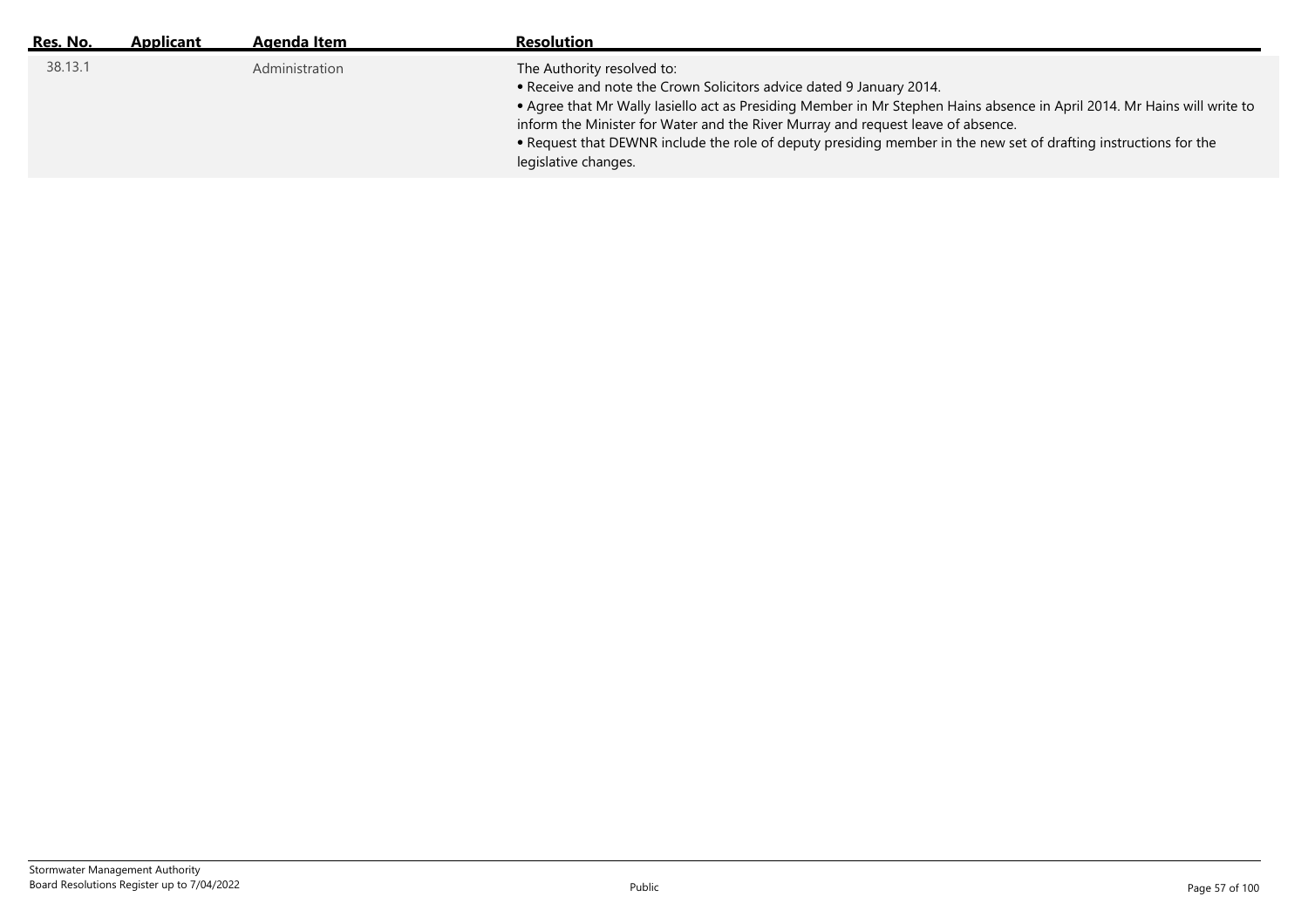| Res. No. | Applicant | Agenda Item | Resolution |
| --- | --- | --- | --- |
| 38.13.1 | | Administration | The Authority resolved to:<br>• Receive and note the Crown Solicitors advice dated 9 January 2014.<br>• Agree that Mr Wally Iasiello act as Presiding Member in Mr Stephen Hains absence in April 2014. Mr Hains will write to inform the Minister for Water and the River Murray and request leave of absence.<br>• Request that DEWNR include the role of deputy presiding member in the new set of drafting instructions for the legislative changes. |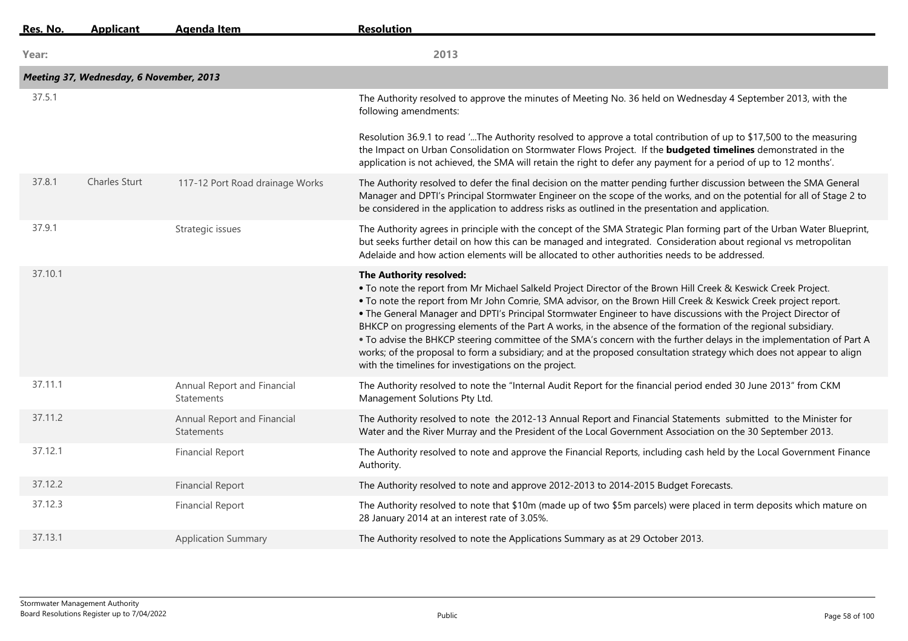| Res. No. | Applicant | Agenda Item | Resolution |
|---|---|---|---|
| **Year:** | | | **2013** |
| ***Meeting 37, Wednesday, 6 November, 2013*** | | | |
| 37.5.1 | | | The Authority resolved to approve the minutes of Meeting No. 36 held on Wednesday 4 September 2013, with the following amendments:<br><br>Resolution 36.9.1 to read '...The Authority resolved to approve a total contribution of up to $17,500 to the measuring the Impact on Urban Consolidation on Stormwater Flows Project. If the **budgeted timelines** demonstrated in the application is not achieved, the SMA will retain the right to defer any payment for a period of up to 12 months'. |
| 37.8.1 | Charles Sturt | 117-12 Port Road drainage Works | The Authority resolved to defer the final decision on the matter pending further discussion between the SMA General Manager and DPTI's Principal Stormwater Engineer on the scope of the works, and on the potential for all of Stage 2 to be considered in the application to address risks as outlined in the presentation and application. |
| 37.9.1 | | Strategic issues | The Authority agrees in principle with the concept of the SMA Strategic Plan forming part of the Urban Water Blueprint, but seeks further detail on how this can be managed and integrated. Consideration about regional vs metropolitan Adelaide and how action elements will be allocated to other authorities needs to be addressed. |
| 37.10.1 | | | **The Authority resolved:**<br>• To note the report from Mr Michael Salkeld Project Director of the Brown Hill Creek & Keswick Creek Project.<br>• To note the report from Mr John Comrie, SMA advisor, on the Brown Hill Creek & Keswick Creek project report.<br>• The General Manager and DPTI's Principal Stormwater Engineer to have discussions with the Project Director of BHKCP on progressing elements of the Part A works, in the absence of the formation of the regional subsidiary.<br>• To advise the BHKCP steering committee of the SMA's concern with the further delays in the implementation of Part A works; of the proposal to form a subsidiary; and at the proposed consultation strategy which does not appear to align with the timelines for investigations on the project. |
| 37.11.1 | | Annual Report and Financial Statements | The Authority resolved to note the "Internal Audit Report for the financial period ended 30 June 2013" from CKM Management Solutions Pty Ltd. |
| 37.11.2 | | Annual Report and Financial Statements | The Authority resolved to note the 2012-13 Annual Report and Financial Statements submitted to the Minister for Water and the River Murray and the President of the Local Government Association on the 30 September 2013. |
| 37.12.1 | | Financial Report | The Authority resolved to note and approve the Financial Reports, including cash held by the Local Government Finance Authority. |
| 37.12.2 | | Financial Report | The Authority resolved to note and approve 2012-2013 to 2014-2015 Budget Forecasts. |
| 37.12.3 | | Financial Report | The Authority resolved to note that $10m (made up of two $5m parcels) were placed in term deposits which mature on 28 January 2014 at an interest rate of 3.05%. |
| 37.13.1 | | Application Summary | The Authority resolved to note the Applications Summary as at 29 October 2013. |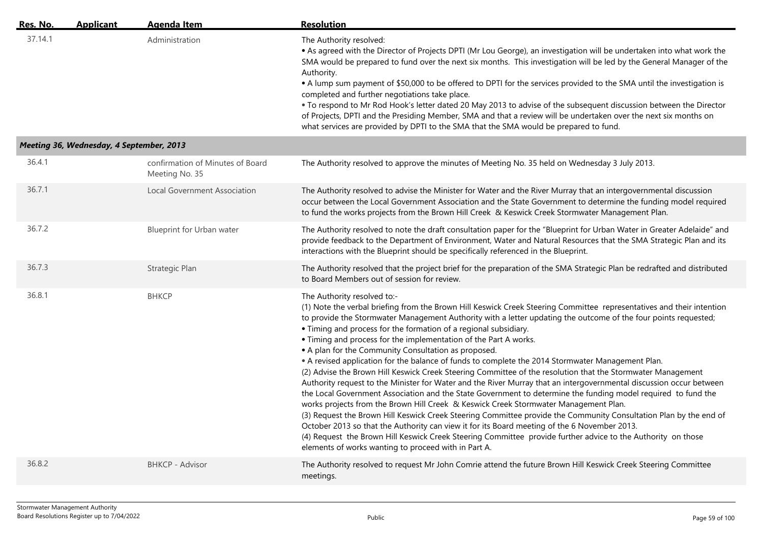| Res. No. | Applicant | Agenda Item | Resolution |
|---|---|---|---|
| 37.14.1 | | Administration | The Authority resolved:<br>• As agreed with the Director of Projects DPTI (Mr Lou George), an investigation will be undertaken into what work the SMA would be prepared to fund over the next six months. This investigation will be led by the General Manager of the Authority.<br>• A lump sum payment of $50,000 to be offered to DPTI for the services provided to the SMA until the investigation is completed and further negotiations take place.<br>• To respond to Mr Rod Hook's letter dated 20 May 2013 to advise of the subsequent discussion between the Director of Projects, DPTI and the Presiding Member, SMA and that a review will be undertaken over the next six months on what services are provided by DPTI to the SMA that the SMA would be prepared to fund. |
| ***Meeting 36, Wednesday, 4 September, 2013*** | | | |
| 36.4.1 | | confirmation of Minutes of Board Meeting No. 35 | The Authority resolved to approve the minutes of Meeting No. 35 held on Wednesday 3 July 2013. |
| 36.7.1 | | Local Government Association | The Authority resolved to advise the Minister for Water and the River Murray that an intergovernmental discussion occur between the Local Government Association and the State Government to determine the funding model required to fund the works projects from the Brown Hill Creek & Keswick Creek Stormwater Management Plan. |
| 36.7.2 | | Blueprint for Urban water | The Authority resolved to note the draft consultation paper for the "Blueprint for Urban Water in Greater Adelaide" and provide feedback to the Department of Environment, Water and Natural Resources that the SMA Strategic Plan and its interactions with the Blueprint should be specifically referenced in the Blueprint. |
| 36.7.3 | | Strategic Plan | The Authority resolved that the project brief for the preparation of the SMA Strategic Plan be redrafted and distributed to Board Members out of session for review. |
| 36.8.1 | | BHKCP | The Authority resolved to:-<br>(1) Note the verbal briefing from the Brown Hill Keswick Creek Steering Committee representatives and their intention to provide the Stormwater Management Authority with a letter updating the outcome of the four points requested;<br>• Timing and process for the formation of a regional subsidiary.<br>• Timing and process for the implementation of the Part A works.<br>• A plan for the Community Consultation as proposed.<br>• A revised application for the balance of funds to complete the 2014 Stormwater Management Plan.<br>(2) Advise the Brown Hill Keswick Creek Steering Committee of the resolution that the Stormwater Management Authority request to the Minister for Water and the River Murray that an intergovernmental discussion occur between the Local Government Association and the State Government to determine the funding model required to fund the works projects from the Brown Hill Creek & Keswick Creek Stormwater Management Plan.<br>(3) Request the Brown Hill Keswick Creek Steering Committee provide the Community Consultation Plan by the end of October 2013 so that the Authority can view it for its Board meeting of the 6 November 2013.<br>(4) Request the Brown Hill Keswick Creek Steering Committee provide further advice to the Authority on those elements of works wanting to proceed with in Part A. |
| 36.8.2 | | BHKCP - Advisor | The Authority resolved to request Mr John Comrie attend the future Brown Hill Keswick Creek Steering Committee meetings. |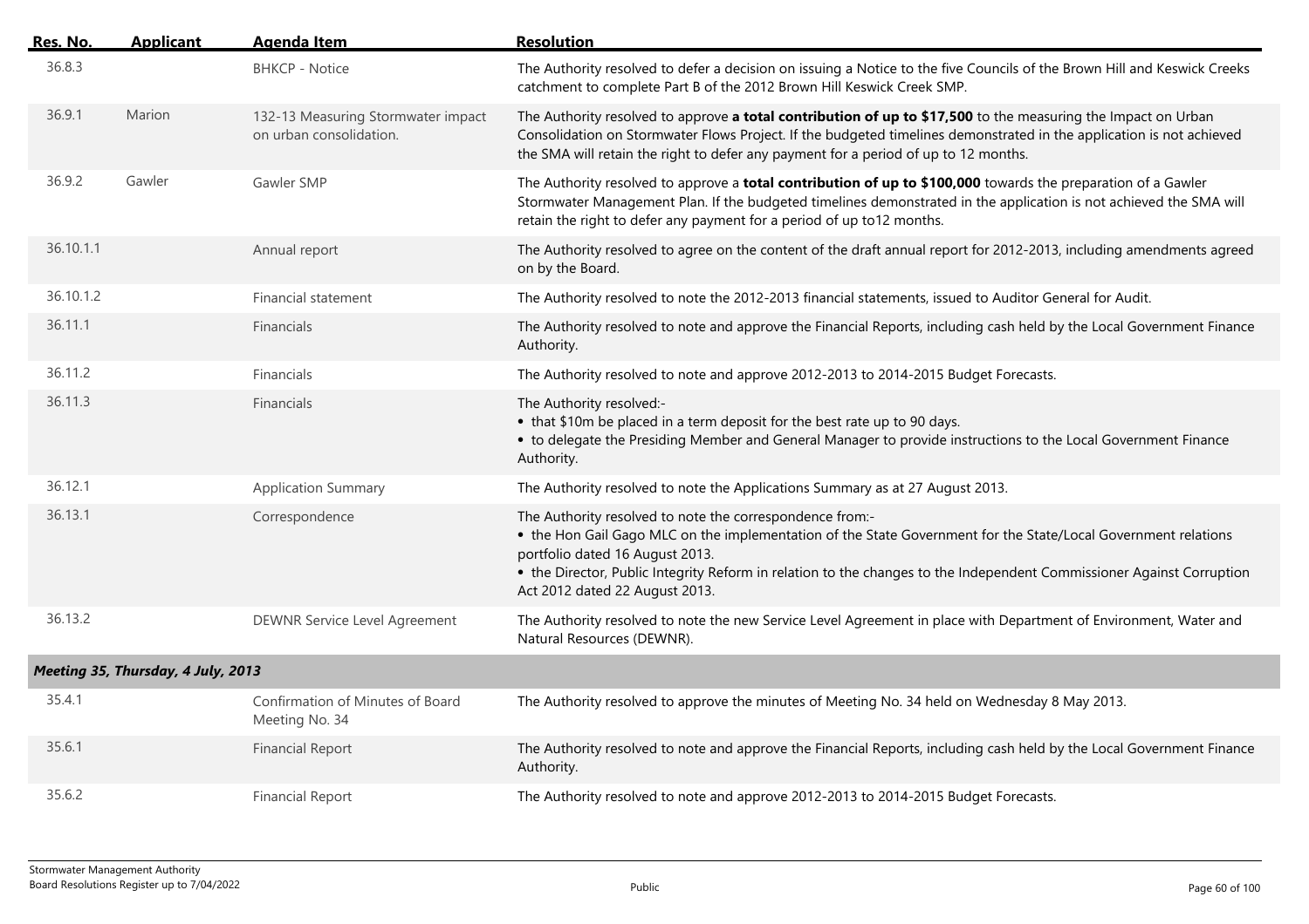| Res. No. | Applicant | Agenda Item | Resolution |
|---|---|---|---|
| 36.8.3 | | BHKCP - Notice | The Authority resolved to defer a decision on issuing a Notice to the five Councils of the Brown Hill and Keswick Creeks catchment to complete Part B of the 2012 Brown Hill Keswick Creek SMP. |
| 36.9.1 | Marion | 132-13 Measuring Stormwater impact on urban consolidation. | The Authority resolved to approve **a total contribution of up to $17,500** to the measuring the Impact on Urban Consolidation on Stormwater Flows Project. If the budgeted timelines demonstrated in the application is not achieved the SMA will retain the right to defer any payment for a period of up to 12 months. |
| 36.9.2 | Gawler | Gawler SMP | The Authority resolved to approve a **total contribution of up to $100,000** towards the preparation of a Gawler Stormwater Management Plan. If the budgeted timelines demonstrated in the application is not achieved the SMA will retain the right to defer any payment for a period of up to12 months. |
| 36.10.1.1 | | Annual report | The Authority resolved to agree on the content of the draft annual report for 2012-2013, including amendments agreed on by the Board. |
| 36.10.1.2 | | Financial statement | The Authority resolved to note the 2012-2013 financial statements, issued to Auditor General for Audit. |
| 36.11.1 | | Financials | The Authority resolved to note and approve the Financial Reports, including cash held by the Local Government Finance Authority. |
| 36.11.2 | | Financials | The Authority resolved to note and approve 2012-2013 to 2014-2015 Budget Forecasts. |
| 36.11.3 | | Financials | The Authority resolved:-<br>• that $10m be placed in a term deposit for the best rate up to 90 days.<br>• to delegate the Presiding Member and General Manager to provide instructions to the Local Government Finance Authority. |
| 36.12.1 | | Application Summary | The Authority resolved to note the Applications Summary as at 27 August 2013. |
| 36.13.1 | | Correspondence | The Authority resolved to note the correspondence from:-<br>• the Hon Gail Gago MLC on the implementation of the State Government for the State/Local Government relations portfolio dated 16 August 2013.<br>• the Director, Public Integrity Reform in relation to the changes to the Independent Commissioner Against Corruption Act 2012 dated 22 August 2013. |
| 36.13.2 | | DEWNR Service Level Agreement | The Authority resolved to note the new Service Level Agreement in place with Department of Environment, Water and Natural Resources (DEWNR). |
| ***Meeting 35, Thursday, 4 July, 2013*** | | | |
| 35.4.1 | | Confirmation of Minutes of Board Meeting No. 34 | The Authority resolved to approve the minutes of Meeting No. 34 held on Wednesday 8 May 2013. |
| 35.6.1 | | Financial Report | The Authority resolved to note and approve the Financial Reports, including cash held by the Local Government Finance Authority. |
| 35.6.2 | | Financial Report | The Authority resolved to note and approve 2012-2013 to 2014-2015 Budget Forecasts. |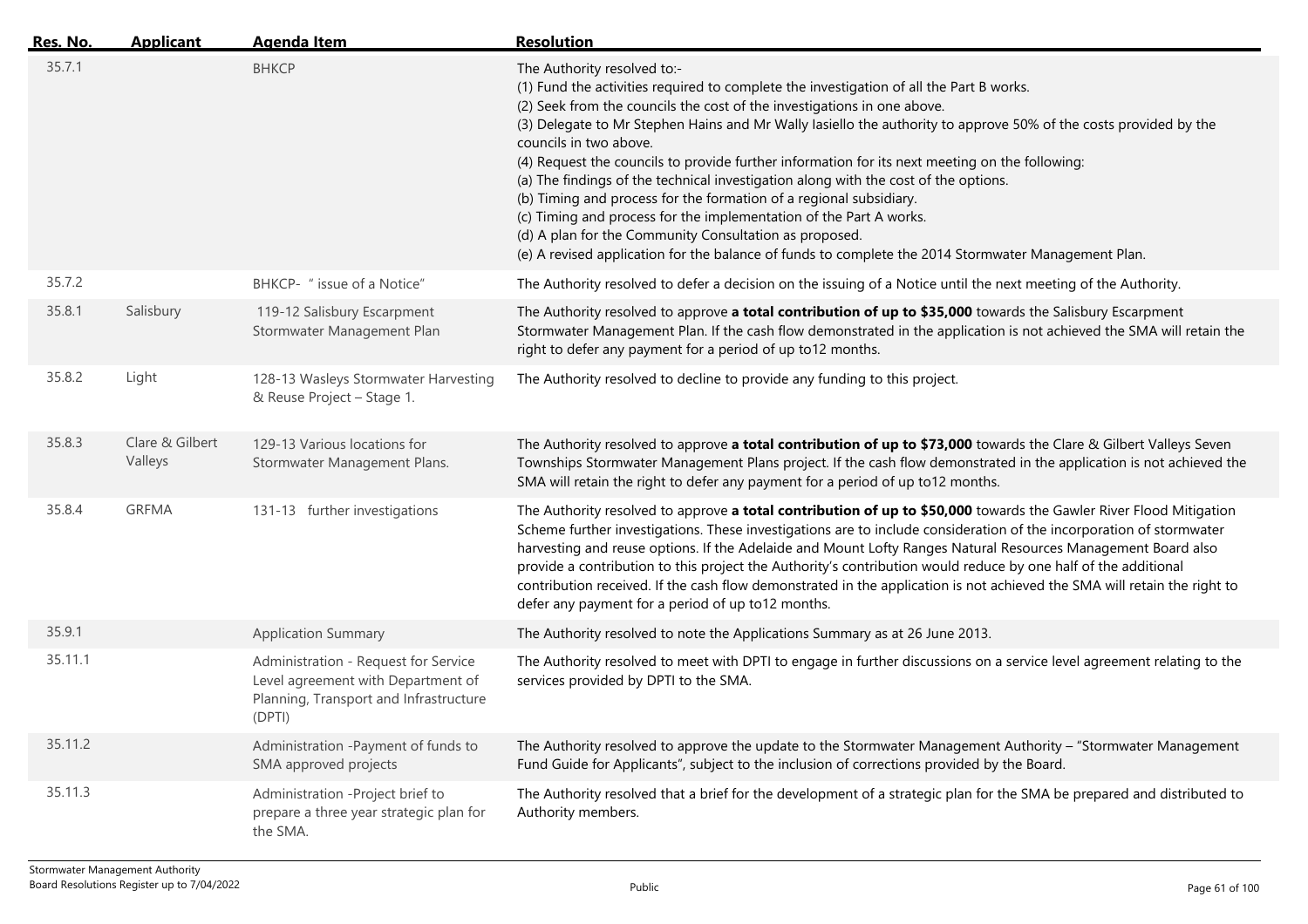| Res. No. | Applicant | Agenda Item | Resolution |
|---|---|---|---|
| 35.7.1 | | BHKCP | The Authority resolved to:-<br>(1) Fund the activities required to complete the investigation of all the Part B works.<br>(2) Seek from the councils the cost of the investigations in one above.<br>(3) Delegate to Mr Stephen Hains and Mr Wally Iasiello the authority to approve 50% of the costs provided by the councils in two above.<br>(4) Request the councils to provide further information for its next meeting on the following:<br>(a) The findings of the technical investigation along with the cost of the options.<br>(b) Timing and process for the formation of a regional subsidiary.<br>(c) Timing and process for the implementation of the Part A works.<br>(d) A plan for the Community Consultation as proposed.<br>(e) A revised application for the balance of funds to complete the 2014 Stormwater Management Plan. |
| 35.7.2 | | BHKCP- " issue of a Notice" | The Authority resolved to defer a decision on the issuing of a Notice until the next meeting of the Authority. |
| 35.8.1 | Salisbury | 119-12 Salisbury Escarpment Stormwater Management Plan | The Authority resolved to approve **a total contribution of up to $35,000** towards the Salisbury Escarpment Stormwater Management Plan. If the cash flow demonstrated in the application is not achieved the SMA will retain the right to defer any payment for a period of up to12 months. |
| 35.8.2 | Light | 128-13 Wasleys Stormwater Harvesting & Reuse Project – Stage 1. | The Authority resolved to decline to provide any funding to this project. |
| 35.8.3 | Clare & Gilbert Valleys | 129-13 Various locations for Stormwater Management Plans. | The Authority resolved to approve **a total contribution of up to $73,000** towards the Clare & Gilbert Valleys Seven Townships Stormwater Management Plans project. If the cash flow demonstrated in the application is not achieved the SMA will retain the right to defer any payment for a period of up to12 months. |
| 35.8.4 | GRFMA | 131-13 further investigations | The Authority resolved to approve **a total contribution of up to $50,000** towards the Gawler River Flood Mitigation Scheme further investigations. These investigations are to include consideration of the incorporation of stormwater harvesting and reuse options. If the Adelaide and Mount Lofty Ranges Natural Resources Management Board also provide a contribution to this project the Authority's contribution would reduce by one half of the additional contribution received. If the cash flow demonstrated in the application is not achieved the SMA will retain the right to defer any payment for a period of up to12 months. |
| 35.9.1 | | Application Summary | The Authority resolved to note the Applications Summary as at 26 June 2013. |
| 35.11.1 | | Administration - Request for Service Level agreement with Department of Planning, Transport and Infrastructure (DPTI) | The Authority resolved to meet with DPTI to engage in further discussions on a service level agreement relating to the services provided by DPTI to the SMA. |
| 35.11.2 | | Administration -Payment of funds to SMA approved projects | The Authority resolved to approve the update to the Stormwater Management Authority – "Stormwater Management Fund Guide for Applicants", subject to the inclusion of corrections provided by the Board. |
| 35.11.3 | | Administration -Project brief to prepare a three year strategic plan for the SMA. | The Authority resolved that a brief for the development of a strategic plan for the SMA be prepared and distributed to Authority members. |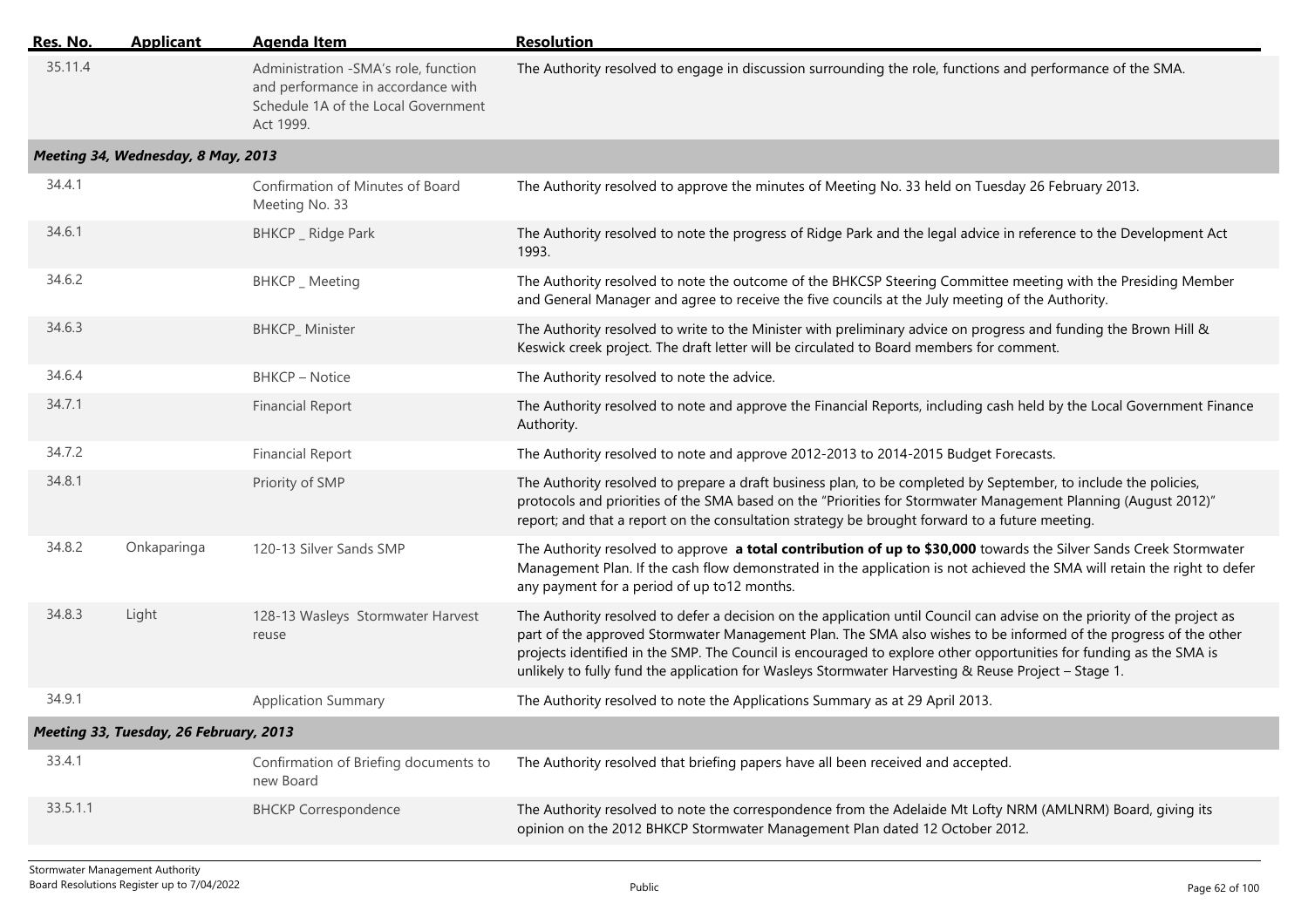| Res. No. | Applicant | Agenda Item | Resolution |
|---|---|---|---|
| 35.11.4 | | Administration -SMA's role, function and performance in accordance with Schedule 1A of the Local Government Act 1999. | The Authority resolved to engage in discussion surrounding the role, functions and performance of the SMA. |
| ***Meeting 34, Wednesday, 8 May, 2013*** | | | |
| 34.4.1 | | Confirmation of Minutes of Board Meeting No. 33 | The Authority resolved to approve the minutes of Meeting No. 33 held on Tuesday 26 February 2013. |
| 34.6.1 | | BHKCP _ Ridge Park | The Authority resolved to note the progress of Ridge Park and the legal advice in reference to the Development Act 1993. |
| 34.6.2 | | BHKCP _ Meeting | The Authority resolved to note the outcome of the BHKCSP Steering Committee meeting with the Presiding Member and General Manager and agree to receive the five councils at the July meeting of the Authority. |
| 34.6.3 | | BHKCP_ Minister | The Authority resolved to write to the Minister with preliminary advice on progress and funding the Brown Hill & Keswick creek project. The draft letter will be circulated to Board members for comment. |
| 34.6.4 | | BHKCP – Notice | The Authority resolved to note the advice. |
| 34.7.1 | | Financial Report | The Authority resolved to note and approve the Financial Reports, including cash held by the Local Government Finance Authority. |
| 34.7.2 | | Financial Report | The Authority resolved to note and approve 2012-2013 to 2014-2015 Budget Forecasts. |
| 34.8.1 | | Priority of SMP | The Authority resolved to prepare a draft business plan, to be completed by September, to include the policies, protocols and priorities of the SMA based on the "Priorities for Stormwater Management Planning (August 2012)" report; and that a report on the consultation strategy be brought forward to a future meeting. |
| 34.8.2 | Onkaparinga | 120-13 Silver Sands SMP | The Authority resolved to approve **a total contribution of up to $30,000** towards the Silver Sands Creek Stormwater Management Plan. If the cash flow demonstrated in the application is not achieved the SMA will retain the right to defer any payment for a period of up to12 months. |
| 34.8.3 | Light | 128-13 Wasleys Stormwater Harvest reuse | The Authority resolved to defer a decision on the application until Council can advise on the priority of the project as part of the approved Stormwater Management Plan. The SMA also wishes to be informed of the progress of the other projects identified in the SMP. The Council is encouraged to explore other opportunities for funding as the SMA is unlikely to fully fund the application for Wasleys Stormwater Harvesting & Reuse Project – Stage 1. |
| 34.9.1 | | Application Summary | The Authority resolved to note the Applications Summary as at 29 April 2013. |
| ***Meeting 33, Tuesday, 26 February, 2013*** | | | |
| 33.4.1 | | Confirmation of Briefing documents to new Board | The Authority resolved that briefing papers have all been received and accepted. |
| 33.5.1.1 | | BHCKP Correspondence | The Authority resolved to note the correspondence from the Adelaide Mt Lofty NRM (AMLNRM) Board, giving its opinion on the 2012 BHKCP Stormwater Management Plan dated 12 October 2012. |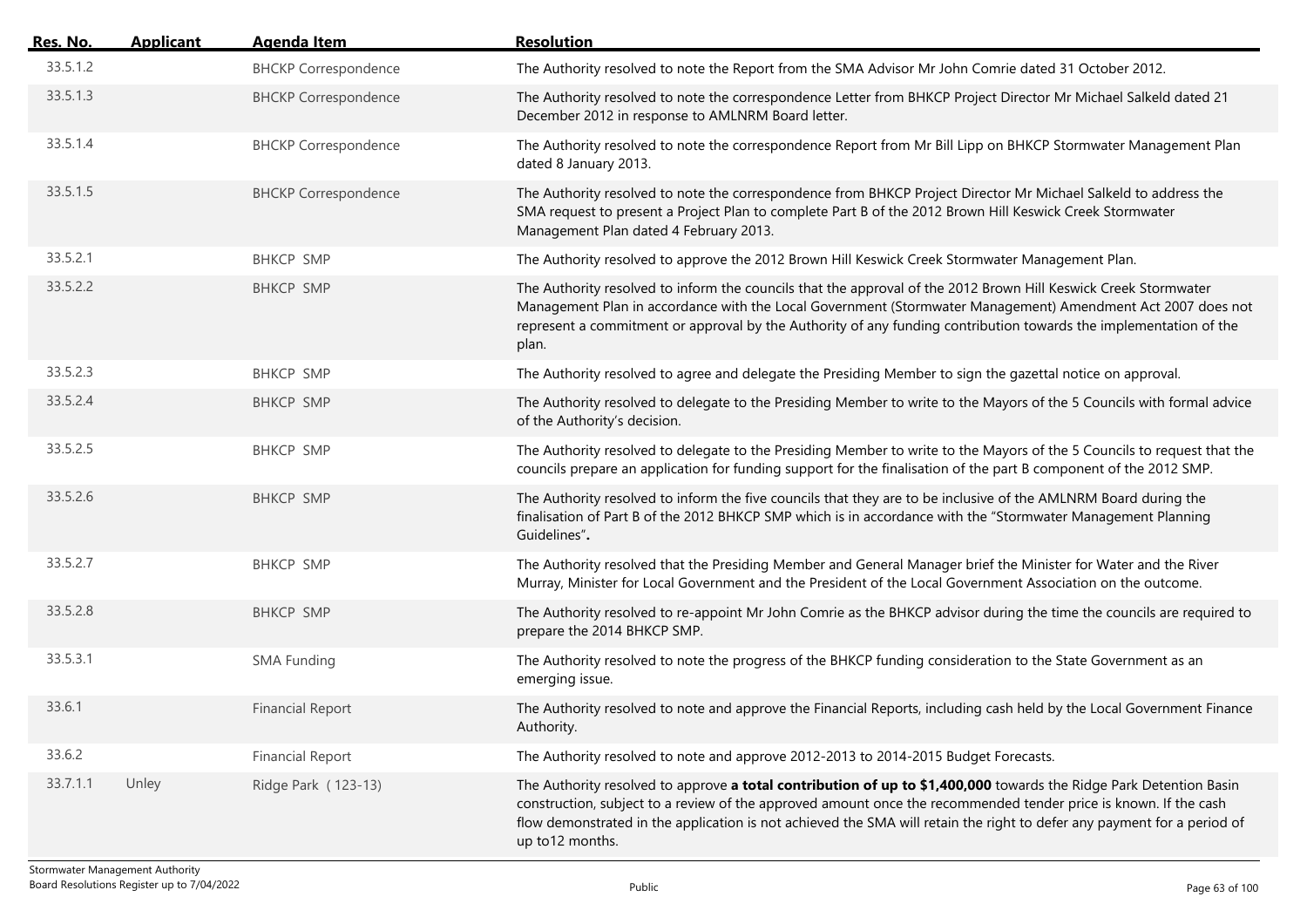| Res. No. | Applicant | Agenda Item | Resolution |
|---|---|---|---|
| 33.5.1.2 | | BHCKP Correspondence | The Authority resolved to note the Report from the SMA Advisor Mr John Comrie dated 31 October 2012. |
| 33.5.1.3 | | BHCKP Correspondence | The Authority resolved to note the correspondence Letter from BHKCP Project Director Mr Michael Salkeld dated 21 December 2012 in response to AMLNRM Board letter. |
| 33.5.1.4 | | BHCKP Correspondence | The Authority resolved to note the correspondence Report from Mr Bill Lipp on BHKCP Stormwater Management Plan dated 8 January 2013. |
| 33.5.1.5 | | BHCKP Correspondence | The Authority resolved to note the correspondence from BHKCP Project Director Mr Michael Salkeld to address the SMA request to present a Project Plan to complete Part B of the 2012 Brown Hill Keswick Creek Stormwater Management Plan dated 4 February 2013. |
| 33.5.2.1 | | BHKCP SMP | The Authority resolved to approve the 2012 Brown Hill Keswick Creek Stormwater Management Plan. |
| 33.5.2.2 | | BHKCP SMP | The Authority resolved to inform the councils that the approval of the 2012 Brown Hill Keswick Creek Stormwater Management Plan in accordance with the Local Government (Stormwater Management) Amendment Act 2007 does not represent a commitment or approval by the Authority of any funding contribution towards the implementation of the plan. |
| 33.5.2.3 | | BHKCP SMP | The Authority resolved to agree and delegate the Presiding Member to sign the gazettal notice on approval. |
| 33.5.2.4 | | BHKCP SMP | The Authority resolved to delegate to the Presiding Member to write to the Mayors of the 5 Councils with formal advice of the Authority's decision. |
| 33.5.2.5 | | BHKCP SMP | The Authority resolved to delegate to the Presiding Member to write to the Mayors of the 5 Councils to request that the councils prepare an application for funding support for the finalisation of the part B component of the 2012 SMP. |
| 33.5.2.6 | | BHKCP SMP | The Authority resolved to inform the five councils that they are to be inclusive of the AMLNRM Board during the finalisation of Part B of the 2012 BHKCP SMP which is in accordance with the "Stormwater Management Planning Guidelines". |
| 33.5.2.7 | | BHKCP SMP | The Authority resolved that the Presiding Member and General Manager brief the Minister for Water and the River Murray, Minister for Local Government and the President of the Local Government Association on the outcome. |
| 33.5.2.8 | | BHKCP SMP | The Authority resolved to re-appoint Mr John Comrie as the BHKCP advisor during the time the councils are required to prepare the 2014 BHKCP SMP. |
| 33.5.3.1 | | SMA Funding | The Authority resolved to note the progress of the BHKCP funding consideration to the State Government as an emerging issue. |
| 33.6.1 | | Financial Report | The Authority resolved to note and approve the Financial Reports, including cash held by the Local Government Finance Authority. |
| 33.6.2 | | Financial Report | The Authority resolved to note and approve 2012-2013 to 2014-2015 Budget Forecasts. |
| 33.7.1.1 | Unley | Ridge Park ( 123-13) | The Authority resolved to approve **a total contribution of up to $1,400,000** towards the Ridge Park Detention Basin construction, subject to a review of the approved amount once the recommended tender price is known. If the cash flow demonstrated in the application is not achieved the SMA will retain the right to defer any payment for a period of up to12 months. |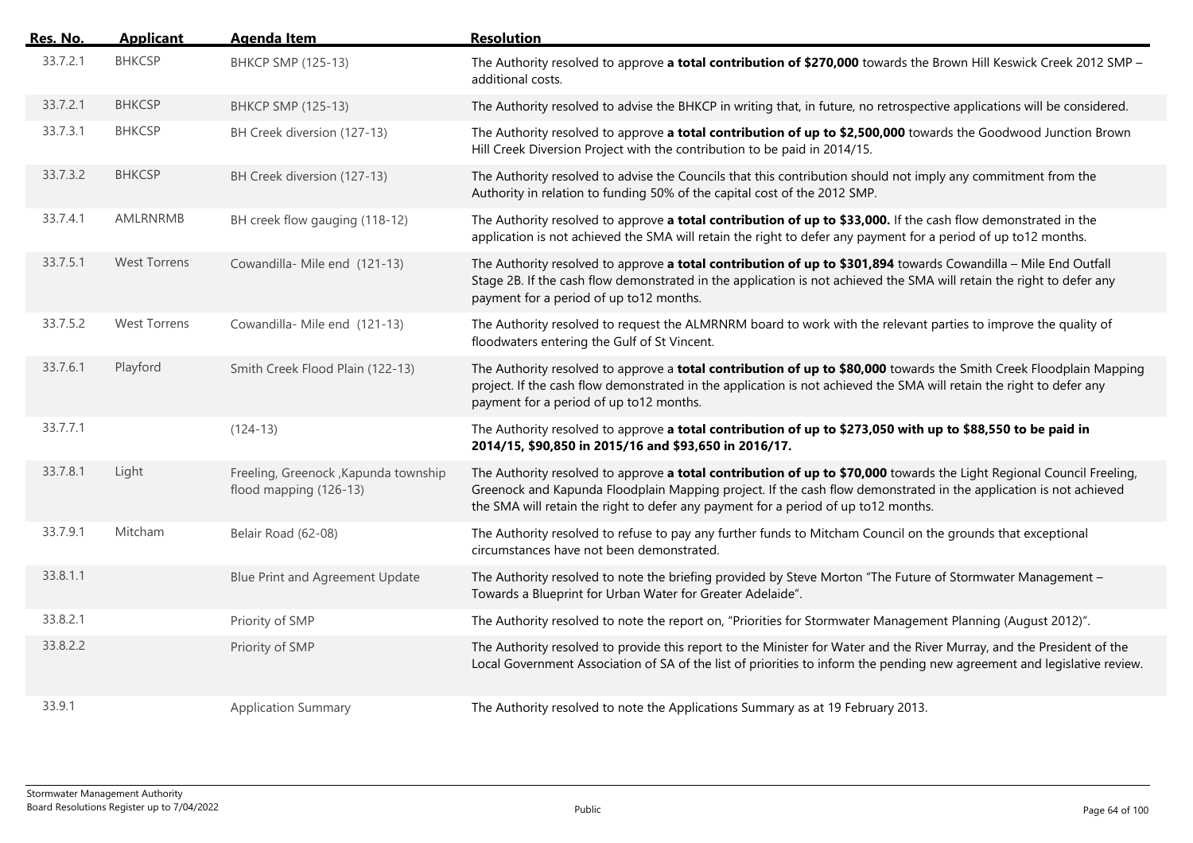| Res. No. | Applicant | Agenda Item | Resolution |
|---|---|---|---|
| 33.7.2.1 | BHKCSP | BHKCP SMP (125-13) | The Authority resolved to approve **a total contribution of $270,000** towards the Brown Hill Keswick Creek 2012 SMP – additional costs. |
| 33.7.2.1 | BHKCSP | BHKCP SMP (125-13) | The Authority resolved to advise the BHKCP in writing that, in future, no retrospective applications will be considered. |
| 33.7.3.1 | BHKCSP | BH Creek diversion (127-13) | The Authority resolved to approve **a total contribution of up to $2,500,000** towards the Goodwood Junction Brown Hill Creek Diversion Project with the contribution to be paid in 2014/15. |
| 33.7.3.2 | BHKCSP | BH Creek diversion (127-13) | The Authority resolved to advise the Councils that this contribution should not imply any commitment from the Authority in relation to funding 50% of the capital cost of the 2012 SMP. |
| 33.7.4.1 | AMLRNRMB | BH creek flow gauging (118-12) | The Authority resolved to approve **a total contribution of up to $33,000.** If the cash flow demonstrated in the application is not achieved the SMA will retain the right to defer any payment for a period of up to12 months. |
| 33.7.5.1 | West Torrens | Cowandilla- Mile end (121-13) | The Authority resolved to approve **a total contribution of up to $301,894** towards Cowandilla – Mile End Outfall Stage 2B. If the cash flow demonstrated in the application is not achieved the SMA will retain the right to defer any payment for a period of up to12 months. |
| 33.7.5.2 | West Torrens | Cowandilla- Mile end (121-13) | The Authority resolved to request the ALMRNRM board to work with the relevant parties to improve the quality of floodwaters entering the Gulf of St Vincent. |
| 33.7.6.1 | Playford | Smith Creek Flood Plain (122-13) | The Authority resolved to approve a **total contribution of up to $80,000** towards the Smith Creek Floodplain Mapping project. If the cash flow demonstrated in the application is not achieved the SMA will retain the right to defer any payment for a period of up to12 months. |
| 33.7.7.1 | | (124-13) | The Authority resolved to approve **a total contribution of up to $273,050 with up to $88,550 to be paid in 2014/15, $90,850 in 2015/16 and $93,650 in 2016/17.** |
| 33.7.8.1 | Light | Freeling, Greenock ,Kapunda township flood mapping (126-13) | The Authority resolved to approve **a total contribution of up to $70,000** towards the Light Regional Council Freeling, Greenock and Kapunda Floodplain Mapping project. If the cash flow demonstrated in the application is not achieved the SMA will retain the right to defer any payment for a period of up to12 months. |
| 33.7.9.1 | Mitcham | Belair Road (62-08) | The Authority resolved to refuse to pay any further funds to Mitcham Council on the grounds that exceptional circumstances have not been demonstrated. |
| 33.8.1.1 | | Blue Print and Agreement Update | The Authority resolved to note the briefing provided by Steve Morton "The Future of Stormwater Management – Towards a Blueprint for Urban Water for Greater Adelaide". |
| 33.8.2.1 | | Priority of SMP | The Authority resolved to note the report on, "Priorities for Stormwater Management Planning (August 2012)". |
| 33.8.2.2 | | Priority of SMP | The Authority resolved to provide this report to the Minister for Water and the River Murray, and the President of the Local Government Association of SA of the list of priorities to inform the pending new agreement and legislative review. |
| 33.9.1 | | Application Summary | The Authority resolved to note the Applications Summary as at 19 February 2013. |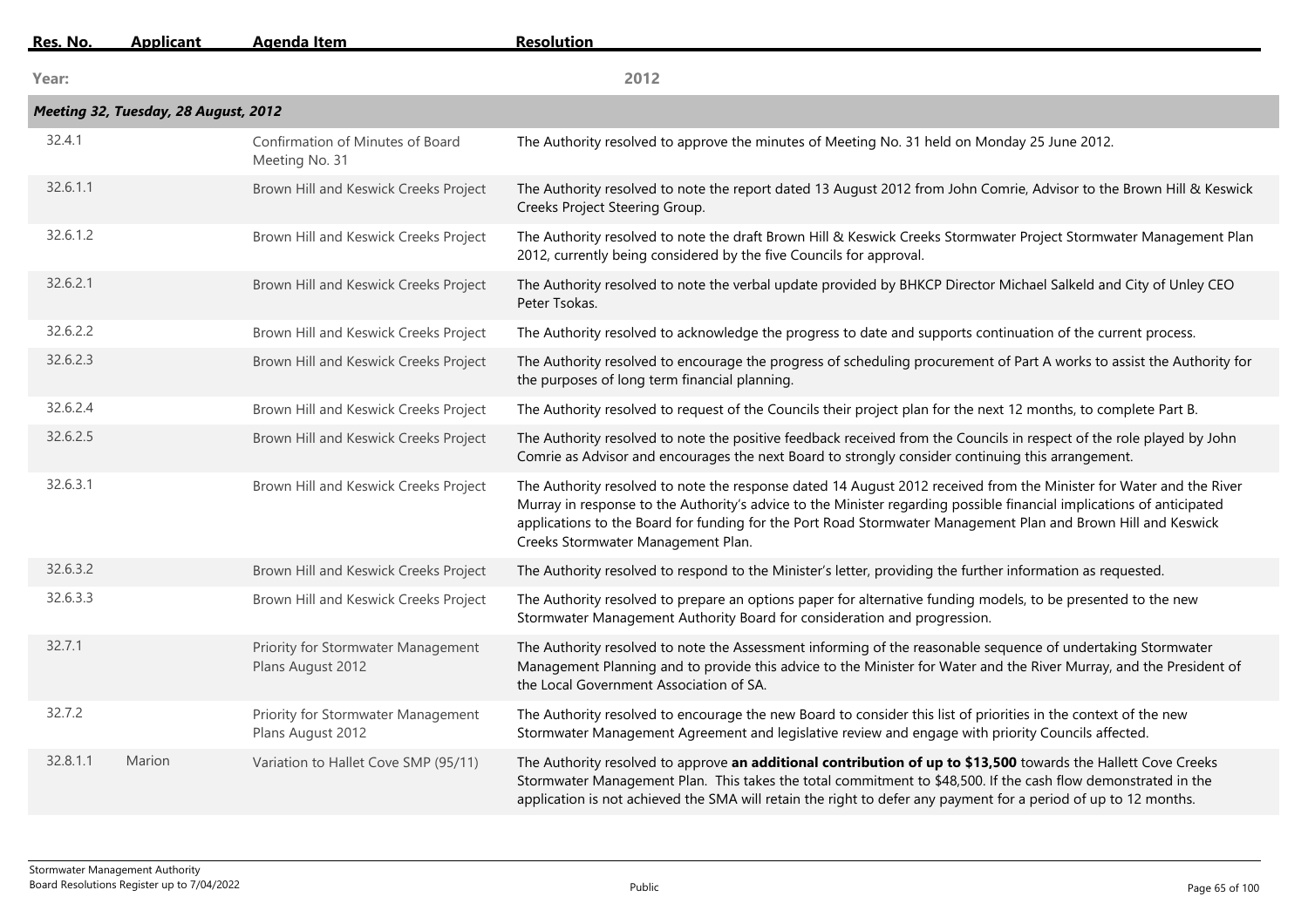| Res. No. | Applicant | Agenda Item | Resolution |
|---|---|---|---|
| **Year:** | | | **2012** |
| ***Meeting 32, Tuesday, 28 August, 2012*** | | | |
| 32.4.1 | | Confirmation of Minutes of Board Meeting No. 31 | The Authority resolved to approve the minutes of Meeting No. 31 held on Monday 25 June 2012. |
| 32.6.1.1 | | Brown Hill and Keswick Creeks Project | The Authority resolved to note the report dated 13 August 2012 from John Comrie, Advisor to the Brown Hill & Keswick Creeks Project Steering Group. |
| 32.6.1.2 | | Brown Hill and Keswick Creeks Project | The Authority resolved to note the draft Brown Hill & Keswick Creeks Stormwater Project Stormwater Management Plan 2012, currently being considered by the five Councils for approval. |
| 32.6.2.1 | | Brown Hill and Keswick Creeks Project | The Authority resolved to note the verbal update provided by BHKCP Director Michael Salkeld and City of Unley CEO Peter Tsokas. |
| 32.6.2.2 | | Brown Hill and Keswick Creeks Project | The Authority resolved to acknowledge the progress to date and supports continuation of the current process. |
| 32.6.2.3 | | Brown Hill and Keswick Creeks Project | The Authority resolved to encourage the progress of scheduling procurement of Part A works to assist the Authority for the purposes of long term financial planning. |
| 32.6.2.4 | | Brown Hill and Keswick Creeks Project | The Authority resolved to request of the Councils their project plan for the next 12 months, to complete Part B. |
| 32.6.2.5 | | Brown Hill and Keswick Creeks Project | The Authority resolved to note the positive feedback received from the Councils in respect of the role played by John Comrie as Advisor and encourages the next Board to strongly consider continuing this arrangement. |
| 32.6.3.1 | | Brown Hill and Keswick Creeks Project | The Authority resolved to note the response dated 14 August 2012 received from the Minister for Water and the River Murray in response to the Authority's advice to the Minister regarding possible financial implications of anticipated applications to the Board for funding for the Port Road Stormwater Management Plan and Brown Hill and Keswick Creeks Stormwater Management Plan. |
| 32.6.3.2 | | Brown Hill and Keswick Creeks Project | The Authority resolved to respond to the Minister's letter, providing the further information as requested. |
| 32.6.3.3 | | Brown Hill and Keswick Creeks Project | The Authority resolved to prepare an options paper for alternative funding models, to be presented to the new Stormwater Management Authority Board for consideration and progression. |
| 32.7.1 | | Priority for Stormwater Management Plans August 2012 | The Authority resolved to note the Assessment informing of the reasonable sequence of undertaking Stormwater Management Planning and to provide this advice to the Minister for Water and the River Murray, and the President of the Local Government Association of SA. |
| 32.7.2 | | Priority for Stormwater Management Plans August 2012 | The Authority resolved to encourage the new Board to consider this list of priorities in the context of the new Stormwater Management Agreement and legislative review and engage with priority Councils affected. |
| 32.8.1.1 | Marion | Variation to Hallet Cove SMP (95/11) | The Authority resolved to approve **an additional contribution of up to $13,500** towards the Hallett Cove Creeks Stormwater Management Plan. This takes the total commitment to $48,500. If the cash flow demonstrated in the application is not achieved the SMA will retain the right to defer any payment for a period of up to 12 months. |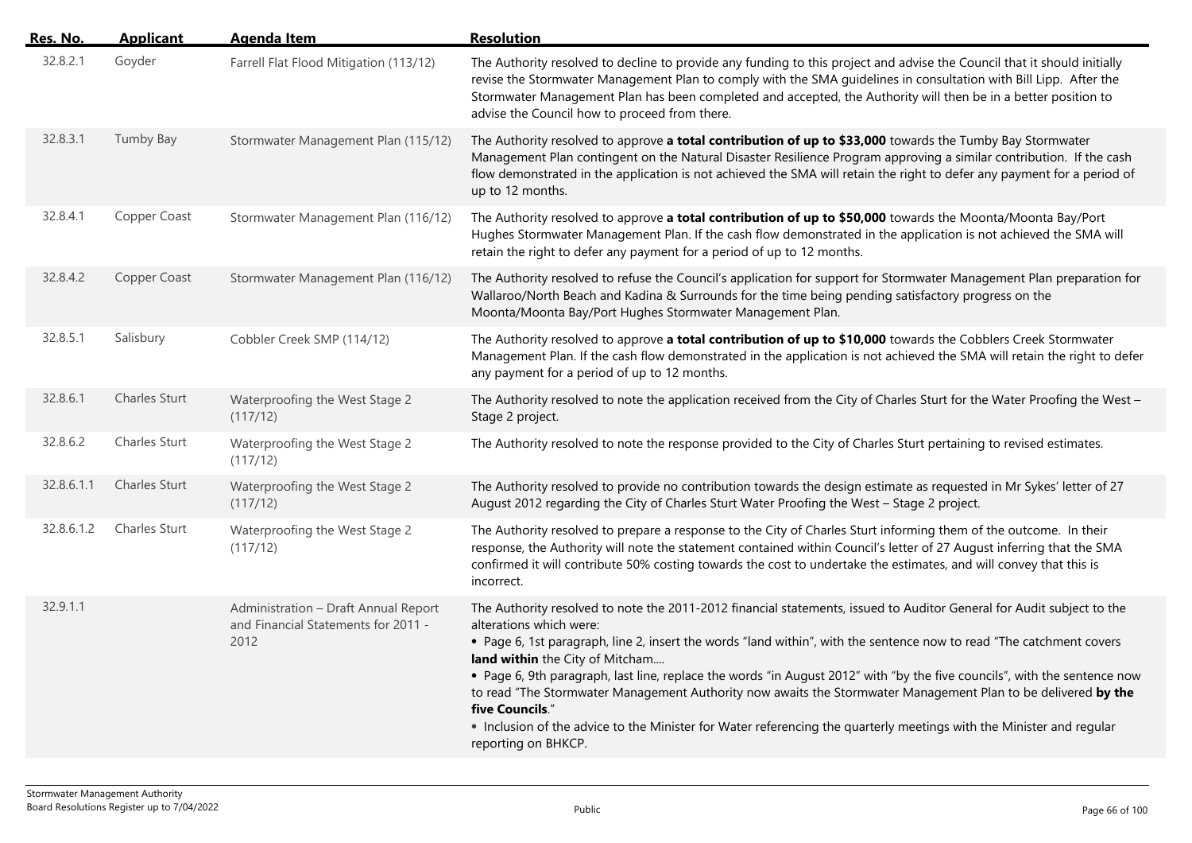| Res. No. | Applicant | Agenda Item | Resolution |
|---|---|---|---|
| 32.8.2.1 | Goyder | Farrell Flat Flood Mitigation (113/12) | The Authority resolved to decline to provide any funding to this project and advise the Council that it should initially revise the Stormwater Management Plan to comply with the SMA guidelines in consultation with Bill Lipp. After the Stormwater Management Plan has been completed and accepted, the Authority will then be in a better position to advise the Council how to proceed from there. |
| 32.8.3.1 | Tumby Bay | Stormwater Management Plan (115/12) | The Authority resolved to approve **a total contribution of up to $33,000** towards the Tumby Bay Stormwater Management Plan contingent on the Natural Disaster Resilience Program approving a similar contribution. If the cash flow demonstrated in the application is not achieved the SMA will retain the right to defer any payment for a period of up to 12 months. |
| 32.8.4.1 | Copper Coast | Stormwater Management Plan (116/12) | The Authority resolved to approve **a total contribution of up to $50,000** towards the Moonta/Moonta Bay/Port Hughes Stormwater Management Plan. If the cash flow demonstrated in the application is not achieved the SMA will retain the right to defer any payment for a period of up to 12 months. |
| 32.8.4.2 | Copper Coast | Stormwater Management Plan (116/12) | The Authority resolved to refuse the Council's application for support for Stormwater Management Plan preparation for Wallaroo/North Beach and Kadina & Surrounds for the time being pending satisfactory progress on the Moonta/Moonta Bay/Port Hughes Stormwater Management Plan. |
| 32.8.5.1 | Salisbury | Cobbler Creek SMP (114/12) | The Authority resolved to approve **a total contribution of up to $10,000** towards the Cobblers Creek Stormwater Management Plan. If the cash flow demonstrated in the application is not achieved the SMA will retain the right to defer any payment for a period of up to 12 months. |
| 32.8.6.1 | Charles Sturt | Waterproofing the West Stage 2 (117/12) | The Authority resolved to note the application received from the City of Charles Sturt for the Water Proofing the West – Stage 2 project. |
| 32.8.6.2 | Charles Sturt | Waterproofing the West Stage 2 (117/12) | The Authority resolved to note the response provided to the City of Charles Sturt pertaining to revised estimates. |
| 32.8.6.1.1 | Charles Sturt | Waterproofing the West Stage 2 (117/12) | The Authority resolved to provide no contribution towards the design estimate as requested in Mr Sykes' letter of 27 August 2012 regarding the City of Charles Sturt Water Proofing the West – Stage 2 project. |
| 32.8.6.1.2 | Charles Sturt | Waterproofing the West Stage 2 (117/12) | The Authority resolved to prepare a response to the City of Charles Sturt informing them of the outcome. In their response, the Authority will note the statement contained within Council's letter of 27 August inferring that the SMA confirmed it will contribute 50% costing towards the cost to undertake the estimates, and will convey that this is incorrect. |
| 32.9.1.1 | | Administration – Draft Annual Report and Financial Statements for 2011 - 2012 | The Authority resolved to note the 2011-2012 financial statements, issued to Auditor General for Audit subject to the alterations which were:<br>• Page 6, 1st paragraph, line 2, insert the words "land within", with the sentence now to read "The catchment covers **land within** the City of Mitcham....<br>• Page 6, 9th paragraph, last line, replace the words "in August 2012" with "by the five councils", with the sentence now to read "The Stormwater Management Authority now awaits the Stormwater Management Plan to be delivered **by the five Councils**."<br>• Inclusion of the advice to the Minister for Water referencing the quarterly meetings with the Minister and regular reporting on BHKCP. |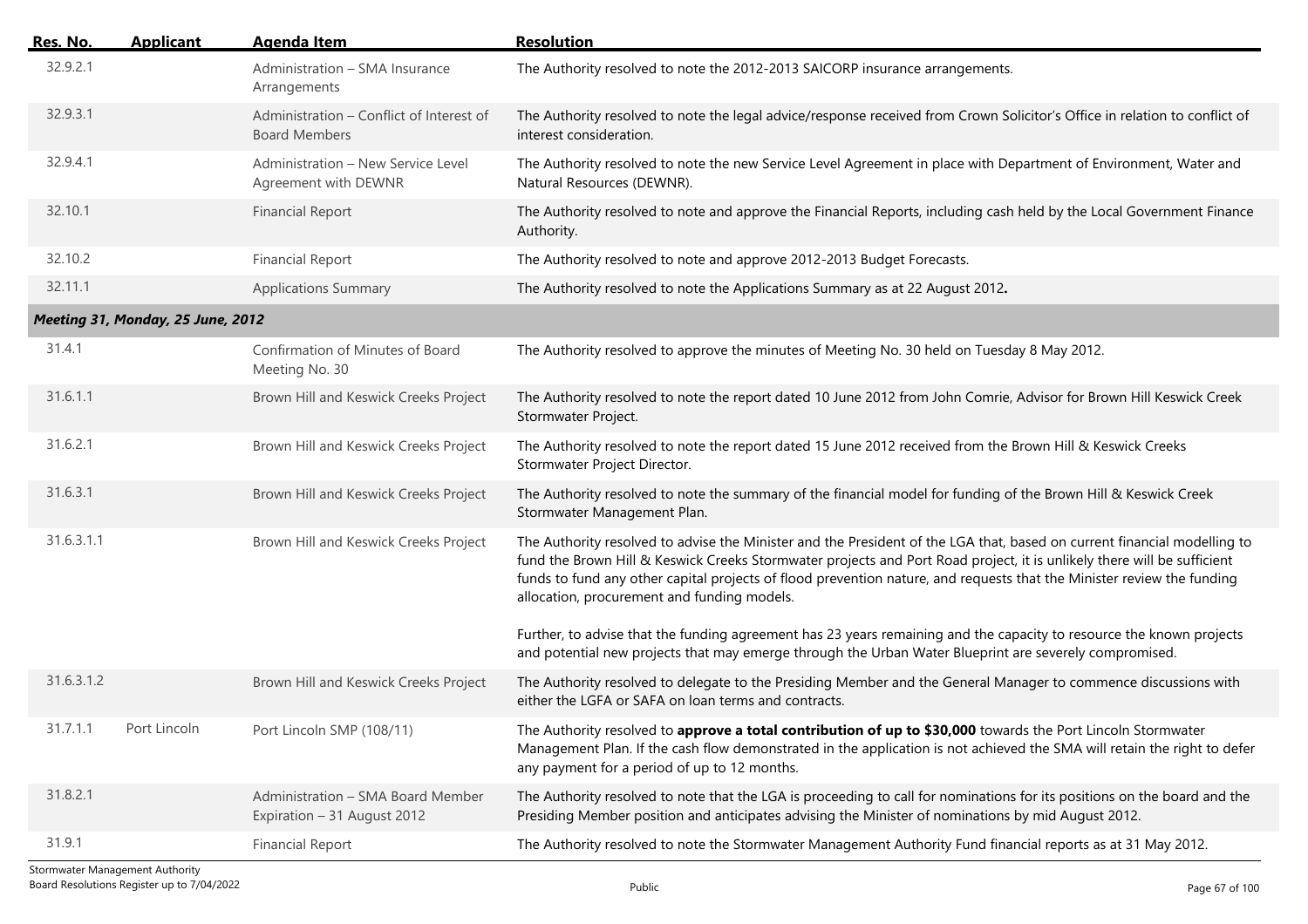| Res. No. | Applicant | Agenda Item | Resolution |
|---|---|---|---|
| 32.9.2.1 | | Administration – SMA Insurance Arrangements | The Authority resolved to note the 2012-2013 SAICORP insurance arrangements. |
| 32.9.3.1 | | Administration – Conflict of Interest of Board Members | The Authority resolved to note the legal advice/response received from Crown Solicitor's Office in relation to conflict of interest consideration. |
| 32.9.4.1 | | Administration – New Service Level Agreement with DEWNR | The Authority resolved to note the new Service Level Agreement in place with Department of Environment, Water and Natural Resources (DEWNR). |
| 32.10.1 | | Financial Report | The Authority resolved to note and approve the Financial Reports, including cash held by the Local Government Finance Authority. |
| 32.10.2 | | Financial Report | The Authority resolved to note and approve 2012-2013 Budget Forecasts. |
| 32.11.1 | | Applications Summary | The Authority resolved to note the Applications Summary as at 22 August 2012**.** |
| ***Meeting 31, Monday, 25 June, 2012*** | | | |
| 31.4.1 | | Confirmation of Minutes of Board Meeting No. 30 | The Authority resolved to approve the minutes of Meeting No. 30 held on Tuesday 8 May 2012. |
| 31.6.1.1 | | Brown Hill and Keswick Creeks Project | The Authority resolved to note the report dated 10 June 2012 from John Comrie, Advisor for Brown Hill Keswick Creek Stormwater Project. |
| 31.6.2.1 | | Brown Hill and Keswick Creeks Project | The Authority resolved to note the report dated 15 June 2012 received from the Brown Hill & Keswick Creeks Stormwater Project Director. |
| 31.6.3.1 | | Brown Hill and Keswick Creeks Project | The Authority resolved to note the summary of the financial model for funding of the Brown Hill & Keswick Creek Stormwater Management Plan. |
| 31.6.3.1.1 | | Brown Hill and Keswick Creeks Project | The Authority resolved to advise the Minister and the President of the LGA that, based on current financial modelling to fund the Brown Hill & Keswick Creeks Stormwater projects and Port Road project, it is unlikely there will be sufficient funds to fund any other capital projects of flood prevention nature, and requests that the Minister review the funding allocation, procurement and funding models.<br><br>Further, to advise that the funding agreement has 23 years remaining and the capacity to resource the known projects and potential new projects that may emerge through the Urban Water Blueprint are severely compromised. |
| 31.6.3.1.2 | | Brown Hill and Keswick Creeks Project | The Authority resolved to delegate to the Presiding Member and the General Manager to commence discussions with either the LGFA or SAFA on loan terms and contracts. |
| 31.7.1.1 | Port Lincoln | Port Lincoln SMP (108/11) | The Authority resolved to **approve a total contribution of up to $30,000** towards the Port Lincoln Stormwater Management Plan. If the cash flow demonstrated in the application is not achieved the SMA will retain the right to defer any payment for a period of up to 12 months. |
| 31.8.2.1 | | Administration – SMA Board Member Expiration – 31 August 2012 | The Authority resolved to note that the LGA is proceeding to call for nominations for its positions on the board and the Presiding Member position and anticipates advising the Minister of nominations by mid August 2012. |
| 31.9.1 | | Financial Report | The Authority resolved to note the Stormwater Management Authority Fund financial reports as at 31 May 2012. |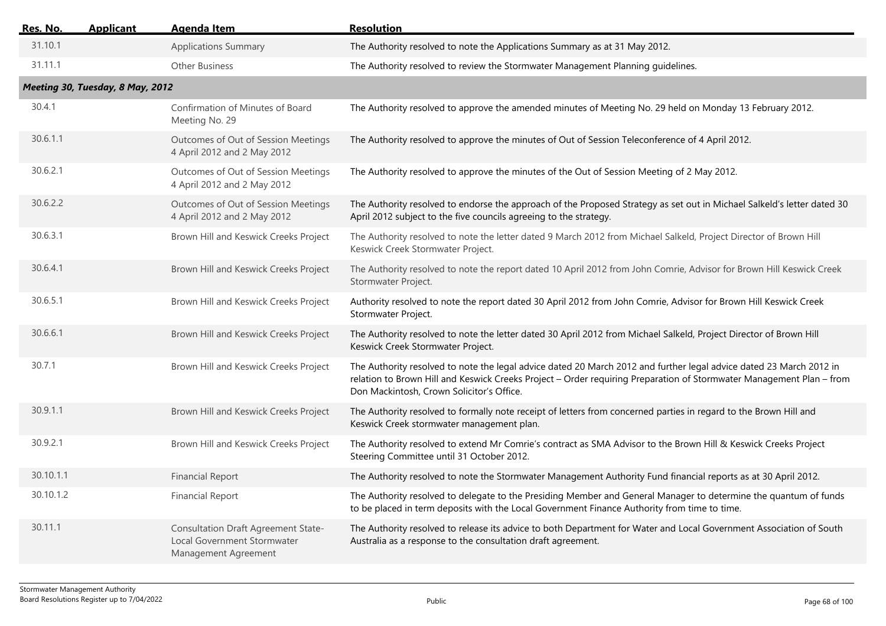| Res. No. | Applicant | Agenda Item | Resolution |
|---|---|---|---|
| 31.10.1 | | Applications Summary | The Authority resolved to note the Applications Summary as at 31 May 2012. |
| 31.11.1 | | Other Business | The Authority resolved to review the Stormwater Management Planning guidelines. |
| ***Meeting 30, Tuesday, 8 May, 2012*** | | | |
| 30.4.1 | | Confirmation of Minutes of Board Meeting No. 29 | The Authority resolved to approve the amended minutes of Meeting No. 29 held on Monday 13 February 2012. |
| 30.6.1.1 | | Outcomes of Out of Session Meetings 4 April 2012 and 2 May 2012 | The Authority resolved to approve the minutes of Out of Session Teleconference of 4 April 2012. |
| 30.6.2.1 | | Outcomes of Out of Session Meetings 4 April 2012 and 2 May 2012 | The Authority resolved to approve the minutes of the Out of Session Meeting of 2 May 2012. |
| 30.6.2.2 | | Outcomes of Out of Session Meetings 4 April 2012 and 2 May 2012 | The Authority resolved to endorse the approach of the Proposed Strategy as set out in Michael Salkeld's letter dated 30 April 2012 subject to the five councils agreeing to the strategy. |
| 30.6.3.1 | | Brown Hill and Keswick Creeks Project | The Authority resolved to note the letter dated 9 March 2012 from Michael Salkeld, Project Director of Brown Hill Keswick Creek Stormwater Project. |
| 30.6.4.1 | | Brown Hill and Keswick Creeks Project | The Authority resolved to note the report dated 10 April 2012 from John Comrie, Advisor for Brown Hill Keswick Creek Stormwater Project. |
| 30.6.5.1 | | Brown Hill and Keswick Creeks Project | Authority resolved to note the report dated 30 April 2012 from John Comrie, Advisor for Brown Hill Keswick Creek Stormwater Project. |
| 30.6.6.1 | | Brown Hill and Keswick Creeks Project | The Authority resolved to note the letter dated 30 April 2012 from Michael Salkeld, Project Director of Brown Hill Keswick Creek Stormwater Project. |
| 30.7.1 | | Brown Hill and Keswick Creeks Project | The Authority resolved to note the legal advice dated 20 March 2012 and further legal advice dated 23 March 2012 in relation to Brown Hill and Keswick Creeks Project – Order requiring Preparation of Stormwater Management Plan – from Don Mackintosh, Crown Solicitor's Office. |
| 30.9.1.1 | | Brown Hill and Keswick Creeks Project | The Authority resolved to formally note receipt of letters from concerned parties in regard to the Brown Hill and Keswick Creek stormwater management plan. |
| 30.9.2.1 | | Brown Hill and Keswick Creeks Project | The Authority resolved to extend Mr Comrie's contract as SMA Advisor to the Brown Hill & Keswick Creeks Project Steering Committee until 31 October 2012. |
| 30.10.1.1 | | Financial Report | The Authority resolved to note the Stormwater Management Authority Fund financial reports as at 30 April 2012. |
| 30.10.1.2 | | Financial Report | The Authority resolved to delegate to the Presiding Member and General Manager to determine the quantum of funds to be placed in term deposits with the Local Government Finance Authority from time to time. |
| 30.11.1 | | Consultation Draft Agreement State-Local Government Stormwater Management Agreement | The Authority resolved to release its advice to both Department for Water and Local Government Association of South Australia as a response to the consultation draft agreement. |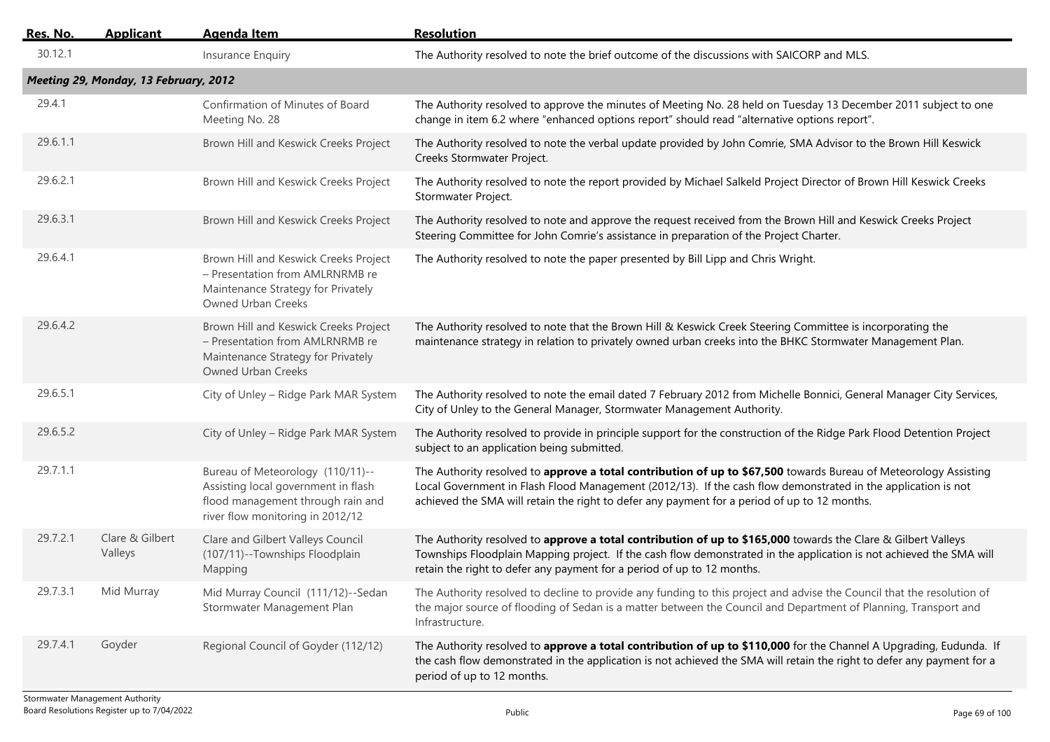| Res. No. | Applicant | Agenda Item | Resolution |
|---|---|---|---|
| 30.12.1 | | Insurance Enquiry | The Authority resolved to note the brief outcome of the discussions with SAICORP and MLS. |
| ***Meeting 29, Monday, 13 February, 2012*** | | | |
| 29.4.1 | | Confirmation of Minutes of Board Meeting No. 28 | The Authority resolved to approve the minutes of Meeting No. 28 held on Tuesday 13 December 2011 subject to one change in item 6.2 where "enhanced options report" should read "alternative options report". |
| 29.6.1.1 | | Brown Hill and Keswick Creeks Project | The Authority resolved to note the verbal update provided by John Comrie, SMA Advisor to the Brown Hill Keswick Creeks Stormwater Project. |
| 29.6.2.1 | | Brown Hill and Keswick Creeks Project | The Authority resolved to note the report provided by Michael Salkeld Project Director of Brown Hill Keswick Creeks Stormwater Project. |
| 29.6.3.1 | | Brown Hill and Keswick Creeks Project | The Authority resolved to note and approve the request received from the Brown Hill and Keswick Creeks Project Steering Committee for John Comrie's assistance in preparation of the Project Charter. |
| 29.6.4.1 | | Brown Hill and Keswick Creeks Project – Presentation from AMLRNRMB re Maintenance Strategy for Privately Owned Urban Creeks | The Authority resolved to note the paper presented by Bill Lipp and Chris Wright. |
| 29.6.4.2 | | Brown Hill and Keswick Creeks Project – Presentation from AMLRNRMB re Maintenance Strategy for Privately Owned Urban Creeks | The Authority resolved to note that the Brown Hill & Keswick Creek Steering Committee is incorporating the maintenance strategy in relation to privately owned urban creeks into the BHKC Stormwater Management Plan. |
| 29.6.5.1 | | City of Unley – Ridge Park MAR System | The Authority resolved to note the email dated 7 February 2012 from Michelle Bonnici, General Manager City Services, City of Unley to the General Manager, Stormwater Management Authority. |
| 29.6.5.2 | | City of Unley – Ridge Park MAR System | The Authority resolved to provide in principle support for the construction of the Ridge Park Flood Detention Project subject to an application being submitted. |
| 29.7.1.1 | | Bureau of Meteorology (110/11)--Assisting local government in flash flood management through rain and river flow monitoring in 2012/12 | The Authority resolved to **approve a total contribution of up to $67,500** towards Bureau of Meteorology Assisting Local Government in Flash Flood Management (2012/13). If the cash flow demonstrated in the application is not achieved the SMA will retain the right to defer any payment for a period of up to 12 months. |
| 29.7.2.1 | Clare & Gilbert Valleys | Clare and Gilbert Valleys Council (107/11)--Townships Floodplain Mapping | The Authority resolved to **approve a total contribution of up to $165,000** towards the Clare & Gilbert Valleys Townships Floodplain Mapping project. If the cash flow demonstrated in the application is not achieved the SMA will retain the right to defer any payment for a period of up to 12 months. |
| 29.7.3.1 | Mid Murray | Mid Murray Council (111/12)--Sedan Stormwater Management Plan | The Authority resolved to decline to provide any funding to this project and advise the Council that the resolution of the major source of flooding of Sedan is a matter between the Council and Department of Planning, Transport and Infrastructure. |
| 29.7.4.1 | Goyder | Regional Council of Goyder (112/12) | The Authority resolved to **approve a total contribution of up to $110,000** for the Channel A Upgrading, Eudunda. If the cash flow demonstrated in the application is not achieved the SMA will retain the right to defer any payment for a period of up to 12 months. |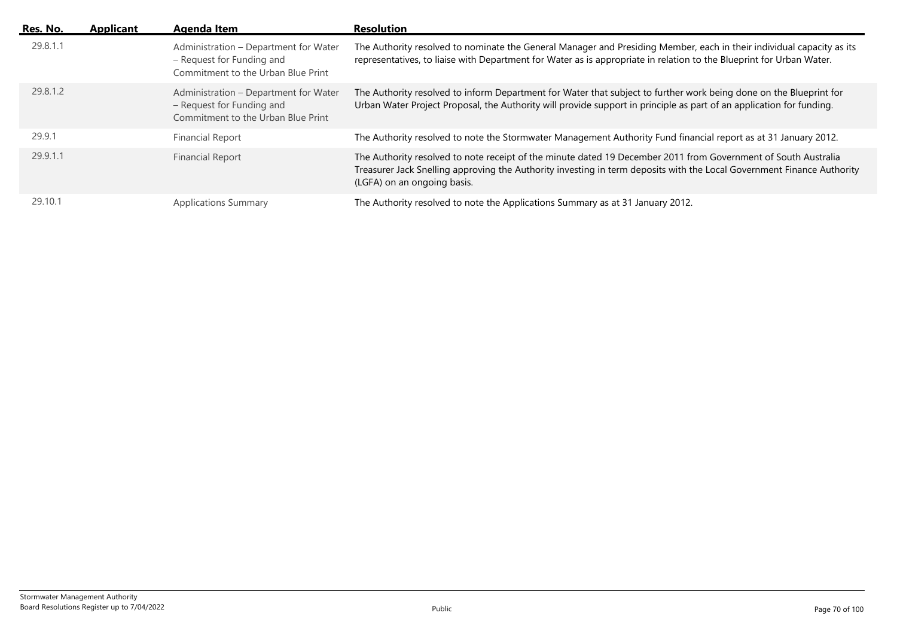| Res. No. | Applicant | Agenda Item | Resolution |
|---|---|---|---|
| 29.8.1.1 | | Administration – Department for Water – Request for Funding and Commitment to the Urban Blue Print | The Authority resolved to nominate the General Manager and Presiding Member, each in their individual capacity as its representatives, to liaise with Department for Water as is appropriate in relation to the Blueprint for Urban Water. |
| 29.8.1.2 | | Administration – Department for Water – Request for Funding and Commitment to the Urban Blue Print | The Authority resolved to inform Department for Water that subject to further work being done on the Blueprint for Urban Water Project Proposal, the Authority will provide support in principle as part of an application for funding. |
| 29.9.1 | | Financial Report | The Authority resolved to note the Stormwater Management Authority Fund financial report as at 31 January 2012. |
| 29.9.1.1 | | Financial Report | The Authority resolved to note receipt of the minute dated 19 December 2011 from Government of South Australia Treasurer Jack Snelling approving the Authority investing in term deposits with the Local Government Finance Authority (LGFA) on an ongoing basis. |
| 29.10.1 | | Applications Summary | The Authority resolved to note the Applications Summary as at 31 January 2012. |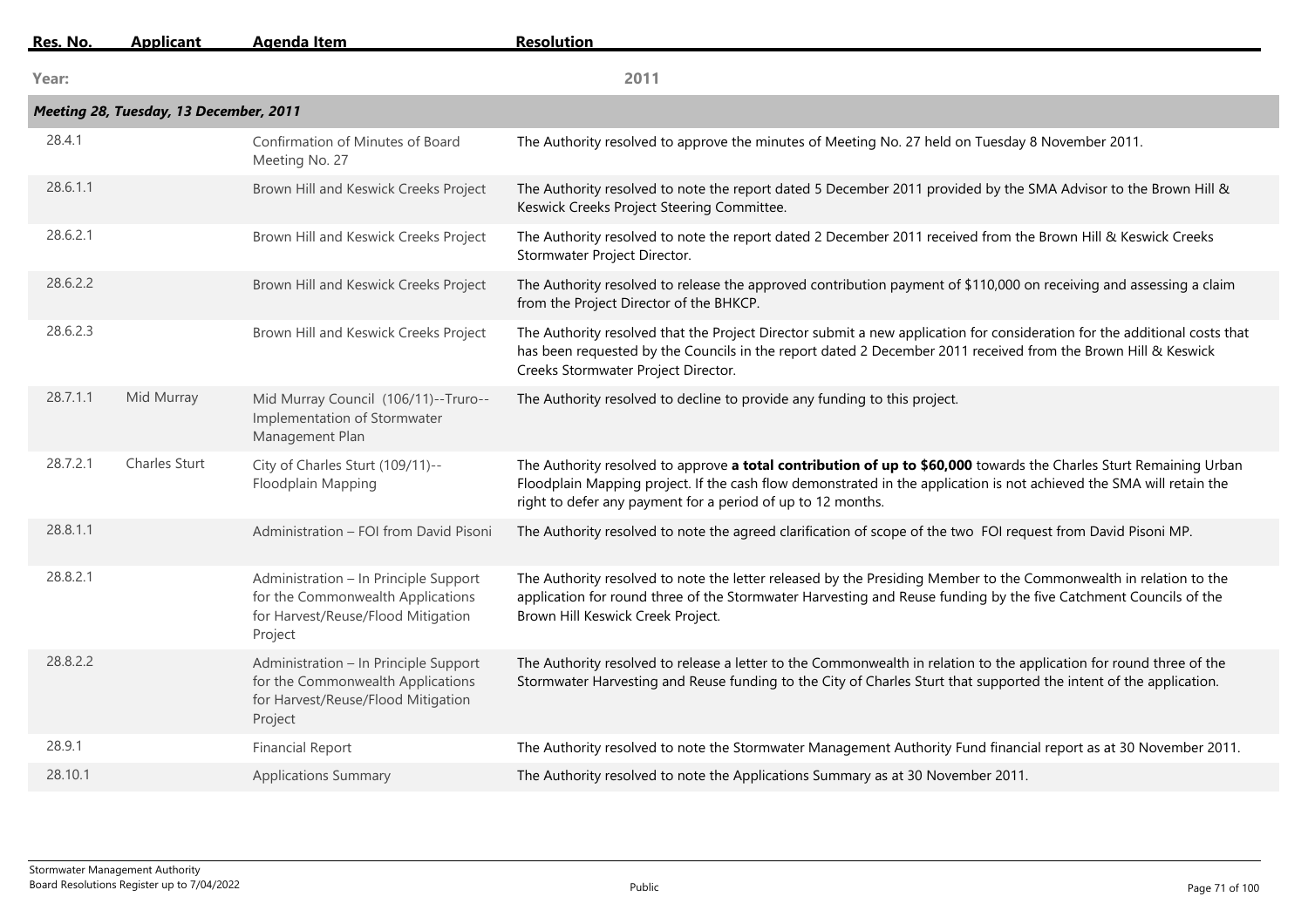| Res. No. | Applicant | Agenda Item | Resolution |
|---|---|---|---|
| **Year:** | | | **2011** |
| ***Meeting 28, Tuesday, 13 December, 2011*** | | | |
| 28.4.1 | | Confirmation of Minutes of Board Meeting No. 27 | The Authority resolved to approve the minutes of Meeting No. 27 held on Tuesday 8 November 2011. |
| 28.6.1.1 | | Brown Hill and Keswick Creeks Project | The Authority resolved to note the report dated 5 December 2011 provided by the SMA Advisor to the Brown Hill & Keswick Creeks Project Steering Committee. |
| 28.6.2.1 | | Brown Hill and Keswick Creeks Project | The Authority resolved to note the report dated 2 December 2011 received from the Brown Hill & Keswick Creeks Stormwater Project Director. |
| 28.6.2.2 | | Brown Hill and Keswick Creeks Project | The Authority resolved to release the approved contribution payment of $110,000 on receiving and assessing a claim from the Project Director of the BHKCP. |
| 28.6.2.3 | | Brown Hill and Keswick Creeks Project | The Authority resolved that the Project Director submit a new application for consideration for the additional costs that has been requested by the Councils in the report dated 2 December 2011 received from the Brown Hill & Keswick Creeks Stormwater Project Director. |
| 28.7.1.1 | Mid Murray | Mid Murray Council (106/11)--Truro--Implementation of Stormwater Management Plan | The Authority resolved to decline to provide any funding to this project. |
| 28.7.2.1 | Charles Sturt | City of Charles Sturt (109/11)--Floodplain Mapping | The Authority resolved to approve **a total contribution of up to $60,000** towards the Charles Sturt Remaining Urban Floodplain Mapping project. If the cash flow demonstrated in the application is not achieved the SMA will retain the right to defer any payment for a period of up to 12 months. |
| 28.8.1.1 | | Administration – FOI from David Pisoni | The Authority resolved to note the agreed clarification of scope of the two FOI request from David Pisoni MP. |
| 28.8.2.1 | | Administration – In Principle Support for the Commonwealth Applications for Harvest/Reuse/Flood Mitigation Project | The Authority resolved to note the letter released by the Presiding Member to the Commonwealth in relation to the application for round three of the Stormwater Harvesting and Reuse funding by the five Catchment Councils of the Brown Hill Keswick Creek Project. |
| 28.8.2.2 | | Administration – In Principle Support for the Commonwealth Applications for Harvest/Reuse/Flood Mitigation Project | The Authority resolved to release a letter to the Commonwealth in relation to the application for round three of the Stormwater Harvesting and Reuse funding to the City of Charles Sturt that supported the intent of the application. |
| 28.9.1 | | Financial Report | The Authority resolved to note the Stormwater Management Authority Fund financial report as at 30 November 2011. |
| 28.10.1 | | Applications Summary | The Authority resolved to note the Applications Summary as at 30 November 2011. |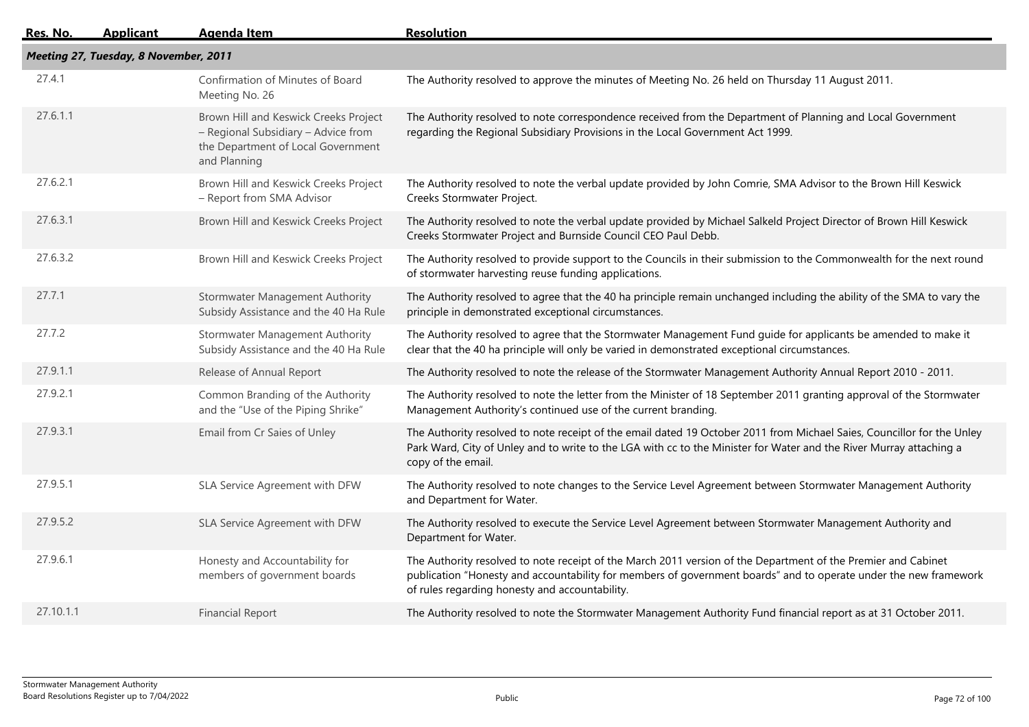| Res. No. | Applicant | Agenda Item | Resolution |
|---|---|---|---|
| ***Meeting 27, Tuesday, 8 November, 2011*** | | | |
| 27.4.1 | | Confirmation of Minutes of Board Meeting No. 26 | The Authority resolved to approve the minutes of Meeting No. 26 held on Thursday 11 August 2011. |
| 27.6.1.1 | | Brown Hill and Keswick Creeks Project – Regional Subsidiary – Advice from the Department of Local Government and Planning | The Authority resolved to note correspondence received from the Department of Planning and Local Government regarding the Regional Subsidiary Provisions in the Local Government Act 1999. |
| 27.6.2.1 | | Brown Hill and Keswick Creeks Project – Report from SMA Advisor | The Authority resolved to note the verbal update provided by John Comrie, SMA Advisor to the Brown Hill Keswick Creeks Stormwater Project. |
| 27.6.3.1 | | Brown Hill and Keswick Creeks Project | The Authority resolved to note the verbal update provided by Michael Salkeld Project Director of Brown Hill Keswick Creeks Stormwater Project and Burnside Council CEO Paul Debb. |
| 27.6.3.2 | | Brown Hill and Keswick Creeks Project | The Authority resolved to provide support to the Councils in their submission to the Commonwealth for the next round of stormwater harvesting reuse funding applications. |
| 27.7.1 | | Stormwater Management Authority Subsidy Assistance and the 40 Ha Rule | The Authority resolved to agree that the 40 ha principle remain unchanged including the ability of the SMA to vary the principle in demonstrated exceptional circumstances. |
| 27.7.2 | | Stormwater Management Authority Subsidy Assistance and the 40 Ha Rule | The Authority resolved to agree that the Stormwater Management Fund guide for applicants be amended to make it clear that the 40 ha principle will only be varied in demonstrated exceptional circumstances. |
| 27.9.1.1 | | Release of Annual Report | The Authority resolved to note the release of the Stormwater Management Authority Annual Report 2010 - 2011. |
| 27.9.2.1 | | Common Branding of the Authority and the "Use of the Piping Shrike" | The Authority resolved to note the letter from the Minister of 18 September 2011 granting approval of the Stormwater Management Authority's continued use of the current branding. |
| 27.9.3.1 | | Email from Cr Saies of Unley | The Authority resolved to note receipt of the email dated 19 October 2011 from Michael Saies, Councillor for the Unley Park Ward, City of Unley and to write to the LGA with cc to the Minister for Water and the River Murray attaching a copy of the email. |
| 27.9.5.1 | | SLA Service Agreement with DFW | The Authority resolved to note changes to the Service Level Agreement between Stormwater Management Authority and Department for Water. |
| 27.9.5.2 | | SLA Service Agreement with DFW | The Authority resolved to execute the Service Level Agreement between Stormwater Management Authority and Department for Water. |
| 27.9.6.1 | | Honesty and Accountability for members of government boards | The Authority resolved to note receipt of the March 2011 version of the Department of the Premier and Cabinet publication "Honesty and accountability for members of government boards" and to operate under the new framework of rules regarding honesty and accountability. |
| 27.10.1.1 | | Financial Report | The Authority resolved to note the Stormwater Management Authority Fund financial report as at 31 October 2011. |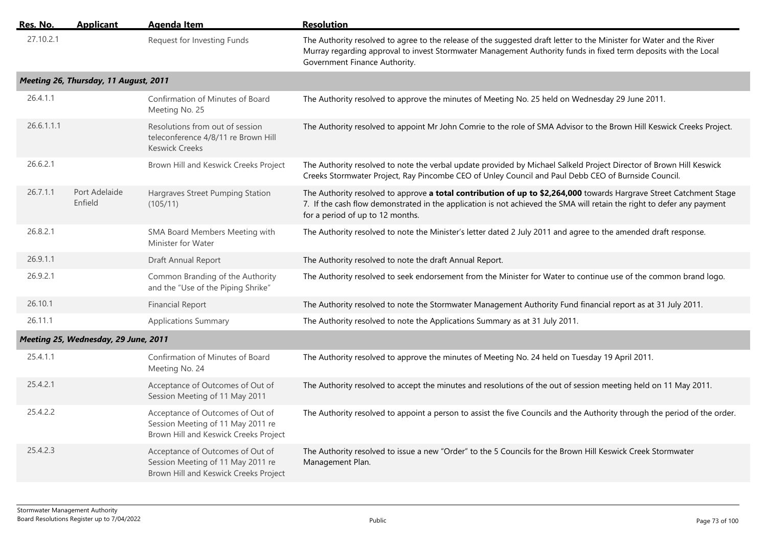| Res. No. | Applicant | Agenda Item | Resolution |
|---|---|---|---|
| 27.10.2.1 | | Request for Investing Funds | The Authority resolved to agree to the release of the suggested draft letter to the Minister for Water and the River Murray regarding approval to invest Stormwater Management Authority funds in fixed term deposits with the Local Government Finance Authority. |
| ***Meeting 26, Thursday, 11 August, 2011*** | | | |
| 26.4.1.1 | | Confirmation of Minutes of Board Meeting No. 25 | The Authority resolved to approve the minutes of Meeting No. 25 held on Wednesday 29 June 2011. |
| 26.6.1.1.1 | | Resolutions from out of session teleconference 4/8/11 re Brown Hill Keswick Creeks | The Authority resolved to appoint Mr John Comrie to the role of SMA Advisor to the Brown Hill Keswick Creeks Project. |
| 26.6.2.1 | | Brown Hill and Keswick Creeks Project | The Authority resolved to note the verbal update provided by Michael Salkeld Project Director of Brown Hill Keswick Creeks Stormwater Project, Ray Pincombe CEO of Unley Council and Paul Debb CEO of Burnside Council. |
| 26.7.1.1 | Port Adelaide Enfield | Hargraves Street Pumping Station (105/11) | The Authority resolved to approve **a total contribution of up to $2,264,000** towards Hargrave Street Catchment Stage 7. If the cash flow demonstrated in the application is not achieved the SMA will retain the right to defer any payment for a period of up to 12 months. |
| 26.8.2.1 | | SMA Board Members Meeting with Minister for Water | The Authority resolved to note the Minister's letter dated 2 July 2011 and agree to the amended draft response. |
| 26.9.1.1 | | Draft Annual Report | The Authority resolved to note the draft Annual Report. |
| 26.9.2.1 | | Common Branding of the Authority and the "Use of the Piping Shrike" | The Authority resolved to seek endorsement from the Minister for Water to continue use of the common brand logo. |
| 26.10.1 | | Financial Report | The Authority resolved to note the Stormwater Management Authority Fund financial report as at 31 July 2011. |
| 26.11.1 | | Applications Summary | The Authority resolved to note the Applications Summary as at 31 July 2011. |
| ***Meeting 25, Wednesday, 29 June, 2011*** | | | |
| 25.4.1.1 | | Confirmation of Minutes of Board Meeting No. 24 | The Authority resolved to approve the minutes of Meeting No. 24 held on Tuesday 19 April 2011. |
| 25.4.2.1 | | Acceptance of Outcomes of Out of Session Meeting of 11 May 2011 | The Authority resolved to accept the minutes and resolutions of the out of session meeting held on 11 May 2011. |
| 25.4.2.2 | | Acceptance of Outcomes of Out of Session Meeting of 11 May 2011 re Brown Hill and Keswick Creeks Project | The Authority resolved to appoint a person to assist the five Councils and the Authority through the period of the order. |
| 25.4.2.3 | | Acceptance of Outcomes of Out of Session Meeting of 11 May 2011 re Brown Hill and Keswick Creeks Project | The Authority resolved to issue a new "Order" to the 5 Councils for the Brown Hill Keswick Creek Stormwater Management Plan. |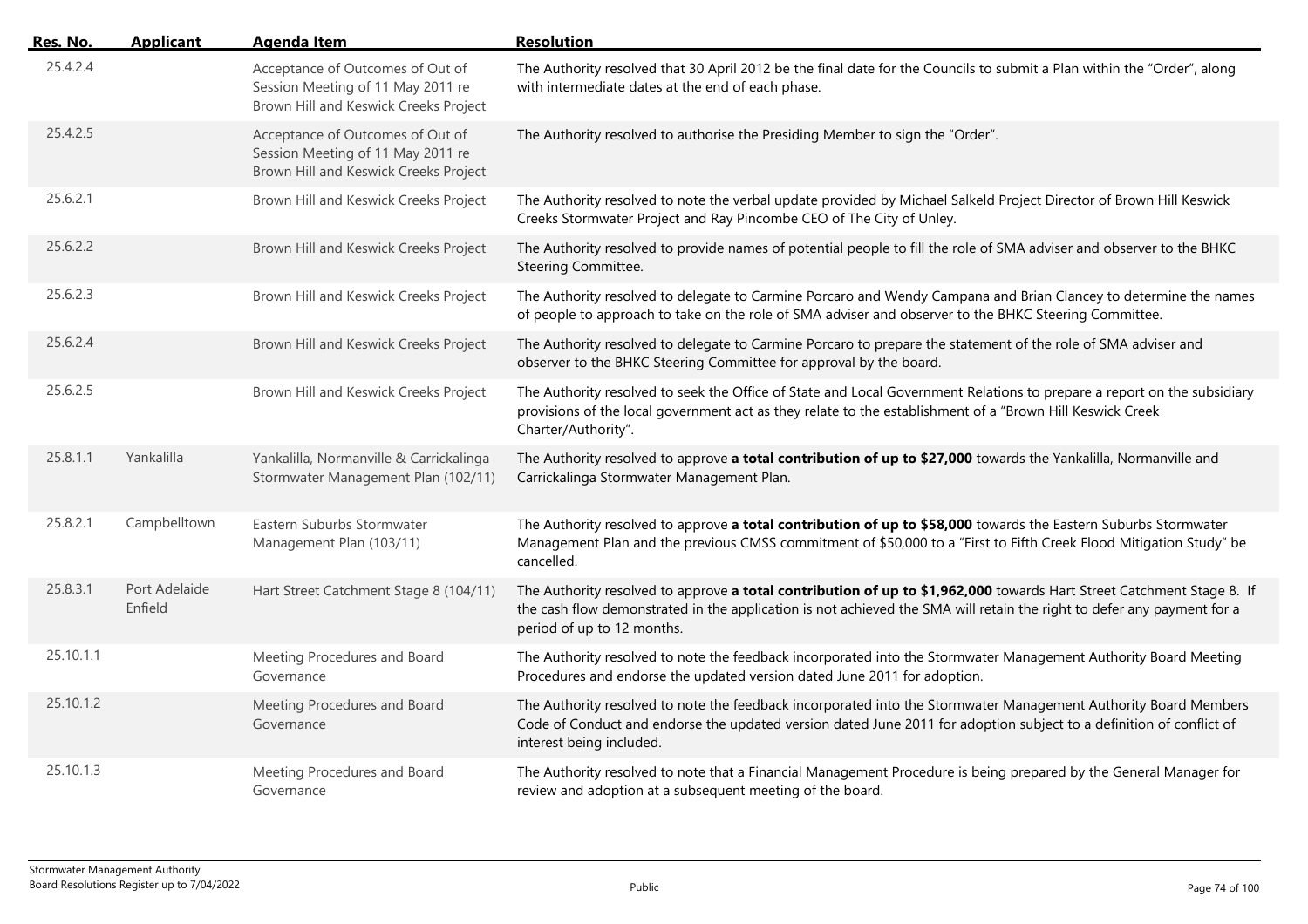| Res. No. | Applicant | Agenda Item | Resolution |
|---|---|---|---|
| 25.4.2.4 | | Acceptance of Outcomes of Out of Session Meeting of 11 May 2011 re Brown Hill and Keswick Creeks Project | The Authority resolved that 30 April 2012 be the final date for the Councils to submit a Plan within the "Order", along with intermediate dates at the end of each phase. |
| 25.4.2.5 | | Acceptance of Outcomes of Out of Session Meeting of 11 May 2011 re Brown Hill and Keswick Creeks Project | The Authority resolved to authorise the Presiding Member to sign the "Order". |
| 25.6.2.1 | | Brown Hill and Keswick Creeks Project | The Authority resolved to note the verbal update provided by Michael Salkeld Project Director of Brown Hill Keswick Creeks Stormwater Project and Ray Pincombe CEO of The City of Unley. |
| 25.6.2.2 | | Brown Hill and Keswick Creeks Project | The Authority resolved to provide names of potential people to fill the role of SMA adviser and observer to the BHKC Steering Committee. |
| 25.6.2.3 | | Brown Hill and Keswick Creeks Project | The Authority resolved to delegate to Carmine Porcaro and Wendy Campana and Brian Clancey to determine the names of people to approach to take on the role of SMA adviser and observer to the BHKC Steering Committee. |
| 25.6.2.4 | | Brown Hill and Keswick Creeks Project | The Authority resolved to delegate to Carmine Porcaro to prepare the statement of the role of SMA adviser and observer to the BHKC Steering Committee for approval by the board. |
| 25.6.2.5 | | Brown Hill and Keswick Creeks Project | The Authority resolved to seek the Office of State and Local Government Relations to prepare a report on the subsidiary provisions of the local government act as they relate to the establishment of a "Brown Hill Keswick Creek Charter/Authority". |
| 25.8.1.1 | Yankalilla | Yankalilla, Normanville & Carrickalinga Stormwater Management Plan (102/11) | The Authority resolved to approve **a total contribution of up to $27,000** towards the Yankalilla, Normanville and Carrickalinga Stormwater Management Plan. |
| 25.8.2.1 | Campbelltown | Eastern Suburbs Stormwater Management Plan (103/11) | The Authority resolved to approve **a total contribution of up to $58,000** towards the Eastern Suburbs Stormwater Management Plan and the previous CMSS commitment of $50,000 to a "First to Fifth Creek Flood Mitigation Study" be cancelled. |
| 25.8.3.1 | Port Adelaide Enfield | Hart Street Catchment Stage 8 (104/11) | The Authority resolved to approve **a total contribution of up to $1,962,000** towards Hart Street Catchment Stage 8. If the cash flow demonstrated in the application is not achieved the SMA will retain the right to defer any payment for a period of up to 12 months. |
| 25.10.1.1 | | Meeting Procedures and Board Governance | The Authority resolved to note the feedback incorporated into the Stormwater Management Authority Board Meeting Procedures and endorse the updated version dated June 2011 for adoption. |
| 25.10.1.2 | | Meeting Procedures and Board Governance | The Authority resolved to note the feedback incorporated into the Stormwater Management Authority Board Members Code of Conduct and endorse the updated version dated June 2011 for adoption subject to a definition of conflict of interest being included. |
| 25.10.1.3 | | Meeting Procedures and Board Governance | The Authority resolved to note that a Financial Management Procedure is being prepared by the General Manager for review and adoption at a subsequent meeting of the board. |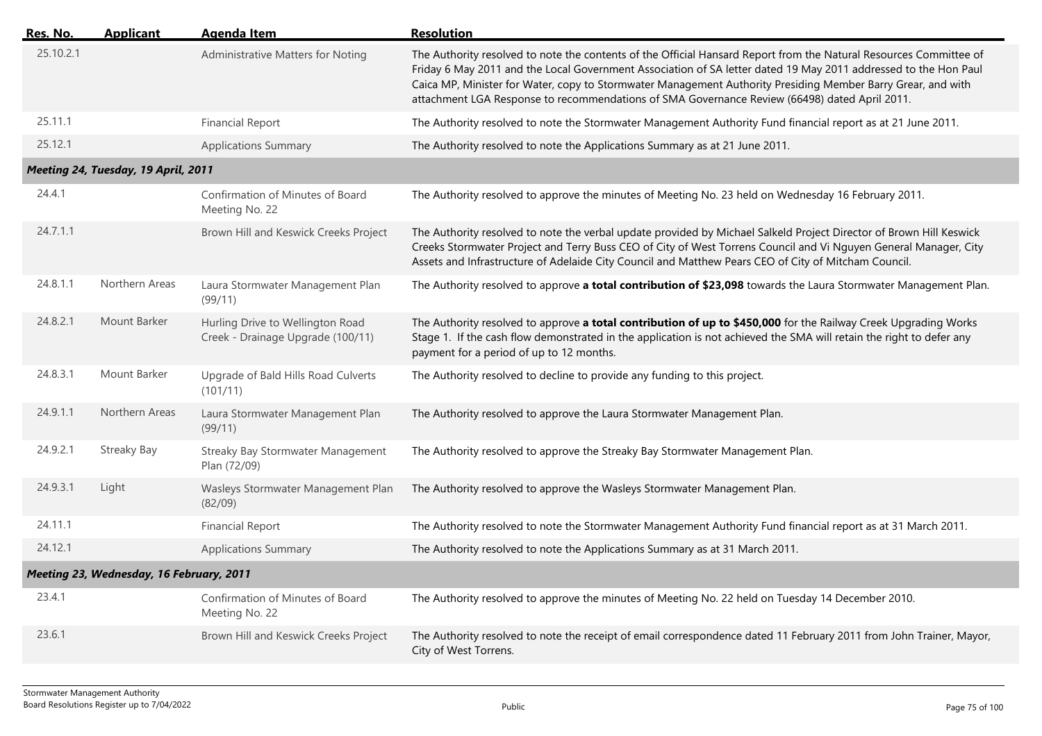| Res. No. | Applicant | Agenda Item | Resolution |
|---|---|---|---|
| 25.10.2.1 | | Administrative Matters for Noting | The Authority resolved to note the contents of the Official Hansard Report from the Natural Resources Committee of Friday 6 May 2011 and the Local Government Association of SA letter dated 19 May 2011 addressed to the Hon Paul Caica MP, Minister for Water, copy to Stormwater Management Authority Presiding Member Barry Grear, and with attachment LGA Response to recommendations of SMA Governance Review (66498) dated April 2011. |
| 25.11.1 | | Financial Report | The Authority resolved to note the Stormwater Management Authority Fund financial report as at 21 June 2011. |
| 25.12.1 | | Applications Summary | The Authority resolved to note the Applications Summary as at 21 June 2011. |
| ***Meeting 24, Tuesday, 19 April, 2011*** | | | |
| 24.4.1 | | Confirmation of Minutes of Board Meeting No. 22 | The Authority resolved to approve the minutes of Meeting No. 23 held on Wednesday 16 February 2011. |
| 24.7.1.1 | | Brown Hill and Keswick Creeks Project | The Authority resolved to note the verbal update provided by Michael Salkeld Project Director of Brown Hill Keswick Creeks Stormwater Project and Terry Buss CEO of City of West Torrens Council and Vi Nguyen General Manager, City Assets and Infrastructure of Adelaide City Council and Matthew Pears CEO of City of Mitcham Council. |
| 24.8.1.1 | Northern Areas | Laura Stormwater Management Plan (99/11) | The Authority resolved to approve **a total contribution of $23,098** towards the Laura Stormwater Management Plan. |
| 24.8.2.1 | Mount Barker | Hurling Drive to Wellington Road Creek - Drainage Upgrade (100/11) | The Authority resolved to approve **a total contribution of up to $450,000** for the Railway Creek Upgrading Works Stage 1. If the cash flow demonstrated in the application is not achieved the SMA will retain the right to defer any payment for a period of up to 12 months. |
| 24.8.3.1 | Mount Barker | Upgrade of Bald Hills Road Culverts (101/11) | The Authority resolved to decline to provide any funding to this project. |
| 24.9.1.1 | Northern Areas | Laura Stormwater Management Plan (99/11) | The Authority resolved to approve the Laura Stormwater Management Plan. |
| 24.9.2.1 | Streaky Bay | Streaky Bay Stormwater Management Plan (72/09) | The Authority resolved to approve the Streaky Bay Stormwater Management Plan. |
| 24.9.3.1 | Light | Wasleys Stormwater Management Plan (82/09) | The Authority resolved to approve the Wasleys Stormwater Management Plan. |
| 24.11.1 | | Financial Report | The Authority resolved to note the Stormwater Management Authority Fund financial report as at 31 March 2011. |
| 24.12.1 | | Applications Summary | The Authority resolved to note the Applications Summary as at 31 March 2011. |
| ***Meeting 23, Wednesday, 16 February, 2011*** | | | |
| 23.4.1 | | Confirmation of Minutes of Board Meeting No. 22 | The Authority resolved to approve the minutes of Meeting No. 22 held on Tuesday 14 December 2010. |
| 23.6.1 | | Brown Hill and Keswick Creeks Project | The Authority resolved to note the receipt of email correspondence dated 11 February 2011 from John Trainer, Mayor, City of West Torrens. |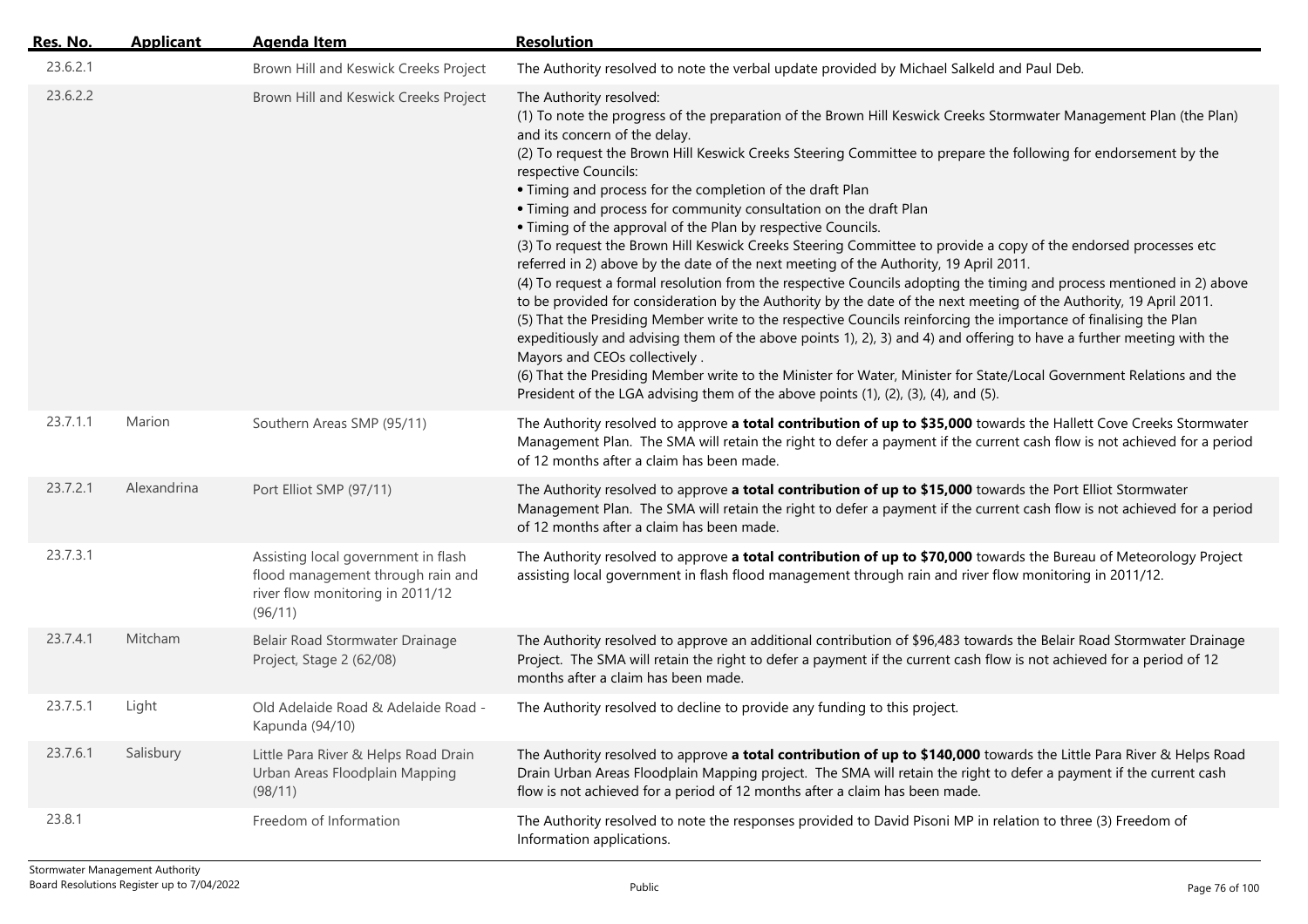| Res. No. | Applicant | Agenda Item | Resolution |
|---|---|---|---|
| 23.6.2.1 | | Brown Hill and Keswick Creeks Project | The Authority resolved to note the verbal update provided by Michael Salkeld and Paul Deb. |
| 23.6.2.2 | | Brown Hill and Keswick Creeks Project | The Authority resolved:<br>(1) To note the progress of the preparation of the Brown Hill Keswick Creeks Stormwater Management Plan (the Plan) and its concern of the delay.<br>(2) To request the Brown Hill Keswick Creeks Steering Committee to prepare the following for endorsement by the respective Councils:<br>• Timing and process for the completion of the draft Plan<br>• Timing and process for community consultation on the draft Plan<br>• Timing of the approval of the Plan by respective Councils.<br>(3) To request the Brown Hill Keswick Creeks Steering Committee to provide a copy of the endorsed processes etc referred in 2) above by the date of the next meeting of the Authority, 19 April 2011.<br>(4) To request a formal resolution from the respective Councils adopting the timing and process mentioned in 2) above to be provided for consideration by the Authority by the date of the next meeting of the Authority, 19 April 2011.<br>(5) That the Presiding Member write to the respective Councils reinforcing the importance of finalising the Plan expeditiously and advising them of the above points 1), 2), 3) and 4) and offering to have a further meeting with the Mayors and CEOs collectively .<br>(6) That the Presiding Member write to the Minister for Water, Minister for State/Local Government Relations and the President of the LGA advising them of the above points (1), (2), (3), (4), and (5). |
| 23.7.1.1 | Marion | Southern Areas SMP (95/11) | The Authority resolved to approve **a total contribution of up to $35,000** towards the Hallett Cove Creeks Stormwater Management Plan. The SMA will retain the right to defer a payment if the current cash flow is not achieved for a period of 12 months after a claim has been made. |
| 23.7.2.1 | Alexandrina | Port Elliot SMP (97/11) | The Authority resolved to approve **a total contribution of up to $15,000** towards the Port Elliot Stormwater Management Plan. The SMA will retain the right to defer a payment if the current cash flow is not achieved for a period of 12 months after a claim has been made. |
| 23.7.3.1 | | Assisting local government in flash flood management through rain and river flow monitoring in 2011/12 (96/11) | The Authority resolved to approve **a total contribution of up to $70,000** towards the Bureau of Meteorology Project assisting local government in flash flood management through rain and river flow monitoring in 2011/12. |
| 23.7.4.1 | Mitcham | Belair Road Stormwater Drainage Project, Stage 2 (62/08) | The Authority resolved to approve an additional contribution of $96,483 towards the Belair Road Stormwater Drainage Project. The SMA will retain the right to defer a payment if the current cash flow is not achieved for a period of 12 months after a claim has been made. |
| 23.7.5.1 | Light | Old Adelaide Road & Adelaide Road - Kapunda (94/10) | The Authority resolved to decline to provide any funding to this project. |
| 23.7.6.1 | Salisbury | Little Para River & Helps Road Drain Urban Areas Floodplain Mapping (98/11) | The Authority resolved to approve **a total contribution of up to $140,000** towards the Little Para River & Helps Road Drain Urban Areas Floodplain Mapping project. The SMA will retain the right to defer a payment if the current cash flow is not achieved for a period of 12 months after a claim has been made. |
| 23.8.1 | | Freedom of Information | The Authority resolved to note the responses provided to David Pisoni MP in relation to three (3) Freedom of Information applications. |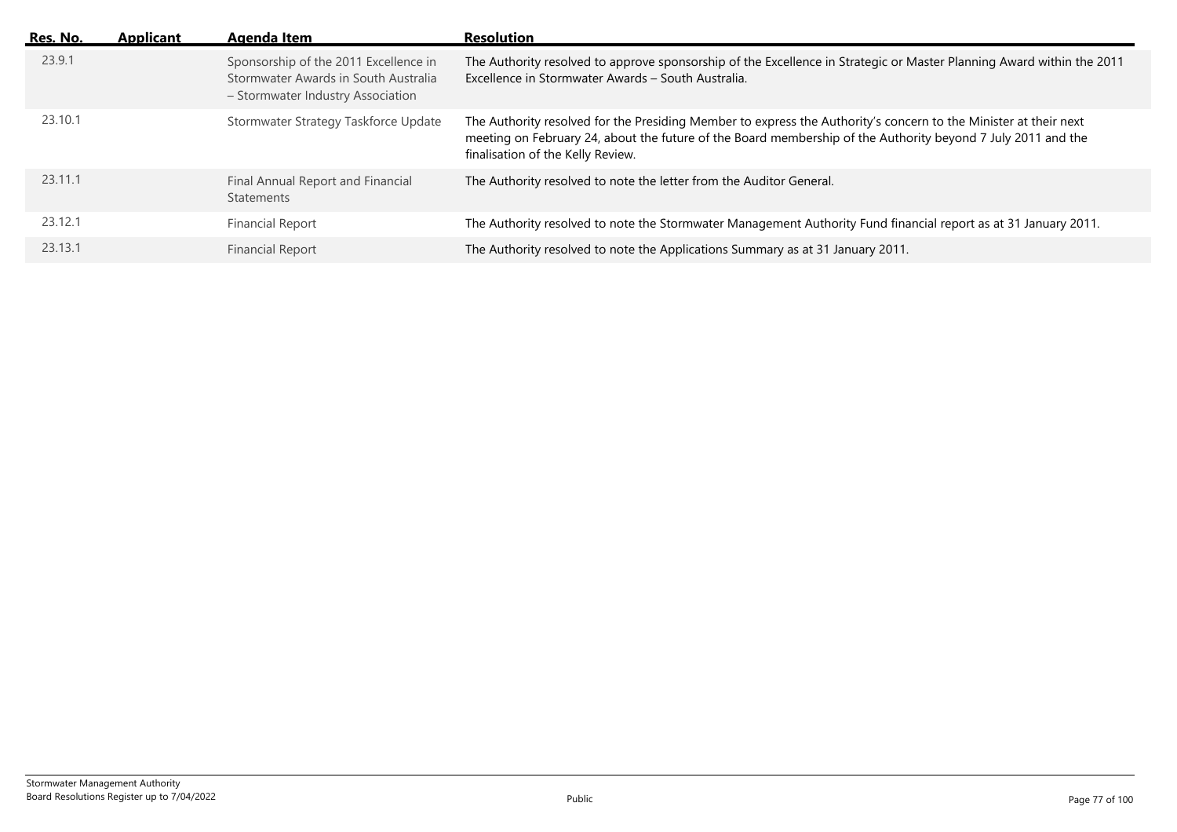| Res. No. | Applicant | Agenda Item | Resolution |
| --- | --- | --- | --- |
| 23.9.1 | | Sponsorship of the 2011 Excellence in Stormwater Awards in South Australia – Stormwater Industry Association | The Authority resolved to approve sponsorship of the Excellence in Strategic or Master Planning Award within the 2011 Excellence in Stormwater Awards – South Australia. |
| 23.10.1 | | Stormwater Strategy Taskforce Update | The Authority resolved for the Presiding Member to express the Authority's concern to the Minister at their next meeting on February 24, about the future of the Board membership of the Authority beyond 7 July 2011 and the finalisation of the Kelly Review. |
| 23.11.1 | | Final Annual Report and Financial Statements | The Authority resolved to note the letter from the Auditor General. |
| 23.12.1 | | Financial Report | The Authority resolved to note the Stormwater Management Authority Fund financial report as at 31 January 2011. |
| 23.13.1 | | Financial Report | The Authority resolved to note the Applications Summary as at 31 January 2011. |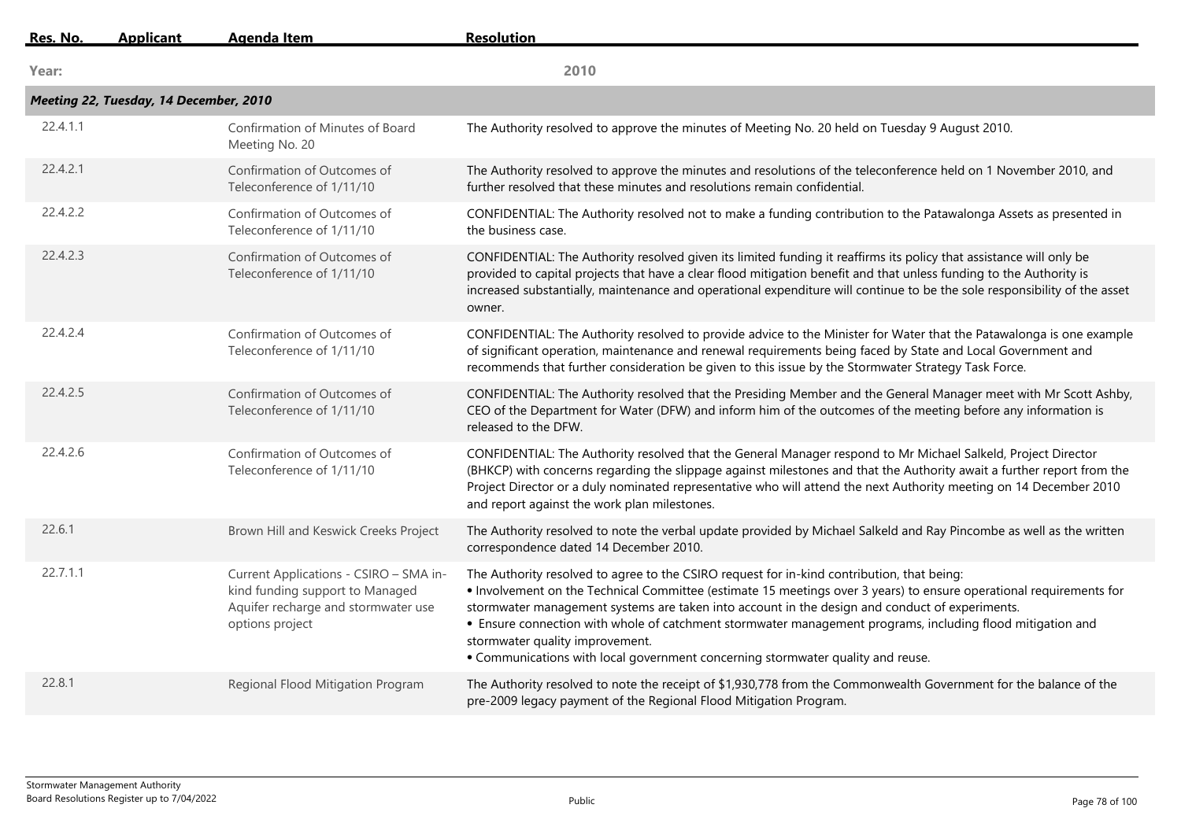| Res. No. | Applicant | Agenda Item | Resolution |
|---|---|---|---|
| **Year:** | | | **2010** |
| ***Meeting 22, Tuesday, 14 December, 2010*** | | | |
| 22.4.1.1 | | Confirmation of Minutes of Board Meeting No. 20 | The Authority resolved to approve the minutes of Meeting No. 20 held on Tuesday 9 August 2010. |
| 22.4.2.1 | | Confirmation of Outcomes of Teleconference of 1/11/10 | The Authority resolved to approve the minutes and resolutions of the teleconference held on 1 November 2010, and further resolved that these minutes and resolutions remain confidential. |
| 22.4.2.2 | | Confirmation of Outcomes of Teleconference of 1/11/10 | CONFIDENTIAL: The Authority resolved not to make a funding contribution to the Patawalonga Assets as presented in the business case. |
| 22.4.2.3 | | Confirmation of Outcomes of Teleconference of 1/11/10 | CONFIDENTIAL: The Authority resolved given its limited funding it reaffirms its policy that assistance will only be provided to capital projects that have a clear flood mitigation benefit and that unless funding to the Authority is increased substantially, maintenance and operational expenditure will continue to be the sole responsibility of the asset owner. |
| 22.4.2.4 | | Confirmation of Outcomes of Teleconference of 1/11/10 | CONFIDENTIAL: The Authority resolved to provide advice to the Minister for Water that the Patawalonga is one example of significant operation, maintenance and renewal requirements being faced by State and Local Government and recommends that further consideration be given to this issue by the Stormwater Strategy Task Force. |
| 22.4.2.5 | | Confirmation of Outcomes of Teleconference of 1/11/10 | CONFIDENTIAL: The Authority resolved that the Presiding Member and the General Manager meet with Mr Scott Ashby, CEO of the Department for Water (DFW) and inform him of the outcomes of the meeting before any information is released to the DFW. |
| 22.4.2.6 | | Confirmation of Outcomes of Teleconference of 1/11/10 | CONFIDENTIAL: The Authority resolved that the General Manager respond to Mr Michael Salkeld, Project Director (BHKCP) with concerns regarding the slippage against milestones and that the Authority await a further report from the Project Director or a duly nominated representative who will attend the next Authority meeting on 14 December 2010 and report against the work plan milestones. |
| 22.6.1 | | Brown Hill and Keswick Creeks Project | The Authority resolved to note the verbal update provided by Michael Salkeld and Ray Pincombe as well as the written correspondence dated 14 December 2010. |
| 22.7.1.1 | | Current Applications - CSIRO – SMA in-kind funding support to Managed Aquifer recharge and stormwater use options project | The Authority resolved to agree to the CSIRO request for in-kind contribution, that being:<br>• Involvement on the Technical Committee (estimate 15 meetings over 3 years) to ensure operational requirements for stormwater management systems are taken into account in the design and conduct of experiments.<br>• Ensure connection with whole of catchment stormwater management programs, including flood mitigation and stormwater quality improvement.<br>• Communications with local government concerning stormwater quality and reuse. |
| 22.8.1 | | Regional Flood Mitigation Program | The Authority resolved to note the receipt of $1,930,778 from the Commonwealth Government for the balance of the pre-2009 legacy payment of the Regional Flood Mitigation Program. |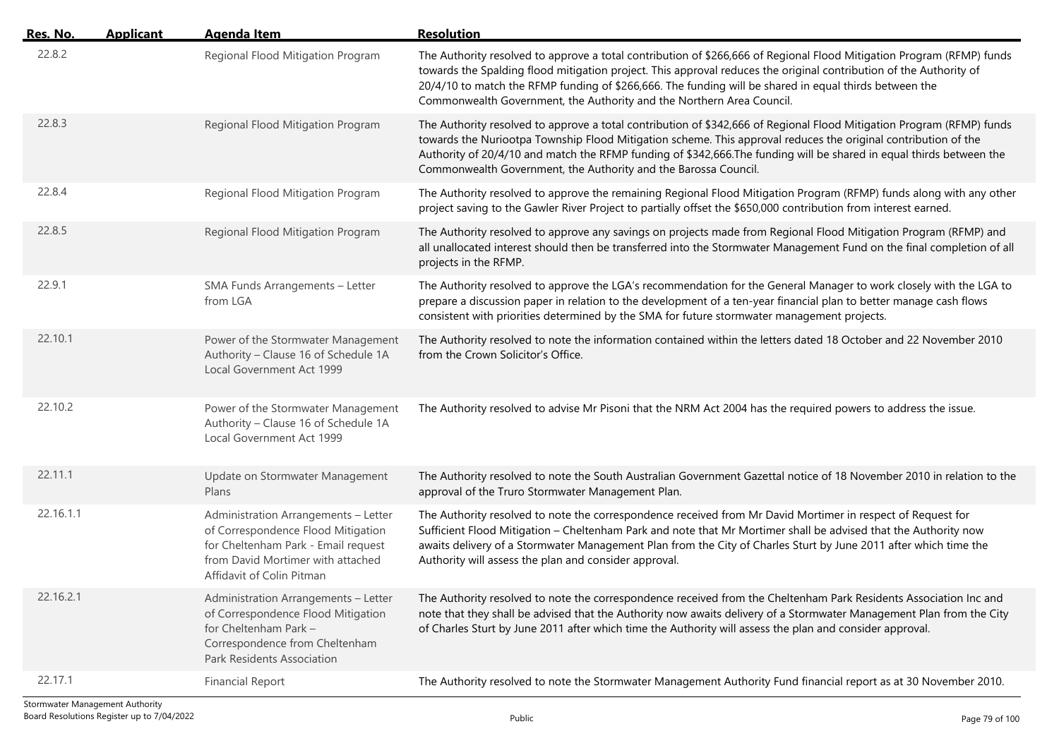| Res. No. | Applicant | Agenda Item | Resolution |
|---|---|---|---|
| 22.8.2 | | Regional Flood Mitigation Program | The Authority resolved to approve a total contribution of $266,666 of Regional Flood Mitigation Program (RFMP) funds towards the Spalding flood mitigation project. This approval reduces the original contribution of the Authority of 20/4/10 to match the RFMP funding of $266,666. The funding will be shared in equal thirds between the Commonwealth Government, the Authority and the Northern Area Council. |
| 22.8.3 | | Regional Flood Mitigation Program | The Authority resolved to approve a total contribution of $342,666 of Regional Flood Mitigation Program (RFMP) funds towards the Nuriootpa Township Flood Mitigation scheme. This approval reduces the original contribution of the Authority of 20/4/10 and match the RFMP funding of $342,666.The funding will be shared in equal thirds between the Commonwealth Government, the Authority and the Barossa Council. |
| 22.8.4 | | Regional Flood Mitigation Program | The Authority resolved to approve the remaining Regional Flood Mitigation Program (RFMP) funds along with any other project saving to the Gawler River Project to partially offset the $650,000 contribution from interest earned. |
| 22.8.5 | | Regional Flood Mitigation Program | The Authority resolved to approve any savings on projects made from Regional Flood Mitigation Program (RFMP) and all unallocated interest should then be transferred into the Stormwater Management Fund on the final completion of all projects in the RFMP. |
| 22.9.1 | | SMA Funds Arrangements – Letter from LGA | The Authority resolved to approve the LGA's recommendation for the General Manager to work closely with the LGA to prepare a discussion paper in relation to the development of a ten-year financial plan to better manage cash flows consistent with priorities determined by the SMA for future stormwater management projects. |
| 22.10.1 | | Power of the Stormwater Management Authority – Clause 16 of Schedule 1A Local Government Act 1999 | The Authority resolved to note the information contained within the letters dated 18 October and 22 November 2010 from the Crown Solicitor's Office. |
| 22.10.2 | | Power of the Stormwater Management Authority – Clause 16 of Schedule 1A Local Government Act 1999 | The Authority resolved to advise Mr Pisoni that the NRM Act 2004 has the required powers to address the issue. |
| 22.11.1 | | Update on Stormwater Management Plans | The Authority resolved to note the South Australian Government Gazettal notice of 18 November 2010 in relation to the approval of the Truro Stormwater Management Plan. |
| 22.16.1.1 | | Administration Arrangements – Letter of Correspondence Flood Mitigation for Cheltenham Park - Email request from David Mortimer with attached Affidavit of Colin Pitman | The Authority resolved to note the correspondence received from Mr David Mortimer in respect of Request for Sufficient Flood Mitigation – Cheltenham Park and note that Mr Mortimer shall be advised that the Authority now awaits delivery of a Stormwater Management Plan from the City of Charles Sturt by June 2011 after which time the Authority will assess the plan and consider approval. |
| 22.16.2.1 | | Administration Arrangements – Letter of Correspondence Flood Mitigation for Cheltenham Park – Correspondence from Cheltenham Park Residents Association | The Authority resolved to note the correspondence received from the Cheltenham Park Residents Association Inc and note that they shall be advised that the Authority now awaits delivery of a Stormwater Management Plan from the City of Charles Sturt by June 2011 after which time the Authority will assess the plan and consider approval. |
| 22.17.1 | | Financial Report | The Authority resolved to note the Stormwater Management Authority Fund financial report as at 30 November 2010. |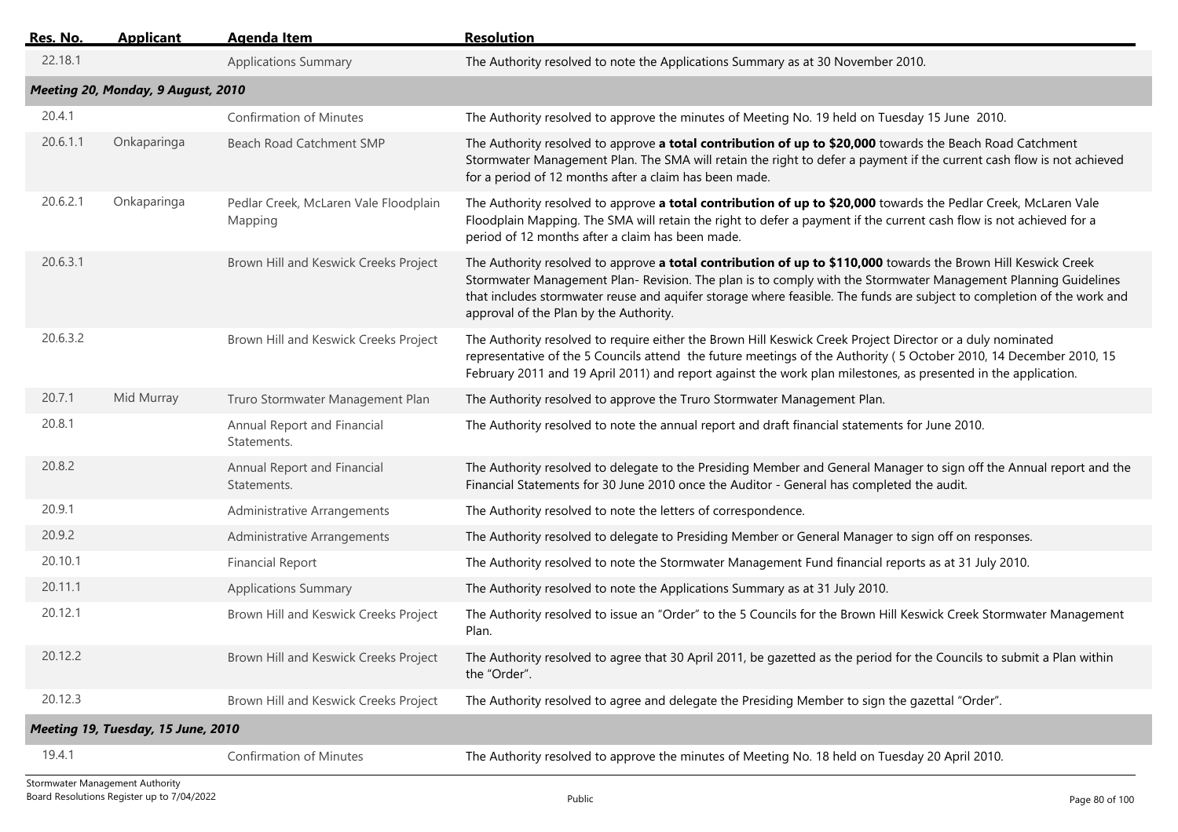| Res. No. | Applicant | Agenda Item | Resolution |
|---|---|---|---|
| 22.18.1 | | Applications Summary | The Authority resolved to note the Applications Summary as at 30 November 2010. |
| ***Meeting 20, Monday, 9 August, 2010*** | | | |
| 20.4.1 | | Confirmation of Minutes | The Authority resolved to approve the minutes of Meeting No. 19 held on Tuesday 15 June 2010. |
| 20.6.1.1 | Onkaparinga | Beach Road Catchment SMP | The Authority resolved to approve **a total contribution of up to $20,000** towards the Beach Road Catchment Stormwater Management Plan. The SMA will retain the right to defer a payment if the current cash flow is not achieved for a period of 12 months after a claim has been made. |
| 20.6.2.1 | Onkaparinga | Pedlar Creek, McLaren Vale Floodplain Mapping | The Authority resolved to approve **a total contribution of up to $20,000** towards the Pedlar Creek, McLaren Vale Floodplain Mapping. The SMA will retain the right to defer a payment if the current cash flow is not achieved for a period of 12 months after a claim has been made. |
| 20.6.3.1 | | Brown Hill and Keswick Creeks Project | The Authority resolved to approve **a total contribution of up to $110,000** towards the Brown Hill Keswick Creek Stormwater Management Plan- Revision. The plan is to comply with the Stormwater Management Planning Guidelines that includes stormwater reuse and aquifer storage where feasible. The funds are subject to completion of the work and approval of the Plan by the Authority. |
| 20.6.3.2 | | Brown Hill and Keswick Creeks Project | The Authority resolved to require either the Brown Hill Keswick Creek Project Director or a duly nominated representative of the 5 Councils attend the future meetings of the Authority ( 5 October 2010, 14 December 2010, 15 February 2011 and 19 April 2011) and report against the work plan milestones, as presented in the application. |
| 20.7.1 | Mid Murray | Truro Stormwater Management Plan | The Authority resolved to approve the Truro Stormwater Management Plan. |
| 20.8.1 | | Annual Report and Financial Statements. | The Authority resolved to note the annual report and draft financial statements for June 2010. |
| 20.8.2 | | Annual Report and Financial Statements. | The Authority resolved to delegate to the Presiding Member and General Manager to sign off the Annual report and the Financial Statements for 30 June 2010 once the Auditor - General has completed the audit. |
| 20.9.1 | | Administrative Arrangements | The Authority resolved to note the letters of correspondence. |
| 20.9.2 | | Administrative Arrangements | The Authority resolved to delegate to Presiding Member or General Manager to sign off on responses. |
| 20.10.1 | | Financial Report | The Authority resolved to note the Stormwater Management Fund financial reports as at 31 July 2010. |
| 20.11.1 | | Applications Summary | The Authority resolved to note the Applications Summary as at 31 July 2010. |
| 20.12.1 | | Brown Hill and Keswick Creeks Project | The Authority resolved to issue an "Order" to the 5 Councils for the Brown Hill Keswick Creek Stormwater Management Plan. |
| 20.12.2 | | Brown Hill and Keswick Creeks Project | The Authority resolved to agree that 30 April 2011, be gazetted as the period for the Councils to submit a Plan within the "Order". |
| 20.12.3 | | Brown Hill and Keswick Creeks Project | The Authority resolved to agree and delegate the Presiding Member to sign the gazettal "Order". |
| ***Meeting 19, Tuesday, 15 June, 2010*** | | | |
| 19.4.1 | | Confirmation of Minutes | The Authority resolved to approve the minutes of Meeting No. 18 held on Tuesday 20 April 2010. |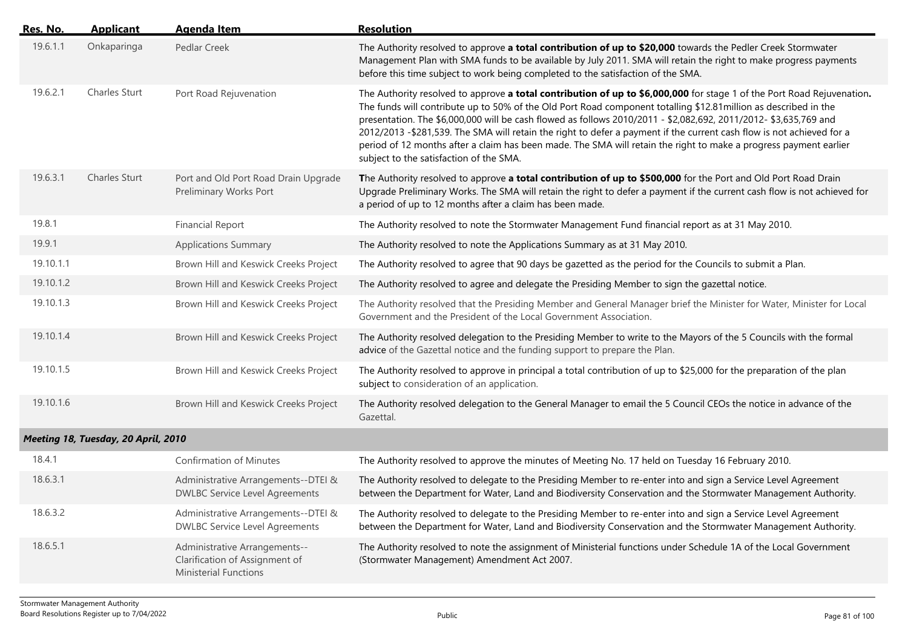| Res. No. | Applicant | Agenda Item | Resolution |
|---|---|---|---|
| 19.6.1.1 | Onkaparinga | Pedlar Creek | The Authority resolved to approve **a total contribution of up to $20,000** towards the Pedler Creek Stormwater Management Plan with SMA funds to be available by July 2011. SMA will retain the right to make progress payments before this time subject to work being completed to the satisfaction of the SMA. |
| 19.6.2.1 | Charles Sturt | Port Road Rejuvenation | The Authority resolved to approve **a total contribution of up to $6,000,000** for stage 1 of the Port Road Rejuvenation**.** The funds will contribute up to 50% of the Old Port Road component totalling $12.81million as described in the presentation. The $6,000,000 will be cash flowed as follows 2010/2011 - $2,082,692, 2011/2012- $3,635,769 and 2012/2013 -$281,539. The SMA will retain the right to defer a payment if the current cash flow is not achieved for a period of 12 months after a claim has been made. The SMA will retain the right to make a progress payment earlier subject to the satisfaction of the SMA. |
| 19.6.3.1 | Charles Sturt | Port and Old Port Road Drain Upgrade Preliminary Works Port | **T**he Authority resolved to approve **a total contribution of up to $500,000** for the Port and Old Port Road Drain Upgrade Preliminary Works. The SMA will retain the right to defer a payment if the current cash flow is not achieved for a period of up to 12 months after a claim has been made. |
| 19.8.1 | | Financial Report | The Authority resolved to note the Stormwater Management Fund financial report as at 31 May 2010. |
| 19.9.1 | | Applications Summary | The Authority resolved to note the Applications Summary as at 31 May 2010. |
| 19.10.1.1 | | Brown Hill and Keswick Creeks Project | The Authority resolved to agree that 90 days be gazetted as the period for the Councils to submit a Plan. |
| 19.10.1.2 | | Brown Hill and Keswick Creeks Project | The Authority resolved to agree and delegate the Presiding Member to sign the gazettal notice. |
| 19.10.1.3 | | Brown Hill and Keswick Creeks Project | The Authority resolved that the Presiding Member and General Manager brief the Minister for Water, Minister for Local Government and the President of the Local Government Association. |
| 19.10.1.4 | | Brown Hill and Keswick Creeks Project | The Authority resolved delegation to the Presiding Member to write to the Mayors of the 5 Councils with the formal advice of the Gazettal notice and the funding support to prepare the Plan. |
| 19.10.1.5 | | Brown Hill and Keswick Creeks Project | The Authority resolved to approve in principal a total contribution of up to $25,000 for the preparation of the plan subject to consideration of an application. |
| 19.10.1.6 | | Brown Hill and Keswick Creeks Project | The Authority resolved delegation to the General Manager to email the 5 Council CEOs the notice in advance of the Gazettal. |
| ***Meeting 18, Tuesday, 20 April, 2010*** | | | |
| 18.4.1 | | Confirmation of Minutes | The Authority resolved to approve the minutes of Meeting No. 17 held on Tuesday 16 February 2010. |
| 18.6.3.1 | | Administrative Arrangements--DTEI & DWLBC Service Level Agreements | The Authority resolved to delegate to the Presiding Member to re-enter into and sign a Service Level Agreement between the Department for Water, Land and Biodiversity Conservation and the Stormwater Management Authority. |
| 18.6.3.2 | | Administrative Arrangements--DTEI & DWLBC Service Level Agreements | The Authority resolved to delegate to the Presiding Member to re-enter into and sign a Service Level Agreement between the Department for Water, Land and Biodiversity Conservation and the Stormwater Management Authority. |
| 18.6.5.1 | | Administrative Arrangements--Clarification of Assignment of Ministerial Functions | The Authority resolved to note the assignment of Ministerial functions under Schedule 1A of the Local Government (Stormwater Management) Amendment Act 2007. |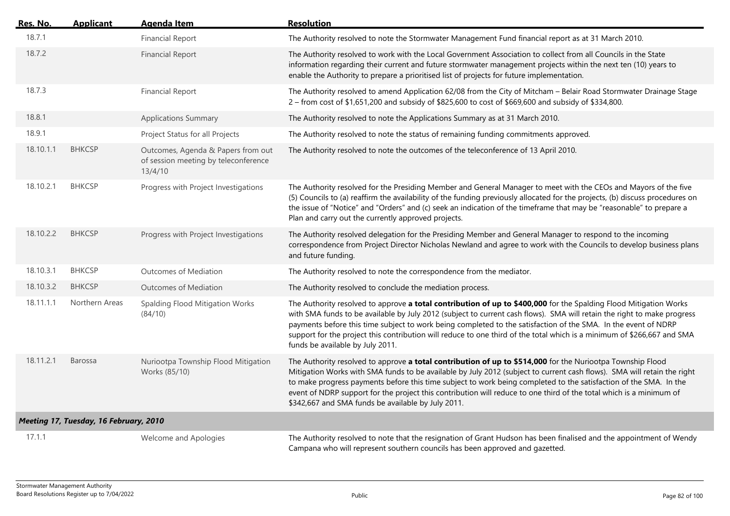| Res. No. | Applicant | Agenda Item | Resolution |
|---|---|---|---|
| 18.7.1 | | Financial Report | The Authority resolved to note the Stormwater Management Fund financial report as at 31 March 2010. |
| 18.7.2 | | Financial Report | The Authority resolved to work with the Local Government Association to collect from all Councils in the State information regarding their current and future stormwater management projects within the next ten (10) years to enable the Authority to prepare a prioritised list of projects for future implementation. |
| 18.7.3 | | Financial Report | The Authority resolved to amend Application 62/08 from the City of Mitcham – Belair Road Stormwater Drainage Stage 2 – from cost of $1,651,200 and subsidy of $825,600 to cost of $669,600 and subsidy of $334,800. |
| 18.8.1 | | Applications Summary | The Authority resolved to note the Applications Summary as at 31 March 2010. |
| 18.9.1 | | Project Status for all Projects | The Authority resolved to note the status of remaining funding commitments approved. |
| 18.10.1.1 | BHKCSP | Outcomes, Agenda & Papers from out of session meeting by teleconference 13/4/10 | The Authority resolved to note the outcomes of the teleconference of 13 April 2010. |
| 18.10.2.1 | BHKCSP | Progress with Project Investigations | The Authority resolved for the Presiding Member and General Manager to meet with the CEOs and Mayors of the five (5) Councils to (a) reaffirm the availability of the funding previously allocated for the projects, (b) discuss procedures on the issue of "Notice" and "Orders" and (c) seek an indication of the timeframe that may be "reasonable" to prepare a Plan and carry out the currently approved projects. |
| 18.10.2.2 | BHKCSP | Progress with Project Investigations | The Authority resolved delegation for the Presiding Member and General Manager to respond to the incoming correspondence from Project Director Nicholas Newland and agree to work with the Councils to develop business plans and future funding. |
| 18.10.3.1 | BHKCSP | Outcomes of Mediation | The Authority resolved to note the correspondence from the mediator. |
| 18.10.3.2 | BHKCSP | Outcomes of Mediation | The Authority resolved to conclude the mediation process. |
| 18.11.1.1 | Northern Areas | Spalding Flood Mitigation Works (84/10) | The Authority resolved to approve **a total contribution of up to $400,000** for the Spalding Flood Mitigation Works with SMA funds to be available by July 2012 (subject to current cash flows). SMA will retain the right to make progress payments before this time subject to work being completed to the satisfaction of the SMA. In the event of NDRP support for the project this contribution will reduce to one third of the total which is a minimum of $266,667 and SMA funds be available by July 2011. |
| 18.11.2.1 | Barossa | Nuriootpa Township Flood Mitigation Works (85/10) | The Authority resolved to approve **a total contribution of up to $514,000** for the Nuriootpa Township Flood Mitigation Works with SMA funds to be available by July 2012 (subject to current cash flows). SMA will retain the right to make progress payments before this time subject to work being completed to the satisfaction of the SMA. In the event of NDRP support for the project this contribution will reduce to one third of the total which is a minimum of $342,667 and SMA funds be available by July 2011. |
| ***Meeting 17, Tuesday, 16 February, 2010*** | | | |
| 17.1.1 | | Welcome and Apologies | The Authority resolved to note that the resignation of Grant Hudson has been finalised and the appointment of Wendy Campana who will represent southern councils has been approved and gazetted. |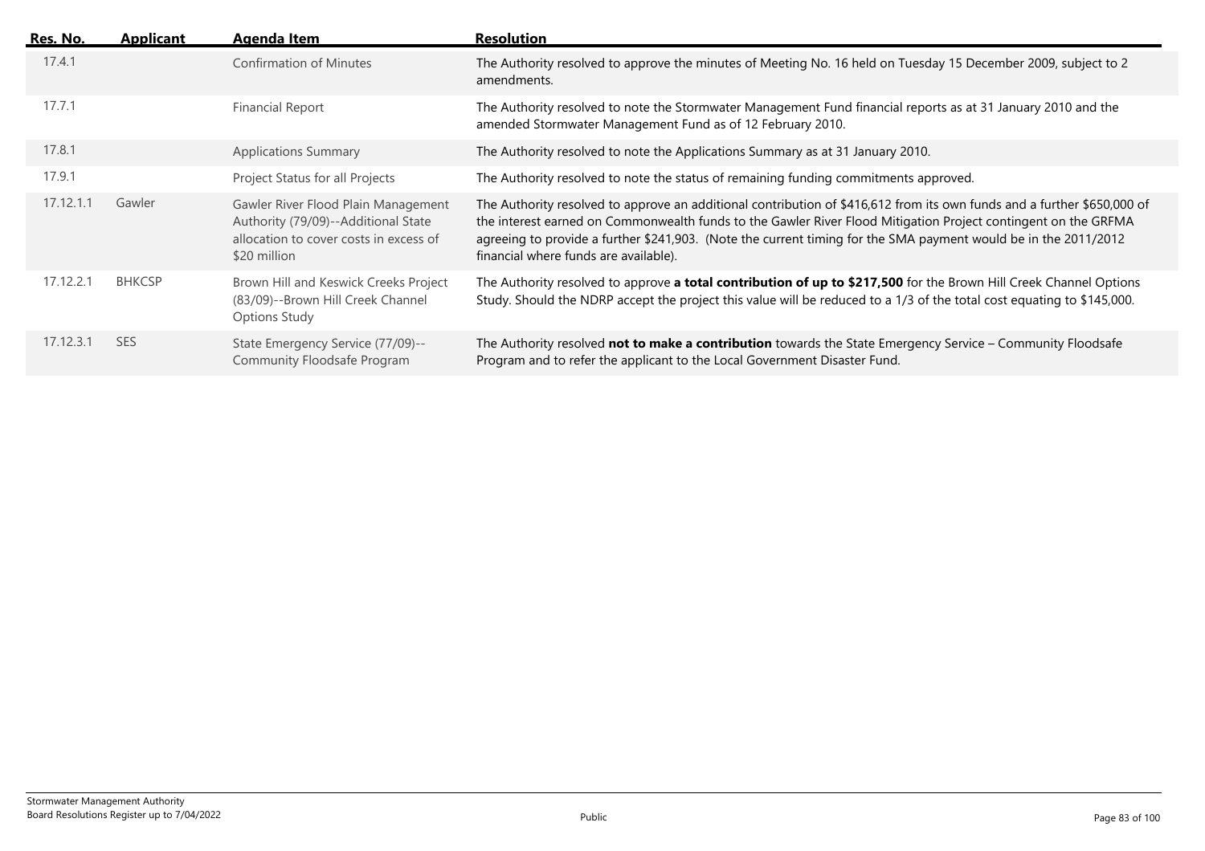| Res. No. | Applicant | Agenda Item | Resolution |
|---|---|---|---|
| 17.4.1 | | Confirmation of Minutes | The Authority resolved to approve the minutes of Meeting No. 16 held on Tuesday 15 December 2009, subject to 2 amendments. |
| 17.7.1 | | Financial Report | The Authority resolved to note the Stormwater Management Fund financial reports as at 31 January 2010 and the amended Stormwater Management Fund as of 12 February 2010. |
| 17.8.1 | | Applications Summary | The Authority resolved to note the Applications Summary as at 31 January 2010. |
| 17.9.1 | | Project Status for all Projects | The Authority resolved to note the status of remaining funding commitments approved. |
| 17.12.1.1 | Gawler | Gawler River Flood Plain Management Authority (79/09)--Additional State allocation to cover costs in excess of $20 million | The Authority resolved to approve an additional contribution of $416,612 from its own funds and a further $650,000 of the interest earned on Commonwealth funds to the Gawler River Flood Mitigation Project contingent on the GRFMA agreeing to provide a further $241,903. (Note the current timing for the SMA payment would be in the 2011/2012 financial where funds are available). |
| 17.12.2.1 | BHKCSP | Brown Hill and Keswick Creeks Project (83/09)--Brown Hill Creek Channel Options Study | The Authority resolved to approve **a total contribution of up to $217,500** for the Brown Hill Creek Channel Options Study. Should the NDRP accept the project this value will be reduced to a 1/3 of the total cost equating to $145,000. |
| 17.12.3.1 | SES | State Emergency Service (77/09)--Community Floodsafe Program | The Authority resolved **not to make a contribution** towards the State Emergency Service – Community Floodsafe Program and to refer the applicant to the Local Government Disaster Fund. |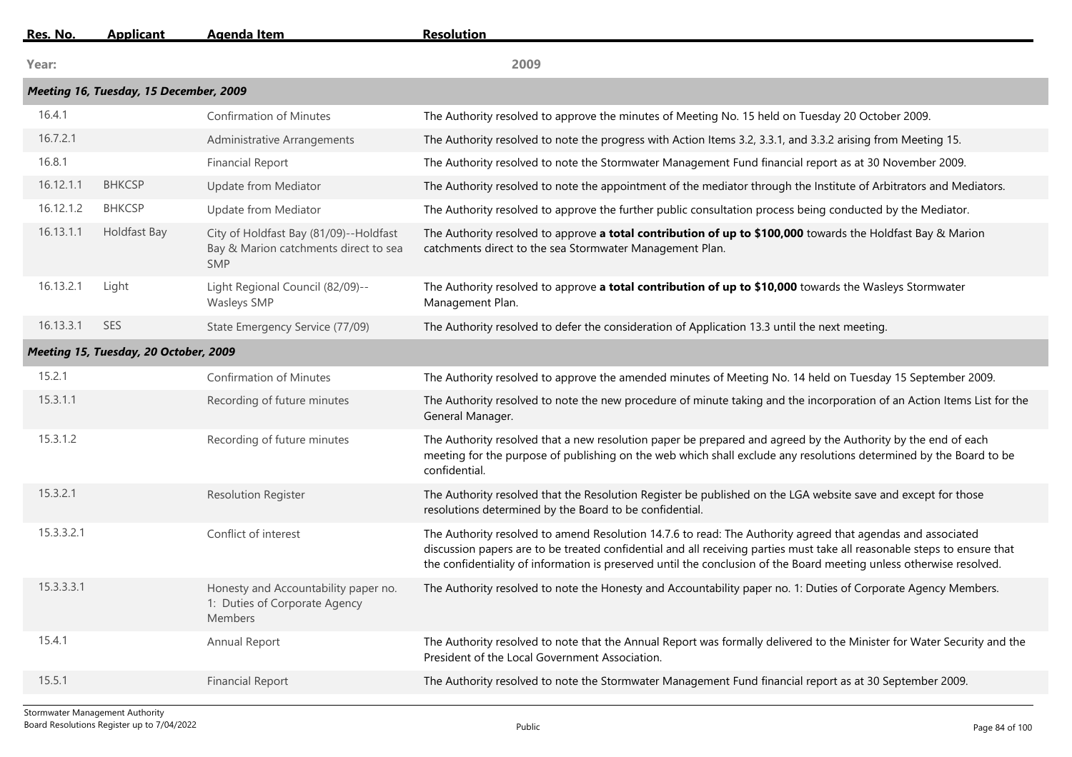| Res. No. | Applicant | Agenda Item | Resolution |
|---|---|---|---|
| **Year:** | | | **2009** |
| ***Meeting 16, Tuesday, 15 December, 2009*** | | | |
| 16.4.1 | | Confirmation of Minutes | The Authority resolved to approve the minutes of Meeting No. 15 held on Tuesday 20 October 2009. |
| 16.7.2.1 | | Administrative Arrangements | The Authority resolved to note the progress with Action Items 3.2, 3.3.1, and 3.3.2 arising from Meeting 15. |
| 16.8.1 | | Financial Report | The Authority resolved to note the Stormwater Management Fund financial report as at 30 November 2009. |
| 16.12.1.1 | BHKCSP | Update from Mediator | The Authority resolved to note the appointment of the mediator through the Institute of Arbitrators and Mediators. |
| 16.12.1.2 | BHKCSP | Update from Mediator | The Authority resolved to approve the further public consultation process being conducted by the Mediator. |
| 16.13.1.1 | Holdfast Bay | City of Holdfast Bay (81/09)--Holdfast Bay & Marion catchments direct to sea SMP | The Authority resolved to approve **a total contribution of up to $100,000** towards the Holdfast Bay & Marion catchments direct to the sea Stormwater Management Plan. |
| 16.13.2.1 | Light | Light Regional Council (82/09)--Wasleys SMP | The Authority resolved to approve **a total contribution of up to $10,000** towards the Wasleys Stormwater Management Plan. |
| 16.13.3.1 | SES | State Emergency Service (77/09) | The Authority resolved to defer the consideration of Application 13.3 until the next meeting. |
| ***Meeting 15, Tuesday, 20 October, 2009*** | | | |
| 15.2.1 | | Confirmation of Minutes | The Authority resolved to approve the amended minutes of Meeting No. 14 held on Tuesday 15 September 2009. |
| 15.3.1.1 | | Recording of future minutes | The Authority resolved to note the new procedure of minute taking and the incorporation of an Action Items List for the General Manager. |
| 15.3.1.2 | | Recording of future minutes | The Authority resolved that a new resolution paper be prepared and agreed by the Authority by the end of each meeting for the purpose of publishing on the web which shall exclude any resolutions determined by the Board to be confidential. |
| 15.3.2.1 | | Resolution Register | The Authority resolved that the Resolution Register be published on the LGA website save and except for those resolutions determined by the Board to be confidential. |
| 15.3.3.2.1 | | Conflict of interest | The Authority resolved to amend Resolution 14.7.6 to read: The Authority agreed that agendas and associated discussion papers are to be treated confidential and all receiving parties must take all reasonable steps to ensure that the confidentiality of information is preserved until the conclusion of the Board meeting unless otherwise resolved. |
| 15.3.3.3.1 | | Honesty and Accountability paper no. 1: Duties of Corporate Agency Members | The Authority resolved to note the Honesty and Accountability paper no. 1: Duties of Corporate Agency Members. |
| 15.4.1 | | Annual Report | The Authority resolved to note that the Annual Report was formally delivered to the Minister for Water Security and the President of the Local Government Association. |
| 15.5.1 | | Financial Report | The Authority resolved to note the Stormwater Management Fund financial report as at 30 September 2009. |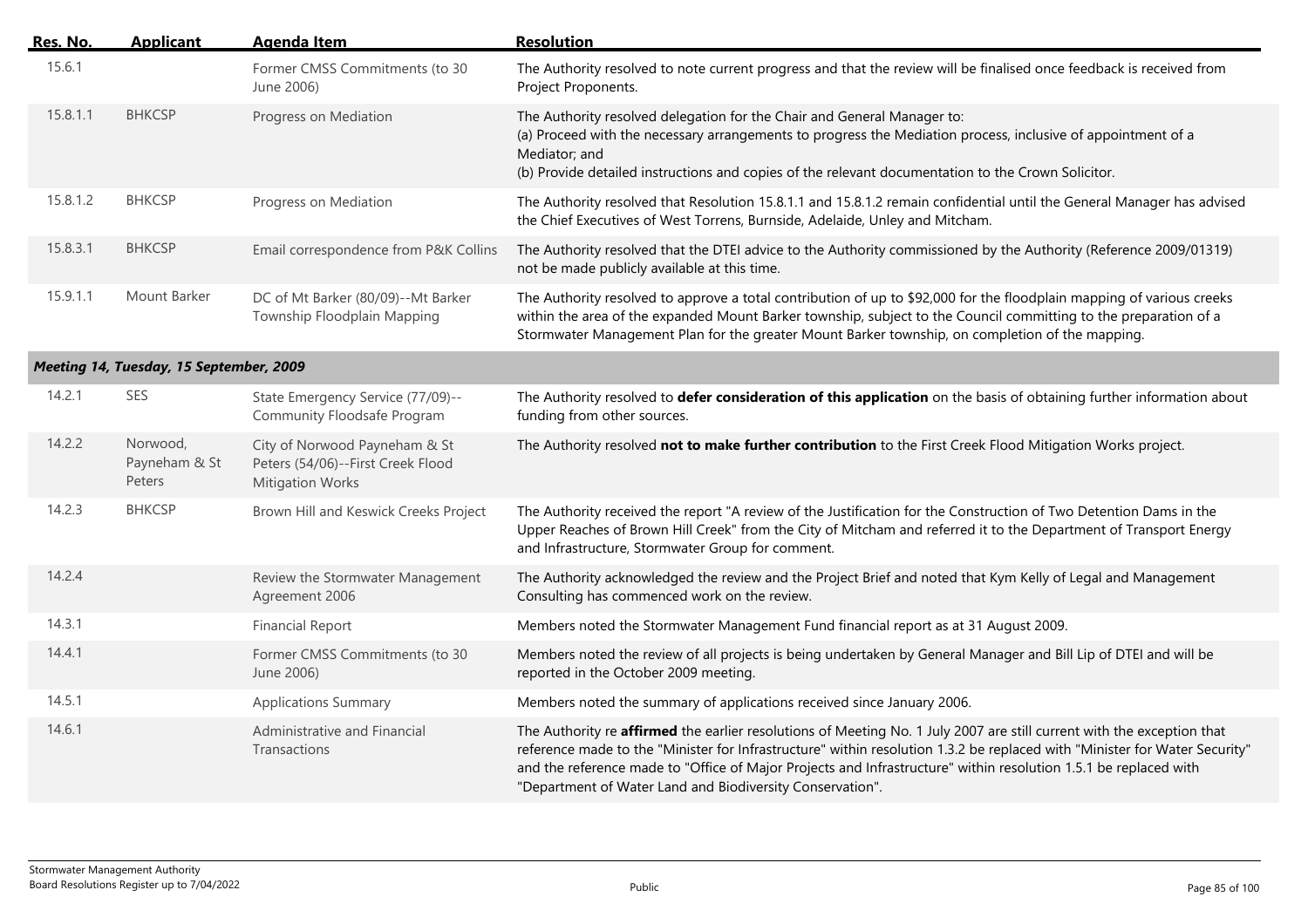| Res. No. | Applicant | Agenda Item | Resolution |
|---|---|---|---|
| 15.6.1 | | Former CMSS Commitments (to 30 June 2006) | The Authority resolved to note current progress and that the review will be finalised once feedback is received from Project Proponents. |
| 15.8.1.1 | BHKCSP | Progress on Mediation | The Authority resolved delegation for the Chair and General Manager to:<br>(a) Proceed with the necessary arrangements to progress the Mediation process, inclusive of appointment of a Mediator; and<br>(b) Provide detailed instructions and copies of the relevant documentation to the Crown Solicitor. |
| 15.8.1.2 | BHKCSP | Progress on Mediation | The Authority resolved that Resolution 15.8.1.1 and 15.8.1.2 remain confidential until the General Manager has advised the Chief Executives of West Torrens, Burnside, Adelaide, Unley and Mitcham. |
| 15.8.3.1 | BHKCSP | Email correspondence from P&K Collins | The Authority resolved that the DTEI advice to the Authority commissioned by the Authority (Reference 2009/01319) not be made publicly available at this time. |
| 15.9.1.1 | Mount Barker | DC of Mt Barker (80/09)--Mt Barker Township Floodplain Mapping | The Authority resolved to approve a total contribution of up to $92,000 for the floodplain mapping of various creeks within the area of the expanded Mount Barker township, subject to the Council committing to the preparation of a Stormwater Management Plan for the greater Mount Barker township, on completion of the mapping. |
| ***Meeting 14, Tuesday, 15 September, 2009*** | | | |
| 14.2.1 | SES | State Emergency Service (77/09)--Community Floodsafe Program | The Authority resolved to **defer consideration of this application** on the basis of obtaining further information about funding from other sources. |
| 14.2.2 | Norwood, Payneham & St Peters | City of Norwood Payneham & St Peters (54/06)--First Creek Flood Mitigation Works | The Authority resolved **not to make further contribution** to the First Creek Flood Mitigation Works project. |
| 14.2.3 | BHKCSP | Brown Hill and Keswick Creeks Project | The Authority received the report "A review of the Justification for the Construction of Two Detention Dams in the Upper Reaches of Brown Hill Creek" from the City of Mitcham and referred it to the Department of Transport Energy and Infrastructure, Stormwater Group for comment. |
| 14.2.4 | | Review the Stormwater Management Agreement 2006 | The Authority acknowledged the review and the Project Brief and noted that Kym Kelly of Legal and Management Consulting has commenced work on the review. |
| 14.3.1 | | Financial Report | Members noted the Stormwater Management Fund financial report as at 31 August 2009. |
| 14.4.1 | | Former CMSS Commitments (to 30 June 2006) | Members noted the review of all projects is being undertaken by General Manager and Bill Lip of DTEI and will be reported in the October 2009 meeting. |
| 14.5.1 | | Applications Summary | Members noted the summary of applications received since January 2006. |
| 14.6.1 | | Administrative and Financial Transactions | The Authority re **affirmed** the earlier resolutions of Meeting No. 1 July 2007 are still current with the exception that reference made to the "Minister for Infrastructure" within resolution 1.3.2 be replaced with "Minister for Water Security" and the reference made to "Office of Major Projects and Infrastructure" within resolution 1.5.1 be replaced with "Department of Water Land and Biodiversity Conservation". |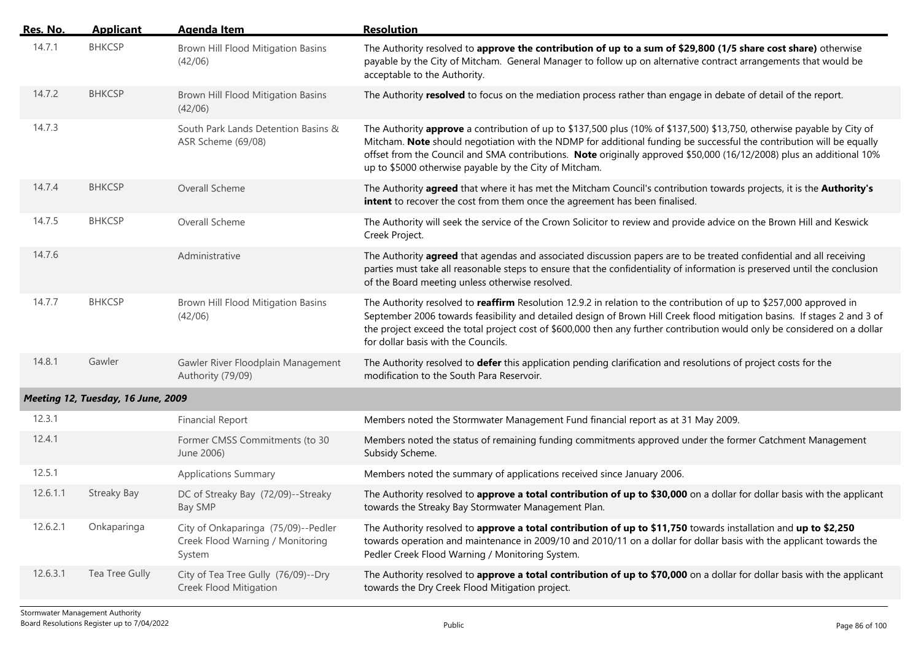| Res. No. | Applicant | Agenda Item | Resolution |
|---|---|---|---|
| 14.7.1 | BHKCSP | Brown Hill Flood Mitigation Basins (42/06) | The Authority resolved to **approve the contribution of up to a sum of $29,800 (1/5 share cost share)** otherwise payable by the City of Mitcham. General Manager to follow up on alternative contract arrangements that would be acceptable to the Authority. |
| 14.7.2 | BHKCSP | Brown Hill Flood Mitigation Basins (42/06) | The Authority **resolved** to focus on the mediation process rather than engage in debate of detail of the report. |
| 14.7.3 | | South Park Lands Detention Basins & ASR Scheme (69/08) | The Authority **approve** a contribution of up to $137,500 plus (10% of $137,500) $13,750, otherwise payable by City of Mitcham. **Note** should negotiation with the NDMP for additional funding be successful the contribution will be equally offset from the Council and SMA contributions. **Note** originally approved $50,000 (16/12/2008) plus an additional 10% up to $5000 otherwise payable by the City of Mitcham. |
| 14.7.4 | BHKCSP | Overall Scheme | The Authority **agreed** that where it has met the Mitcham Council's contribution towards projects, it is the **Authority's intent** to recover the cost from them once the agreement has been finalised. |
| 14.7.5 | BHKCSP | Overall Scheme | The Authority will seek the service of the Crown Solicitor to review and provide advice on the Brown Hill and Keswick Creek Project. |
| 14.7.6 | | Administrative | The Authority **agreed** that agendas and associated discussion papers are to be treated confidential and all receiving parties must take all reasonable steps to ensure that the confidentiality of information is preserved until the conclusion of the Board meeting unless otherwise resolved. |
| 14.7.7 | BHKCSP | Brown Hill Flood Mitigation Basins (42/06) | The Authority resolved to **reaffirm** Resolution 12.9.2 in relation to the contribution of up to $257,000 approved in September 2006 towards feasibility and detailed design of Brown Hill Creek flood mitigation basins. If stages 2 and 3 of the project exceed the total project cost of $600,000 then any further contribution would only be considered on a dollar for dollar basis with the Councils. |
| 14.8.1 | Gawler | Gawler River Floodplain Management Authority (79/09) | The Authority resolved to **defer** this application pending clarification and resolutions of project costs for the modification to the South Para Reservoir. |
| ***Meeting 12, Tuesday, 16 June, 2009*** | | | |
| 12.3.1 | | Financial Report | Members noted the Stormwater Management Fund financial report as at 31 May 2009. |
| 12.4.1 | | Former CMSS Commitments (to 30 June 2006) | Members noted the status of remaining funding commitments approved under the former Catchment Management Subsidy Scheme. |
| 12.5.1 | | Applications Summary | Members noted the summary of applications received since January 2006. |
| 12.6.1.1 | Streaky Bay | DC of Streaky Bay (72/09)--Streaky Bay SMP | The Authority resolved to **approve a total contribution of up to $30,000** on a dollar for dollar basis with the applicant towards the Streaky Bay Stormwater Management Plan. |
| 12.6.2.1 | Onkaparinga | City of Onkaparinga (75/09)--Pedler Creek Flood Warning / Monitoring System | The Authority resolved to **approve a total contribution of up to $11,750** towards installation and **up to $2,250** towards operation and maintenance in 2009/10 and 2010/11 on a dollar for dollar basis with the applicant towards the Pedler Creek Flood Warning / Monitoring System. |
| 12.6.3.1 | Tea Tree Gully | City of Tea Tree Gully (76/09)--Dry Creek Flood Mitigation | The Authority resolved to **approve a total contribution of up to $70,000** on a dollar for dollar basis with the applicant towards the Dry Creek Flood Mitigation project. |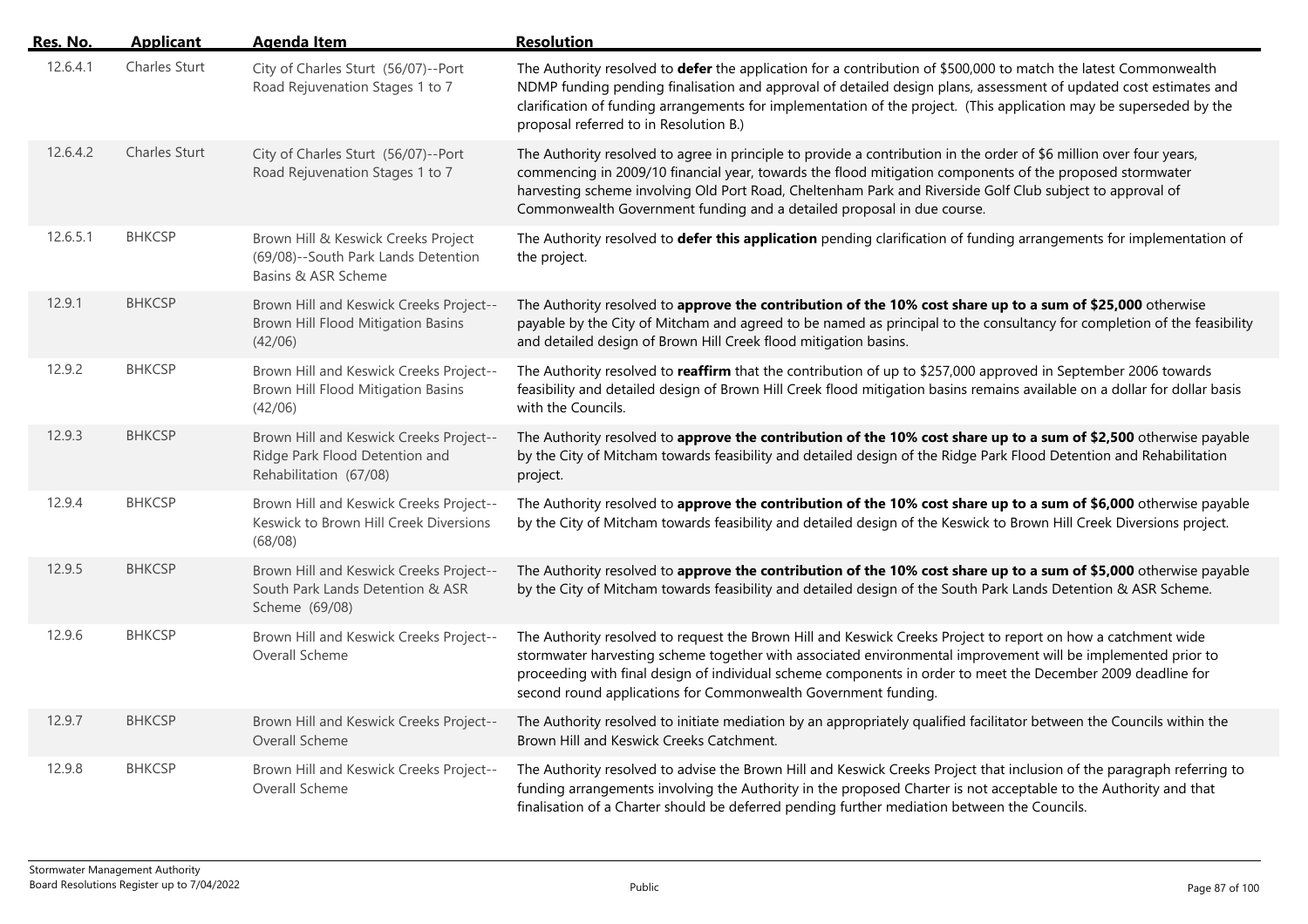| Res. No. | Applicant | Agenda Item | Resolution |
|---|---|---|---|
| 12.6.4.1 | Charles Sturt | City of Charles Sturt (56/07)--Port Road Rejuvenation Stages 1 to 7 | The Authority resolved to **defer** the application for a contribution of $500,000 to match the latest Commonwealth NDMP funding pending finalisation and approval of detailed design plans, assessment of updated cost estimates and clarification of funding arrangements for implementation of the project. (This application may be superseded by the proposal referred to in Resolution B.) |
| 12.6.4.2 | Charles Sturt | City of Charles Sturt (56/07)--Port Road Rejuvenation Stages 1 to 7 | The Authority resolved to agree in principle to provide a contribution in the order of $6 million over four years, commencing in 2009/10 financial year, towards the flood mitigation components of the proposed stormwater harvesting scheme involving Old Port Road, Cheltenham Park and Riverside Golf Club subject to approval of Commonwealth Government funding and a detailed proposal in due course. |
| 12.6.5.1 | BHKCSP | Brown Hill & Keswick Creeks Project (69/08)--South Park Lands Detention Basins & ASR Scheme | The Authority resolved to **defer this application** pending clarification of funding arrangements for implementation of the project. |
| 12.9.1 | BHKCSP | Brown Hill and Keswick Creeks Project--Brown Hill Flood Mitigation Basins (42/06) | The Authority resolved to **approve the contribution of the 10% cost share up to a sum of $25,000** otherwise payable by the City of Mitcham and agreed to be named as principal to the consultancy for completion of the feasibility and detailed design of Brown Hill Creek flood mitigation basins. |
| 12.9.2 | BHKCSP | Brown Hill and Keswick Creeks Project--Brown Hill Flood Mitigation Basins (42/06) | The Authority resolved to **reaffirm** that the contribution of up to $257,000 approved in September 2006 towards feasibility and detailed design of Brown Hill Creek flood mitigation basins remains available on a dollar for dollar basis with the Councils. |
| 12.9.3 | BHKCSP | Brown Hill and Keswick Creeks Project--Ridge Park Flood Detention and Rehabilitation (67/08) | The Authority resolved to **approve the contribution of the 10% cost share up to a sum of $2,500** otherwise payable by the City of Mitcham towards feasibility and detailed design of the Ridge Park Flood Detention and Rehabilitation project. |
| 12.9.4 | BHKCSP | Brown Hill and Keswick Creeks Project--Keswick to Brown Hill Creek Diversions (68/08) | The Authority resolved to **approve the contribution of the 10% cost share up to a sum of $6,000** otherwise payable by the City of Mitcham towards feasibility and detailed design of the Keswick to Brown Hill Creek Diversions project. |
| 12.9.5 | BHKCSP | Brown Hill and Keswick Creeks Project--South Park Lands Detention & ASR Scheme (69/08) | The Authority resolved to **approve the contribution of the 10% cost share up to a sum of $5,000** otherwise payable by the City of Mitcham towards feasibility and detailed design of the South Park Lands Detention & ASR Scheme. |
| 12.9.6 | BHKCSP | Brown Hill and Keswick Creeks Project--Overall Scheme | The Authority resolved to request the Brown Hill and Keswick Creeks Project to report on how a catchment wide stormwater harvesting scheme together with associated environmental improvement will be implemented prior to proceeding with final design of individual scheme components in order to meet the December 2009 deadline for second round applications for Commonwealth Government funding. |
| 12.9.7 | BHKCSP | Brown Hill and Keswick Creeks Project--Overall Scheme | The Authority resolved to initiate mediation by an appropriately qualified facilitator between the Councils within the Brown Hill and Keswick Creeks Catchment. |
| 12.9.8 | BHKCSP | Brown Hill and Keswick Creeks Project--Overall Scheme | The Authority resolved to advise the Brown Hill and Keswick Creeks Project that inclusion of the paragraph referring to funding arrangements involving the Authority in the proposed Charter is not acceptable to the Authority and that finalisation of a Charter should be deferred pending further mediation between the Councils. |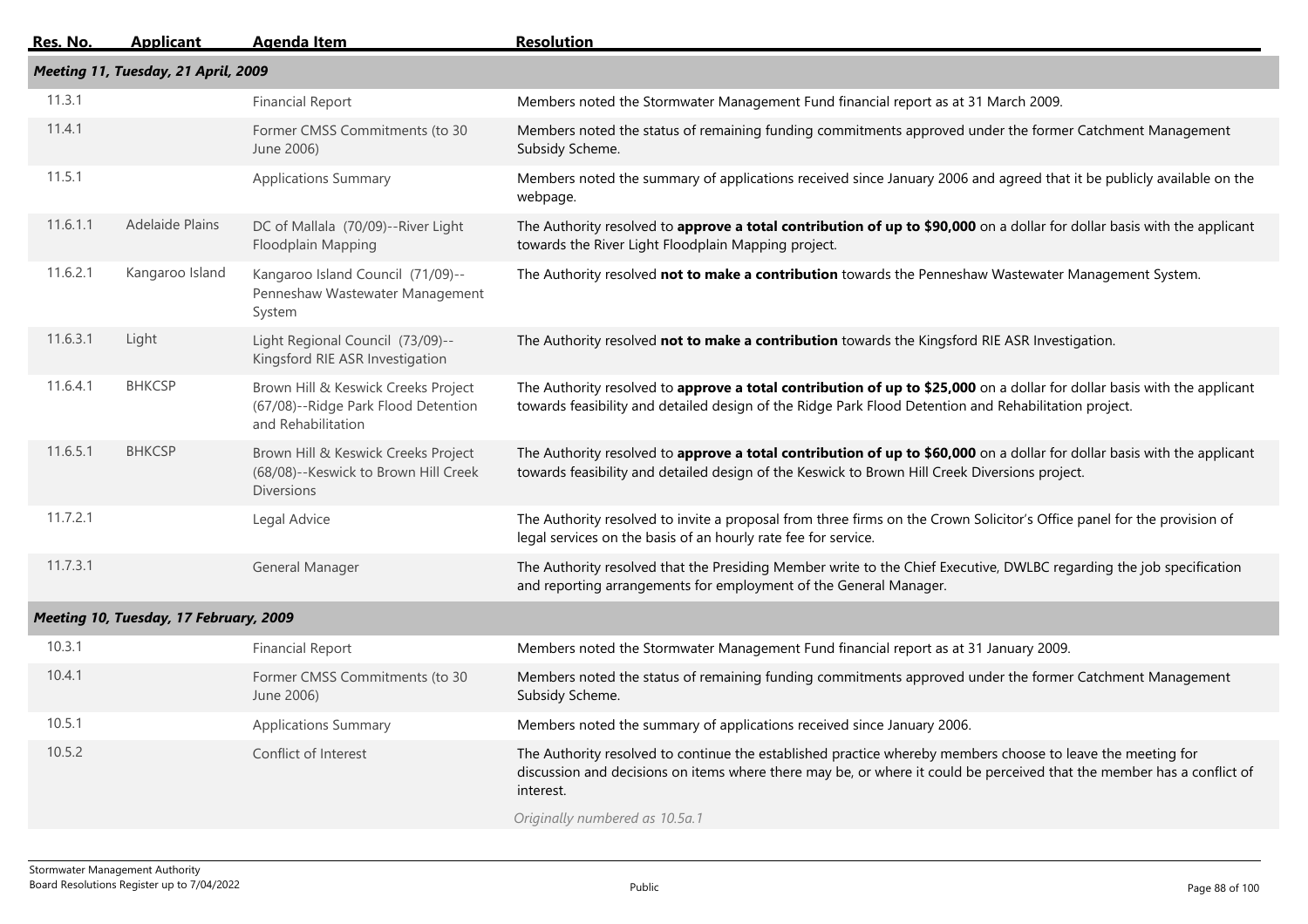| Res. No. | Applicant | Agenda Item | Resolution |
|---|---|---|---|
| ***Meeting 11, Tuesday, 21 April, 2009*** | | | |
| 11.3.1 | | Financial Report | Members noted the Stormwater Management Fund financial report as at 31 March 2009. |
| 11.4.1 | | Former CMSS Commitments (to 30 June 2006) | Members noted the status of remaining funding commitments approved under the former Catchment Management Subsidy Scheme. |
| 11.5.1 | | Applications Summary | Members noted the summary of applications received since January 2006 and agreed that it be publicly available on the webpage. |
| 11.6.1.1 | Adelaide Plains | DC of Mallala (70/09)--River Light Floodplain Mapping | The Authority resolved to **approve a total contribution of up to $90,000** on a dollar for dollar basis with the applicant towards the River Light Floodplain Mapping project. |
| 11.6.2.1 | Kangaroo Island | Kangaroo Island Council (71/09)--Penneshaw Wastewater Management System | The Authority resolved **not to make a contribution** towards the Penneshaw Wastewater Management System. |
| 11.6.3.1 | Light | Light Regional Council (73/09)--Kingsford RIE ASR Investigation | The Authority resolved **not to make a contribution** towards the Kingsford RIE ASR Investigation. |
| 11.6.4.1 | BHKCSP | Brown Hill & Keswick Creeks Project (67/08)--Ridge Park Flood Detention and Rehabilitation | The Authority resolved to **approve a total contribution of up to $25,000** on a dollar for dollar basis with the applicant towards feasibility and detailed design of the Ridge Park Flood Detention and Rehabilitation project. |
| 11.6.5.1 | BHKCSP | Brown Hill & Keswick Creeks Project (68/08)--Keswick to Brown Hill Creek Diversions | The Authority resolved to **approve a total contribution of up to $60,000** on a dollar for dollar basis with the applicant towards feasibility and detailed design of the Keswick to Brown Hill Creek Diversions project. |
| 11.7.2.1 | | Legal Advice | The Authority resolved to invite a proposal from three firms on the Crown Solicitor's Office panel for the provision of legal services on the basis of an hourly rate fee for service. |
| 11.7.3.1 | | General Manager | The Authority resolved that the Presiding Member write to the Chief Executive, DWLBC regarding the job specification and reporting arrangements for employment of the General Manager. |
| ***Meeting 10, Tuesday, 17 February, 2009*** | | | |
| 10.3.1 | | Financial Report | Members noted the Stormwater Management Fund financial report as at 31 January 2009. |
| 10.4.1 | | Former CMSS Commitments (to 30 June 2006) | Members noted the status of remaining funding commitments approved under the former Catchment Management Subsidy Scheme. |
| 10.5.1 | | Applications Summary | Members noted the summary of applications received since January 2006. |
| 10.5.2 | | Conflict of Interest | The Authority resolved to continue the established practice whereby members choose to leave the meeting for discussion and decisions on items where there may be, or where it could be perceived that the member has a conflict of interest. *Originally numbered as 10.5a.1* |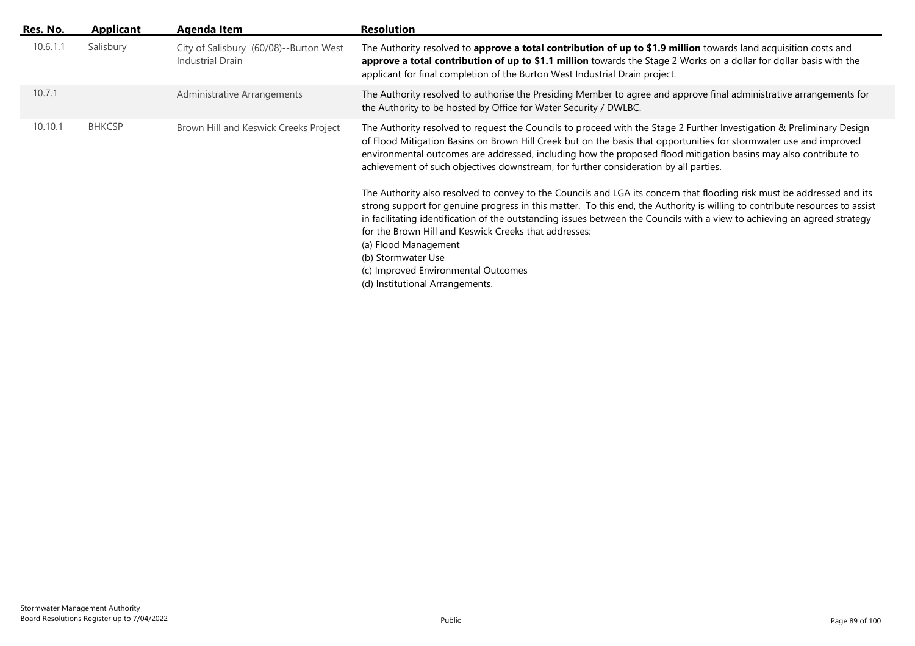| Res. No. | Applicant | Agenda Item | Resolution |
|---|---|---|---|
| 10.6.1.1 | Salisbury | City of Salisbury (60/08)--Burton West Industrial Drain | The Authority resolved to **approve a total contribution of up to $1.9 million** towards land acquisition costs and **approve a total contribution of up to $1.1 million** towards the Stage 2 Works on a dollar for dollar basis with the applicant for final completion of the Burton West Industrial Drain project. |
| 10.7.1 | | Administrative Arrangements | The Authority resolved to authorise the Presiding Member to agree and approve final administrative arrangements for the Authority to be hosted by Office for Water Security / DWLBC. |
| 10.10.1 | BHKCSP | Brown Hill and Keswick Creeks Project | The Authority resolved to request the Councils to proceed with the Stage 2 Further Investigation & Preliminary Design of Flood Mitigation Basins on Brown Hill Creek but on the basis that opportunities for stormwater use and improved environmental outcomes are addressed, including how the proposed flood mitigation basins may also contribute to achievement of such objectives downstream, for further consideration by all parties.<br><br>The Authority also resolved to convey to the Councils and LGA its concern that flooding risk must be addressed and its strong support for genuine progress in this matter. To this end, the Authority is willing to contribute resources to assist in facilitating identification of the outstanding issues between the Councils with a view to achieving an agreed strategy for the Brown Hill and Keswick Creeks that addresses:<br>(a) Flood Management<br>(b) Stormwater Use<br>(c) Improved Environmental Outcomes<br>(d) Institutional Arrangements. |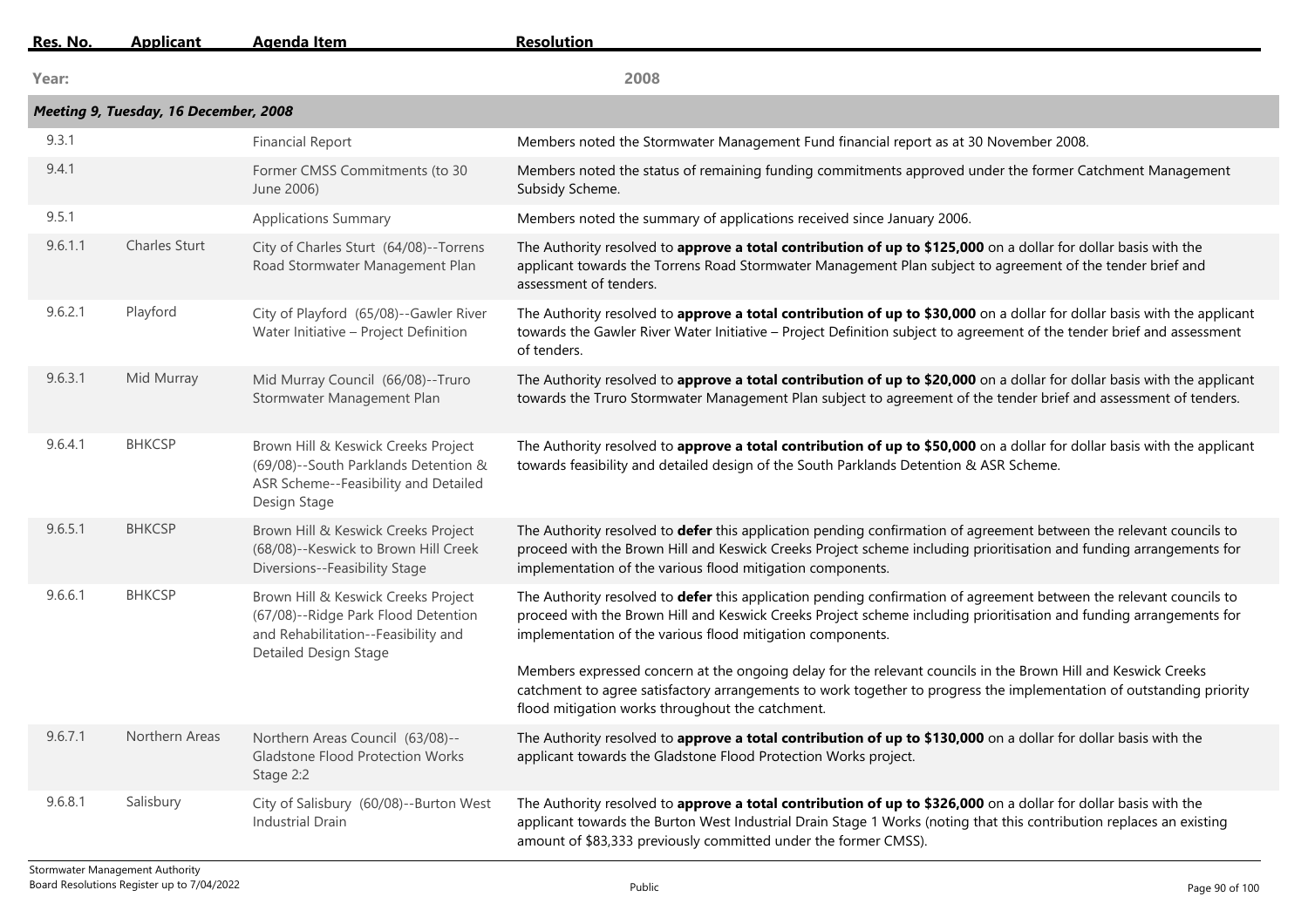| Res. No. | Applicant | Agenda Item | Resolution |
|---|---|---|---|
| **Year:** | | | **2008** |
| ***Meeting 9, Tuesday, 16 December, 2008*** | | | |
| 9.3.1 | | Financial Report | Members noted the Stormwater Management Fund financial report as at 30 November 2008. |
| 9.4.1 | | Former CMSS Commitments (to 30 June 2006) | Members noted the status of remaining funding commitments approved under the former Catchment Management Subsidy Scheme. |
| 9.5.1 | | Applications Summary | Members noted the summary of applications received since January 2006. |
| 9.6.1.1 | Charles Sturt | City of Charles Sturt (64/08)--Torrens Road Stormwater Management Plan | The Authority resolved to **approve a total contribution of up to $125,000** on a dollar for dollar basis with the applicant towards the Torrens Road Stormwater Management Plan subject to agreement of the tender brief and assessment of tenders. |
| 9.6.2.1 | Playford | City of Playford (65/08)--Gawler River Water Initiative – Project Definition | The Authority resolved to **approve a total contribution of up to $30,000** on a dollar for dollar basis with the applicant towards the Gawler River Water Initiative – Project Definition subject to agreement of the tender brief and assessment of tenders. |
| 9.6.3.1 | Mid Murray | Mid Murray Council (66/08)--Truro Stormwater Management Plan | The Authority resolved to **approve a total contribution of up to $20,000** on a dollar for dollar basis with the applicant towards the Truro Stormwater Management Plan subject to agreement of the tender brief and assessment of tenders. |
| 9.6.4.1 | BHKCSP | Brown Hill & Keswick Creeks Project (69/08)--South Parklands Detention & ASR Scheme--Feasibility and Detailed Design Stage | The Authority resolved to **approve a total contribution of up to $50,000** on a dollar for dollar basis with the applicant towards feasibility and detailed design of the South Parklands Detention & ASR Scheme. |
| 9.6.5.1 | BHKCSP | Brown Hill & Keswick Creeks Project (68/08)--Keswick to Brown Hill Creek Diversions--Feasibility Stage | The Authority resolved to **defer** this application pending confirmation of agreement between the relevant councils to proceed with the Brown Hill and Keswick Creeks Project scheme including prioritisation and funding arrangements for implementation of the various flood mitigation components. |
| 9.6.6.1 | BHKCSP | Brown Hill & Keswick Creeks Project (67/08)--Ridge Park Flood Detention and Rehabilitation--Feasibility and Detailed Design Stage | The Authority resolved to **defer** this application pending confirmation of agreement between the relevant councils to proceed with the Brown Hill and Keswick Creeks Project scheme including prioritisation and funding arrangements for implementation of the various flood mitigation components.<br><br>Members expressed concern at the ongoing delay for the relevant councils in the Brown Hill and Keswick Creeks catchment to agree satisfactory arrangements to work together to progress the implementation of outstanding priority flood mitigation works throughout the catchment. |
| 9.6.7.1 | Northern Areas | Northern Areas Council (63/08)--Gladstone Flood Protection Works Stage 2:2 | The Authority resolved to **approve a total contribution of up to $130,000** on a dollar for dollar basis with the applicant towards the Gladstone Flood Protection Works project. |
| 9.6.8.1 | Salisbury | City of Salisbury (60/08)--Burton West Industrial Drain | The Authority resolved to **approve a total contribution of up to $326,000** on a dollar for dollar basis with the applicant towards the Burton West Industrial Drain Stage 1 Works (noting that this contribution replaces an existing amount of $83,333 previously committed under the former CMSS). |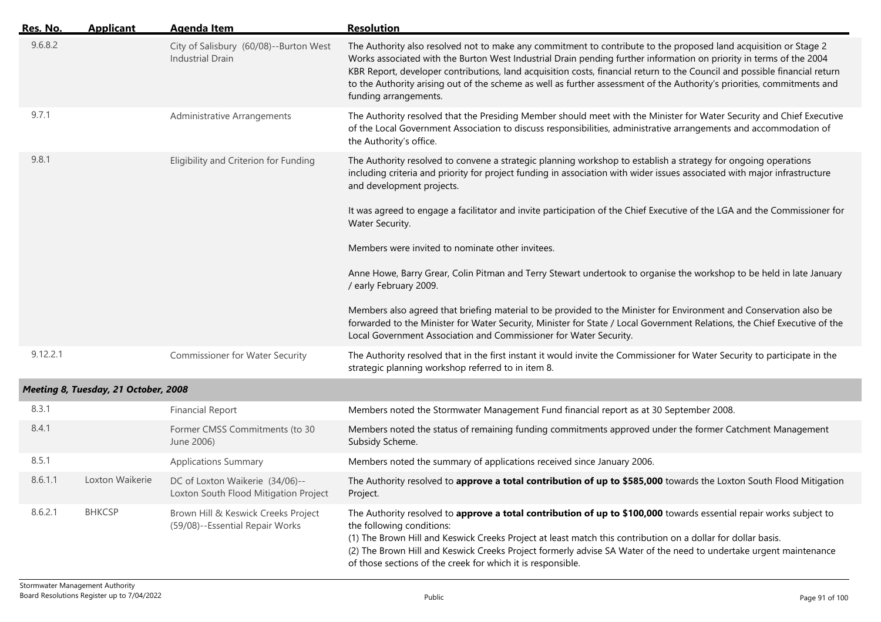| Res. No. | Applicant | Agenda Item | Resolution |
| --- | --- | --- | --- |
| 9.6.8.2 | | City of Salisbury (60/08)--Burton West Industrial Drain | The Authority also resolved not to make any commitment to contribute to the proposed land acquisition or Stage 2 Works associated with the Burton West Industrial Drain pending further information on priority in terms of the 2004 KBR Report, developer contributions, land acquisition costs, financial return to the Council and possible financial return to the Authority arising out of the scheme as well as further assessment of the Authority's priorities, commitments and funding arrangements. |
| 9.7.1 | | Administrative Arrangements | The Authority resolved that the Presiding Member should meet with the Minister for Water Security and Chief Executive of the Local Government Association to discuss responsibilities, administrative arrangements and accommodation of the Authority's office. |
| 9.8.1 | | Eligibility and Criterion for Funding | The Authority resolved to convene a strategic planning workshop to establish a strategy for ongoing operations including criteria and priority for project funding in association with wider issues associated with major infrastructure and development projects.<br><br>It was agreed to engage a facilitator and invite participation of the Chief Executive of the LGA and the Commissioner for Water Security.<br><br>Members were invited to nominate other invitees.<br><br>Anne Howe, Barry Grear, Colin Pitman and Terry Stewart undertook to organise the workshop to be held in late January / early February 2009.<br><br>Members also agreed that briefing material to be provided to the Minister for Environment and Conservation also be forwarded to the Minister for Water Security, Minister for State / Local Government Relations, the Chief Executive of the Local Government Association and Commissioner for Water Security. |
| 9.12.2.1 | | Commissioner for Water Security | The Authority resolved that in the first instant it would invite the Commissioner for Water Security to participate in the strategic planning workshop referred to in item 8. |
| ***Meeting 8, Tuesday, 21 October, 2008*** | | | |
| 8.3.1 | | Financial Report | Members noted the Stormwater Management Fund financial report as at 30 September 2008. |
| 8.4.1 | | Former CMSS Commitments (to 30 June 2006) | Members noted the status of remaining funding commitments approved under the former Catchment Management Subsidy Scheme. |
| 8.5.1 | | Applications Summary | Members noted the summary of applications received since January 2006. |
| 8.6.1.1 | Loxton Waikerie | DC of Loxton Waikerie (34/06)--Loxton South Flood Mitigation Project | The Authority resolved to **approve a total contribution of up to $585,000** towards the Loxton South Flood Mitigation Project. |
| 8.6.2.1 | BHKCSP | Brown Hill & Keswick Creeks Project (59/08)--Essential Repair Works | The Authority resolved to **approve a total contribution of up to $100,000** towards essential repair works subject to the following conditions:<br>(1) The Brown Hill and Keswick Creeks Project at least match this contribution on a dollar for dollar basis.<br>(2) The Brown Hill and Keswick Creeks Project formerly advise SA Water of the need to undertake urgent maintenance of those sections of the creek for which it is responsible. |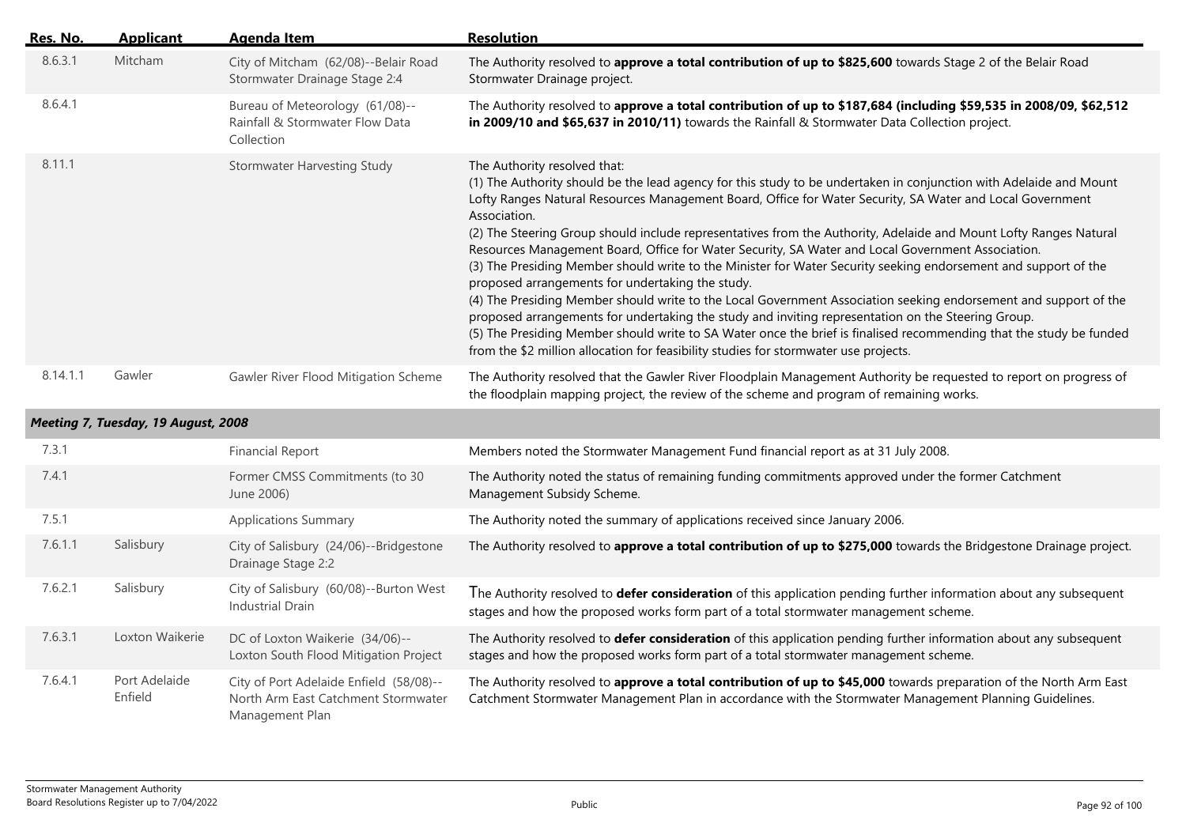| Res. No. | Applicant | Agenda Item | Resolution |
|---|---|---|---|
| 8.6.3.1 | Mitcham | City of Mitcham (62/08)--Belair Road Stormwater Drainage Stage 2:4 | The Authority resolved to **approve a total contribution of up to $825,600** towards Stage 2 of the Belair Road Stormwater Drainage project. |
| 8.6.4.1 | | Bureau of Meteorology (61/08)--Rainfall & Stormwater Flow Data Collection | The Authority resolved to **approve a total contribution of up to $187,684 (including $59,535 in 2008/09, $62,512 in 2009/10 and $65,637 in 2010/11)** towards the Rainfall & Stormwater Data Collection project. |
| 8.11.1 | | Stormwater Harvesting Study | The Authority resolved that:<br>(1) The Authority should be the lead agency for this study to be undertaken in conjunction with Adelaide and Mount Lofty Ranges Natural Resources Management Board, Office for Water Security, SA Water and Local Government Association.<br>(2) The Steering Group should include representatives from the Authority, Adelaide and Mount Lofty Ranges Natural Resources Management Board, Office for Water Security, SA Water and Local Government Association.<br>(3) The Presiding Member should write to the Minister for Water Security seeking endorsement and support of the proposed arrangements for undertaking the study.<br>(4) The Presiding Member should write to the Local Government Association seeking endorsement and support of the proposed arrangements for undertaking the study and inviting representation on the Steering Group.<br>(5) The Presiding Member should write to SA Water once the brief is finalised recommending that the study be funded from the $2 million allocation for feasibility studies for stormwater use projects. |
| 8.14.1.1 | Gawler | Gawler River Flood Mitigation Scheme | The Authority resolved that the Gawler River Floodplain Management Authority be requested to report on progress of the floodplain mapping project, the review of the scheme and program of remaining works. |
| ***Meeting 7, Tuesday, 19 August, 2008*** | | | |
| 7.3.1 | | Financial Report | Members noted the Stormwater Management Fund financial report as at 31 July 2008. |
| 7.4.1 | | Former CMSS Commitments (to 30 June 2006) | The Authority noted the status of remaining funding commitments approved under the former Catchment Management Subsidy Scheme. |
| 7.5.1 | | Applications Summary | The Authority noted the summary of applications received since January 2006. |
| 7.6.1.1 | Salisbury | City of Salisbury (24/06)--Bridgestone Drainage Stage 2:2 | The Authority resolved to **approve a total contribution of up to $275,000** towards the Bridgestone Drainage project. |
| 7.6.2.1 | Salisbury | City of Salisbury (60/08)--Burton West Industrial Drain | The Authority resolved to **defer consideration** of this application pending further information about any subsequent stages and how the proposed works form part of a total stormwater management scheme. |
| 7.6.3.1 | Loxton Waikerie | DC of Loxton Waikerie (34/06)--Loxton South Flood Mitigation Project | The Authority resolved to **defer consideration** of this application pending further information about any subsequent stages and how the proposed works form part of a total stormwater management scheme. |
| 7.6.4.1 | Port Adelaide Enfield | City of Port Adelaide Enfield (58/08)--North Arm East Catchment Stormwater Management Plan | The Authority resolved to **approve a total contribution of up to $45,000** towards preparation of the North Arm East Catchment Stormwater Management Plan in accordance with the Stormwater Management Planning Guidelines. |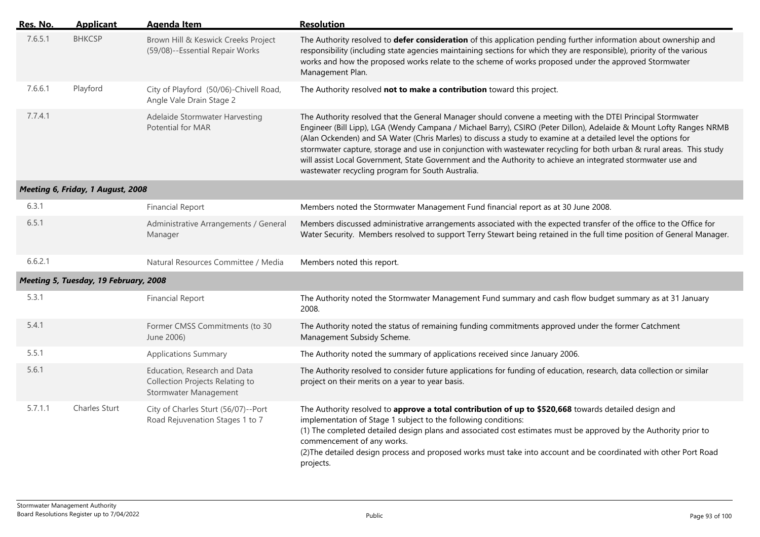| Res. No. | Applicant | Agenda Item | Resolution |
|---|---|---|---|
| 7.6.5.1 | BHKCSP | Brown Hill & Keswick Creeks Project (59/08)--Essential Repair Works | The Authority resolved to **defer consideration** of this application pending further information about ownership and responsibility (including state agencies maintaining sections for which they are responsible), priority of the various works and how the proposed works relate to the scheme of works proposed under the approved Stormwater Management Plan. |
| 7.6.6.1 | Playford | City of Playford (50/06)-Chivell Road, Angle Vale Drain Stage 2 | The Authority resolved **not to make a contribution** toward this project. |
| 7.7.4.1 | | Adelaide Stormwater Harvesting Potential for MAR | The Authority resolved that the General Manager should convene a meeting with the DTEI Principal Stormwater Engineer (Bill Lipp), LGA (Wendy Campana / Michael Barry), CSIRO (Peter Dillon), Adelaide & Mount Lofty Ranges NRMB (Alan Ockenden) and SA Water (Chris Marles) to discuss a study to examine at a detailed level the options for stormwater capture, storage and use in conjunction with wastewater recycling for both urban & rural areas. This study will assist Local Government, State Government and the Authority to achieve an integrated stormwater use and wastewater recycling program for South Australia. |
| ***Meeting 6, Friday, 1 August, 2008*** | | | |
| 6.3.1 | | Financial Report | Members noted the Stormwater Management Fund financial report as at 30 June 2008. |
| 6.5.1 | | Administrative Arrangements / General Manager | Members discussed administrative arrangements associated with the expected transfer of the office to the Office for Water Security. Members resolved to support Terry Stewart being retained in the full time position of General Manager. |
| 6.6.2.1 | | Natural Resources Committee / Media | Members noted this report. |
| ***Meeting 5, Tuesday, 19 February, 2008*** | | | |
| 5.3.1 | | Financial Report | The Authority noted the Stormwater Management Fund summary and cash flow budget summary as at 31 January 2008. |
| 5.4.1 | | Former CMSS Commitments (to 30 June 2006) | The Authority noted the status of remaining funding commitments approved under the former Catchment Management Subsidy Scheme. |
| 5.5.1 | | Applications Summary | The Authority noted the summary of applications received since January 2006. |
| 5.6.1 | | Education, Research and Data Collection Projects Relating to Stormwater Management | The Authority resolved to consider future applications for funding of education, research, data collection or similar project on their merits on a year to year basis. |
| 5.7.1.1 | Charles Sturt | City of Charles Sturt (56/07)--Port Road Rejuvenation Stages 1 to 7 | The Authority resolved to **approve a total contribution of up to $520,668** towards detailed design and implementation of Stage 1 subject to the following conditions:<br>(1) The completed detailed design plans and associated cost estimates must be approved by the Authority prior to commencement of any works.<br>(2)The detailed design process and proposed works must take into account and be coordinated with other Port Road projects. |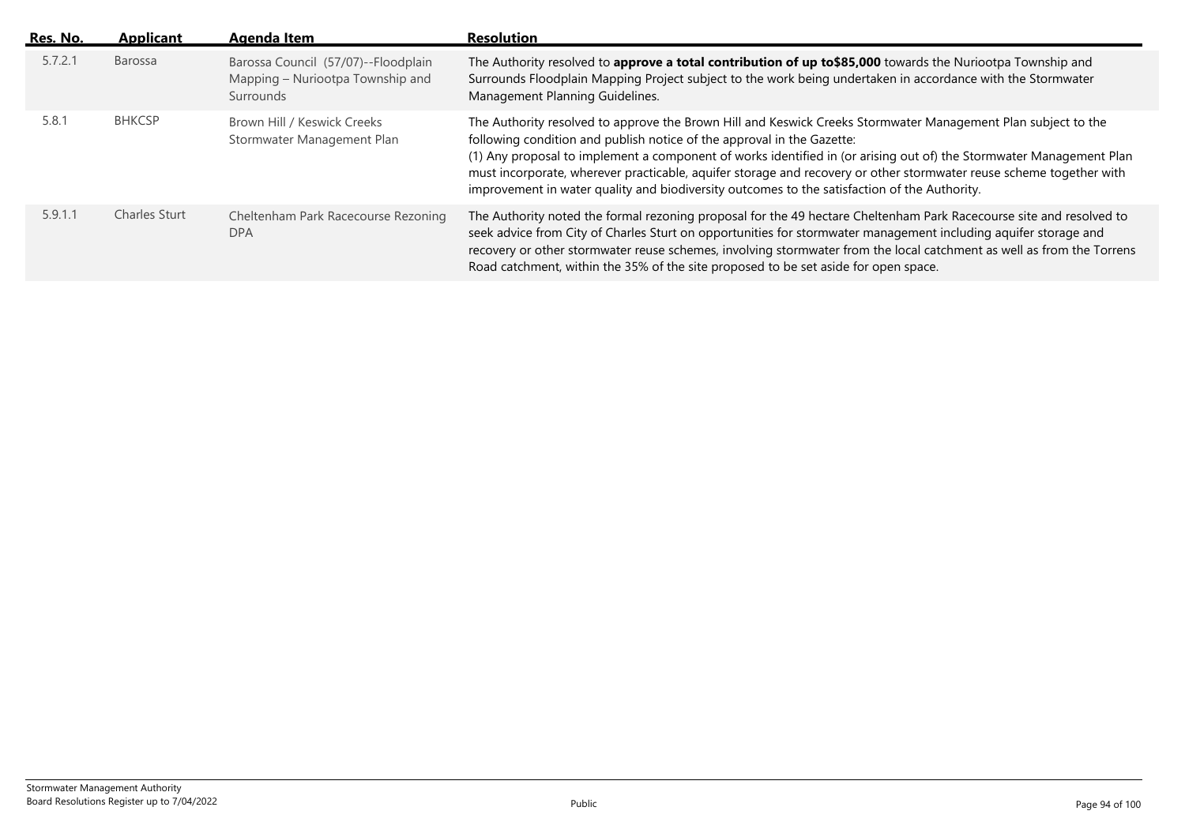| Res. No. | Applicant | Agenda Item | Resolution |
|---|---|---|---|
| 5.7.2.1 | Barossa | Barossa Council (57/07)--Floodplain Mapping – Nuriootpa Township and Surrounds | The Authority resolved to **approve a total contribution of up to$85,000** towards the Nuriootpa Township and Surrounds Floodplain Mapping Project subject to the work being undertaken in accordance with the Stormwater Management Planning Guidelines. |
| 5.8.1 | BHKCSP | Brown Hill / Keswick Creeks Stormwater Management Plan | The Authority resolved to approve the Brown Hill and Keswick Creeks Stormwater Management Plan subject to the following condition and publish notice of the approval in the Gazette:<br>(1) Any proposal to implement a component of works identified in (or arising out of) the Stormwater Management Plan must incorporate, wherever practicable, aquifer storage and recovery or other stormwater reuse scheme together with improvement in water quality and biodiversity outcomes to the satisfaction of the Authority. |
| 5.9.1.1 | Charles Sturt | Cheltenham Park Racecourse Rezoning DPA | The Authority noted the formal rezoning proposal for the 49 hectare Cheltenham Park Racecourse site and resolved to seek advice from City of Charles Sturt on opportunities for stormwater management including aquifer storage and recovery or other stormwater reuse schemes, involving stormwater from the local catchment as well as from the Torrens Road catchment, within the 35% of the site proposed to be set aside for open space. |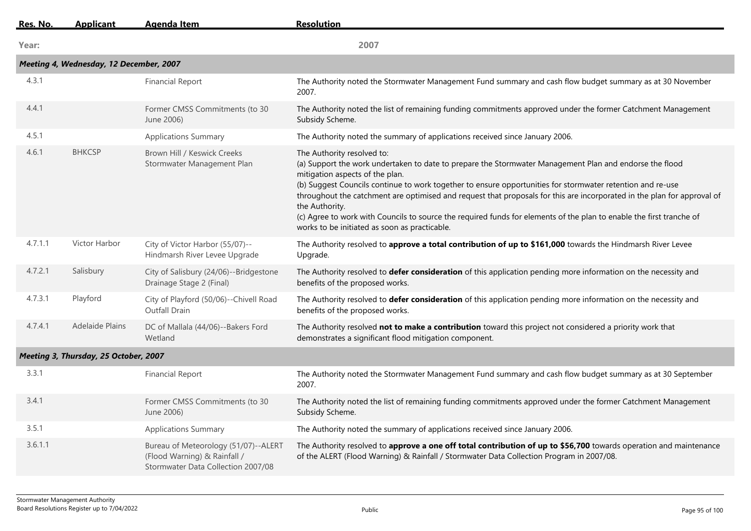| Res. No. | Applicant | Agenda Item | Resolution |
|---|---|---|---|
| **Year:** | | | **2007** |
| ***Meeting 4, Wednesday, 12 December, 2007*** | | | |
| 4.3.1 | | Financial Report | The Authority noted the Stormwater Management Fund summary and cash flow budget summary as at 30 November 2007. |
| 4.4.1 | | Former CMSS Commitments (to 30 June 2006) | The Authority noted the list of remaining funding commitments approved under the former Catchment Management Subsidy Scheme. |
| 4.5.1 | | Applications Summary | The Authority noted the summary of applications received since January 2006. |
| 4.6.1 | BHKCSP | Brown Hill / Keswick Creeks Stormwater Management Plan | The Authority resolved to:<br>(a) Support the work undertaken to date to prepare the Stormwater Management Plan and endorse the flood mitigation aspects of the plan.<br>(b) Suggest Councils continue to work together to ensure opportunities for stormwater retention and re-use throughout the catchment are optimised and request that proposals for this are incorporated in the plan for approval of the Authority.<br>(c) Agree to work with Councils to source the required funds for elements of the plan to enable the first tranche of works to be initiated as soon as practicable. |
| 4.7.1.1 | Victor Harbor | City of Victor Harbor (55/07)--Hindmarsh River Levee Upgrade | The Authority resolved to **approve a total contribution of up to $161,000** towards the Hindmarsh River Levee Upgrade. |
| 4.7.2.1 | Salisbury | City of Salisbury (24/06)--Bridgestone Drainage Stage 2 (Final) | The Authority resolved to **defer consideration** of this application pending more information on the necessity and benefits of the proposed works. |
| 4.7.3.1 | Playford | City of Playford (50/06)--Chivell Road Outfall Drain | The Authority resolved to **defer consideration** of this application pending more information on the necessity and benefits of the proposed works. |
| 4.7.4.1 | Adelaide Plains | DC of Mallala (44/06)--Bakers Ford Wetland | The Authority resolved **not to make a contribution** toward this project not considered a priority work that demonstrates a significant flood mitigation component. |
| ***Meeting 3, Thursday, 25 October, 2007*** | | | |
| 3.3.1 | | Financial Report | The Authority noted the Stormwater Management Fund summary and cash flow budget summary as at 30 September 2007. |
| 3.4.1 | | Former CMSS Commitments (to 30 June 2006) | The Authority noted the list of remaining funding commitments approved under the former Catchment Management Subsidy Scheme. |
| 3.5.1 | | Applications Summary | The Authority noted the summary of applications received since January 2006. |
| 3.6.1.1 | | Bureau of Meteorology (51/07)--ALERT (Flood Warning) & Rainfall / Stormwater Data Collection 2007/08 | The Authority resolved to **approve a one off total contribution of up to $56,700** towards operation and maintenance of the ALERT (Flood Warning) & Rainfall / Stormwater Data Collection Program in 2007/08. |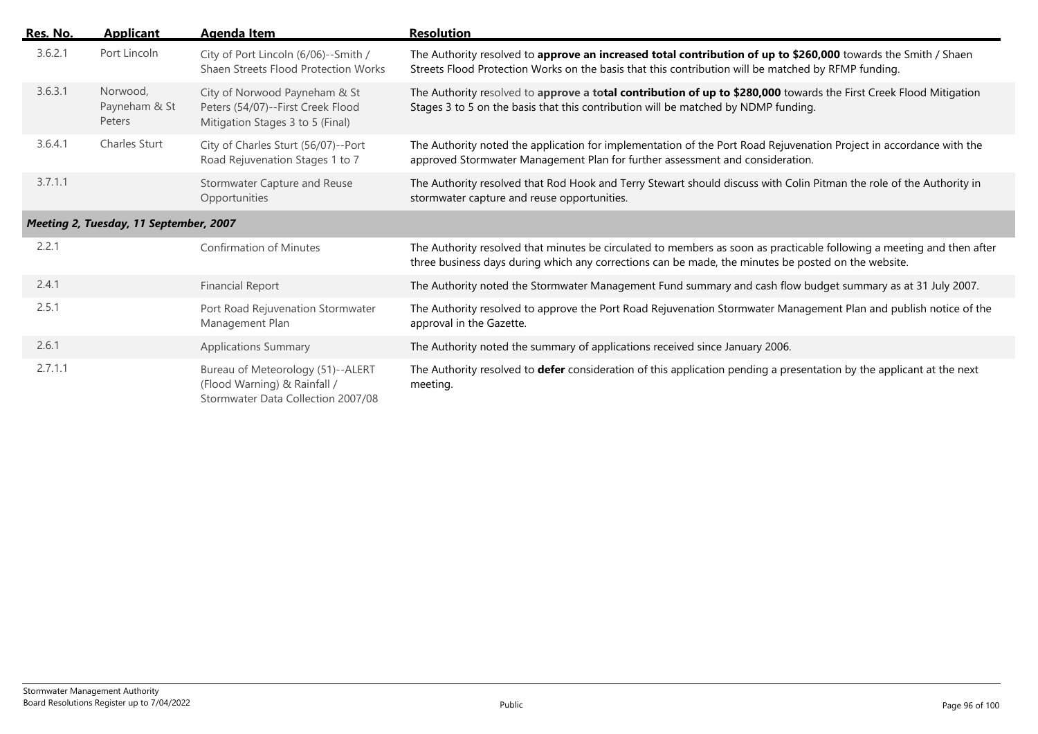| Res. No. | Applicant | Agenda Item | Resolution |
|---|---|---|---|
| 3.6.2.1 | Port Lincoln | City of Port Lincoln (6/06)--Smith / Shaen Streets Flood Protection Works | The Authority resolved to **approve an increased total contribution of up to $260,000** towards the Smith / Shaen Streets Flood Protection Works on the basis that this contribution will be matched by RFMP funding. |
| 3.6.3.1 | Norwood, Payneham & St Peters | City of Norwood Payneham & St Peters (54/07)--First Creek Flood Mitigation Stages 3 to 5 (Final) | The Authority resolved to **approve a total contribution of up to $280,000** towards the First Creek Flood Mitigation Stages 3 to 5 on the basis that this contribution will be matched by NDMP funding. |
| 3.6.4.1 | Charles Sturt | City of Charles Sturt (56/07)--Port Road Rejuvenation Stages 1 to 7 | The Authority noted the application for implementation of the Port Road Rejuvenation Project in accordance with the approved Stormwater Management Plan for further assessment and consideration. |
| 3.7.1.1 | | Stormwater Capture and Reuse Opportunities | The Authority resolved that Rod Hook and Terry Stewart should discuss with Colin Pitman the role of the Authority in stormwater capture and reuse opportunities. |
| ***Meeting 2, Tuesday, 11 September, 2007*** | | | |
| 2.2.1 | | Confirmation of Minutes | The Authority resolved that minutes be circulated to members as soon as practicable following a meeting and then after three business days during which any corrections can be made, the minutes be posted on the website. |
| 2.4.1 | | Financial Report | The Authority noted the Stormwater Management Fund summary and cash flow budget summary as at 31 July 2007. |
| 2.5.1 | | Port Road Rejuvenation Stormwater Management Plan | The Authority resolved to approve the Port Road Rejuvenation Stormwater Management Plan and publish notice of the approval in the Gazette. |
| 2.6.1 | | Applications Summary | The Authority noted the summary of applications received since January 2006. |
| 2.7.1.1 | | Bureau of Meteorology (51)--ALERT (Flood Warning) & Rainfall / Stormwater Data Collection 2007/08 | The Authority resolved to **defer** consideration of this application pending a presentation by the applicant at the next meeting. |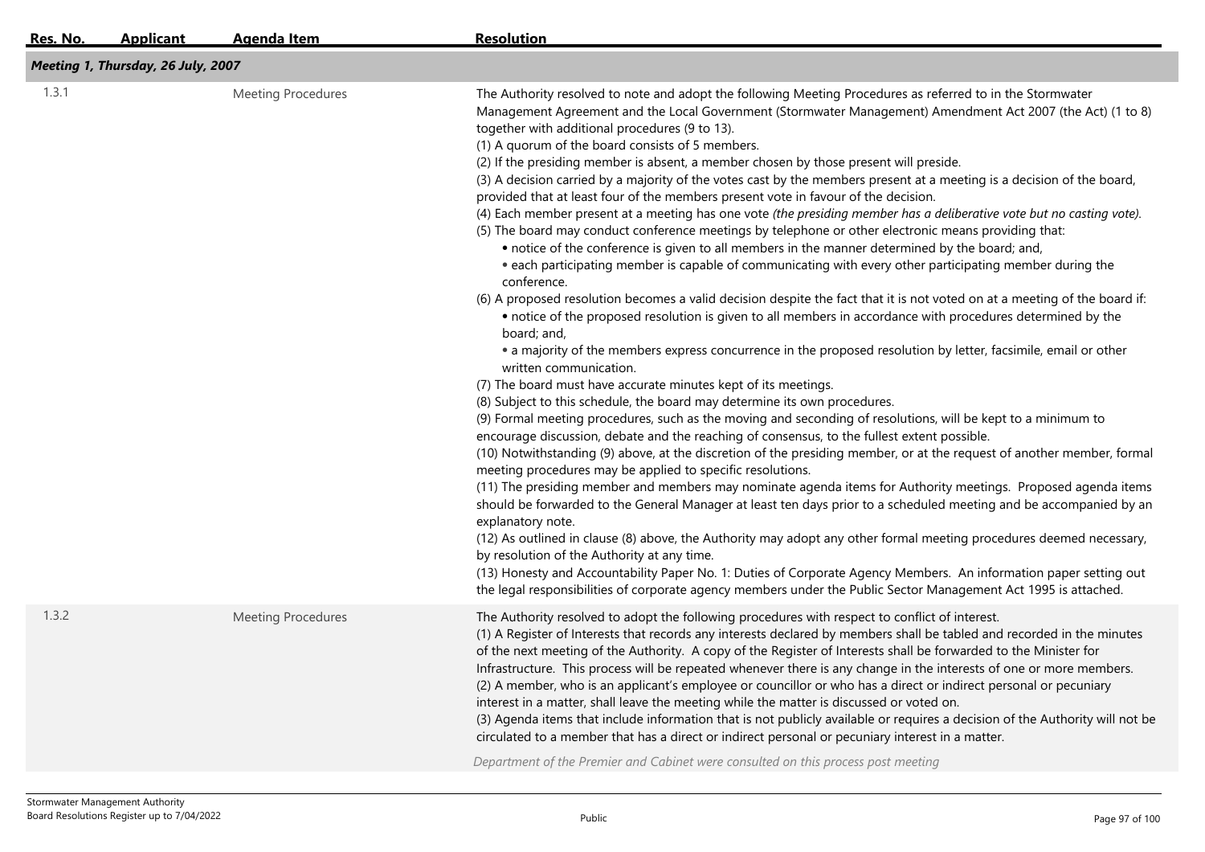| Res. No. | Applicant | Agenda Item | Resolution |
|---|---|---|---|
| ***Meeting 1, Thursday, 26 July, 2007*** | | | |
| 1.3.1 | | Meeting Procedures | The Authority resolved to note and adopt the following Meeting Procedures as referred to in the Stormwater Management Agreement and the Local Government (Stormwater Management) Amendment Act 2007 (the Act) (1 to 8) together with additional procedures (9 to 13).<br>(1) A quorum of the board consists of 5 members.<br>(2) If the presiding member is absent, a member chosen by those present will preside.<br>(3) A decision carried by a majority of the votes cast by the members present at a meeting is a decision of the board, provided that at least four of the members present vote in favour of the decision.<br>(4) Each member present at a meeting has one vote *(the presiding member has a deliberative vote but no casting vote)*.<br>(5) The board may conduct conference meetings by telephone or other electronic means providing that:<br>• notice of the conference is given to all members in the manner determined by the board; and,<br>• each participating member is capable of communicating with every other participating member during the conference.<br>(6) A proposed resolution becomes a valid decision despite the fact that it is not voted on at a meeting of the board if:<br>• notice of the proposed resolution is given to all members in accordance with procedures determined by the board; and,<br>• a majority of the members express concurrence in the proposed resolution by letter, facsimile, email or other written communication.<br>(7) The board must have accurate minutes kept of its meetings.<br>(8) Subject to this schedule, the board may determine its own procedures.<br>(9) Formal meeting procedures, such as the moving and seconding of resolutions, will be kept to a minimum to encourage discussion, debate and the reaching of consensus, to the fullest extent possible.<br>(10) Notwithstanding (9) above, at the discretion of the presiding member, or at the request of another member, formal meeting procedures may be applied to specific resolutions.<br>(11) The presiding member and members may nominate agenda items for Authority meetings. Proposed agenda items should be forwarded to the General Manager at least ten days prior to a scheduled meeting and be accompanied by an explanatory note.<br>(12) As outlined in clause (8) above, the Authority may adopt any other formal meeting procedures deemed necessary, by resolution of the Authority at any time.<br>(13) Honesty and Accountability Paper No. 1: Duties of Corporate Agency Members. An information paper setting out the legal responsibilities of corporate agency members under the Public Sector Management Act 1995 is attached. |
| 1.3.2 | | Meeting Procedures | The Authority resolved to adopt the following procedures with respect to conflict of interest.<br>(1) A Register of Interests that records any interests declared by members shall be tabled and recorded in the minutes of the next meeting of the Authority. A copy of the Register of Interests shall be forwarded to the Minister for Infrastructure. This process will be repeated whenever there is any change in the interests of one or more members.<br>(2) A member, who is an applicant's employee or councillor or who has a direct or indirect personal or pecuniary interest in a matter, shall leave the meeting while the matter is discussed or voted on.<br>(3) Agenda items that include information that is not publicly available or requires a decision of the Authority will not be circulated to a member that has a direct or indirect personal or pecuniary interest in a matter.<br>*Department of the Premier and Cabinet were consulted on this process post meeting* |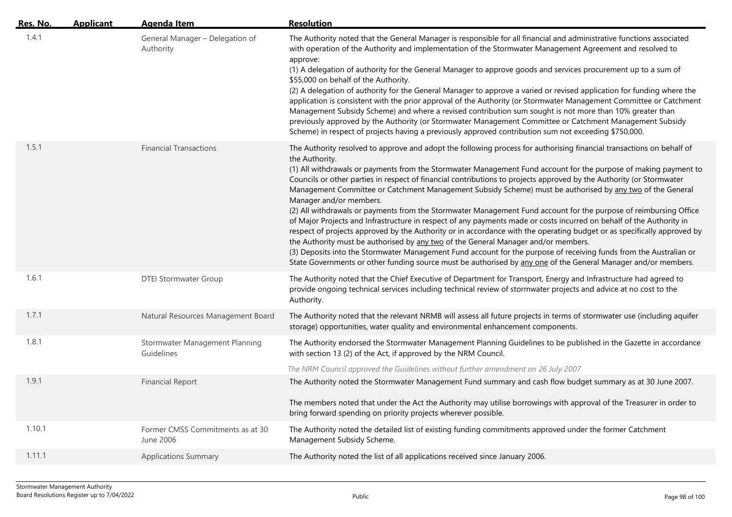| Res. No. | Applicant | Agenda Item | Resolution |
|---|---|---|---|
| 1.4.1 | | General Manager – Delegation of Authority | The Authority noted that the General Manager is responsible for all financial and administrative functions associated with operation of the Authority and implementation of the Stormwater Management Agreement and resolved to approve:<br>(1) A delegation of authority for the General Manager to approve goods and services procurement up to a sum of $55,000 on behalf of the Authority.<br>(2) A delegation of authority for the General Manager to approve a varied or revised application for funding where the application is consistent with the prior approval of the Authority (or Stormwater Management Committee or Catchment Management Subsidy Scheme) and where a revised contribution sum sought is not more than 10% greater than previously approved by the Authority (or Stormwater Management Committee or Catchment Management Subsidy Scheme) in respect of projects having a previously approved contribution sum not exceeding $750,000. |
| 1.5.1 | | Financial Transactions | The Authority resolved to approve and adopt the following process for authorising financial transactions on behalf of the Authority.<br>(1) All withdrawals or payments from the Stormwater Management Fund account for the purpose of making payment to Councils or other parties in respect of financial contributions to projects approved by the Authority (or Stormwater Management Committee or Catchment Management Subsidy Scheme) must be authorised by <u>any two</u> of the General Manager and/or members.<br>(2) All withdrawals or payments from the Stormwater Management Fund account for the purpose of reimbursing Office of Major Projects and Infrastructure in respect of any payments made or costs incurred on behalf of the Authority in respect of projects approved by the Authority or in accordance with the operating budget or as specifically approved by the Authority must be authorised by <u>any two</u> of the General Manager and/or members.<br>(3) Deposits into the Stormwater Management Fund account for the purpose of receiving funds from the Australian or State Governments or other funding source must be authorised by <u>any one</u> of the General Manager and/or members. |
| 1.6.1 | | DTEI Stormwater Group | The Authority noted that the Chief Executive of Department for Transport, Energy and Infrastructure had agreed to provide ongoing technical services including technical review of stormwater projects and advice at no cost to the Authority. |
| 1.7.1 | | Natural Resources Management Board | The Authority noted that the relevant NRMB will assess all future projects in terms of stormwater use (including aquifer storage) opportunities, water quality and environmental enhancement components. |
| 1.8.1 | | Stormwater Management Planning Guidelines | The Authority endorsed the Stormwater Management Planning Guidelines to be published in the Gazette in accordance with section 13 (2) of the Act, if approved by the NRM Council.<br>*The NRM Council approved the Guidelines without further amendment on 26 July 2007* |
| 1.9.1 | | Financial Report | The Authority noted the Stormwater Management Fund summary and cash flow budget summary as at 30 June 2007.<br>The members noted that under the Act the Authority may utilise borrowings with approval of the Treasurer in order to bring forward spending on priority projects wherever possible. |
| 1.10.1 | | Former CMSS Commitments as at 30 June 2006 | The Authority noted the detailed list of existing funding commitments approved under the former Catchment Management Subsidy Scheme. |
| 1.11.1 | | Applications Summary | The Authority noted the list of all applications received since January 2006. |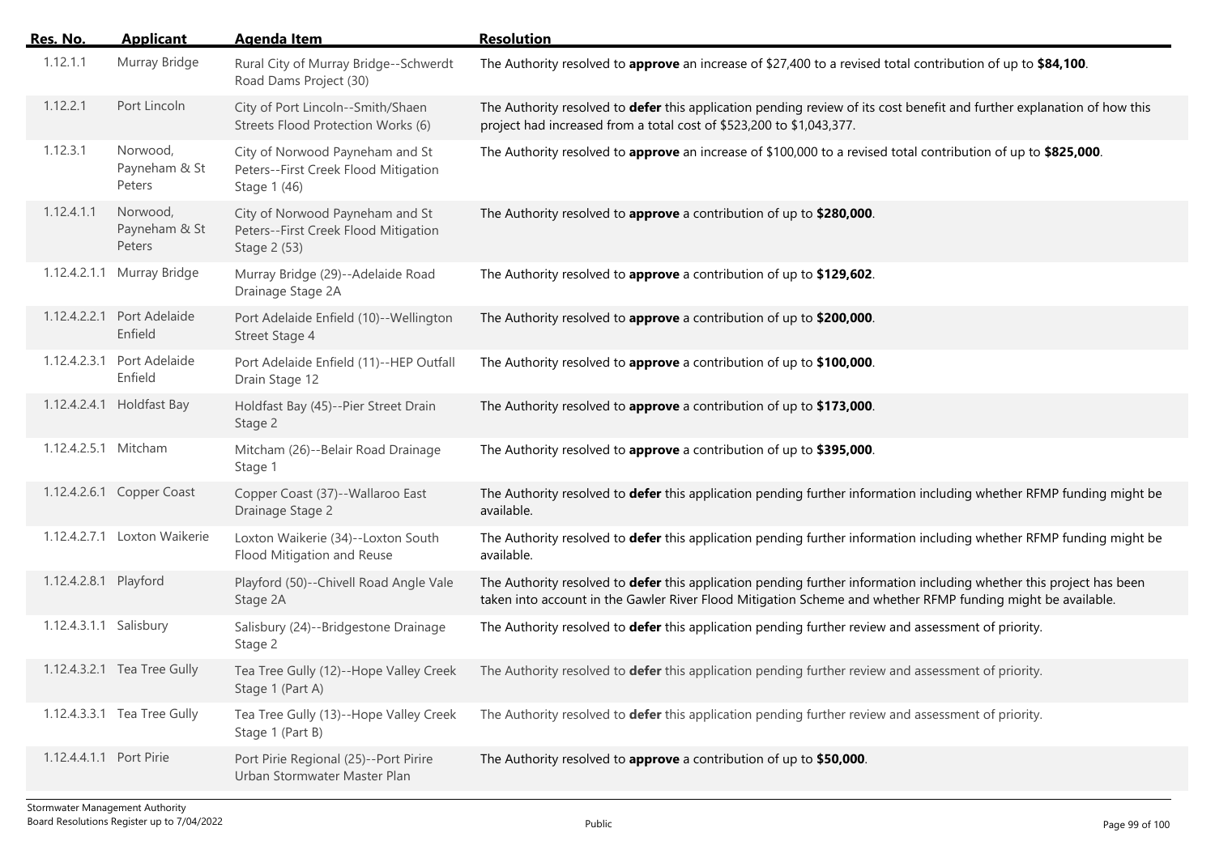| Res. No. | Applicant | Agenda Item | Resolution |
|---|---|---|---|
| 1.12.1.1 | Murray Bridge | Rural City of Murray Bridge--Schwerdt Road Dams Project (30) | The Authority resolved to **approve** an increase of $27,400 to a revised total contribution of up to **$84,100**. |
| 1.12.2.1 | Port Lincoln | City of Port Lincoln--Smith/Shaen Streets Flood Protection Works (6) | The Authority resolved to **defer** this application pending review of its cost benefit and further explanation of how this project had increased from a total cost of $523,200 to $1,043,377. |
| 1.12.3.1 | Norwood, Payneham & St Peters | City of Norwood Payneham and St Peters--First Creek Flood Mitigation Stage 1 (46) | The Authority resolved to **approve** an increase of $100,000 to a revised total contribution of up to **$825,000**. |
| 1.12.4.1.1 | Norwood, Payneham & St Peters | City of Norwood Payneham and St Peters--First Creek Flood Mitigation Stage 2 (53) | The Authority resolved to **approve** a contribution of up to **$280,000**. |
| 1.12.4.2.1.1 | Murray Bridge | Murray Bridge (29)--Adelaide Road Drainage Stage 2A | The Authority resolved to **approve** a contribution of up to **$129,602**. |
| 1.12.4.2.2.1 | Port Adelaide Enfield | Port Adelaide Enfield (10)--Wellington Street Stage 4 | The Authority resolved to **approve** a contribution of up to **$200,000**. |
| 1.12.4.2.3.1 | Port Adelaide Enfield | Port Adelaide Enfield (11)--HEP Outfall Drain Stage 12 | The Authority resolved to **approve** a contribution of up to **$100,000**. |
| 1.12.4.2.4.1 | Holdfast Bay | Holdfast Bay (45)--Pier Street Drain Stage 2 | The Authority resolved to **approve** a contribution of up to **$173,000**. |
| 1.12.4.2.5.1 | Mitcham | Mitcham (26)--Belair Road Drainage Stage 1 | The Authority resolved to **approve** a contribution of up to **$395,000**. |
| 1.12.4.2.6.1 | Copper Coast | Copper Coast (37)--Wallaroo East Drainage Stage 2 | The Authority resolved to **defer** this application pending further information including whether RFMP funding might be available. |
| 1.12.4.2.7.1 | Loxton Waikerie | Loxton Waikerie (34)--Loxton South Flood Mitigation and Reuse | The Authority resolved to **defer** this application pending further information including whether RFMP funding might be available. |
| 1.12.4.2.8.1 | Playford | Playford (50)--Chivell Road Angle Vale Stage 2A | The Authority resolved to **defer** this application pending further information including whether this project has been taken into account in the Gawler River Flood Mitigation Scheme and whether RFMP funding might be available. |
| 1.12.4.3.1.1 | Salisbury | Salisbury (24)--Bridgestone Drainage Stage 2 | The Authority resolved to **defer** this application pending further review and assessment of priority. |
| 1.12.4.3.2.1 | Tea Tree Gully | Tea Tree Gully (12)--Hope Valley Creek Stage 1 (Part A) | The Authority resolved to **defer** this application pending further review and assessment of priority. |
| 1.12.4.3.3.1 | Tea Tree Gully | Tea Tree Gully (13)--Hope Valley Creek Stage 1 (Part B) | The Authority resolved to **defer** this application pending further review and assessment of priority. |
| 1.12.4.4.1.1 | Port Pirie | Port Pirie Regional (25)--Port Pirire Urban Stormwater Master Plan | The Authority resolved to **approve** a contribution of up to **$50,000**. |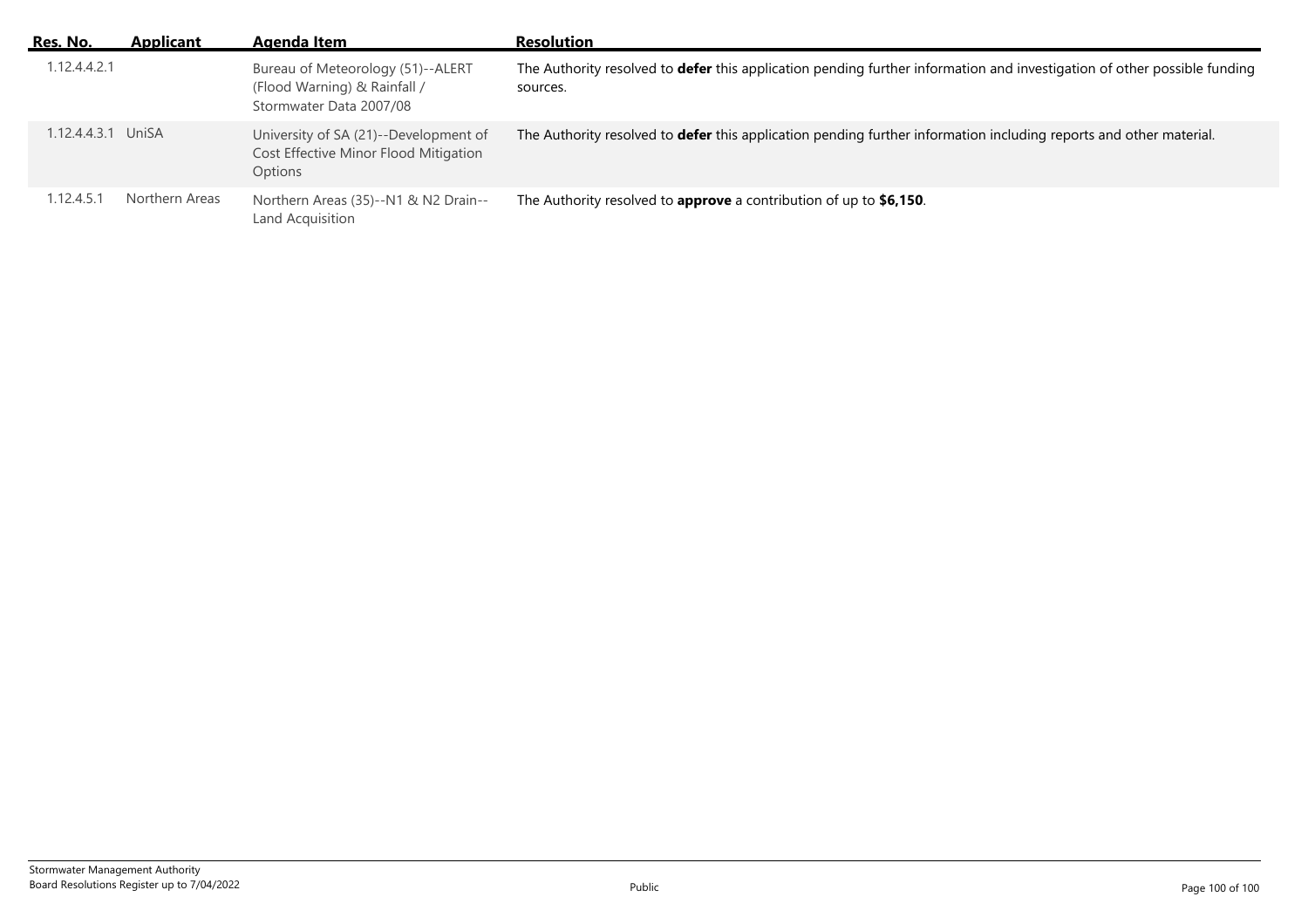| Res. No. | Applicant | Agenda Item | Resolution |
| --- | --- | --- | --- |
| 1.12.4.4.2.1 | | Bureau of Meteorology (51)--ALERT (Flood Warning) & Rainfall / Stormwater Data 2007/08 | The Authority resolved to **defer** this application pending further information and investigation of other possible funding sources. |
| 1.12.4.4.3.1 | UniSA | University of SA (21)--Development of Cost Effective Minor Flood Mitigation Options | The Authority resolved to **defer** this application pending further information including reports and other material. |
| 1.12.4.5.1 | Northern Areas | Northern Areas (35)--N1 & N2 Drain--Land Acquisition | The Authority resolved to **approve** a contribution of up to **$6,150**. |